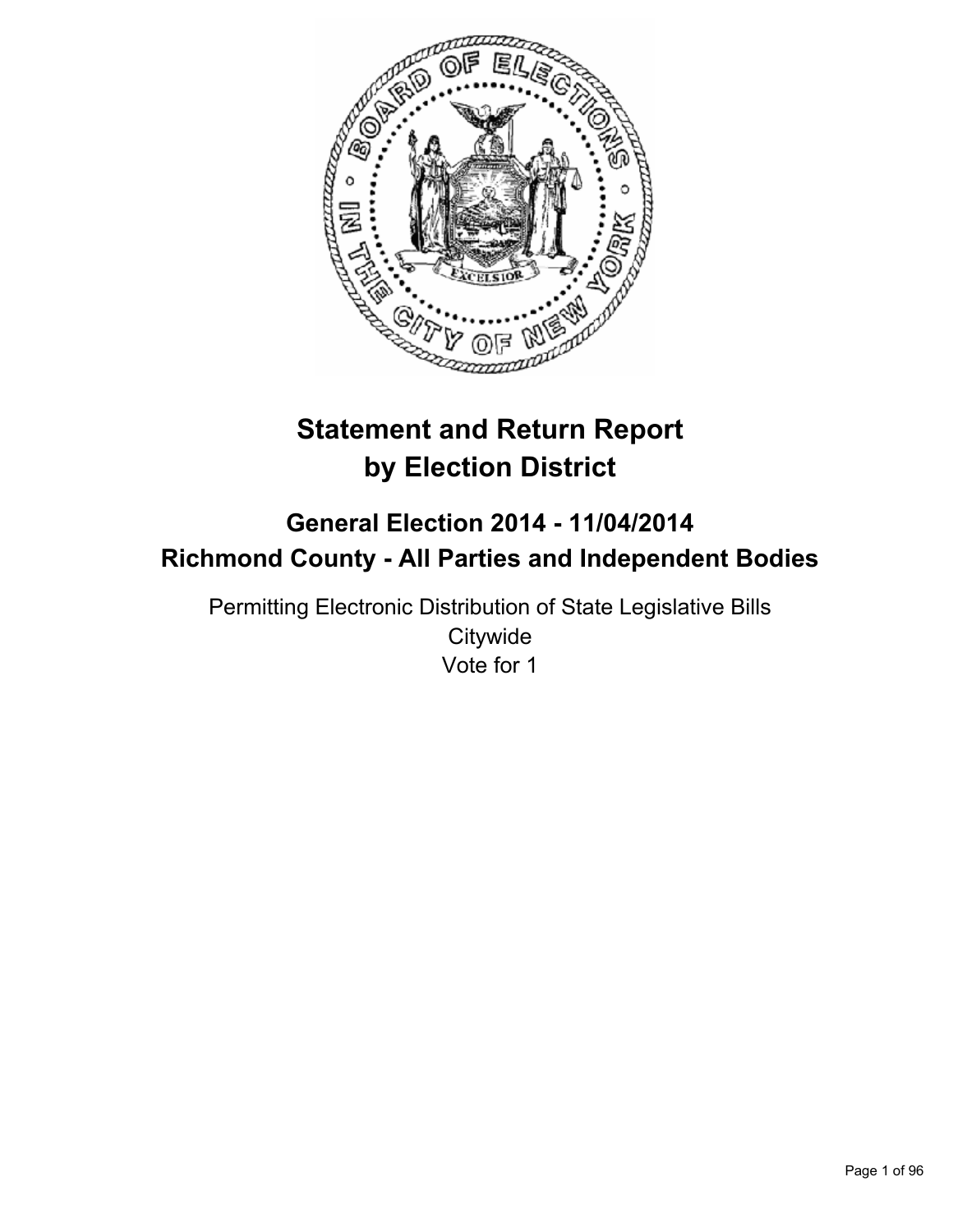# Statement and Return Report by Election District

## General Election 2014 - 11/04/2014
## Richmond County - All Parties and Independent Bodies

Permitting Electronic Distribution of State Legislative Bills
Citywide
Vote for 1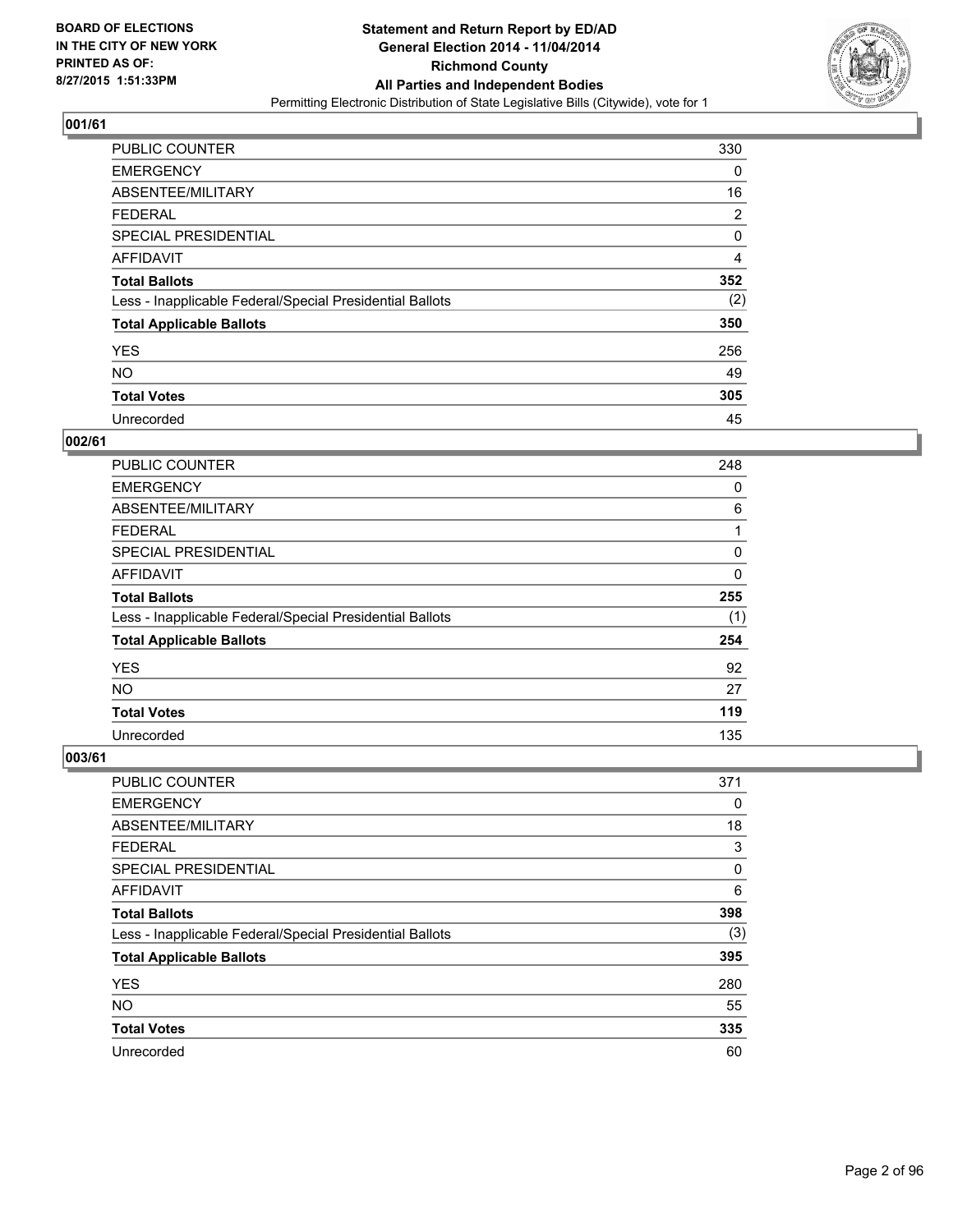**BOARD OF ELECTIONS IN THE CITY OF NEW YORK PRINTED AS OF: 8/27/2015 1:51:33PM**

# Statement and Return Report by ED/AD
## General Election 2014 - 11/04/2014
## Richmond County
## All Parties and Independent Bodies
Permitting Electronic Distribution of State Legislative Bills (Citywide), vote for 1

### 001/61

| | |
|---|---|
| PUBLIC COUNTER | 330 |
| EMERGENCY | 0 |
| ABSENTEE/MILITARY | 16 |
| FEDERAL | 2 |
| SPECIAL PRESIDENTIAL | 0 |
| AFFIDAVIT | 4 |
| **Total Ballots** | **352** |
| Less - Inapplicable Federal/Special Presidential Ballots | (2) |
| **Total Applicable Ballots** | **350** |
| YES | 256 |
| NO | 49 |
| **Total Votes** | **305** |
| Unrecorded | 45 |

### 002/61

| | |
|---|---|
| PUBLIC COUNTER | 248 |
| EMERGENCY | 0 |
| ABSENTEE/MILITARY | 6 |
| FEDERAL | 1 |
| SPECIAL PRESIDENTIAL | 0 |
| AFFIDAVIT | 0 |
| **Total Ballots** | **255** |
| Less - Inapplicable Federal/Special Presidential Ballots | (1) |
| **Total Applicable Ballots** | **254** |
| YES | 92 |
| NO | 27 |
| **Total Votes** | **119** |
| Unrecorded | 135 |

### 003/61

| | |
|---|---|
| PUBLIC COUNTER | 371 |
| EMERGENCY | 0 |
| ABSENTEE/MILITARY | 18 |
| FEDERAL | 3 |
| SPECIAL PRESIDENTIAL | 0 |
| AFFIDAVIT | 6 |
| **Total Ballots** | **398** |
| Less - Inapplicable Federal/Special Presidential Ballots | (3) |
| **Total Applicable Ballots** | **395** |
| YES | 280 |
| NO | 55 |
| **Total Votes** | **335** |
| Unrecorded | 60 |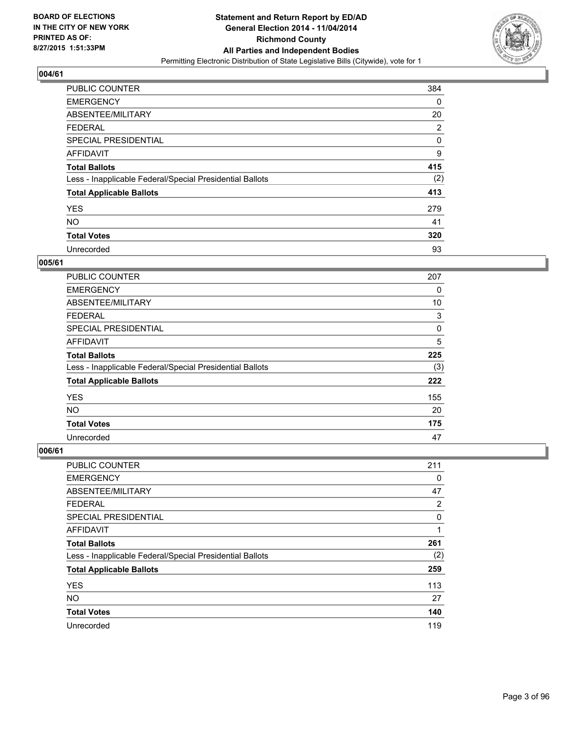## 004/61

| | |
|---|---|
| PUBLIC COUNTER | 384 |
| EMERGENCY | 0 |
| ABSENTEE/MILITARY | 20 |
| FEDERAL | 2 |
| SPECIAL PRESIDENTIAL | 0 |
| AFFIDAVIT | 9 |
| **Total Ballots** | **415** |
| Less - Inapplicable Federal/Special Presidential Ballots | (2) |
| **Total Applicable Ballots** | **413** |
| YES | 279 |
| NO | 41 |
| **Total Votes** | **320** |
| Unrecorded | 93 |

## 005/61

| | |
|---|---|
| PUBLIC COUNTER | 207 |
| EMERGENCY | 0 |
| ABSENTEE/MILITARY | 10 |
| FEDERAL | 3 |
| SPECIAL PRESIDENTIAL | 0 |
| AFFIDAVIT | 5 |
| **Total Ballots** | **225** |
| Less - Inapplicable Federal/Special Presidential Ballots | (3) |
| **Total Applicable Ballots** | **222** |
| YES | 155 |
| NO | 20 |
| **Total Votes** | **175** |
| Unrecorded | 47 |

## 006/61

| | |
|---|---|
| PUBLIC COUNTER | 211 |
| EMERGENCY | 0 |
| ABSENTEE/MILITARY | 47 |
| FEDERAL | 2 |
| SPECIAL PRESIDENTIAL | 0 |
| AFFIDAVIT | 1 |
| **Total Ballots** | **261** |
| Less - Inapplicable Federal/Special Presidential Ballots | (2) |
| **Total Applicable Ballots** | **259** |
| YES | 113 |
| NO | 27 |
| **Total Votes** | **140** |
| Unrecorded | 119 |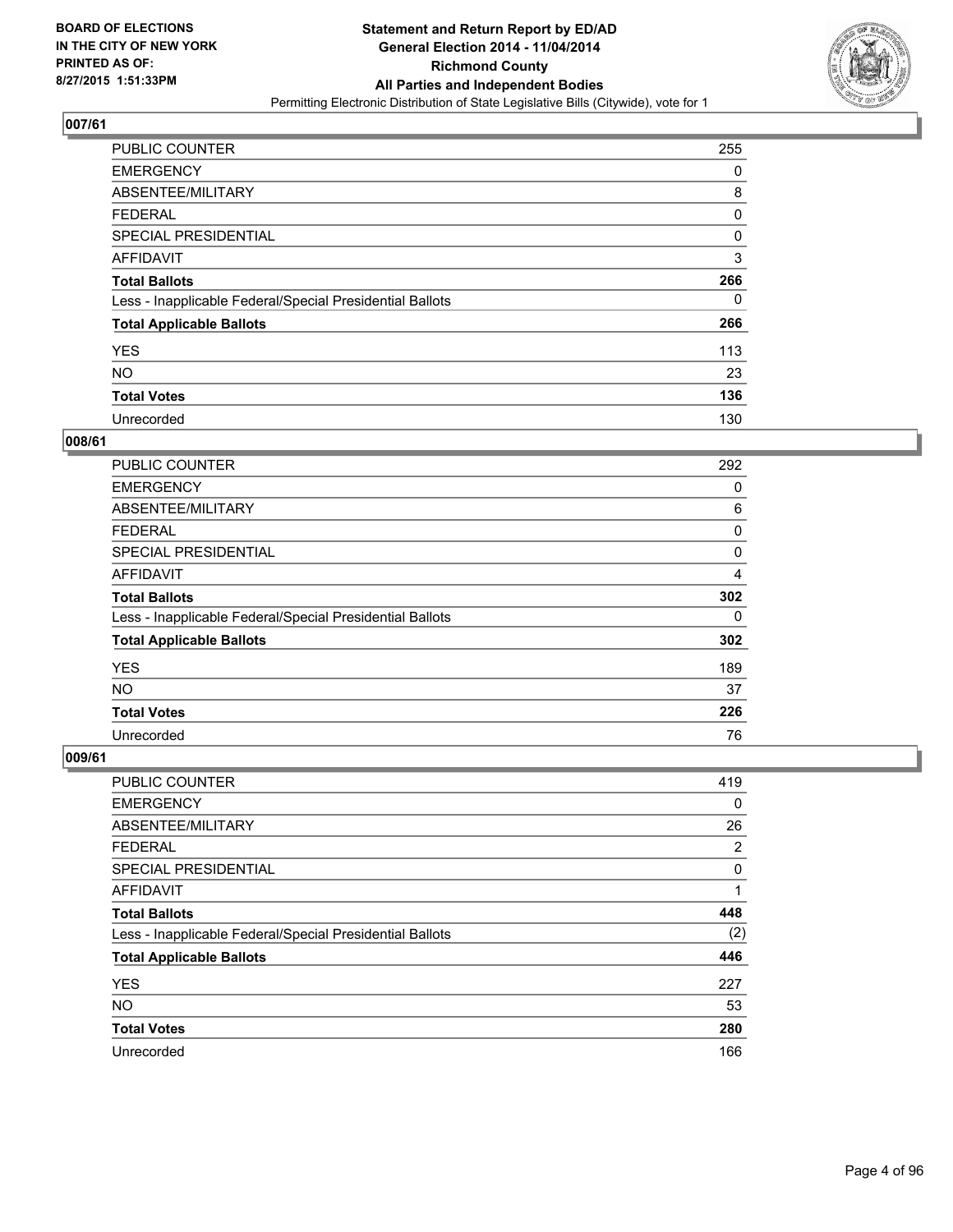**BOARD OF ELECTIONS IN THE CITY OF NEW YORK PRINTED AS OF: 8/27/2015 1:51:33PM**

**Statement and Return Report by ED/AD General Election 2014 - 11/04/2014 Richmond County All Parties and Independent Bodies**

Permitting Electronic Distribution of State Legislative Bills (Citywide), vote for 1

## 007/61

| | |
|---|---|
| PUBLIC COUNTER | 255 |
| EMERGENCY | 0 |
| ABSENTEE/MILITARY | 8 |
| FEDERAL | 0 |
| SPECIAL PRESIDENTIAL | 0 |
| AFFIDAVIT | 3 |
| **Total Ballots** | **266** |
| Less - Inapplicable Federal/Special Presidential Ballots | 0 |
| **Total Applicable Ballots** | **266** |
| YES | 113 |
| NO | 23 |
| **Total Votes** | **136** |
| Unrecorded | 130 |

## 008/61

| | |
|---|---|
| PUBLIC COUNTER | 292 |
| EMERGENCY | 0 |
| ABSENTEE/MILITARY | 6 |
| FEDERAL | 0 |
| SPECIAL PRESIDENTIAL | 0 |
| AFFIDAVIT | 4 |
| **Total Ballots** | **302** |
| Less - Inapplicable Federal/Special Presidential Ballots | 0 |
| **Total Applicable Ballots** | **302** |
| YES | 189 |
| NO | 37 |
| **Total Votes** | **226** |
| Unrecorded | 76 |

## 009/61

| | |
|---|---|
| PUBLIC COUNTER | 419 |
| EMERGENCY | 0 |
| ABSENTEE/MILITARY | 26 |
| FEDERAL | 2 |
| SPECIAL PRESIDENTIAL | 0 |
| AFFIDAVIT | 1 |
| **Total Ballots** | **448** |
| Less - Inapplicable Federal/Special Presidential Ballots | (2) |
| **Total Applicable Ballots** | **446** |
| YES | 227 |
| NO | 53 |
| **Total Votes** | **280** |
| Unrecorded | 166 |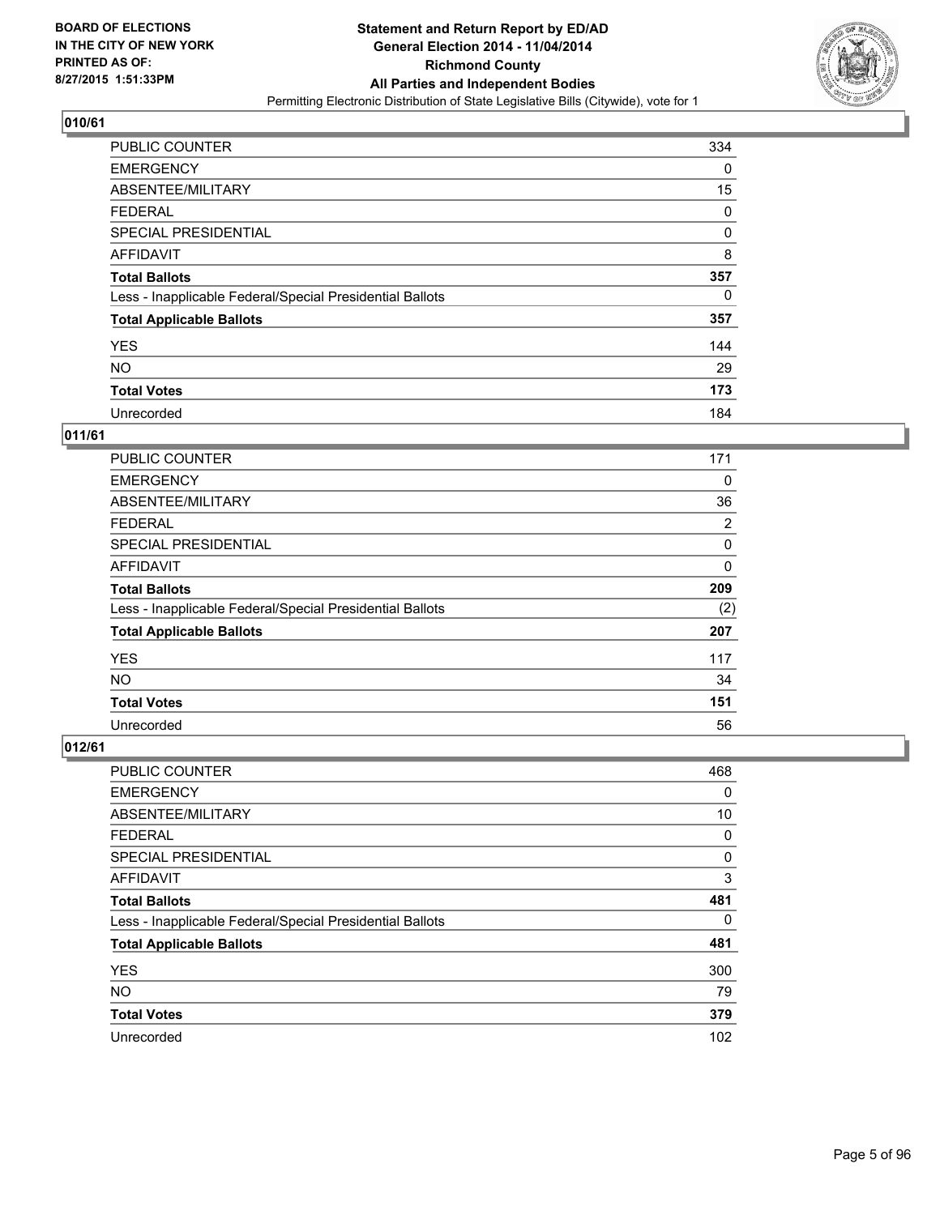## 010/61

| | |
|---|---|
| PUBLIC COUNTER | 334 |
| EMERGENCY | 0 |
| ABSENTEE/MILITARY | 15 |
| FEDERAL | 0 |
| SPECIAL PRESIDENTIAL | 0 |
| AFFIDAVIT | 8 |
| **Total Ballots** | **357** |
| Less - Inapplicable Federal/Special Presidential Ballots | 0 |
| **Total Applicable Ballots** | **357** |
| YES | 144 |
| NO | 29 |
| **Total Votes** | **173** |
| Unrecorded | 184 |

## 011/61

| | |
|---|---|
| PUBLIC COUNTER | 171 |
| EMERGENCY | 0 |
| ABSENTEE/MILITARY | 36 |
| FEDERAL | 2 |
| SPECIAL PRESIDENTIAL | 0 |
| AFFIDAVIT | 0 |
| **Total Ballots** | **209** |
| Less - Inapplicable Federal/Special Presidential Ballots | (2) |
| **Total Applicable Ballots** | **207** |
| YES | 117 |
| NO | 34 |
| **Total Votes** | **151** |
| Unrecorded | 56 |

## 012/61

| | |
|---|---|
| PUBLIC COUNTER | 468 |
| EMERGENCY | 0 |
| ABSENTEE/MILITARY | 10 |
| FEDERAL | 0 |
| SPECIAL PRESIDENTIAL | 0 |
| AFFIDAVIT | 3 |
| **Total Ballots** | **481** |
| Less - Inapplicable Federal/Special Presidential Ballots | 0 |
| **Total Applicable Ballots** | **481** |
| YES | 300 |
| NO | 79 |
| **Total Votes** | **379** |
| Unrecorded | 102 |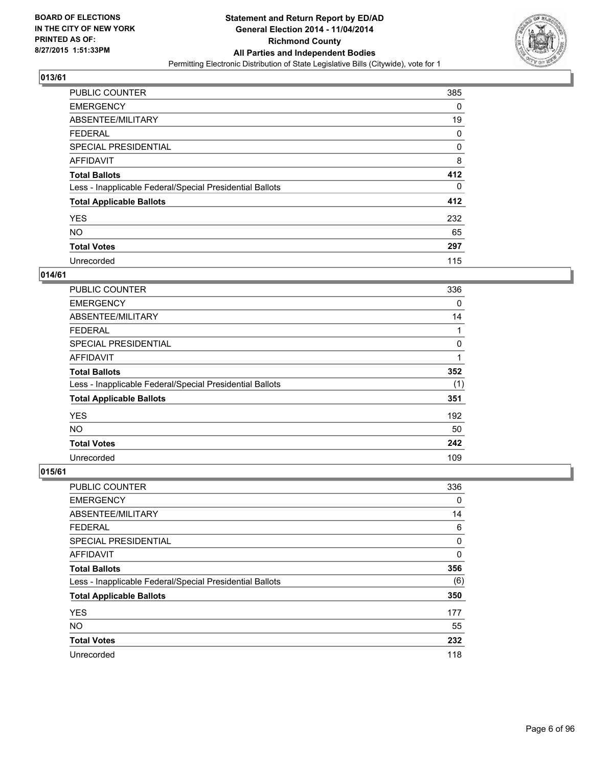## 013/61

| | |
|---|---|
| PUBLIC COUNTER | 385 |
| EMERGENCY | 0 |
| ABSENTEE/MILITARY | 19 |
| FEDERAL | 0 |
| SPECIAL PRESIDENTIAL | 0 |
| AFFIDAVIT | 8 |
| **Total Ballots** | **412** |
| Less - Inapplicable Federal/Special Presidential Ballots | 0 |
| **Total Applicable Ballots** | **412** |
| YES | 232 |
| NO | 65 |
| **Total Votes** | **297** |
| Unrecorded | 115 |

## 014/61

| | |
|---|---|
| PUBLIC COUNTER | 336 |
| EMERGENCY | 0 |
| ABSENTEE/MILITARY | 14 |
| FEDERAL | 1 |
| SPECIAL PRESIDENTIAL | 0 |
| AFFIDAVIT | 1 |
| **Total Ballots** | **352** |
| Less - Inapplicable Federal/Special Presidential Ballots | (1) |
| **Total Applicable Ballots** | **351** |
| YES | 192 |
| NO | 50 |
| **Total Votes** | **242** |
| Unrecorded | 109 |

## 015/61

| | |
|---|---|
| PUBLIC COUNTER | 336 |
| EMERGENCY | 0 |
| ABSENTEE/MILITARY | 14 |
| FEDERAL | 6 |
| SPECIAL PRESIDENTIAL | 0 |
| AFFIDAVIT | 0 |
| **Total Ballots** | **356** |
| Less - Inapplicable Federal/Special Presidential Ballots | (6) |
| **Total Applicable Ballots** | **350** |
| YES | 177 |
| NO | 55 |
| **Total Votes** | **232** |
| Unrecorded | 118 |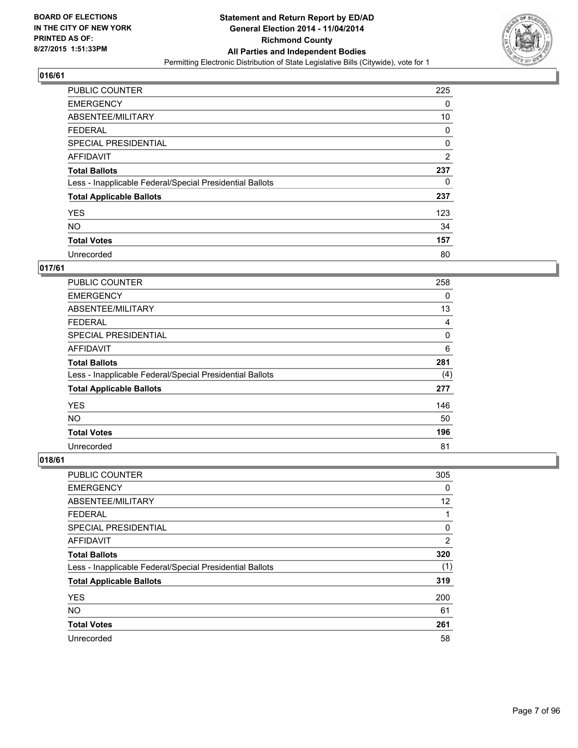**BOARD OF ELECTIONS IN THE CITY OF NEW YORK PRINTED AS OF: 8/27/2015 1:51:33PM**

**Statement and Return Report by ED/AD General Election 2014 - 11/04/2014 Richmond County All Parties and Independent Bodies**

Permitting Electronic Distribution of State Legislative Bills (Citywide), vote for 1

## 016/61

| | |
|---|---|
| PUBLIC COUNTER | 225 |
| EMERGENCY | 0 |
| ABSENTEE/MILITARY | 10 |
| FEDERAL | 0 |
| SPECIAL PRESIDENTIAL | 0 |
| AFFIDAVIT | 2 |
| **Total Ballots** | **237** |
| Less - Inapplicable Federal/Special Presidential Ballots | 0 |
| **Total Applicable Ballots** | **237** |
| YES | 123 |
| NO | 34 |
| **Total Votes** | **157** |
| Unrecorded | 80 |

## 017/61

| | |
|---|---|
| PUBLIC COUNTER | 258 |
| EMERGENCY | 0 |
| ABSENTEE/MILITARY | 13 |
| FEDERAL | 4 |
| SPECIAL PRESIDENTIAL | 0 |
| AFFIDAVIT | 6 |
| **Total Ballots** | **281** |
| Less - Inapplicable Federal/Special Presidential Ballots | (4) |
| **Total Applicable Ballots** | **277** |
| YES | 146 |
| NO | 50 |
| **Total Votes** | **196** |
| Unrecorded | 81 |

## 018/61

| | |
|---|---|
| PUBLIC COUNTER | 305 |
| EMERGENCY | 0 |
| ABSENTEE/MILITARY | 12 |
| FEDERAL | 1 |
| SPECIAL PRESIDENTIAL | 0 |
| AFFIDAVIT | 2 |
| **Total Ballots** | **320** |
| Less - Inapplicable Federal/Special Presidential Ballots | (1) |
| **Total Applicable Ballots** | **319** |
| YES | 200 |
| NO | 61 |
| **Total Votes** | **261** |
| Unrecorded | 58 |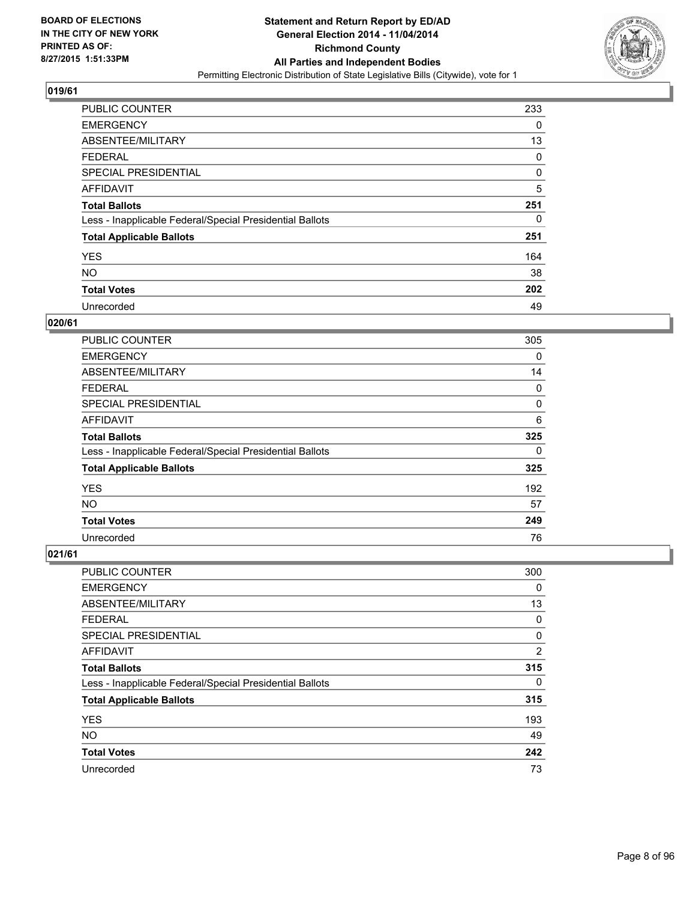## 019/61

| | |
|---|---|
| PUBLIC COUNTER | 233 |
| EMERGENCY | 0 |
| ABSENTEE/MILITARY | 13 |
| FEDERAL | 0 |
| SPECIAL PRESIDENTIAL | 0 |
| AFFIDAVIT | 5 |
| **Total Ballots** | **251** |
| Less - Inapplicable Federal/Special Presidential Ballots | 0 |
| **Total Applicable Ballots** | **251** |
| YES | 164 |
| NO | 38 |
| **Total Votes** | **202** |
| Unrecorded | 49 |

## 020/61

| | |
|---|---|
| PUBLIC COUNTER | 305 |
| EMERGENCY | 0 |
| ABSENTEE/MILITARY | 14 |
| FEDERAL | 0 |
| SPECIAL PRESIDENTIAL | 0 |
| AFFIDAVIT | 6 |
| **Total Ballots** | **325** |
| Less - Inapplicable Federal/Special Presidential Ballots | 0 |
| **Total Applicable Ballots** | **325** |
| YES | 192 |
| NO | 57 |
| **Total Votes** | **249** |
| Unrecorded | 76 |

## 021/61

| | |
|---|---|
| PUBLIC COUNTER | 300 |
| EMERGENCY | 0 |
| ABSENTEE/MILITARY | 13 |
| FEDERAL | 0 |
| SPECIAL PRESIDENTIAL | 0 |
| AFFIDAVIT | 2 |
| **Total Ballots** | **315** |
| Less - Inapplicable Federal/Special Presidential Ballots | 0 |
| **Total Applicable Ballots** | **315** |
| YES | 193 |
| NO | 49 |
| **Total Votes** | **242** |
| Unrecorded | 73 |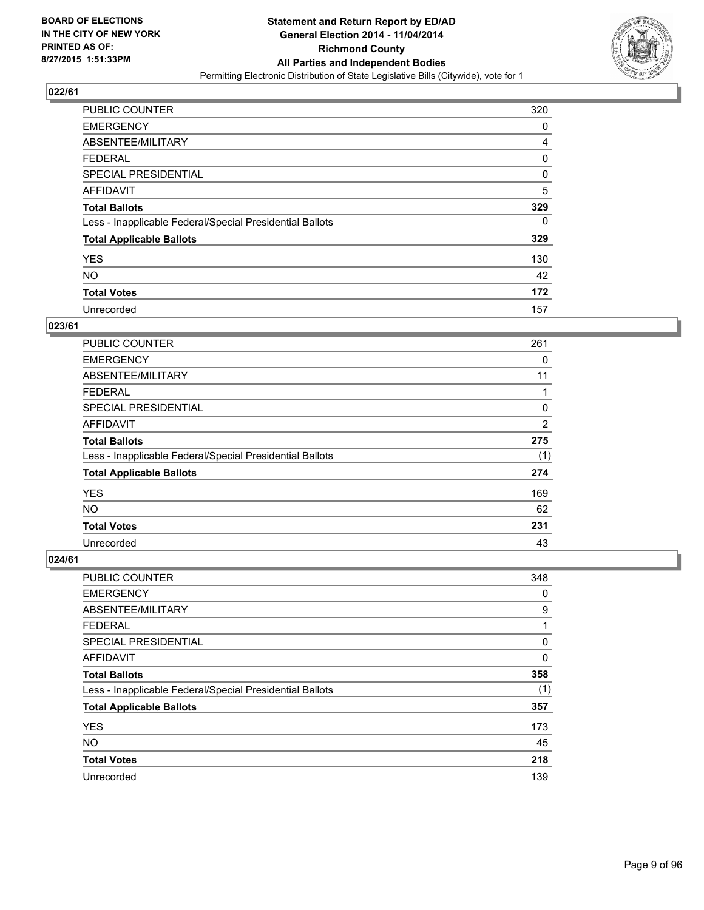### 022/61

| | |
|---|---|
| PUBLIC COUNTER | 320 |
| EMERGENCY | 0 |
| ABSENTEE/MILITARY | 4 |
| FEDERAL | 0 |
| SPECIAL PRESIDENTIAL | 0 |
| AFFIDAVIT | 5 |
| **Total Ballots** | **329** |
| Less - Inapplicable Federal/Special Presidential Ballots | 0 |
| **Total Applicable Ballots** | **329** |
| YES | 130 |
| NO | 42 |
| **Total Votes** | **172** |
| Unrecorded | 157 |

### 023/61

| | |
|---|---|
| PUBLIC COUNTER | 261 |
| EMERGENCY | 0 |
| ABSENTEE/MILITARY | 11 |
| FEDERAL | 1 |
| SPECIAL PRESIDENTIAL | 0 |
| AFFIDAVIT | 2 |
| **Total Ballots** | **275** |
| Less - Inapplicable Federal/Special Presidential Ballots | (1) |
| **Total Applicable Ballots** | **274** |
| YES | 169 |
| NO | 62 |
| **Total Votes** | **231** |
| Unrecorded | 43 |

### 024/61

| | |
|---|---|
| PUBLIC COUNTER | 348 |
| EMERGENCY | 0 |
| ABSENTEE/MILITARY | 9 |
| FEDERAL | 1 |
| SPECIAL PRESIDENTIAL | 0 |
| AFFIDAVIT | 0 |
| **Total Ballots** | **358** |
| Less - Inapplicable Federal/Special Presidential Ballots | (1) |
| **Total Applicable Ballots** | **357** |
| YES | 173 |
| NO | 45 |
| **Total Votes** | **218** |
| Unrecorded | 139 |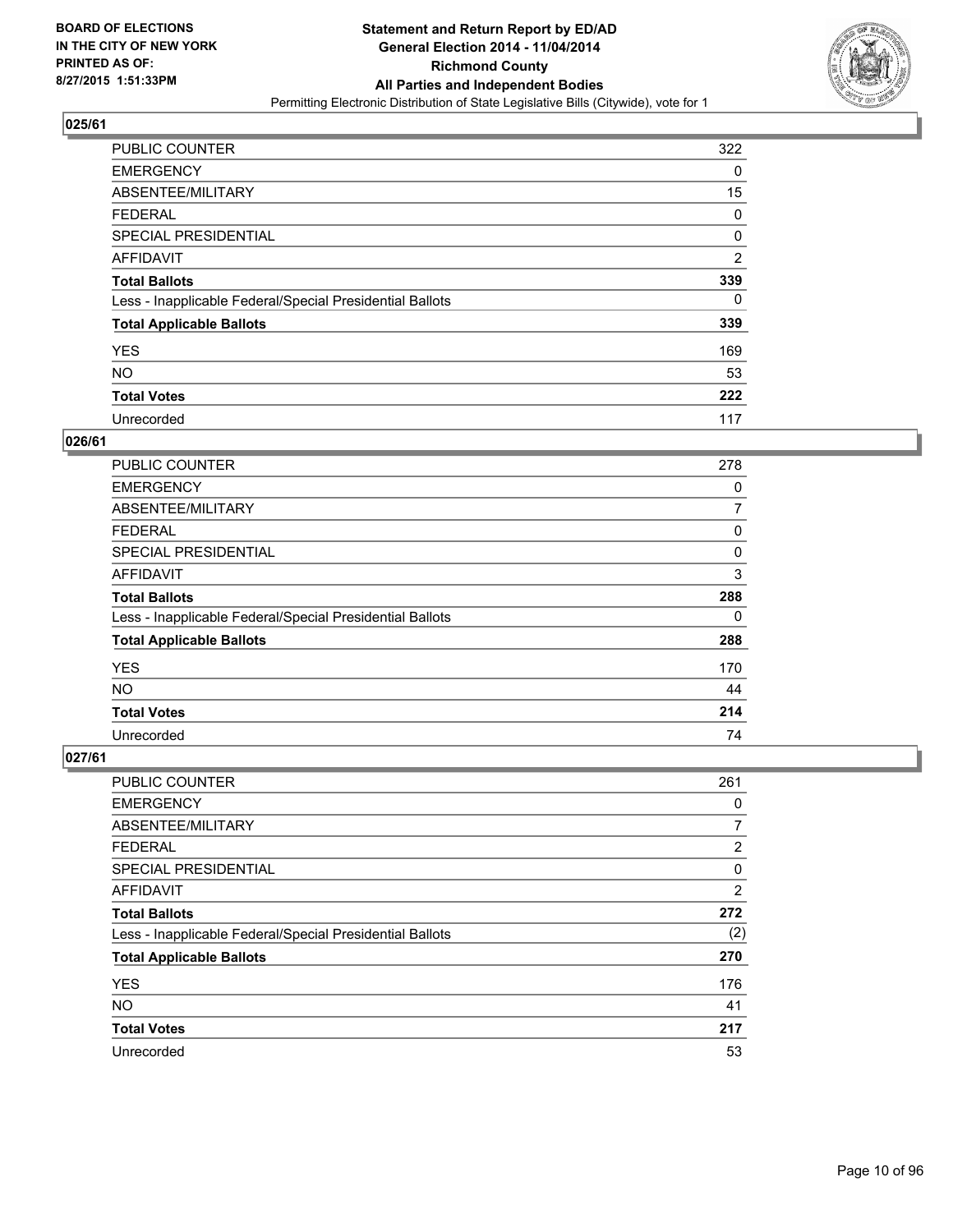**BOARD OF ELECTIONS IN THE CITY OF NEW YORK PRINTED AS OF: 8/27/2015 1:51:33PM**

**Statement and Return Report by ED/AD General Election 2014 - 11/04/2014 Richmond County All Parties and Independent Bodies**

Permitting Electronic Distribution of State Legislative Bills (Citywide), vote for 1

## 025/61

| | |
|---|---|
| PUBLIC COUNTER | 322 |
| EMERGENCY | 0 |
| ABSENTEE/MILITARY | 15 |
| FEDERAL | 0 |
| SPECIAL PRESIDENTIAL | 0 |
| AFFIDAVIT | 2 |
| **Total Ballots** | **339** |
| Less - Inapplicable Federal/Special Presidential Ballots | 0 |
| **Total Applicable Ballots** | **339** |
| YES | 169 |
| NO | 53 |
| **Total Votes** | **222** |
| Unrecorded | 117 |

## 026/61

| | |
|---|---|
| PUBLIC COUNTER | 278 |
| EMERGENCY | 0 |
| ABSENTEE/MILITARY | 7 |
| FEDERAL | 0 |
| SPECIAL PRESIDENTIAL | 0 |
| AFFIDAVIT | 3 |
| **Total Ballots** | **288** |
| Less - Inapplicable Federal/Special Presidential Ballots | 0 |
| **Total Applicable Ballots** | **288** |
| YES | 170 |
| NO | 44 |
| **Total Votes** | **214** |
| Unrecorded | 74 |

## 027/61

| | |
|---|---|
| PUBLIC COUNTER | 261 |
| EMERGENCY | 0 |
| ABSENTEE/MILITARY | 7 |
| FEDERAL | 2 |
| SPECIAL PRESIDENTIAL | 0 |
| AFFIDAVIT | 2 |
| **Total Ballots** | **272** |
| Less - Inapplicable Federal/Special Presidential Ballots | (2) |
| **Total Applicable Ballots** | **270** |
| YES | 176 |
| NO | 41 |
| **Total Votes** | **217** |
| Unrecorded | 53 |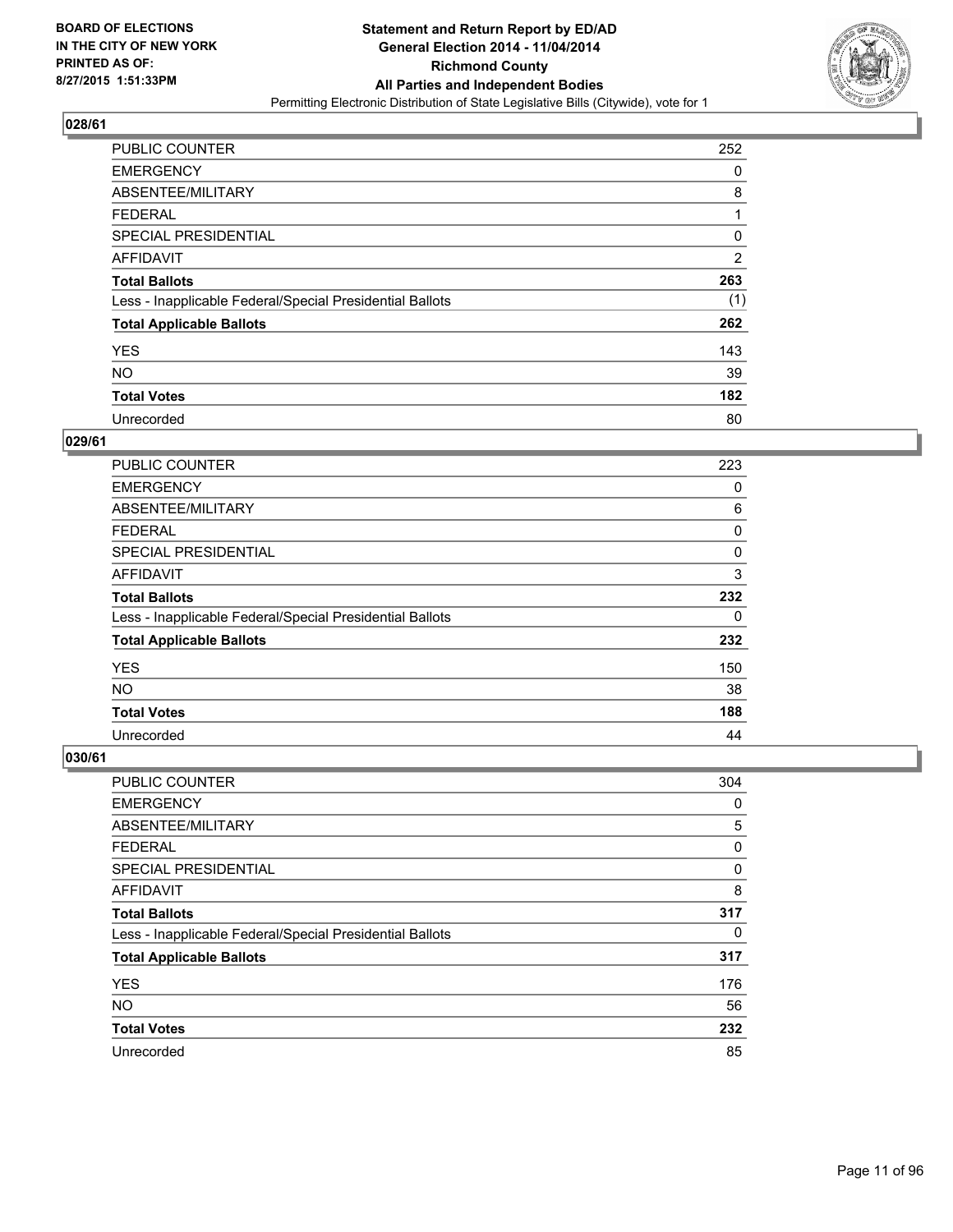**BOARD OF ELECTIONS IN THE CITY OF NEW YORK PRINTED AS OF: 8/27/2015 1:51:33PM**

**Statement and Return Report by ED/AD General Election 2014 - 11/04/2014 Richmond County All Parties and Independent Bodies**

Permitting Electronic Distribution of State Legislative Bills (Citywide), vote for 1

## 028/61

| | |
|---|---|
| PUBLIC COUNTER | 252 |
| EMERGENCY | 0 |
| ABSENTEE/MILITARY | 8 |
| FEDERAL | 1 |
| SPECIAL PRESIDENTIAL | 0 |
| AFFIDAVIT | 2 |
| **Total Ballots** | **263** |
| Less - Inapplicable Federal/Special Presidential Ballots | (1) |
| **Total Applicable Ballots** | **262** |
| YES | 143 |
| NO | 39 |
| **Total Votes** | **182** |
| Unrecorded | 80 |

## 029/61

| | |
|---|---|
| PUBLIC COUNTER | 223 |
| EMERGENCY | 0 |
| ABSENTEE/MILITARY | 6 |
| FEDERAL | 0 |
| SPECIAL PRESIDENTIAL | 0 |
| AFFIDAVIT | 3 |
| **Total Ballots** | **232** |
| Less - Inapplicable Federal/Special Presidential Ballots | 0 |
| **Total Applicable Ballots** | **232** |
| YES | 150 |
| NO | 38 |
| **Total Votes** | **188** |
| Unrecorded | 44 |

## 030/61

| | |
|---|---|
| PUBLIC COUNTER | 304 |
| EMERGENCY | 0 |
| ABSENTEE/MILITARY | 5 |
| FEDERAL | 0 |
| SPECIAL PRESIDENTIAL | 0 |
| AFFIDAVIT | 8 |
| **Total Ballots** | **317** |
| Less - Inapplicable Federal/Special Presidential Ballots | 0 |
| **Total Applicable Ballots** | **317** |
| YES | 176 |
| NO | 56 |
| **Total Votes** | **232** |
| Unrecorded | 85 |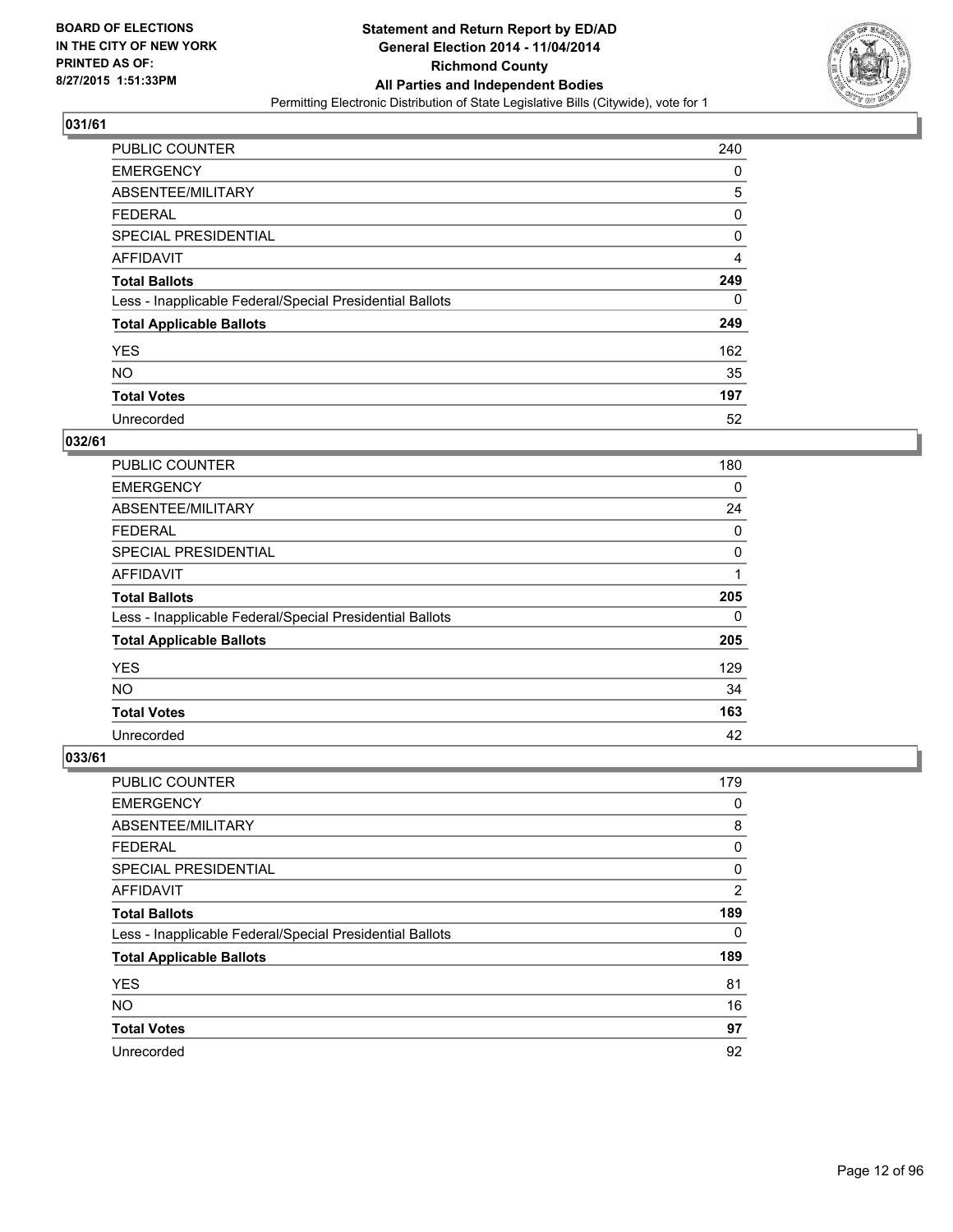**Statement and Return Report by ED/AD**
**General Election 2014 - 11/04/2014**
**Richmond County**
**All Parties and Independent Bodies**
Permitting Electronic Distribution of State Legislative Bills (Citywide), vote for 1

BOARD OF ELECTIONS
IN THE CITY OF NEW YORK
PRINTED AS OF:
8/27/2015 1:51:33PM

## 031/61

| | |
|---|---|
| PUBLIC COUNTER | 240 |
| EMERGENCY | 0 |
| ABSENTEE/MILITARY | 5 |
| FEDERAL | 0 |
| SPECIAL PRESIDENTIAL | 0 |
| AFFIDAVIT | 4 |
| **Total Ballots** | **249** |
| Less - Inapplicable Federal/Special Presidential Ballots | 0 |
| **Total Applicable Ballots** | **249** |
| YES | 162 |
| NO | 35 |
| **Total Votes** | **197** |
| Unrecorded | 52 |

## 032/61

| | |
|---|---|
| PUBLIC COUNTER | 180 |
| EMERGENCY | 0 |
| ABSENTEE/MILITARY | 24 |
| FEDERAL | 0 |
| SPECIAL PRESIDENTIAL | 0 |
| AFFIDAVIT | 1 |
| **Total Ballots** | **205** |
| Less - Inapplicable Federal/Special Presidential Ballots | 0 |
| **Total Applicable Ballots** | **205** |
| YES | 129 |
| NO | 34 |
| **Total Votes** | **163** |
| Unrecorded | 42 |

## 033/61

| | |
|---|---|
| PUBLIC COUNTER | 179 |
| EMERGENCY | 0 |
| ABSENTEE/MILITARY | 8 |
| FEDERAL | 0 |
| SPECIAL PRESIDENTIAL | 0 |
| AFFIDAVIT | 2 |
| **Total Ballots** | **189** |
| Less - Inapplicable Federal/Special Presidential Ballots | 0 |
| **Total Applicable Ballots** | **189** |
| YES | 81 |
| NO | 16 |
| **Total Votes** | **97** |
| Unrecorded | 92 |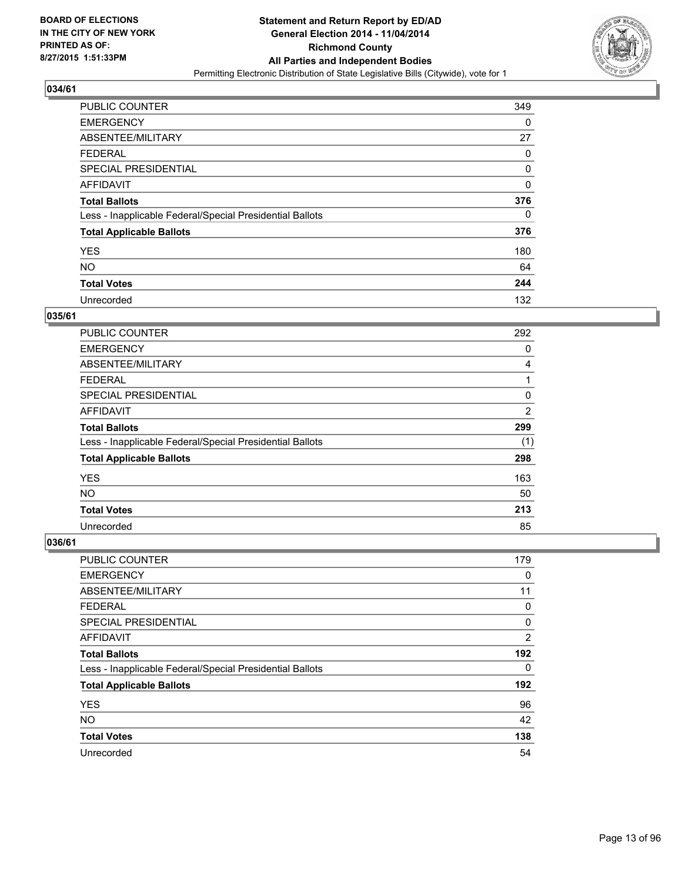BOARD OF ELECTIONS
IN THE CITY OF NEW YORK
PRINTED AS OF:
8/27/2015 1:51:33PM

**Statement and Return Report by ED/AD**
**General Election 2014 - 11/04/2014**
**Richmond County**
**All Parties and Independent Bodies**
Permitting Electronic Distribution of State Legislative Bills (Citywide), vote for 1

### 034/61

| | |
|---|---|
| PUBLIC COUNTER | 349 |
| EMERGENCY | 0 |
| ABSENTEE/MILITARY | 27 |
| FEDERAL | 0 |
| SPECIAL PRESIDENTIAL | 0 |
| AFFIDAVIT | 0 |
| **Total Ballots** | **376** |
| Less - Inapplicable Federal/Special Presidential Ballots | 0 |
| **Total Applicable Ballots** | **376** |
| YES | 180 |
| NO | 64 |
| **Total Votes** | **244** |
| Unrecorded | 132 |

### 035/61

| | |
|---|---|
| PUBLIC COUNTER | 292 |
| EMERGENCY | 0 |
| ABSENTEE/MILITARY | 4 |
| FEDERAL | 1 |
| SPECIAL PRESIDENTIAL | 0 |
| AFFIDAVIT | 2 |
| **Total Ballots** | **299** |
| Less - Inapplicable Federal/Special Presidential Ballots | (1) |
| **Total Applicable Ballots** | **298** |
| YES | 163 |
| NO | 50 |
| **Total Votes** | **213** |
| Unrecorded | 85 |

### 036/61

| | |
|---|---|
| PUBLIC COUNTER | 179 |
| EMERGENCY | 0 |
| ABSENTEE/MILITARY | 11 |
| FEDERAL | 0 |
| SPECIAL PRESIDENTIAL | 0 |
| AFFIDAVIT | 2 |
| **Total Ballots** | **192** |
| Less - Inapplicable Federal/Special Presidential Ballots | 0 |
| **Total Applicable Ballots** | **192** |
| YES | 96 |
| NO | 42 |
| **Total Votes** | **138** |
| Unrecorded | 54 |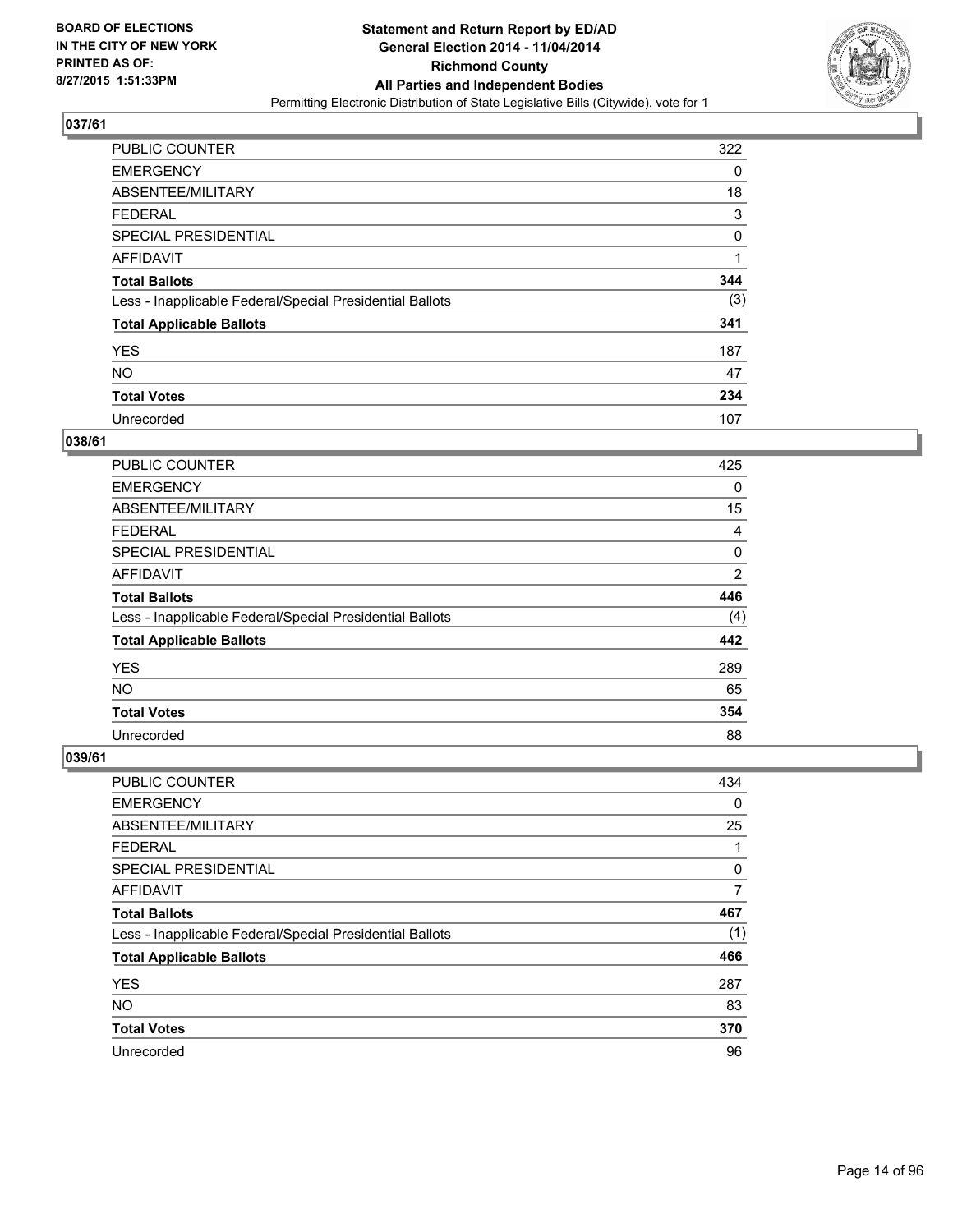### 037/61

| | |
|---|---|
| PUBLIC COUNTER | 322 |
| EMERGENCY | 0 |
| ABSENTEE/MILITARY | 18 |
| FEDERAL | 3 |
| SPECIAL PRESIDENTIAL | 0 |
| AFFIDAVIT | 1 |
| **Total Ballots** | **344** |
| Less - Inapplicable Federal/Special Presidential Ballots | (3) |
| **Total Applicable Ballots** | **341** |
| YES | 187 |
| NO | 47 |
| **Total Votes** | **234** |
| Unrecorded | 107 |

### 038/61

| | |
|---|---|
| PUBLIC COUNTER | 425 |
| EMERGENCY | 0 |
| ABSENTEE/MILITARY | 15 |
| FEDERAL | 4 |
| SPECIAL PRESIDENTIAL | 0 |
| AFFIDAVIT | 2 |
| **Total Ballots** | **446** |
| Less - Inapplicable Federal/Special Presidential Ballots | (4) |
| **Total Applicable Ballots** | **442** |
| YES | 289 |
| NO | 65 |
| **Total Votes** | **354** |
| Unrecorded | 88 |

### 039/61

| | |
|---|---|
| PUBLIC COUNTER | 434 |
| EMERGENCY | 0 |
| ABSENTEE/MILITARY | 25 |
| FEDERAL | 1 |
| SPECIAL PRESIDENTIAL | 0 |
| AFFIDAVIT | 7 |
| **Total Ballots** | **467** |
| Less - Inapplicable Federal/Special Presidential Ballots | (1) |
| **Total Applicable Ballots** | **466** |
| YES | 287 |
| NO | 83 |
| **Total Votes** | **370** |
| Unrecorded | 96 |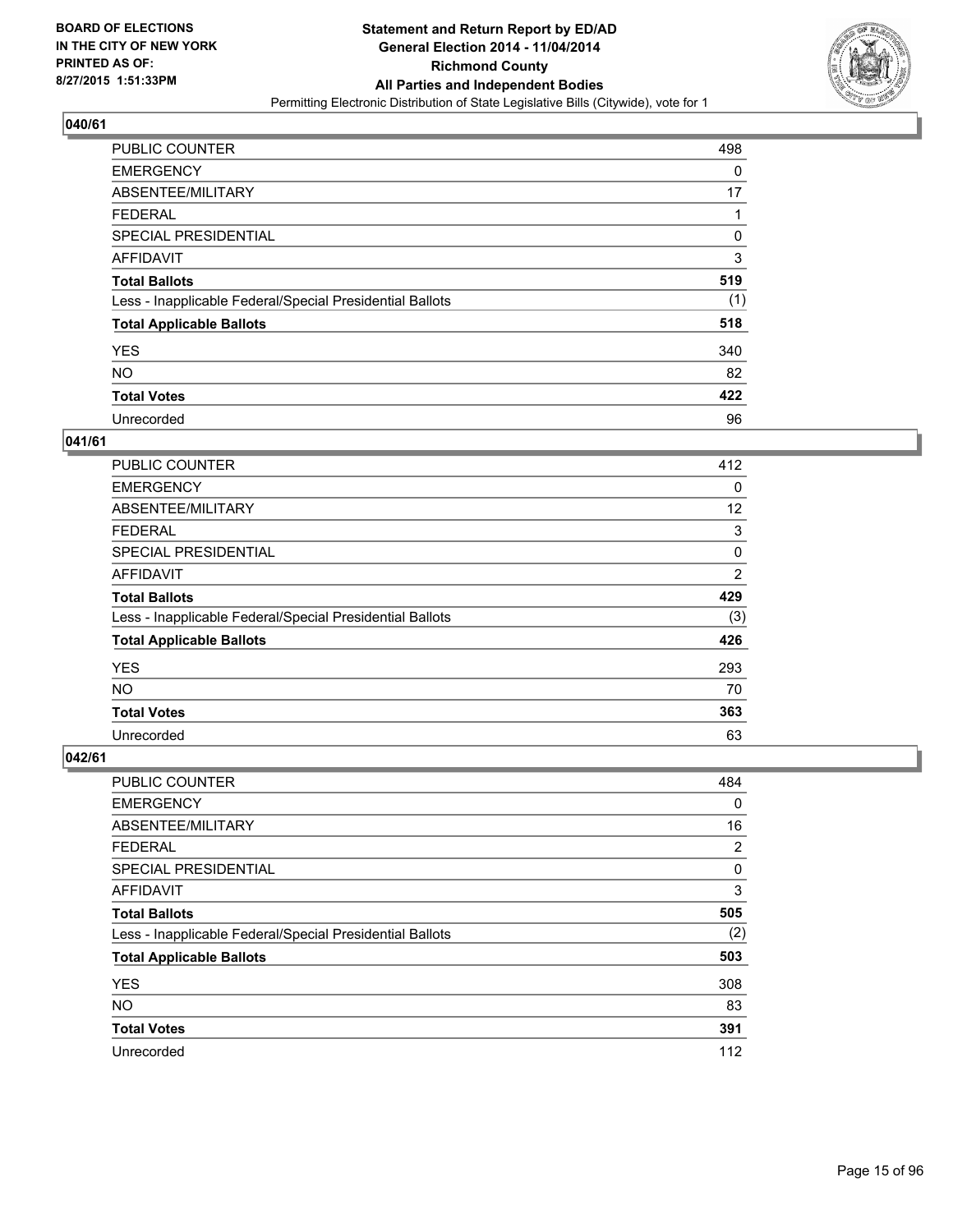BOARD OF ELECTIONS
IN THE CITY OF NEW YORK
PRINTED AS OF:
8/27/2015 1:51:33PM

**Statement and Return Report by ED/AD**
**General Election 2014 - 11/04/2014**
**Richmond County**
**All Parties and Independent Bodies**
Permitting Electronic Distribution of State Legislative Bills (Citywide), vote for 1

## 040/61

| | |
|---|---|
| PUBLIC COUNTER | 498 |
| EMERGENCY | 0 |
| ABSENTEE/MILITARY | 17 |
| FEDERAL | 1 |
| SPECIAL PRESIDENTIAL | 0 |
| AFFIDAVIT | 3 |
| **Total Ballots** | **519** |
| Less - Inapplicable Federal/Special Presidential Ballots | (1) |
| **Total Applicable Ballots** | **518** |
| YES | 340 |
| NO | 82 |
| **Total Votes** | **422** |
| Unrecorded | 96 |

## 041/61

| | |
|---|---|
| PUBLIC COUNTER | 412 |
| EMERGENCY | 0 |
| ABSENTEE/MILITARY | 12 |
| FEDERAL | 3 |
| SPECIAL PRESIDENTIAL | 0 |
| AFFIDAVIT | 2 |
| **Total Ballots** | **429** |
| Less - Inapplicable Federal/Special Presidential Ballots | (3) |
| **Total Applicable Ballots** | **426** |
| YES | 293 |
| NO | 70 |
| **Total Votes** | **363** |
| Unrecorded | 63 |

## 042/61

| | |
|---|---|
| PUBLIC COUNTER | 484 |
| EMERGENCY | 0 |
| ABSENTEE/MILITARY | 16 |
| FEDERAL | 2 |
| SPECIAL PRESIDENTIAL | 0 |
| AFFIDAVIT | 3 |
| **Total Ballots** | **505** |
| Less - Inapplicable Federal/Special Presidential Ballots | (2) |
| **Total Applicable Ballots** | **503** |
| YES | 308 |
| NO | 83 |
| **Total Votes** | **391** |
| Unrecorded | 112 |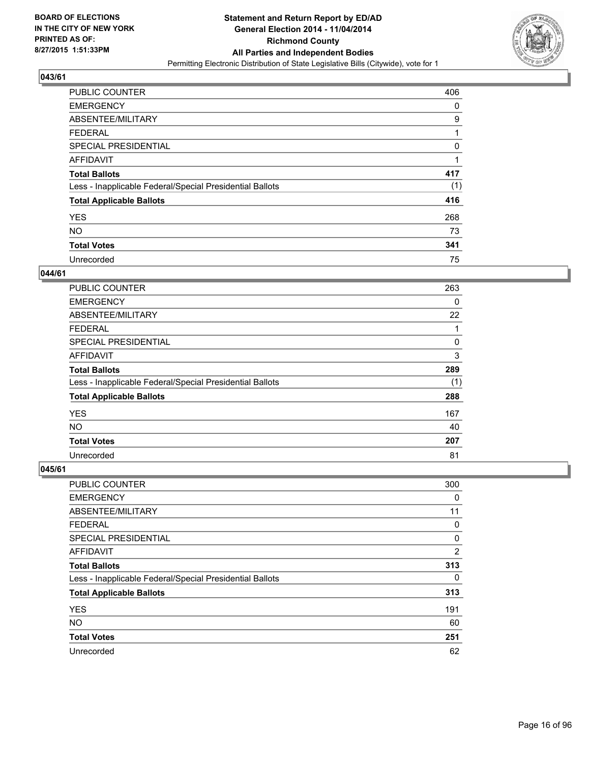**BOARD OF ELECTIONS IN THE CITY OF NEW YORK PRINTED AS OF: 8/27/2015 1:51:33PM**

**Statement and Return Report by ED/AD General Election 2014 - 11/04/2014 Richmond County All Parties and Independent Bodies**

Permitting Electronic Distribution of State Legislative Bills (Citywide), vote for 1

### 043/61

| | |
|---|---|
| PUBLIC COUNTER | 406 |
| EMERGENCY | 0 |
| ABSENTEE/MILITARY | 9 |
| FEDERAL | 1 |
| SPECIAL PRESIDENTIAL | 0 |
| AFFIDAVIT | 1 |
| **Total Ballots** | **417** |
| Less - Inapplicable Federal/Special Presidential Ballots | (1) |
| **Total Applicable Ballots** | **416** |
| YES | 268 |
| NO | 73 |
| **Total Votes** | **341** |
| Unrecorded | 75 |

### 044/61

| | |
|---|---|
| PUBLIC COUNTER | 263 |
| EMERGENCY | 0 |
| ABSENTEE/MILITARY | 22 |
| FEDERAL | 1 |
| SPECIAL PRESIDENTIAL | 0 |
| AFFIDAVIT | 3 |
| **Total Ballots** | **289** |
| Less - Inapplicable Federal/Special Presidential Ballots | (1) |
| **Total Applicable Ballots** | **288** |
| YES | 167 |
| NO | 40 |
| **Total Votes** | **207** |
| Unrecorded | 81 |

### 045/61

| | |
|---|---|
| PUBLIC COUNTER | 300 |
| EMERGENCY | 0 |
| ABSENTEE/MILITARY | 11 |
| FEDERAL | 0 |
| SPECIAL PRESIDENTIAL | 0 |
| AFFIDAVIT | 2 |
| **Total Ballots** | **313** |
| Less - Inapplicable Federal/Special Presidential Ballots | 0 |
| **Total Applicable Ballots** | **313** |
| YES | 191 |
| NO | 60 |
| **Total Votes** | **251** |
| Unrecorded | 62 |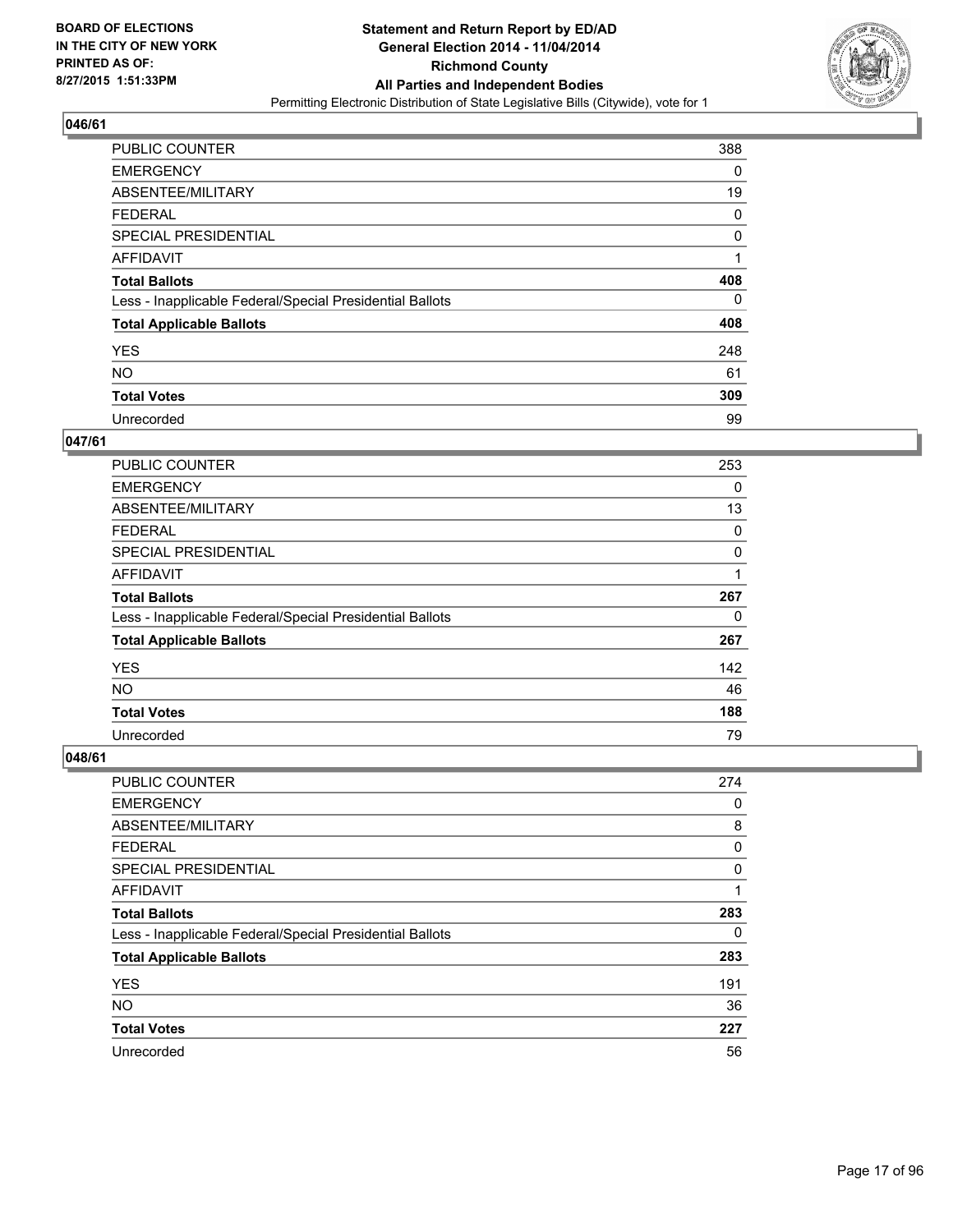**BOARD OF ELECTIONS IN THE CITY OF NEW YORK PRINTED AS OF: 8/27/2015 1:51:33PM**

**Statement and Return Report by ED/AD General Election 2014 - 11/04/2014 Richmond County All Parties and Independent Bodies**

Permitting Electronic Distribution of State Legislative Bills (Citywide), vote for 1

### 046/61

| | |
|---|---|
| PUBLIC COUNTER | 388 |
| EMERGENCY | 0 |
| ABSENTEE/MILITARY | 19 |
| FEDERAL | 0 |
| SPECIAL PRESIDENTIAL | 0 |
| AFFIDAVIT | 1 |
| **Total Ballots** | **408** |
| Less - Inapplicable Federal/Special Presidential Ballots | 0 |
| **Total Applicable Ballots** | **408** |
| YES | 248 |
| NO | 61 |
| **Total Votes** | **309** |
| Unrecorded | 99 |

### 047/61

| | |
|---|---|
| PUBLIC COUNTER | 253 |
| EMERGENCY | 0 |
| ABSENTEE/MILITARY | 13 |
| FEDERAL | 0 |
| SPECIAL PRESIDENTIAL | 0 |
| AFFIDAVIT | 1 |
| **Total Ballots** | **267** |
| Less - Inapplicable Federal/Special Presidential Ballots | 0 |
| **Total Applicable Ballots** | **267** |
| YES | 142 |
| NO | 46 |
| **Total Votes** | **188** |
| Unrecorded | 79 |

### 048/61

| | |
|---|---|
| PUBLIC COUNTER | 274 |
| EMERGENCY | 0 |
| ABSENTEE/MILITARY | 8 |
| FEDERAL | 0 |
| SPECIAL PRESIDENTIAL | 0 |
| AFFIDAVIT | 1 |
| **Total Ballots** | **283** |
| Less - Inapplicable Federal/Special Presidential Ballots | 0 |
| **Total Applicable Ballots** | **283** |
| YES | 191 |
| NO | 36 |
| **Total Votes** | **227** |
| Unrecorded | 56 |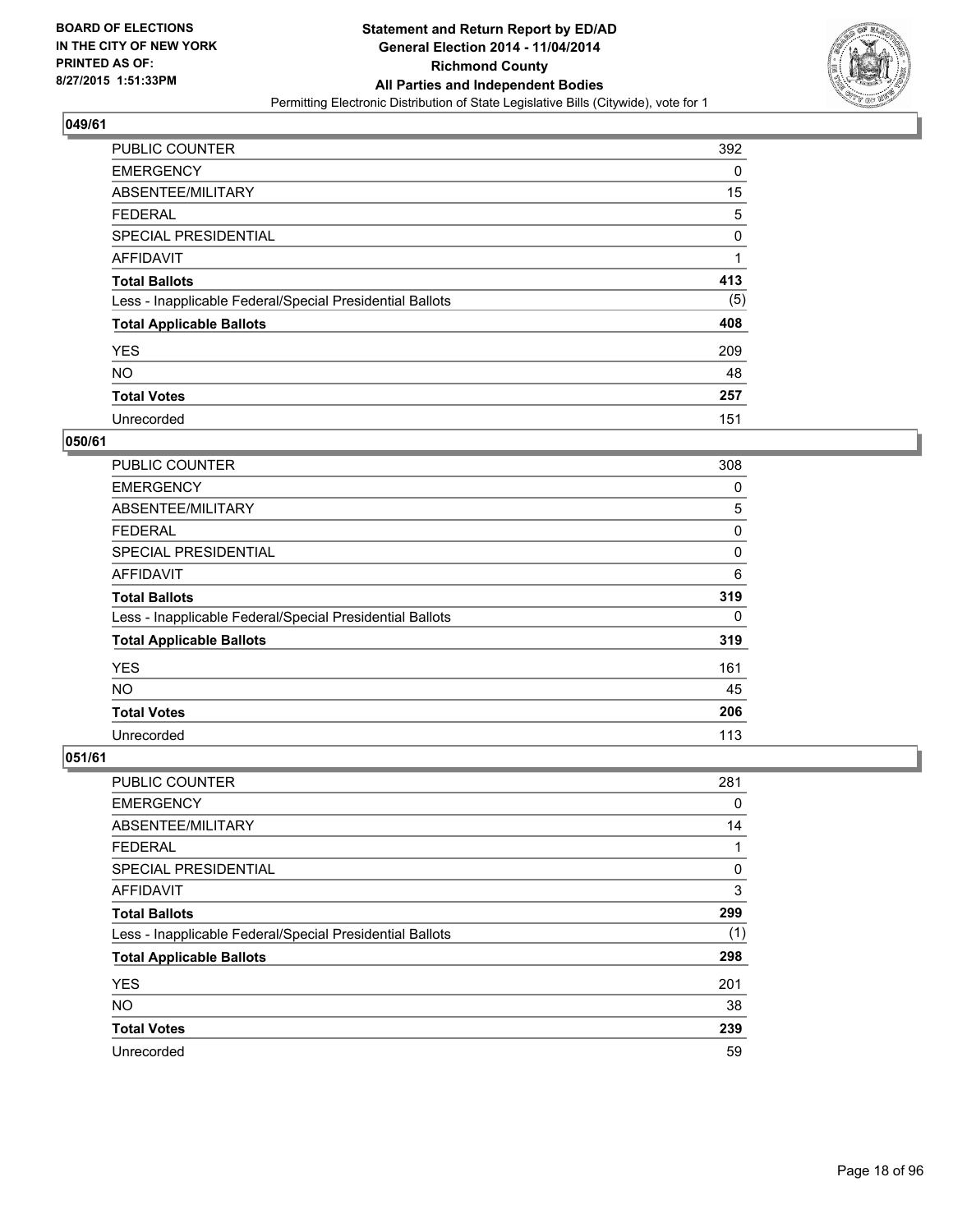## 049/61

| | |
|---|---|
| PUBLIC COUNTER | 392 |
| EMERGENCY | 0 |
| ABSENTEE/MILITARY | 15 |
| FEDERAL | 5 |
| SPECIAL PRESIDENTIAL | 0 |
| AFFIDAVIT | 1 |
| **Total Ballots** | **413** |
| Less - Inapplicable Federal/Special Presidential Ballots | (5) |
| **Total Applicable Ballots** | **408** |
| YES | 209 |
| NO | 48 |
| **Total Votes** | **257** |
| Unrecorded | 151 |

## 050/61

| | |
|---|---|
| PUBLIC COUNTER | 308 |
| EMERGENCY | 0 |
| ABSENTEE/MILITARY | 5 |
| FEDERAL | 0 |
| SPECIAL PRESIDENTIAL | 0 |
| AFFIDAVIT | 6 |
| **Total Ballots** | **319** |
| Less - Inapplicable Federal/Special Presidential Ballots | 0 |
| **Total Applicable Ballots** | **319** |
| YES | 161 |
| NO | 45 |
| **Total Votes** | **206** |
| Unrecorded | 113 |

## 051/61

| | |
|---|---|
| PUBLIC COUNTER | 281 |
| EMERGENCY | 0 |
| ABSENTEE/MILITARY | 14 |
| FEDERAL | 1 |
| SPECIAL PRESIDENTIAL | 0 |
| AFFIDAVIT | 3 |
| **Total Ballots** | **299** |
| Less - Inapplicable Federal/Special Presidential Ballots | (1) |
| **Total Applicable Ballots** | **298** |
| YES | 201 |
| NO | 38 |
| **Total Votes** | **239** |
| Unrecorded | 59 |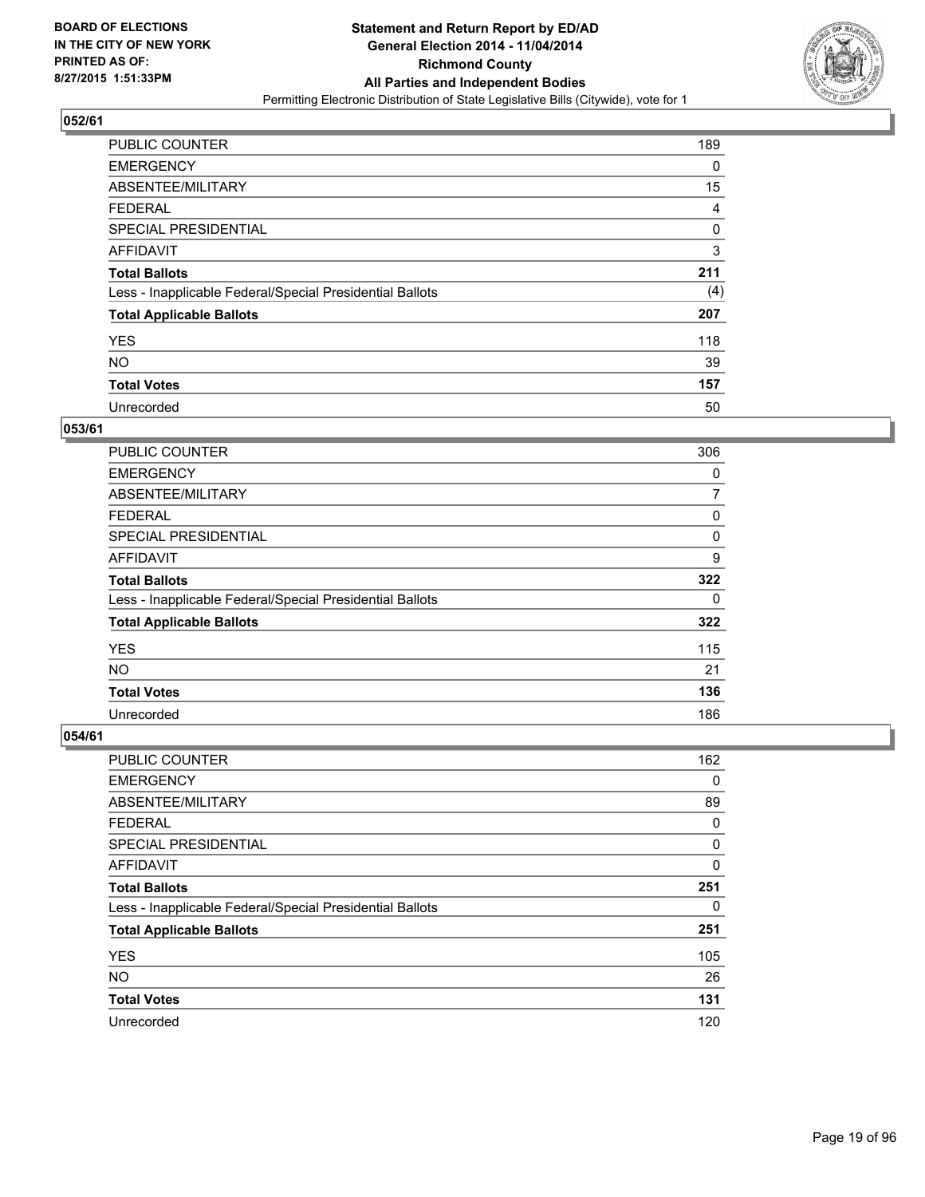BOARD OF ELECTIONS
IN THE CITY OF NEW YORK
PRINTED AS OF:
8/27/2015 1:51:33PM

**Statement and Return Report by ED/AD**
**General Election 2014 - 11/04/2014**
**Richmond County**
**All Parties and Independent Bodies**
Permitting Electronic Distribution of State Legislative Bills (Citywide), vote for 1

## 052/61

| | |
|---|---|
| PUBLIC COUNTER | 189 |
| EMERGENCY | 0 |
| ABSENTEE/MILITARY | 15 |
| FEDERAL | 4 |
| SPECIAL PRESIDENTIAL | 0 |
| AFFIDAVIT | 3 |
| **Total Ballots** | **211** |
| Less - Inapplicable Federal/Special Presidential Ballots | (4) |
| **Total Applicable Ballots** | **207** |
| YES | 118 |
| NO | 39 |
| **Total Votes** | **157** |
| Unrecorded | 50 |

## 053/61

| | |
|---|---|
| PUBLIC COUNTER | 306 |
| EMERGENCY | 0 |
| ABSENTEE/MILITARY | 7 |
| FEDERAL | 0 |
| SPECIAL PRESIDENTIAL | 0 |
| AFFIDAVIT | 9 |
| **Total Ballots** | **322** |
| Less - Inapplicable Federal/Special Presidential Ballots | 0 |
| **Total Applicable Ballots** | **322** |
| YES | 115 |
| NO | 21 |
| **Total Votes** | **136** |
| Unrecorded | 186 |

## 054/61

| | |
|---|---|
| PUBLIC COUNTER | 162 |
| EMERGENCY | 0 |
| ABSENTEE/MILITARY | 89 |
| FEDERAL | 0 |
| SPECIAL PRESIDENTIAL | 0 |
| AFFIDAVIT | 0 |
| **Total Ballots** | **251** |
| Less - Inapplicable Federal/Special Presidential Ballots | 0 |
| **Total Applicable Ballots** | **251** |
| YES | 105 |
| NO | 26 |
| **Total Votes** | **131** |
| Unrecorded | 120 |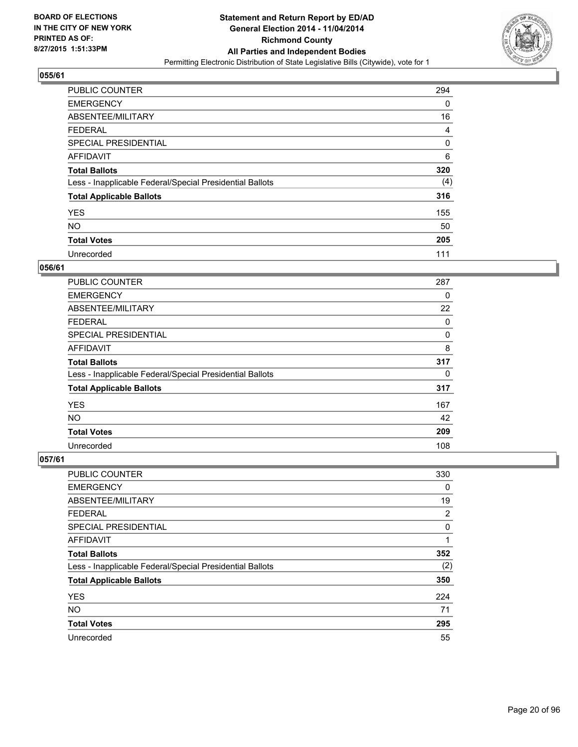**BOARD OF ELECTIONS IN THE CITY OF NEW YORK PRINTED AS OF: 8/27/2015 1:51:33PM**

**Statement and Return Report by ED/AD General Election 2014 - 11/04/2014 Richmond County All Parties and Independent Bodies**

Permitting Electronic Distribution of State Legislative Bills (Citywide), vote for 1

## 055/61

| | |
|---|---|
| PUBLIC COUNTER | 294 |
| EMERGENCY | 0 |
| ABSENTEE/MILITARY | 16 |
| FEDERAL | 4 |
| SPECIAL PRESIDENTIAL | 0 |
| AFFIDAVIT | 6 |
| **Total Ballots** | **320** |
| Less - Inapplicable Federal/Special Presidential Ballots | (4) |
| **Total Applicable Ballots** | **316** |
| YES | 155 |
| NO | 50 |
| **Total Votes** | **205** |
| Unrecorded | 111 |

## 056/61

| | |
|---|---|
| PUBLIC COUNTER | 287 |
| EMERGENCY | 0 |
| ABSENTEE/MILITARY | 22 |
| FEDERAL | 0 |
| SPECIAL PRESIDENTIAL | 0 |
| AFFIDAVIT | 8 |
| **Total Ballots** | **317** |
| Less - Inapplicable Federal/Special Presidential Ballots | 0 |
| **Total Applicable Ballots** | **317** |
| YES | 167 |
| NO | 42 |
| **Total Votes** | **209** |
| Unrecorded | 108 |

## 057/61

| | |
|---|---|
| PUBLIC COUNTER | 330 |
| EMERGENCY | 0 |
| ABSENTEE/MILITARY | 19 |
| FEDERAL | 2 |
| SPECIAL PRESIDENTIAL | 0 |
| AFFIDAVIT | 1 |
| **Total Ballots** | **352** |
| Less - Inapplicable Federal/Special Presidential Ballots | (2) |
| **Total Applicable Ballots** | **350** |
| YES | 224 |
| NO | 71 |
| **Total Votes** | **295** |
| Unrecorded | 55 |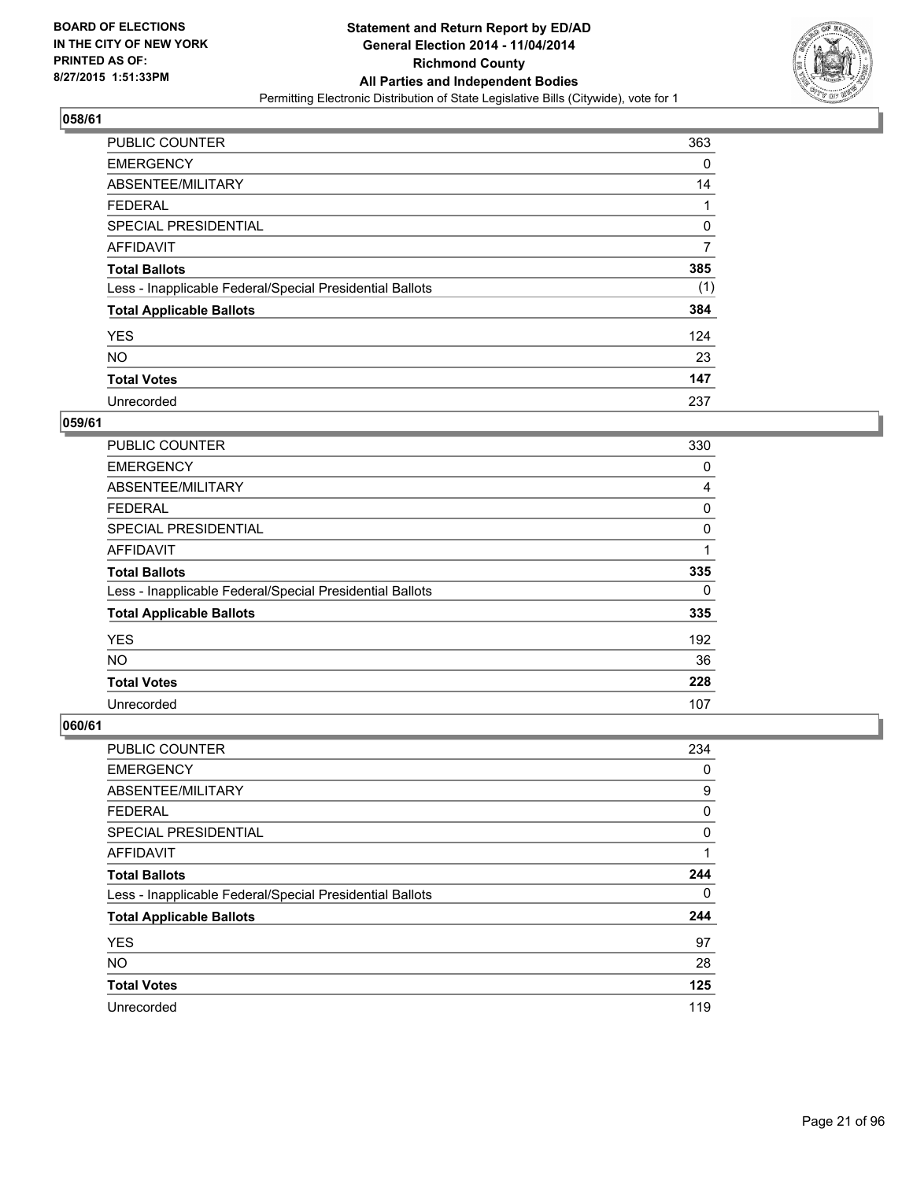**BOARD OF ELECTIONS IN THE CITY OF NEW YORK PRINTED AS OF: 8/27/2015 1:51:33PM**

**Statement and Return Report by ED/AD General Election 2014 - 11/04/2014 Richmond County All Parties and Independent Bodies**

Permitting Electronic Distribution of State Legislative Bills (Citywide), vote for 1

## 058/61

| | |
|---|---|
| PUBLIC COUNTER | 363 |
| EMERGENCY | 0 |
| ABSENTEE/MILITARY | 14 |
| FEDERAL | 1 |
| SPECIAL PRESIDENTIAL | 0 |
| AFFIDAVIT | 7 |
| **Total Ballots** | **385** |
| Less - Inapplicable Federal/Special Presidential Ballots | (1) |
| **Total Applicable Ballots** | **384** |
| YES | 124 |
| NO | 23 |
| **Total Votes** | **147** |
| Unrecorded | 237 |

## 059/61

| | |
|---|---|
| PUBLIC COUNTER | 330 |
| EMERGENCY | 0 |
| ABSENTEE/MILITARY | 4 |
| FEDERAL | 0 |
| SPECIAL PRESIDENTIAL | 0 |
| AFFIDAVIT | 1 |
| **Total Ballots** | **335** |
| Less - Inapplicable Federal/Special Presidential Ballots | 0 |
| **Total Applicable Ballots** | **335** |
| YES | 192 |
| NO | 36 |
| **Total Votes** | **228** |
| Unrecorded | 107 |

## 060/61

| | |
|---|---|
| PUBLIC COUNTER | 234 |
| EMERGENCY | 0 |
| ABSENTEE/MILITARY | 9 |
| FEDERAL | 0 |
| SPECIAL PRESIDENTIAL | 0 |
| AFFIDAVIT | 1 |
| **Total Ballots** | **244** |
| Less - Inapplicable Federal/Special Presidential Ballots | 0 |
| **Total Applicable Ballots** | **244** |
| YES | 97 |
| NO | 28 |
| **Total Votes** | **125** |
| Unrecorded | 119 |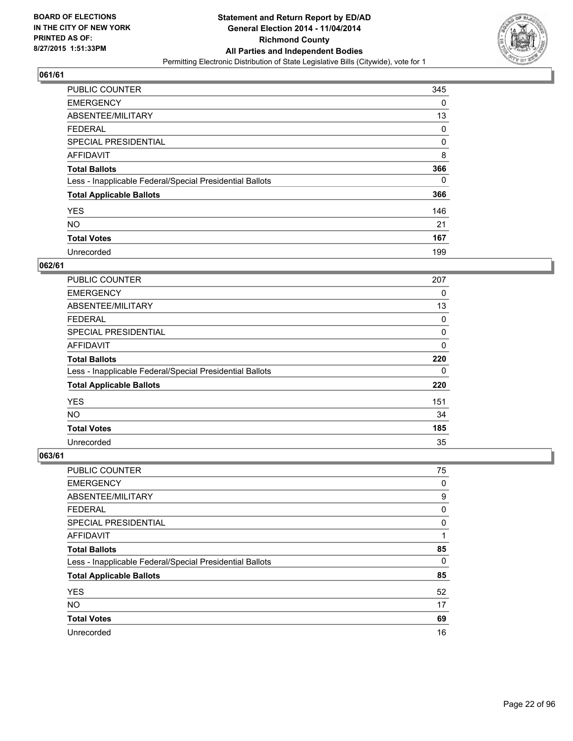BOARD OF ELECTIONS
IN THE CITY OF NEW YORK
PRINTED AS OF:
8/27/2015 1:51:33PM

**Statement and Return Report by ED/AD**
**General Election 2014 - 11/04/2014**
**Richmond County**
**All Parties and Independent Bodies**
Permitting Electronic Distribution of State Legislative Bills (Citywide), vote for 1

## 061/61

| | |
|---|---|
| PUBLIC COUNTER | 345 |
| EMERGENCY | 0 |
| ABSENTEE/MILITARY | 13 |
| FEDERAL | 0 |
| SPECIAL PRESIDENTIAL | 0 |
| AFFIDAVIT | 8 |
| **Total Ballots** | **366** |
| Less - Inapplicable Federal/Special Presidential Ballots | 0 |
| **Total Applicable Ballots** | **366** |
| YES | 146 |
| NO | 21 |
| **Total Votes** | **167** |
| Unrecorded | 199 |

## 062/61

| | |
|---|---|
| PUBLIC COUNTER | 207 |
| EMERGENCY | 0 |
| ABSENTEE/MILITARY | 13 |
| FEDERAL | 0 |
| SPECIAL PRESIDENTIAL | 0 |
| AFFIDAVIT | 0 |
| **Total Ballots** | **220** |
| Less - Inapplicable Federal/Special Presidential Ballots | 0 |
| **Total Applicable Ballots** | **220** |
| YES | 151 |
| NO | 34 |
| **Total Votes** | **185** |
| Unrecorded | 35 |

## 063/61

| | |
|---|---|
| PUBLIC COUNTER | 75 |
| EMERGENCY | 0 |
| ABSENTEE/MILITARY | 9 |
| FEDERAL | 0 |
| SPECIAL PRESIDENTIAL | 0 |
| AFFIDAVIT | 1 |
| **Total Ballots** | **85** |
| Less - Inapplicable Federal/Special Presidential Ballots | 0 |
| **Total Applicable Ballots** | **85** |
| YES | 52 |
| NO | 17 |
| **Total Votes** | **69** |
| Unrecorded | 16 |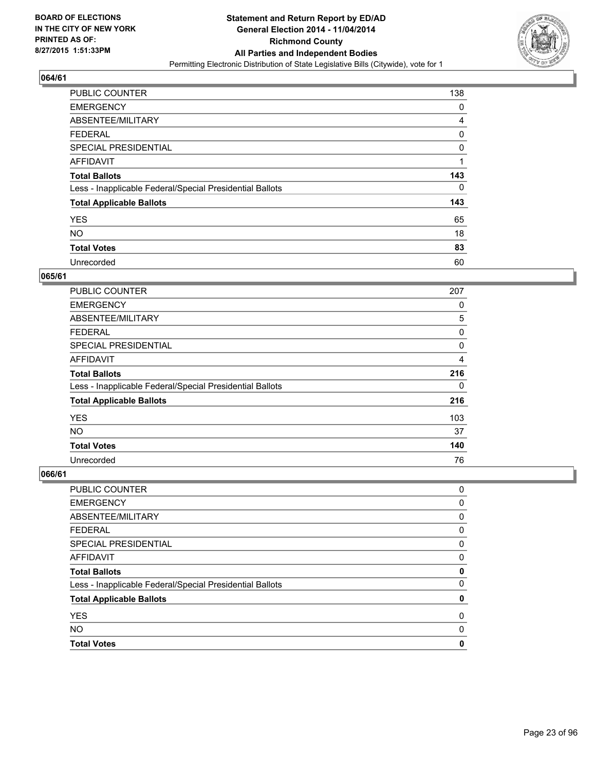BOARD OF ELECTIONS
IN THE CITY OF NEW YORK
PRINTED AS OF:
8/27/2015 1:51:33PM

**Statement and Return Report by ED/AD**
**General Election 2014 - 11/04/2014**
**Richmond County**
**All Parties and Independent Bodies**
Permitting Electronic Distribution of State Legislative Bills (Citywide), vote for 1

### 064/61

| | |
|---|---|
| PUBLIC COUNTER | 138 |
| EMERGENCY | 0 |
| ABSENTEE/MILITARY | 4 |
| FEDERAL | 0 |
| SPECIAL PRESIDENTIAL | 0 |
| AFFIDAVIT | 1 |
| **Total Ballots** | **143** |
| Less - Inapplicable Federal/Special Presidential Ballots | 0 |
| **Total Applicable Ballots** | **143** |
| YES | 65 |
| NO | 18 |
| **Total Votes** | **83** |
| Unrecorded | 60 |

### 065/61

| | |
|---|---|
| PUBLIC COUNTER | 207 |
| EMERGENCY | 0 |
| ABSENTEE/MILITARY | 5 |
| FEDERAL | 0 |
| SPECIAL PRESIDENTIAL | 0 |
| AFFIDAVIT | 4 |
| **Total Ballots** | **216** |
| Less - Inapplicable Federal/Special Presidential Ballots | 0 |
| **Total Applicable Ballots** | **216** |
| YES | 103 |
| NO | 37 |
| **Total Votes** | **140** |
| Unrecorded | 76 |

### 066/61

| | |
|---|---|
| PUBLIC COUNTER | 0 |
| EMERGENCY | 0 |
| ABSENTEE/MILITARY | 0 |
| FEDERAL | 0 |
| SPECIAL PRESIDENTIAL | 0 |
| AFFIDAVIT | 0 |
| **Total Ballots** | **0** |
| Less - Inapplicable Federal/Special Presidential Ballots | 0 |
| **Total Applicable Ballots** | **0** |
| YES | 0 |
| NO | 0 |
| **Total Votes** | **0** |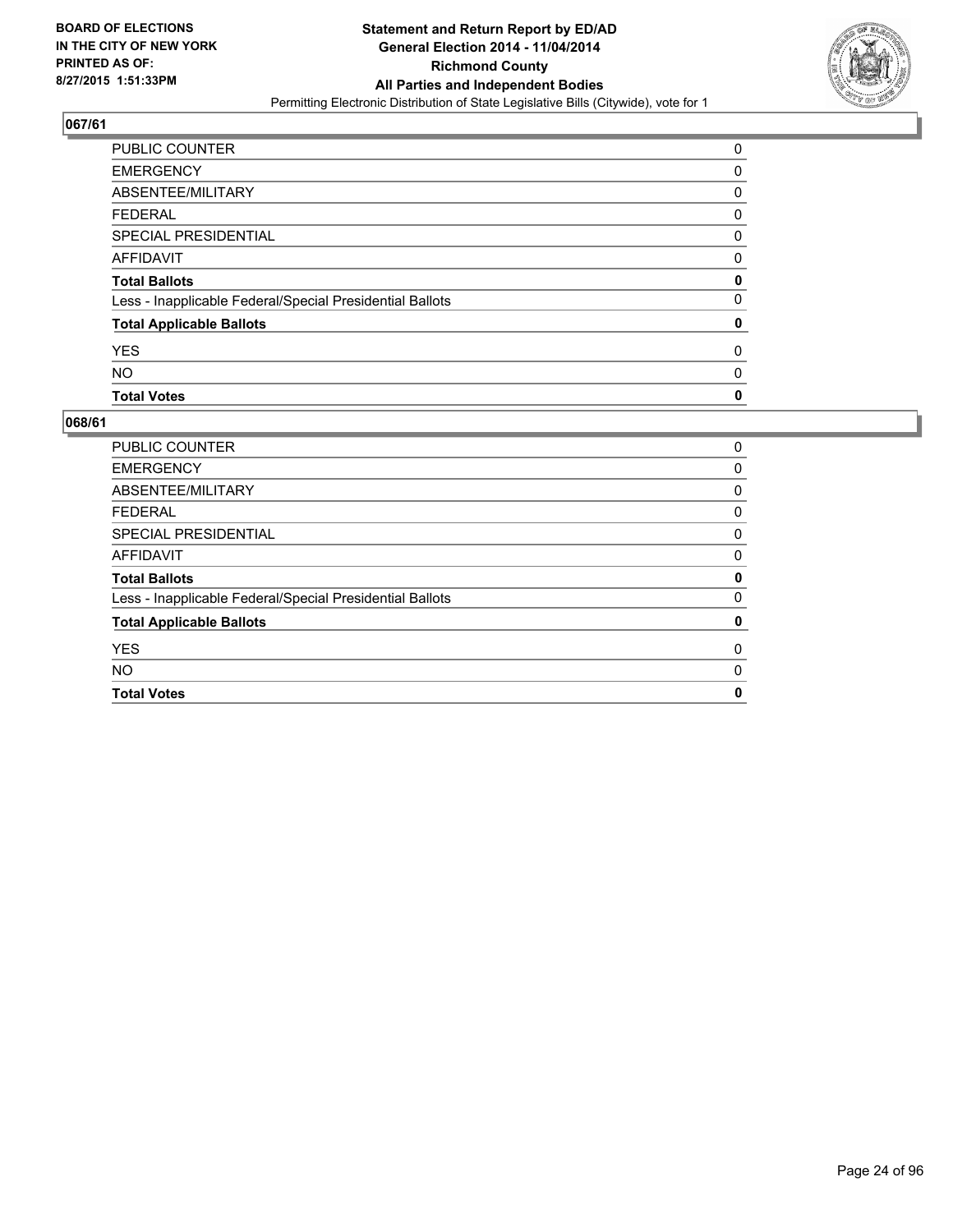**BOARD OF ELECTIONS IN THE CITY OF NEW YORK PRINTED AS OF: 8/27/2015 1:51:33PM**

**Statement and Return Report by ED/AD General Election 2014 - 11/04/2014 Richmond County All Parties and Independent Bodies**

Permitting Electronic Distribution of State Legislative Bills (Citywide), vote for 1

### 067/61

| | |
|---|---|
| PUBLIC COUNTER | 0 |
| EMERGENCY | 0 |
| ABSENTEE/MILITARY | 0 |
| FEDERAL | 0 |
| SPECIAL PRESIDENTIAL | 0 |
| AFFIDAVIT | 0 |
| **Total Ballots** | **0** |
| Less - Inapplicable Federal/Special Presidential Ballots | 0 |
| **Total Applicable Ballots** | **0** |
| YES | 0 |
| NO | 0 |
| **Total Votes** | **0** |

### 068/61

| | |
|---|---|
| PUBLIC COUNTER | 0 |
| EMERGENCY | 0 |
| ABSENTEE/MILITARY | 0 |
| FEDERAL | 0 |
| SPECIAL PRESIDENTIAL | 0 |
| AFFIDAVIT | 0 |
| **Total Ballots** | **0** |
| Less - Inapplicable Federal/Special Presidential Ballots | 0 |
| **Total Applicable Ballots** | **0** |
| YES | 0 |
| NO | 0 |
| **Total Votes** | **0** |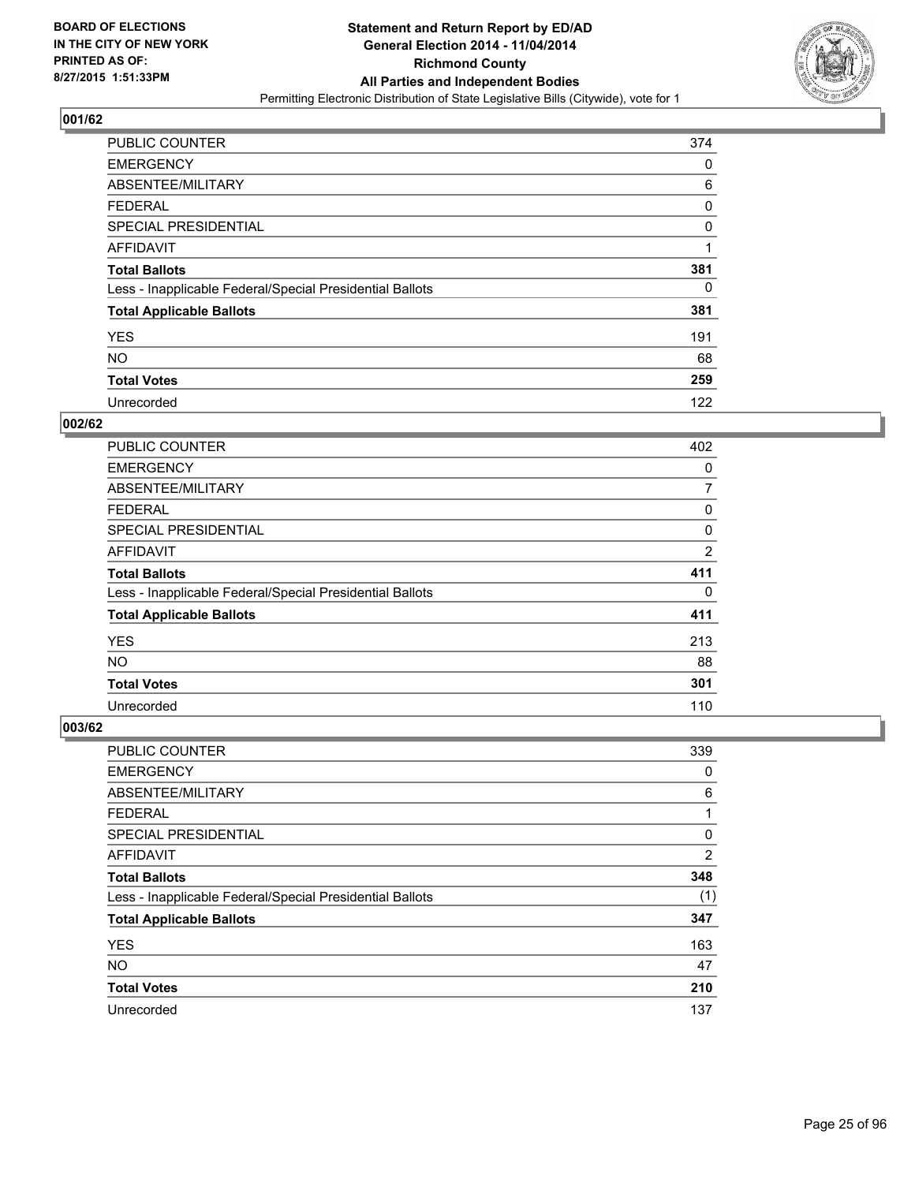**BOARD OF ELECTIONS IN THE CITY OF NEW YORK PRINTED AS OF: 8/27/2015 1:51:33PM**

**Statement and Return Report by ED/AD General Election 2014 - 11/04/2014 Richmond County All Parties and Independent Bodies**

Permitting Electronic Distribution of State Legislative Bills (Citywide), vote for 1

### 001/62

| | |
|---|---|
| PUBLIC COUNTER | 374 |
| EMERGENCY | 0 |
| ABSENTEE/MILITARY | 6 |
| FEDERAL | 0 |
| SPECIAL PRESIDENTIAL | 0 |
| AFFIDAVIT | 1 |
| **Total Ballots** | **381** |
| Less - Inapplicable Federal/Special Presidential Ballots | 0 |
| **Total Applicable Ballots** | **381** |
| YES | 191 |
| NO | 68 |
| **Total Votes** | **259** |
| Unrecorded | 122 |

### 002/62

| | |
|---|---|
| PUBLIC COUNTER | 402 |
| EMERGENCY | 0 |
| ABSENTEE/MILITARY | 7 |
| FEDERAL | 0 |
| SPECIAL PRESIDENTIAL | 0 |
| AFFIDAVIT | 2 |
| **Total Ballots** | **411** |
| Less - Inapplicable Federal/Special Presidential Ballots | 0 |
| **Total Applicable Ballots** | **411** |
| YES | 213 |
| NO | 88 |
| **Total Votes** | **301** |
| Unrecorded | 110 |

### 003/62

| | |
|---|---|
| PUBLIC COUNTER | 339 |
| EMERGENCY | 0 |
| ABSENTEE/MILITARY | 6 |
| FEDERAL | 1 |
| SPECIAL PRESIDENTIAL | 0 |
| AFFIDAVIT | 2 |
| **Total Ballots** | **348** |
| Less - Inapplicable Federal/Special Presidential Ballots | (1) |
| **Total Applicable Ballots** | **347** |
| YES | 163 |
| NO | 47 |
| **Total Votes** | **210** |
| Unrecorded | 137 |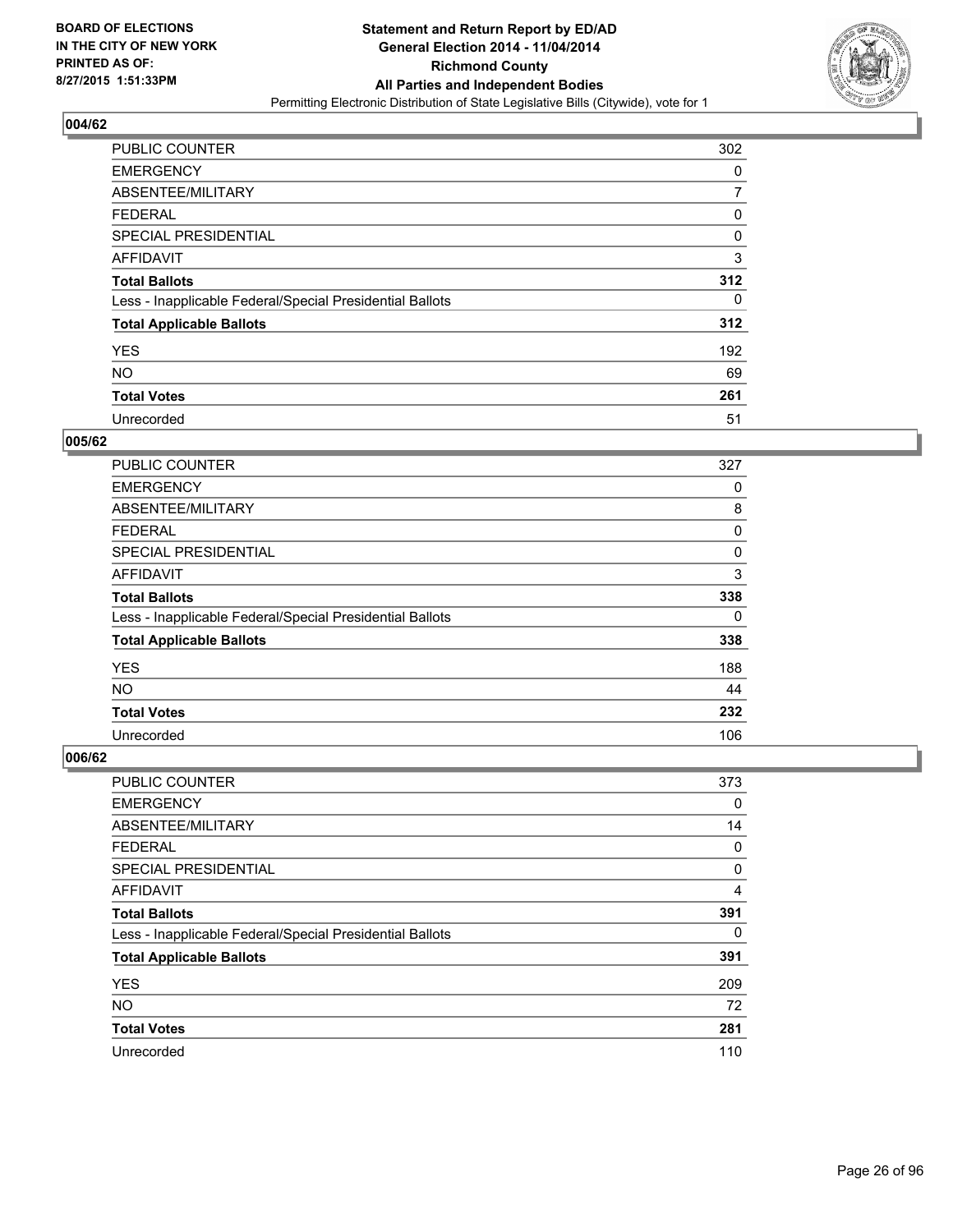**BOARD OF ELECTIONS IN THE CITY OF NEW YORK PRINTED AS OF: 8/27/2015 1:51:33PM**

**Statement and Return Report by ED/AD General Election 2014 - 11/04/2014 Richmond County All Parties and Independent Bodies**

Permitting Electronic Distribution of State Legislative Bills (Citywide), vote for 1

## 004/62

| | |
|---|---|
| PUBLIC COUNTER | 302 |
| EMERGENCY | 0 |
| ABSENTEE/MILITARY | 7 |
| FEDERAL | 0 |
| SPECIAL PRESIDENTIAL | 0 |
| AFFIDAVIT | 3 |
| **Total Ballots** | **312** |
| Less - Inapplicable Federal/Special Presidential Ballots | 0 |
| **Total Applicable Ballots** | **312** |
| YES | 192 |
| NO | 69 |
| **Total Votes** | **261** |
| Unrecorded | 51 |

## 005/62

| | |
|---|---|
| PUBLIC COUNTER | 327 |
| EMERGENCY | 0 |
| ABSENTEE/MILITARY | 8 |
| FEDERAL | 0 |
| SPECIAL PRESIDENTIAL | 0 |
| AFFIDAVIT | 3 |
| **Total Ballots** | **338** |
| Less - Inapplicable Federal/Special Presidential Ballots | 0 |
| **Total Applicable Ballots** | **338** |
| YES | 188 |
| NO | 44 |
| **Total Votes** | **232** |
| Unrecorded | 106 |

## 006/62

| | |
|---|---|
| PUBLIC COUNTER | 373 |
| EMERGENCY | 0 |
| ABSENTEE/MILITARY | 14 |
| FEDERAL | 0 |
| SPECIAL PRESIDENTIAL | 0 |
| AFFIDAVIT | 4 |
| **Total Ballots** | **391** |
| Less - Inapplicable Federal/Special Presidential Ballots | 0 |
| **Total Applicable Ballots** | **391** |
| YES | 209 |
| NO | 72 |
| **Total Votes** | **281** |
| Unrecorded | 110 |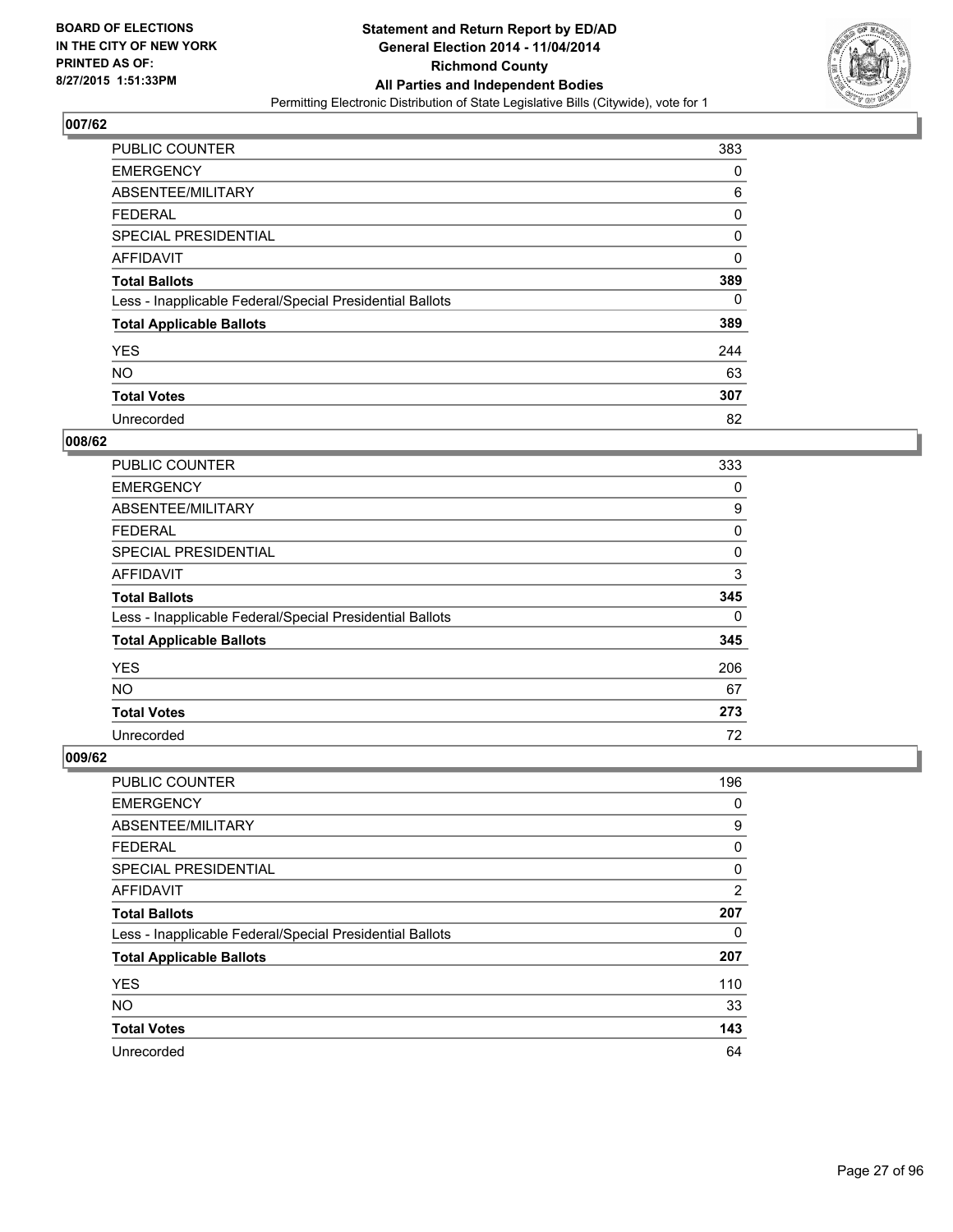**BOARD OF ELECTIONS IN THE CITY OF NEW YORK PRINTED AS OF: 8/27/2015 1:51:33PM**

**Statement and Return Report by ED/AD General Election 2014 - 11/04/2014 Richmond County All Parties and Independent Bodies**
Permitting Electronic Distribution of State Legislative Bills (Citywide), vote for 1

## 007/62

| | |
|---|---|
| PUBLIC COUNTER | 383 |
| EMERGENCY | 0 |
| ABSENTEE/MILITARY | 6 |
| FEDERAL | 0 |
| SPECIAL PRESIDENTIAL | 0 |
| AFFIDAVIT | 0 |
| **Total Ballots** | **389** |
| Less - Inapplicable Federal/Special Presidential Ballots | 0 |
| **Total Applicable Ballots** | **389** |
| YES | 244 |
| NO | 63 |
| **Total Votes** | **307** |
| Unrecorded | 82 |

## 008/62

| | |
|---|---|
| PUBLIC COUNTER | 333 |
| EMERGENCY | 0 |
| ABSENTEE/MILITARY | 9 |
| FEDERAL | 0 |
| SPECIAL PRESIDENTIAL | 0 |
| AFFIDAVIT | 3 |
| **Total Ballots** | **345** |
| Less - Inapplicable Federal/Special Presidential Ballots | 0 |
| **Total Applicable Ballots** | **345** |
| YES | 206 |
| NO | 67 |
| **Total Votes** | **273** |
| Unrecorded | 72 |

## 009/62

| | |
|---|---|
| PUBLIC COUNTER | 196 |
| EMERGENCY | 0 |
| ABSENTEE/MILITARY | 9 |
| FEDERAL | 0 |
| SPECIAL PRESIDENTIAL | 0 |
| AFFIDAVIT | 2 |
| **Total Ballots** | **207** |
| Less - Inapplicable Federal/Special Presidential Ballots | 0 |
| **Total Applicable Ballots** | **207** |
| YES | 110 |
| NO | 33 |
| **Total Votes** | **143** |
| Unrecorded | 64 |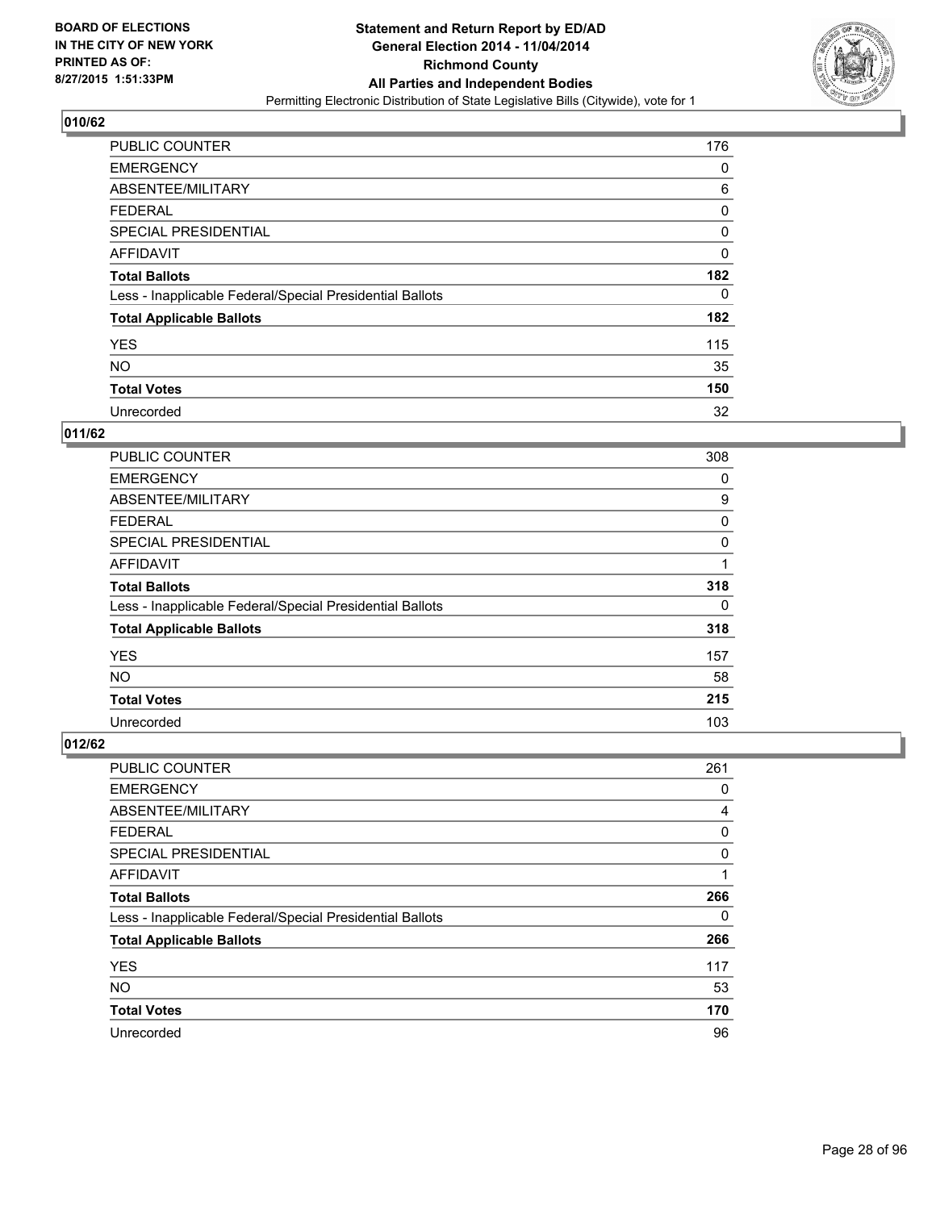## 010/62

| | |
|---|---|
| PUBLIC COUNTER | 176 |
| EMERGENCY | 0 |
| ABSENTEE/MILITARY | 6 |
| FEDERAL | 0 |
| SPECIAL PRESIDENTIAL | 0 |
| AFFIDAVIT | 0 |
| **Total Ballots** | **182** |
| Less - Inapplicable Federal/Special Presidential Ballots | 0 |
| **Total Applicable Ballots** | **182** |
| YES | 115 |
| NO | 35 |
| **Total Votes** | **150** |
| Unrecorded | 32 |

## 011/62

| | |
|---|---|
| PUBLIC COUNTER | 308 |
| EMERGENCY | 0 |
| ABSENTEE/MILITARY | 9 |
| FEDERAL | 0 |
| SPECIAL PRESIDENTIAL | 0 |
| AFFIDAVIT | 1 |
| **Total Ballots** | **318** |
| Less - Inapplicable Federal/Special Presidential Ballots | 0 |
| **Total Applicable Ballots** | **318** |
| YES | 157 |
| NO | 58 |
| **Total Votes** | **215** |
| Unrecorded | 103 |

## 012/62

| | |
|---|---|
| PUBLIC COUNTER | 261 |
| EMERGENCY | 0 |
| ABSENTEE/MILITARY | 4 |
| FEDERAL | 0 |
| SPECIAL PRESIDENTIAL | 0 |
| AFFIDAVIT | 1 |
| **Total Ballots** | **266** |
| Less - Inapplicable Federal/Special Presidential Ballots | 0 |
| **Total Applicable Ballots** | **266** |
| YES | 117 |
| NO | 53 |
| **Total Votes** | **170** |
| Unrecorded | 96 |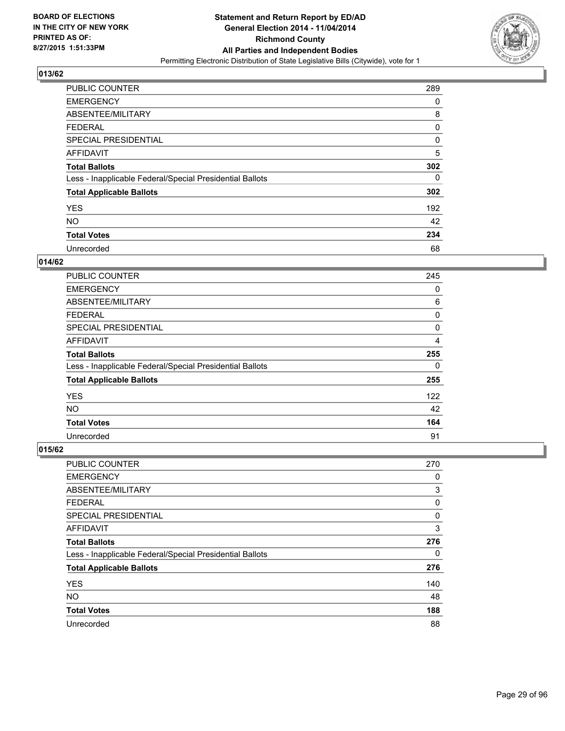BOARD OF ELECTIONS
IN THE CITY OF NEW YORK
PRINTED AS OF:
8/27/2015 1:51:33PM

**Statement and Return Report by ED/AD**
**General Election 2014 - 11/04/2014**
**Richmond County**
**All Parties and Independent Bodies**
Permitting Electronic Distribution of State Legislative Bills (Citywide), vote for 1

## 013/62

| | |
|---|---|
| PUBLIC COUNTER | 289 |
| EMERGENCY | 0 |
| ABSENTEE/MILITARY | 8 |
| FEDERAL | 0 |
| SPECIAL PRESIDENTIAL | 0 |
| AFFIDAVIT | 5 |
| **Total Ballots** | **302** |
| Less - Inapplicable Federal/Special Presidential Ballots | 0 |
| **Total Applicable Ballots** | **302** |
| YES | 192 |
| NO | 42 |
| **Total Votes** | **234** |
| Unrecorded | 68 |

## 014/62

| | |
|---|---|
| PUBLIC COUNTER | 245 |
| EMERGENCY | 0 |
| ABSENTEE/MILITARY | 6 |
| FEDERAL | 0 |
| SPECIAL PRESIDENTIAL | 0 |
| AFFIDAVIT | 4 |
| **Total Ballots** | **255** |
| Less - Inapplicable Federal/Special Presidential Ballots | 0 |
| **Total Applicable Ballots** | **255** |
| YES | 122 |
| NO | 42 |
| **Total Votes** | **164** |
| Unrecorded | 91 |

## 015/62

| | |
|---|---|
| PUBLIC COUNTER | 270 |
| EMERGENCY | 0 |
| ABSENTEE/MILITARY | 3 |
| FEDERAL | 0 |
| SPECIAL PRESIDENTIAL | 0 |
| AFFIDAVIT | 3 |
| **Total Ballots** | **276** |
| Less - Inapplicable Federal/Special Presidential Ballots | 0 |
| **Total Applicable Ballots** | **276** |
| YES | 140 |
| NO | 48 |
| **Total Votes** | **188** |
| Unrecorded | 88 |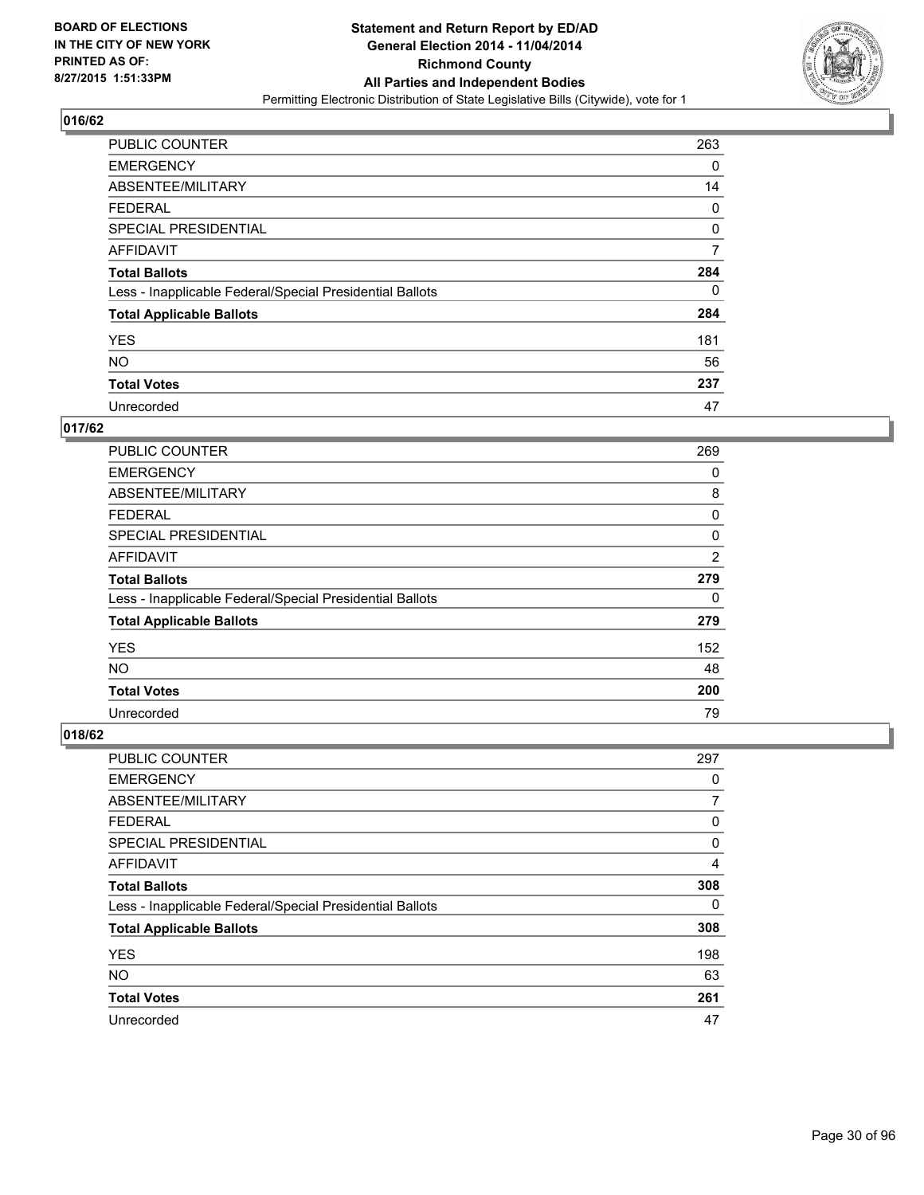**BOARD OF ELECTIONS IN THE CITY OF NEW YORK PRINTED AS OF: 8/27/2015 1:51:33PM**

**Statement and Return Report by ED/AD General Election 2014 - 11/04/2014 Richmond County All Parties and Independent Bodies**

Permitting Electronic Distribution of State Legislative Bills (Citywide), vote for 1

## 016/62

| | |
|---|---|
| PUBLIC COUNTER | 263 |
| EMERGENCY | 0 |
| ABSENTEE/MILITARY | 14 |
| FEDERAL | 0 |
| SPECIAL PRESIDENTIAL | 0 |
| AFFIDAVIT | 7 |
| **Total Ballots** | **284** |
| Less - Inapplicable Federal/Special Presidential Ballots | 0 |
| **Total Applicable Ballots** | **284** |
| YES | 181 |
| NO | 56 |
| **Total Votes** | **237** |
| Unrecorded | 47 |

## 017/62

| | |
|---|---|
| PUBLIC COUNTER | 269 |
| EMERGENCY | 0 |
| ABSENTEE/MILITARY | 8 |
| FEDERAL | 0 |
| SPECIAL PRESIDENTIAL | 0 |
| AFFIDAVIT | 2 |
| **Total Ballots** | **279** |
| Less - Inapplicable Federal/Special Presidential Ballots | 0 |
| **Total Applicable Ballots** | **279** |
| YES | 152 |
| NO | 48 |
| **Total Votes** | **200** |
| Unrecorded | 79 |

## 018/62

| | |
|---|---|
| PUBLIC COUNTER | 297 |
| EMERGENCY | 0 |
| ABSENTEE/MILITARY | 7 |
| FEDERAL | 0 |
| SPECIAL PRESIDENTIAL | 0 |
| AFFIDAVIT | 4 |
| **Total Ballots** | **308** |
| Less - Inapplicable Federal/Special Presidential Ballots | 0 |
| **Total Applicable Ballots** | **308** |
| YES | 198 |
| NO | 63 |
| **Total Votes** | **261** |
| Unrecorded | 47 |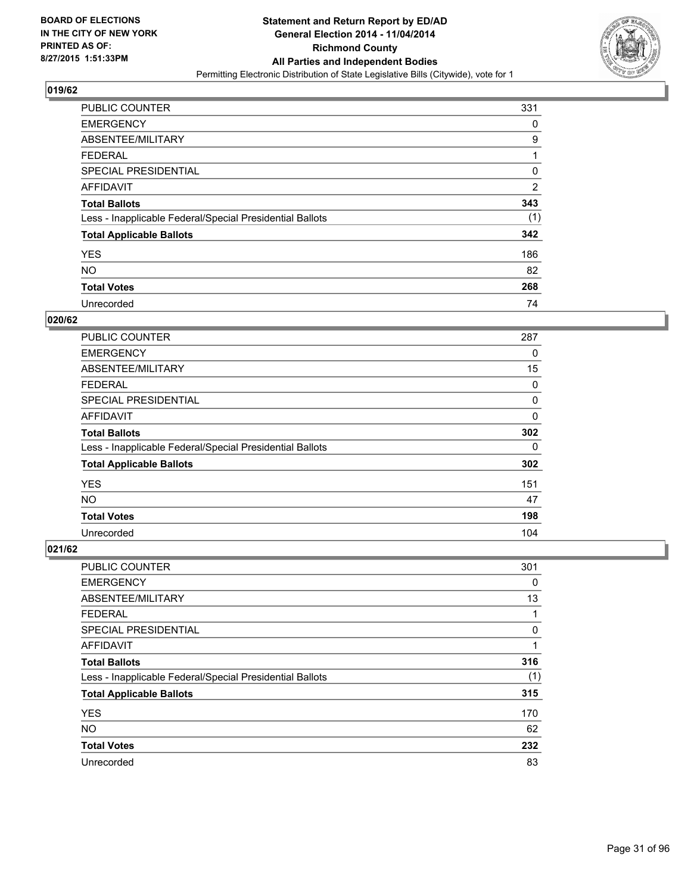BOARD OF ELECTIONS
IN THE CITY OF NEW YORK
PRINTED AS OF:
8/27/2015 1:51:33PM

**Statement and Return Report by ED/AD**
**General Election 2014 - 11/04/2014**
**Richmond County**
**All Parties and Independent Bodies**
Permitting Electronic Distribution of State Legislative Bills (Citywide), vote for 1

## 019/62

| | |
|---|---|
| PUBLIC COUNTER | 331 |
| EMERGENCY | 0 |
| ABSENTEE/MILITARY | 9 |
| FEDERAL | 1 |
| SPECIAL PRESIDENTIAL | 0 |
| AFFIDAVIT | 2 |
| **Total Ballots** | **343** |
| Less - Inapplicable Federal/Special Presidential Ballots | (1) |
| **Total Applicable Ballots** | **342** |
| YES | 186 |
| NO | 82 |
| **Total Votes** | **268** |
| Unrecorded | 74 |

## 020/62

| | |
|---|---|
| PUBLIC COUNTER | 287 |
| EMERGENCY | 0 |
| ABSENTEE/MILITARY | 15 |
| FEDERAL | 0 |
| SPECIAL PRESIDENTIAL | 0 |
| AFFIDAVIT | 0 |
| **Total Ballots** | **302** |
| Less - Inapplicable Federal/Special Presidential Ballots | 0 |
| **Total Applicable Ballots** | **302** |
| YES | 151 |
| NO | 47 |
| **Total Votes** | **198** |
| Unrecorded | 104 |

## 021/62

| | |
|---|---|
| PUBLIC COUNTER | 301 |
| EMERGENCY | 0 |
| ABSENTEE/MILITARY | 13 |
| FEDERAL | 1 |
| SPECIAL PRESIDENTIAL | 0 |
| AFFIDAVIT | 1 |
| **Total Ballots** | **316** |
| Less - Inapplicable Federal/Special Presidential Ballots | (1) |
| **Total Applicable Ballots** | **315** |
| YES | 170 |
| NO | 62 |
| **Total Votes** | **232** |
| Unrecorded | 83 |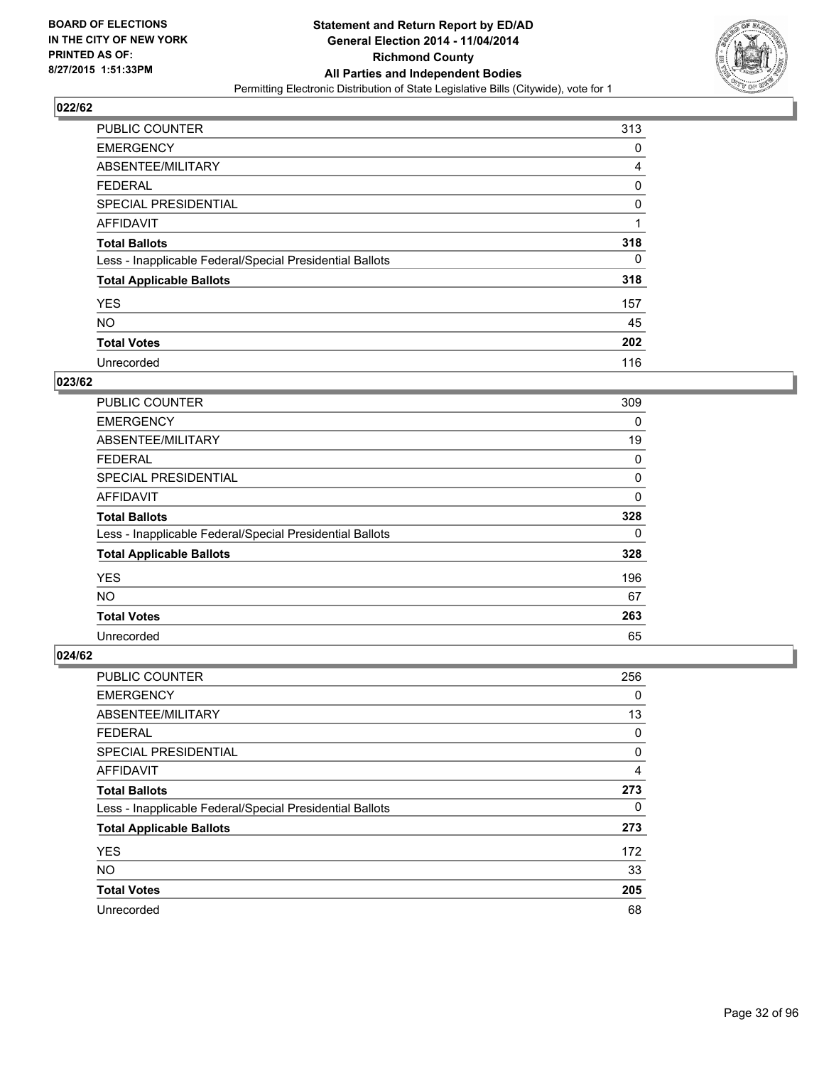**BOARD OF ELECTIONS IN THE CITY OF NEW YORK PRINTED AS OF: 8/27/2015 1:51:33PM**

**Statement and Return Report by ED/AD General Election 2014 - 11/04/2014 Richmond County All Parties and Independent Bodies**

Permitting Electronic Distribution of State Legislative Bills (Citywide), vote for 1

## 022/62

| | |
|---|---|
| PUBLIC COUNTER | 313 |
| EMERGENCY | 0 |
| ABSENTEE/MILITARY | 4 |
| FEDERAL | 0 |
| SPECIAL PRESIDENTIAL | 0 |
| AFFIDAVIT | 1 |
| **Total Ballots** | **318** |
| Less - Inapplicable Federal/Special Presidential Ballots | 0 |
| **Total Applicable Ballots** | **318** |
| YES | 157 |
| NO | 45 |
| **Total Votes** | **202** |
| Unrecorded | 116 |

## 023/62

| | |
|---|---|
| PUBLIC COUNTER | 309 |
| EMERGENCY | 0 |
| ABSENTEE/MILITARY | 19 |
| FEDERAL | 0 |
| SPECIAL PRESIDENTIAL | 0 |
| AFFIDAVIT | 0 |
| **Total Ballots** | **328** |
| Less - Inapplicable Federal/Special Presidential Ballots | 0 |
| **Total Applicable Ballots** | **328** |
| YES | 196 |
| NO | 67 |
| **Total Votes** | **263** |
| Unrecorded | 65 |

## 024/62

| | |
|---|---|
| PUBLIC COUNTER | 256 |
| EMERGENCY | 0 |
| ABSENTEE/MILITARY | 13 |
| FEDERAL | 0 |
| SPECIAL PRESIDENTIAL | 0 |
| AFFIDAVIT | 4 |
| **Total Ballots** | **273** |
| Less - Inapplicable Federal/Special Presidential Ballots | 0 |
| **Total Applicable Ballots** | **273** |
| YES | 172 |
| NO | 33 |
| **Total Votes** | **205** |
| Unrecorded | 68 |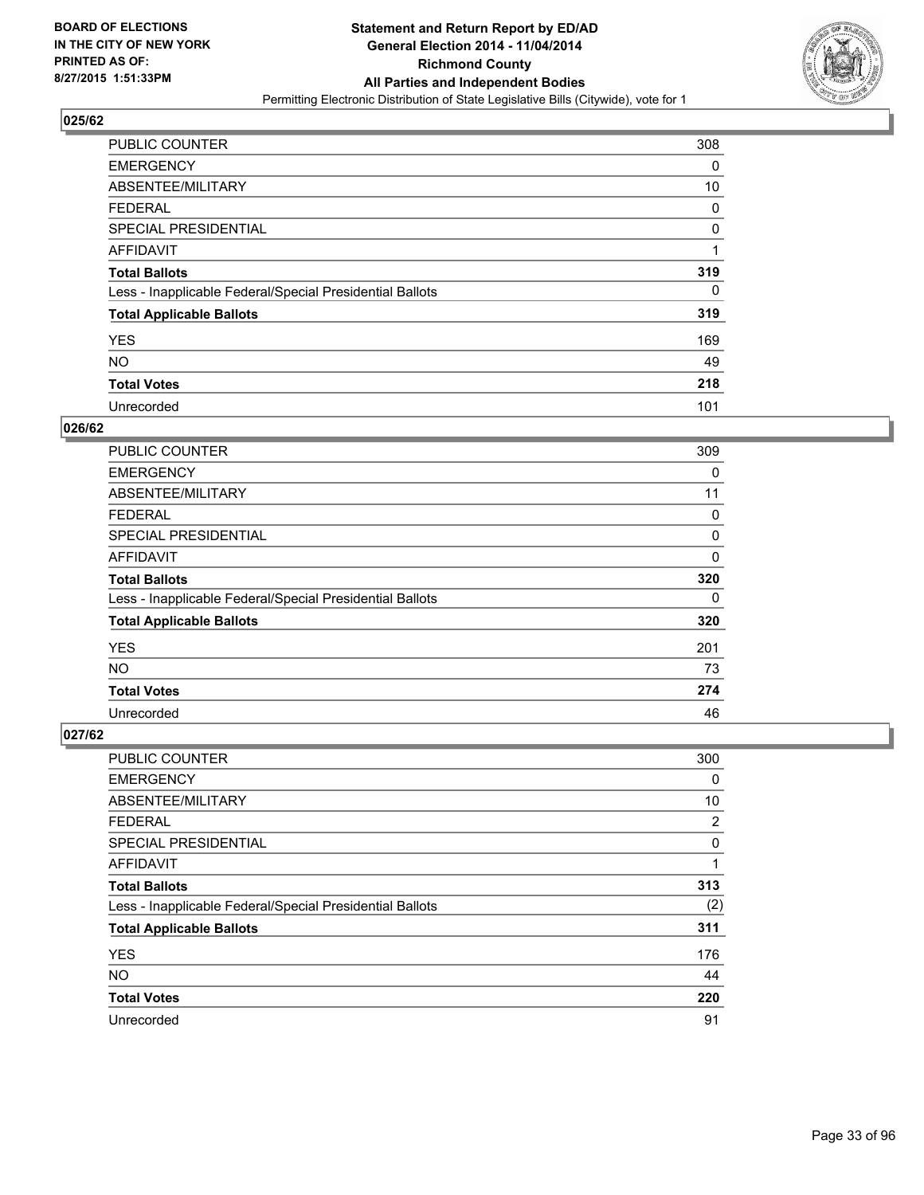**BOARD OF ELECTIONS IN THE CITY OF NEW YORK PRINTED AS OF: 8/27/2015 1:51:33PM**

**Statement and Return Report by ED/AD General Election 2014 - 11/04/2014 Richmond County All Parties and Independent Bodies**
Permitting Electronic Distribution of State Legislative Bills (Citywide), vote for 1

### 025/62

| | |
|---|---|
| PUBLIC COUNTER | 308 |
| EMERGENCY | 0 |
| ABSENTEE/MILITARY | 10 |
| FEDERAL | 0 |
| SPECIAL PRESIDENTIAL | 0 |
| AFFIDAVIT | 1 |
| **Total Ballots** | **319** |
| Less - Inapplicable Federal/Special Presidential Ballots | 0 |
| **Total Applicable Ballots** | **319** |
| YES | 169 |
| NO | 49 |
| **Total Votes** | **218** |
| Unrecorded | 101 |

### 026/62

| | |
|---|---|
| PUBLIC COUNTER | 309 |
| EMERGENCY | 0 |
| ABSENTEE/MILITARY | 11 |
| FEDERAL | 0 |
| SPECIAL PRESIDENTIAL | 0 |
| AFFIDAVIT | 0 |
| **Total Ballots** | **320** |
| Less - Inapplicable Federal/Special Presidential Ballots | 0 |
| **Total Applicable Ballots** | **320** |
| YES | 201 |
| NO | 73 |
| **Total Votes** | **274** |
| Unrecorded | 46 |

### 027/62

| | |
|---|---|
| PUBLIC COUNTER | 300 |
| EMERGENCY | 0 |
| ABSENTEE/MILITARY | 10 |
| FEDERAL | 2 |
| SPECIAL PRESIDENTIAL | 0 |
| AFFIDAVIT | 1 |
| **Total Ballots** | **313** |
| Less - Inapplicable Federal/Special Presidential Ballots | (2) |
| **Total Applicable Ballots** | **311** |
| YES | 176 |
| NO | 44 |
| **Total Votes** | **220** |
| Unrecorded | 91 |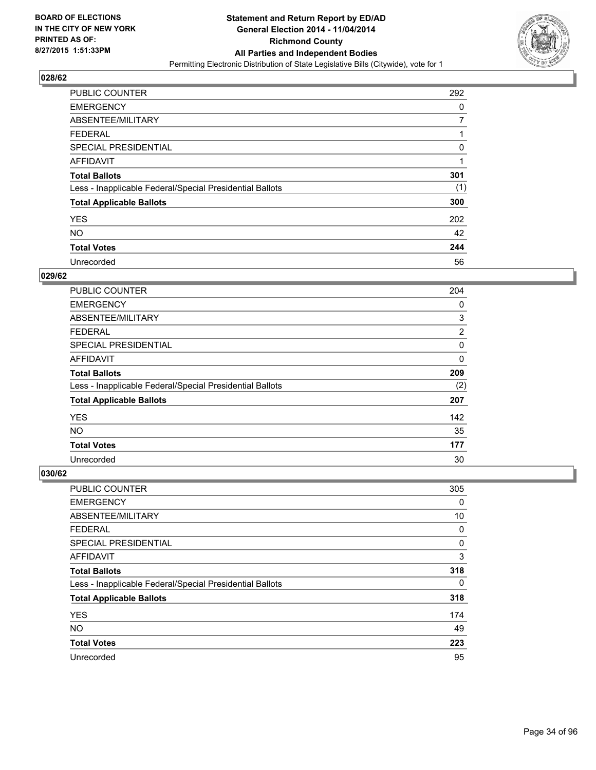**BOARD OF ELECTIONS IN THE CITY OF NEW YORK PRINTED AS OF: 8/27/2015 1:51:33PM**

# Statement and Return Report by ED/AD
## General Election 2014 - 11/04/2014
## Richmond County
## All Parties and Independent Bodies
### Permitting Electronic Distribution of State Legislative Bills (Citywide), vote for 1

### 028/62

| | |
|---|---|
| PUBLIC COUNTER | 292 |
| EMERGENCY | 0 |
| ABSENTEE/MILITARY | 7 |
| FEDERAL | 1 |
| SPECIAL PRESIDENTIAL | 0 |
| AFFIDAVIT | 1 |
| **Total Ballots** | **301** |
| Less - Inapplicable Federal/Special Presidential Ballots | (1) |
| **Total Applicable Ballots** | **300** |
| YES | 202 |
| NO | 42 |
| **Total Votes** | **244** |
| Unrecorded | 56 |

### 029/62

| | |
|---|---|
| PUBLIC COUNTER | 204 |
| EMERGENCY | 0 |
| ABSENTEE/MILITARY | 3 |
| FEDERAL | 2 |
| SPECIAL PRESIDENTIAL | 0 |
| AFFIDAVIT | 0 |
| **Total Ballots** | **209** |
| Less - Inapplicable Federal/Special Presidential Ballots | (2) |
| **Total Applicable Ballots** | **207** |
| YES | 142 |
| NO | 35 |
| **Total Votes** | **177** |
| Unrecorded | 30 |

### 030/62

| | |
|---|---|
| PUBLIC COUNTER | 305 |
| EMERGENCY | 0 |
| ABSENTEE/MILITARY | 10 |
| FEDERAL | 0 |
| SPECIAL PRESIDENTIAL | 0 |
| AFFIDAVIT | 3 |
| **Total Ballots** | **318** |
| Less - Inapplicable Federal/Special Presidential Ballots | 0 |
| **Total Applicable Ballots** | **318** |
| YES | 174 |
| NO | 49 |
| **Total Votes** | **223** |
| Unrecorded | 95 |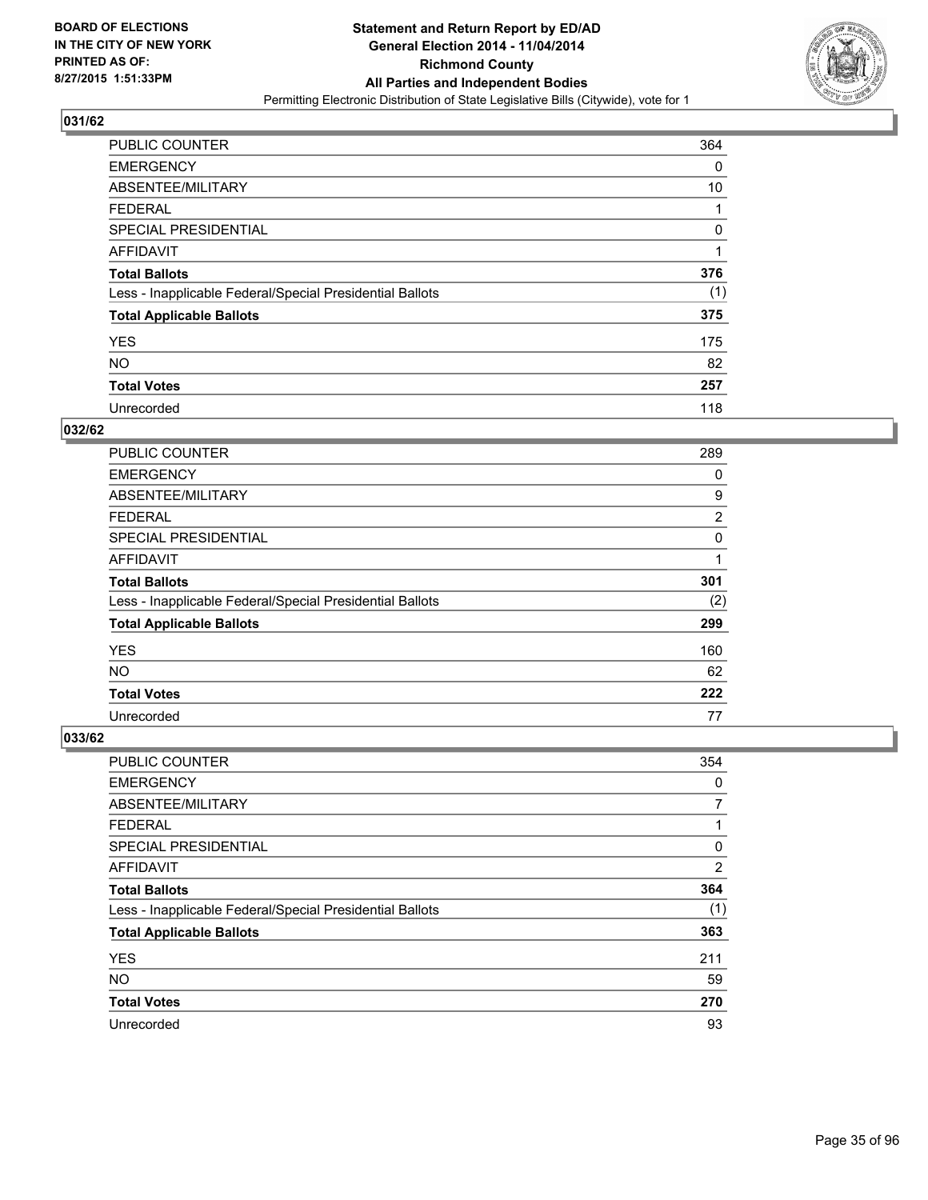**Statement and Return Report by ED/AD**
**General Election 2014 - 11/04/2014**
**Richmond County**
**All Parties and Independent Bodies**
Permitting Electronic Distribution of State Legislative Bills (Citywide), vote for 1

BOARD OF ELECTIONS
IN THE CITY OF NEW YORK
PRINTED AS OF:
8/27/2015 1:51:33PM

## 031/62

| | |
|---|---|
| PUBLIC COUNTER | 364 |
| EMERGENCY | 0 |
| ABSENTEE/MILITARY | 10 |
| FEDERAL | 1 |
| SPECIAL PRESIDENTIAL | 0 |
| AFFIDAVIT | 1 |
| **Total Ballots** | **376** |
| Less - Inapplicable Federal/Special Presidential Ballots | (1) |
| **Total Applicable Ballots** | **375** |
| YES | 175 |
| NO | 82 |
| **Total Votes** | **257** |
| Unrecorded | 118 |

## 032/62

| | |
|---|---|
| PUBLIC COUNTER | 289 |
| EMERGENCY | 0 |
| ABSENTEE/MILITARY | 9 |
| FEDERAL | 2 |
| SPECIAL PRESIDENTIAL | 0 |
| AFFIDAVIT | 1 |
| **Total Ballots** | **301** |
| Less - Inapplicable Federal/Special Presidential Ballots | (2) |
| **Total Applicable Ballots** | **299** |
| YES | 160 |
| NO | 62 |
| **Total Votes** | **222** |
| Unrecorded | 77 |

## 033/62

| | |
|---|---|
| PUBLIC COUNTER | 354 |
| EMERGENCY | 0 |
| ABSENTEE/MILITARY | 7 |
| FEDERAL | 1 |
| SPECIAL PRESIDENTIAL | 0 |
| AFFIDAVIT | 2 |
| **Total Ballots** | **364** |
| Less - Inapplicable Federal/Special Presidential Ballots | (1) |
| **Total Applicable Ballots** | **363** |
| YES | 211 |
| NO | 59 |
| **Total Votes** | **270** |
| Unrecorded | 93 |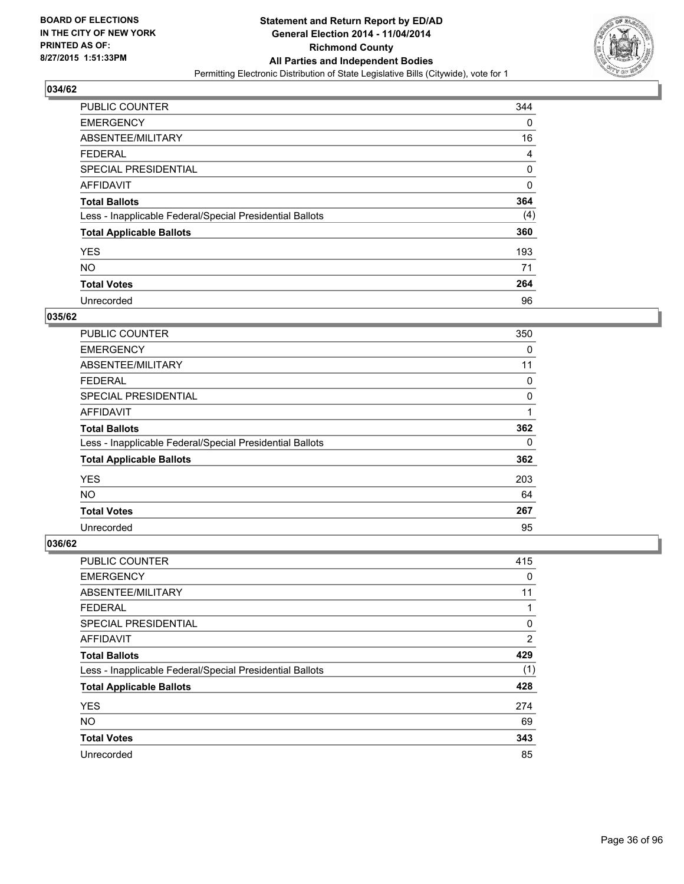**BOARD OF ELECTIONS IN THE CITY OF NEW YORK PRINTED AS OF: 8/27/2015 1:51:33PM**

**Statement and Return Report by ED/AD General Election 2014 - 11/04/2014 Richmond County All Parties and Independent Bodies**

Permitting Electronic Distribution of State Legislative Bills (Citywide), vote for 1

### 034/62

| | |
|---|---|
| PUBLIC COUNTER | 344 |
| EMERGENCY | 0 |
| ABSENTEE/MILITARY | 16 |
| FEDERAL | 4 |
| SPECIAL PRESIDENTIAL | 0 |
| AFFIDAVIT | 0 |
| **Total Ballots** | **364** |
| Less - Inapplicable Federal/Special Presidential Ballots | (4) |
| **Total Applicable Ballots** | **360** |
| YES | 193 |
| NO | 71 |
| **Total Votes** | **264** |
| Unrecorded | 96 |

### 035/62

| | |
|---|---|
| PUBLIC COUNTER | 350 |
| EMERGENCY | 0 |
| ABSENTEE/MILITARY | 11 |
| FEDERAL | 0 |
| SPECIAL PRESIDENTIAL | 0 |
| AFFIDAVIT | 1 |
| **Total Ballots** | **362** |
| Less - Inapplicable Federal/Special Presidential Ballots | 0 |
| **Total Applicable Ballots** | **362** |
| YES | 203 |
| NO | 64 |
| **Total Votes** | **267** |
| Unrecorded | 95 |

### 036/62

| | |
|---|---|
| PUBLIC COUNTER | 415 |
| EMERGENCY | 0 |
| ABSENTEE/MILITARY | 11 |
| FEDERAL | 1 |
| SPECIAL PRESIDENTIAL | 0 |
| AFFIDAVIT | 2 |
| **Total Ballots** | **429** |
| Less - Inapplicable Federal/Special Presidential Ballots | (1) |
| **Total Applicable Ballots** | **428** |
| YES | 274 |
| NO | 69 |
| **Total Votes** | **343** |
| Unrecorded | 85 |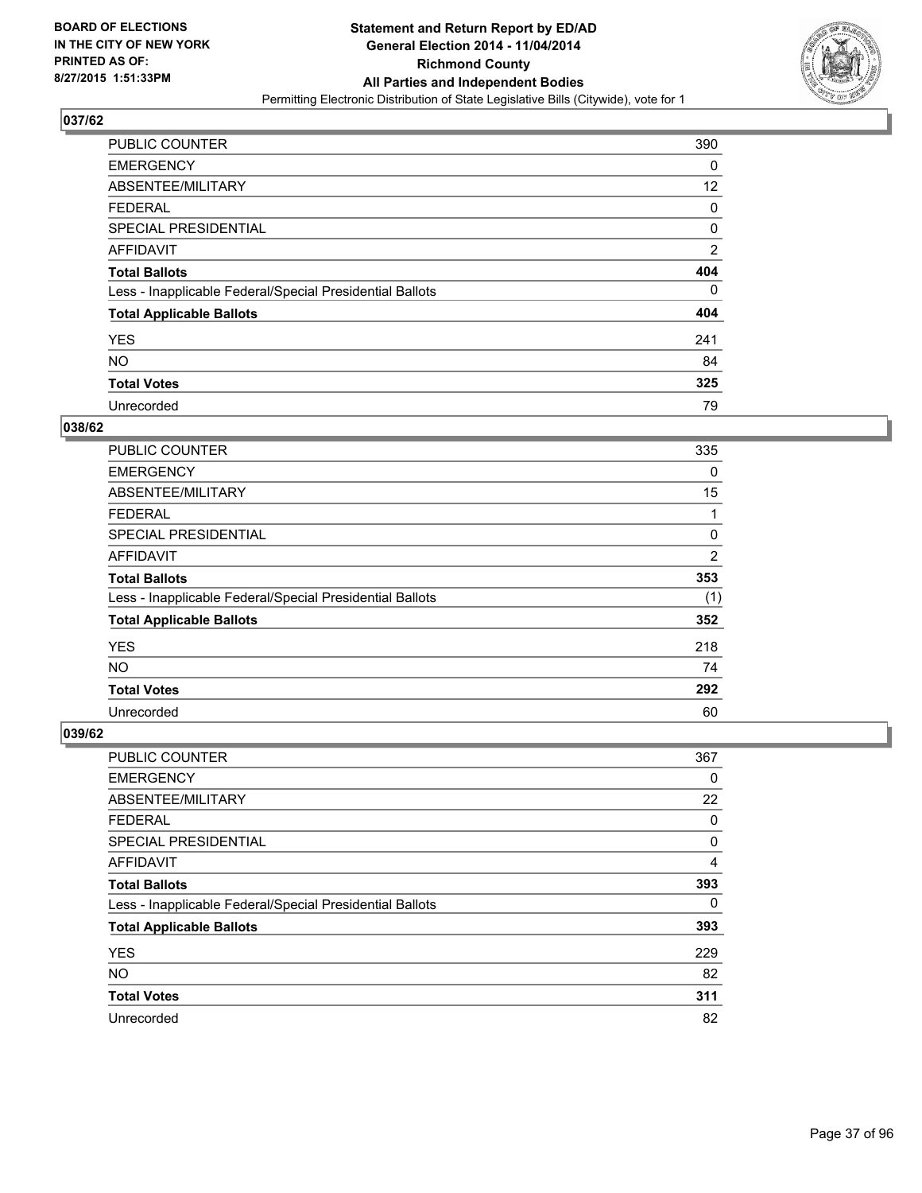BOARD OF ELECTIONS
IN THE CITY OF NEW YORK
PRINTED AS OF:
8/27/2015 1:51:33PM

# Statement and Return Report by ED/AD
## General Election 2014 - 11/04/2014
## Richmond County
## All Parties and Independent Bodies
Permitting Electronic Distribution of State Legislative Bills (Citywide), vote for 1

### 037/62

| | |
|---|---|
| PUBLIC COUNTER | 390 |
| EMERGENCY | 0 |
| ABSENTEE/MILITARY | 12 |
| FEDERAL | 0 |
| SPECIAL PRESIDENTIAL | 0 |
| AFFIDAVIT | 2 |
| **Total Ballots** | **404** |
| Less - Inapplicable Federal/Special Presidential Ballots | 0 |
| **Total Applicable Ballots** | **404** |
| YES | 241 |
| NO | 84 |
| **Total Votes** | **325** |
| Unrecorded | 79 |

### 038/62

| | |
|---|---|
| PUBLIC COUNTER | 335 |
| EMERGENCY | 0 |
| ABSENTEE/MILITARY | 15 |
| FEDERAL | 1 |
| SPECIAL PRESIDENTIAL | 0 |
| AFFIDAVIT | 2 |
| **Total Ballots** | **353** |
| Less - Inapplicable Federal/Special Presidential Ballots | (1) |
| **Total Applicable Ballots** | **352** |
| YES | 218 |
| NO | 74 |
| **Total Votes** | **292** |
| Unrecorded | 60 |

### 039/62

| | |
|---|---|
| PUBLIC COUNTER | 367 |
| EMERGENCY | 0 |
| ABSENTEE/MILITARY | 22 |
| FEDERAL | 0 |
| SPECIAL PRESIDENTIAL | 0 |
| AFFIDAVIT | 4 |
| **Total Ballots** | **393** |
| Less - Inapplicable Federal/Special Presidential Ballots | 0 |
| **Total Applicable Ballots** | **393** |
| YES | 229 |
| NO | 82 |
| **Total Votes** | **311** |
| Unrecorded | 82 |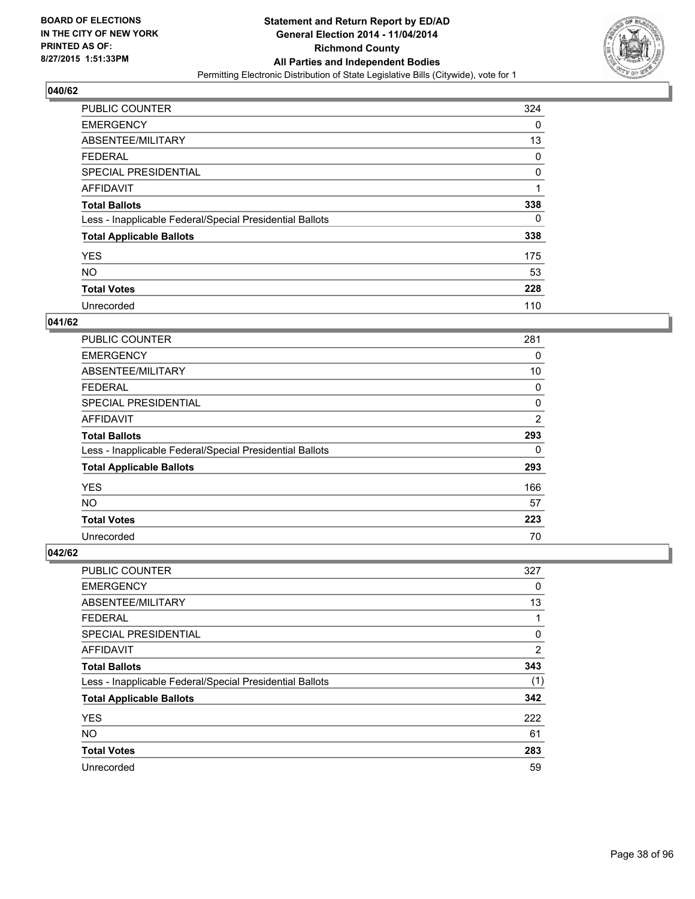BOARD OF ELECTIONS
IN THE CITY OF NEW YORK
PRINTED AS OF:
8/27/2015 1:51:33PM

**Statement and Return Report by ED/AD**
**General Election 2014 - 11/04/2014**
**Richmond County**
**All Parties and Independent Bodies**
Permitting Electronic Distribution of State Legislative Bills (Citywide), vote for 1

## 040/62

| | |
|---|---|
| PUBLIC COUNTER | 324 |
| EMERGENCY | 0 |
| ABSENTEE/MILITARY | 13 |
| FEDERAL | 0 |
| SPECIAL PRESIDENTIAL | 0 |
| AFFIDAVIT | 1 |
| **Total Ballots** | **338** |
| Less - Inapplicable Federal/Special Presidential Ballots | 0 |
| **Total Applicable Ballots** | **338** |
| YES | 175 |
| NO | 53 |
| **Total Votes** | **228** |
| Unrecorded | 110 |

## 041/62

| | |
|---|---|
| PUBLIC COUNTER | 281 |
| EMERGENCY | 0 |
| ABSENTEE/MILITARY | 10 |
| FEDERAL | 0 |
| SPECIAL PRESIDENTIAL | 0 |
| AFFIDAVIT | 2 |
| **Total Ballots** | **293** |
| Less - Inapplicable Federal/Special Presidential Ballots | 0 |
| **Total Applicable Ballots** | **293** |
| YES | 166 |
| NO | 57 |
| **Total Votes** | **223** |
| Unrecorded | 70 |

## 042/62

| | |
|---|---|
| PUBLIC COUNTER | 327 |
| EMERGENCY | 0 |
| ABSENTEE/MILITARY | 13 |
| FEDERAL | 1 |
| SPECIAL PRESIDENTIAL | 0 |
| AFFIDAVIT | 2 |
| **Total Ballots** | **343** |
| Less - Inapplicable Federal/Special Presidential Ballots | (1) |
| **Total Applicable Ballots** | **342** |
| YES | 222 |
| NO | 61 |
| **Total Votes** | **283** |
| Unrecorded | 59 |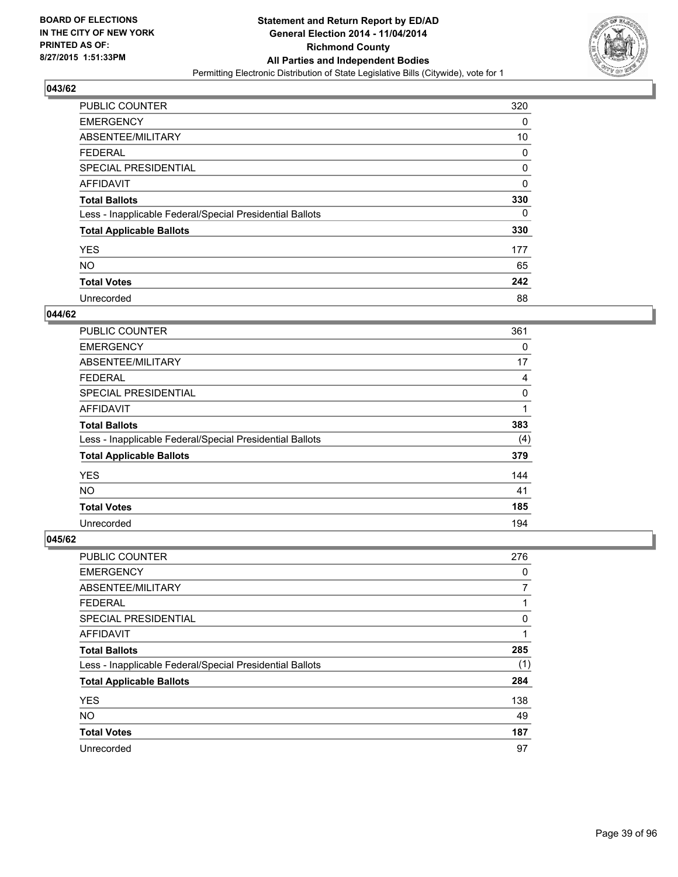**BOARD OF ELECTIONS IN THE CITY OF NEW YORK PRINTED AS OF: 8/27/2015 1:51:33PM**

**Statement and Return Report by ED/AD General Election 2014 - 11/04/2014 Richmond County All Parties and Independent Bodies**

Permitting Electronic Distribution of State Legislative Bills (Citywide), vote for 1

## 043/62

| | |
|---|---|
| PUBLIC COUNTER | 320 |
| EMERGENCY | 0 |
| ABSENTEE/MILITARY | 10 |
| FEDERAL | 0 |
| SPECIAL PRESIDENTIAL | 0 |
| AFFIDAVIT | 0 |
| **Total Ballots** | **330** |
| Less - Inapplicable Federal/Special Presidential Ballots | 0 |
| **Total Applicable Ballots** | **330** |
| YES | 177 |
| NO | 65 |
| **Total Votes** | **242** |
| Unrecorded | 88 |

## 044/62

| | |
|---|---|
| PUBLIC COUNTER | 361 |
| EMERGENCY | 0 |
| ABSENTEE/MILITARY | 17 |
| FEDERAL | 4 |
| SPECIAL PRESIDENTIAL | 0 |
| AFFIDAVIT | 1 |
| **Total Ballots** | **383** |
| Less - Inapplicable Federal/Special Presidential Ballots | (4) |
| **Total Applicable Ballots** | **379** |
| YES | 144 |
| NO | 41 |
| **Total Votes** | **185** |
| Unrecorded | 194 |

## 045/62

| | |
|---|---|
| PUBLIC COUNTER | 276 |
| EMERGENCY | 0 |
| ABSENTEE/MILITARY | 7 |
| FEDERAL | 1 |
| SPECIAL PRESIDENTIAL | 0 |
| AFFIDAVIT | 1 |
| **Total Ballots** | **285** |
| Less - Inapplicable Federal/Special Presidential Ballots | (1) |
| **Total Applicable Ballots** | **284** |
| YES | 138 |
| NO | 49 |
| **Total Votes** | **187** |
| Unrecorded | 97 |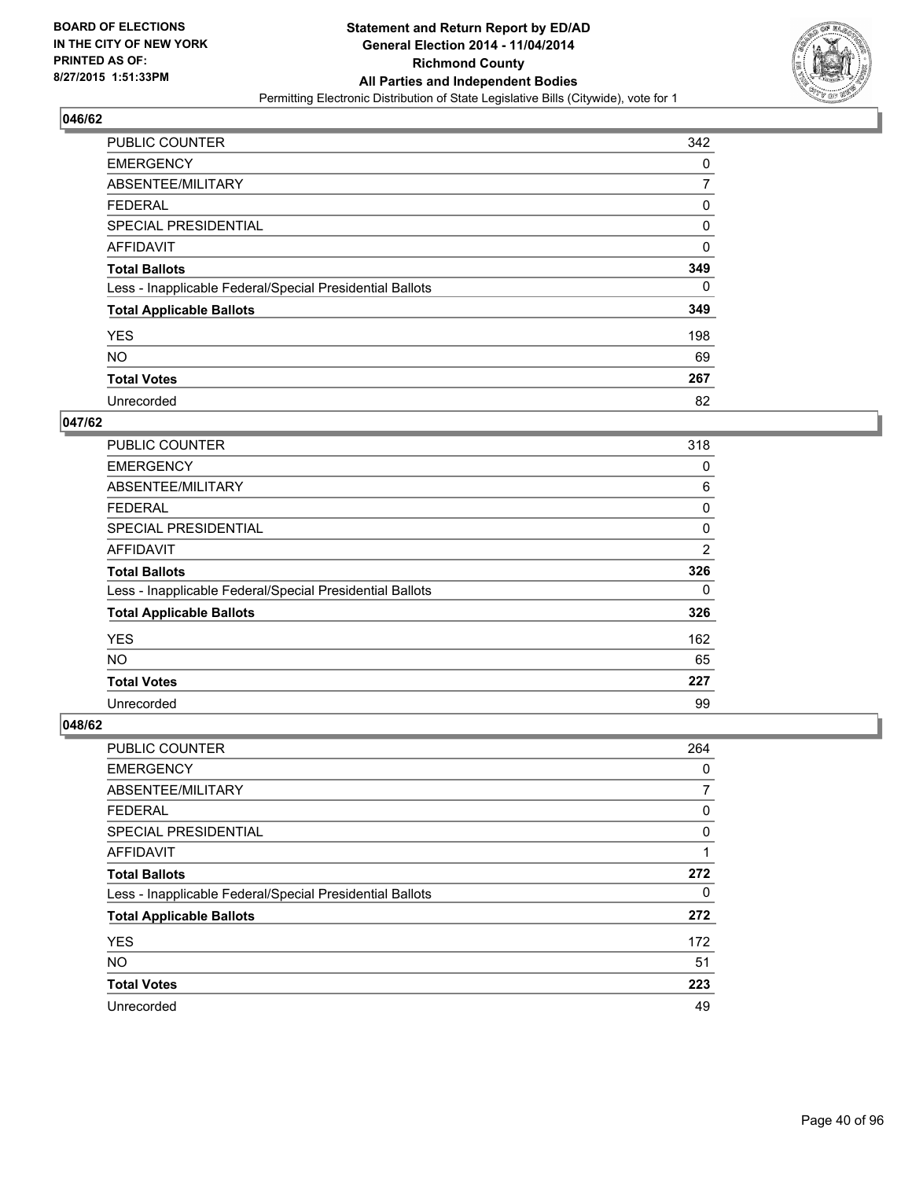BOARD OF ELECTIONS
IN THE CITY OF NEW YORK
PRINTED AS OF:
8/27/2015 1:51:33PM

**Statement and Return Report by ED/AD**
**General Election 2014 - 11/04/2014**
**Richmond County**
**All Parties and Independent Bodies**
Permitting Electronic Distribution of State Legislative Bills (Citywide), vote for 1

### 046/62

| | |
|---|---|
| PUBLIC COUNTER | 342 |
| EMERGENCY | 0 |
| ABSENTEE/MILITARY | 7 |
| FEDERAL | 0 |
| SPECIAL PRESIDENTIAL | 0 |
| AFFIDAVIT | 0 |
| **Total Ballots** | **349** |
| Less - Inapplicable Federal/Special Presidential Ballots | 0 |
| **Total Applicable Ballots** | **349** |
| YES | 198 |
| NO | 69 |
| **Total Votes** | **267** |
| Unrecorded | 82 |

### 047/62

| | |
|---|---|
| PUBLIC COUNTER | 318 |
| EMERGENCY | 0 |
| ABSENTEE/MILITARY | 6 |
| FEDERAL | 0 |
| SPECIAL PRESIDENTIAL | 0 |
| AFFIDAVIT | 2 |
| **Total Ballots** | **326** |
| Less - Inapplicable Federal/Special Presidential Ballots | 0 |
| **Total Applicable Ballots** | **326** |
| YES | 162 |
| NO | 65 |
| **Total Votes** | **227** |
| Unrecorded | 99 |

### 048/62

| | |
|---|---|
| PUBLIC COUNTER | 264 |
| EMERGENCY | 0 |
| ABSENTEE/MILITARY | 7 |
| FEDERAL | 0 |
| SPECIAL PRESIDENTIAL | 0 |
| AFFIDAVIT | 1 |
| **Total Ballots** | **272** |
| Less - Inapplicable Federal/Special Presidential Ballots | 0 |
| **Total Applicable Ballots** | **272** |
| YES | 172 |
| NO | 51 |
| **Total Votes** | **223** |
| Unrecorded | 49 |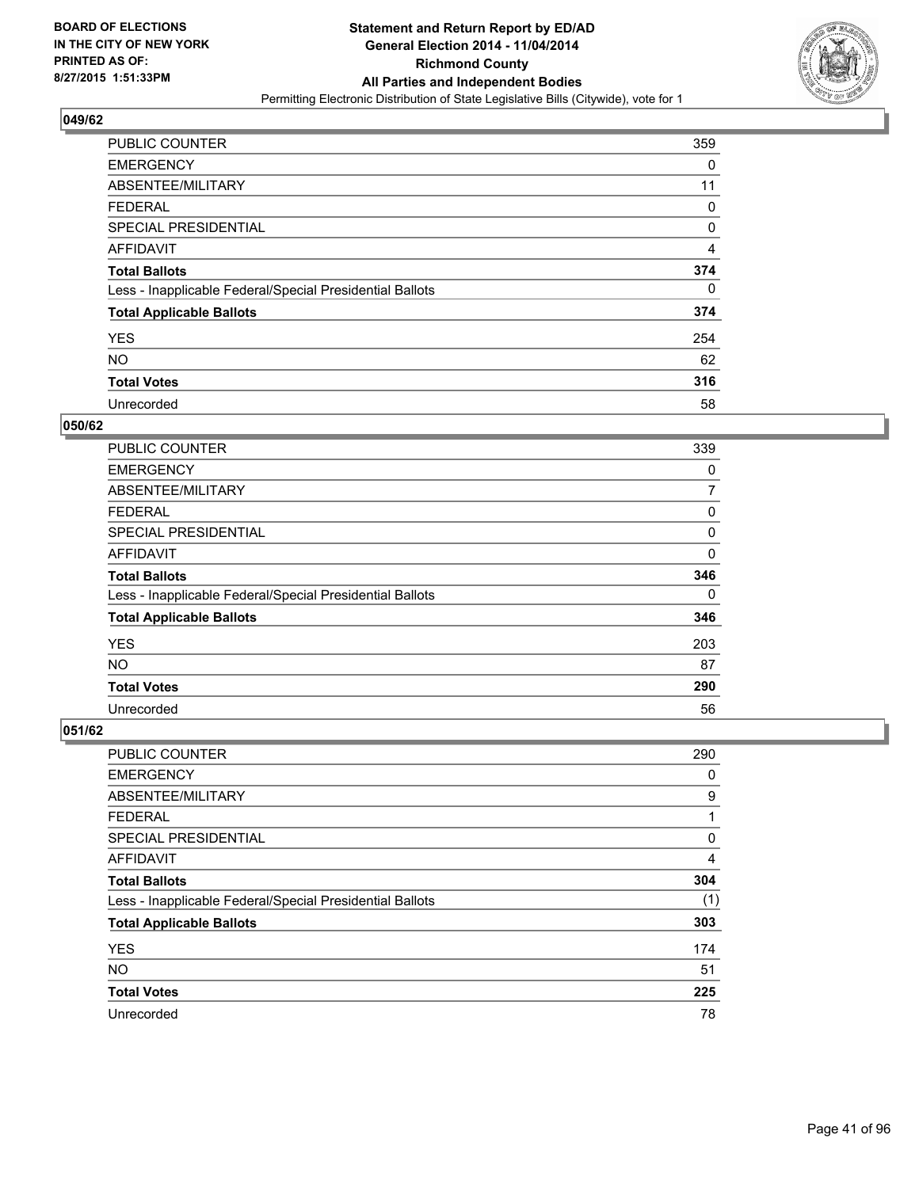## 049/62

| | |
|---|---|
| PUBLIC COUNTER | 359 |
| EMERGENCY | 0 |
| ABSENTEE/MILITARY | 11 |
| FEDERAL | 0 |
| SPECIAL PRESIDENTIAL | 0 |
| AFFIDAVIT | 4 |
| **Total Ballots** | **374** |
| Less - Inapplicable Federal/Special Presidential Ballots | 0 |
| **Total Applicable Ballots** | **374** |
| YES | 254 |
| NO | 62 |
| **Total Votes** | **316** |
| Unrecorded | 58 |

## 050/62

| | |
|---|---|
| PUBLIC COUNTER | 339 |
| EMERGENCY | 0 |
| ABSENTEE/MILITARY | 7 |
| FEDERAL | 0 |
| SPECIAL PRESIDENTIAL | 0 |
| AFFIDAVIT | 0 |
| **Total Ballots** | **346** |
| Less - Inapplicable Federal/Special Presidential Ballots | 0 |
| **Total Applicable Ballots** | **346** |
| YES | 203 |
| NO | 87 |
| **Total Votes** | **290** |
| Unrecorded | 56 |

## 051/62

| | |
|---|---|
| PUBLIC COUNTER | 290 |
| EMERGENCY | 0 |
| ABSENTEE/MILITARY | 9 |
| FEDERAL | 1 |
| SPECIAL PRESIDENTIAL | 0 |
| AFFIDAVIT | 4 |
| **Total Ballots** | **304** |
| Less - Inapplicable Federal/Special Presidential Ballots | (1) |
| **Total Applicable Ballots** | **303** |
| YES | 174 |
| NO | 51 |
| **Total Votes** | **225** |
| Unrecorded | 78 |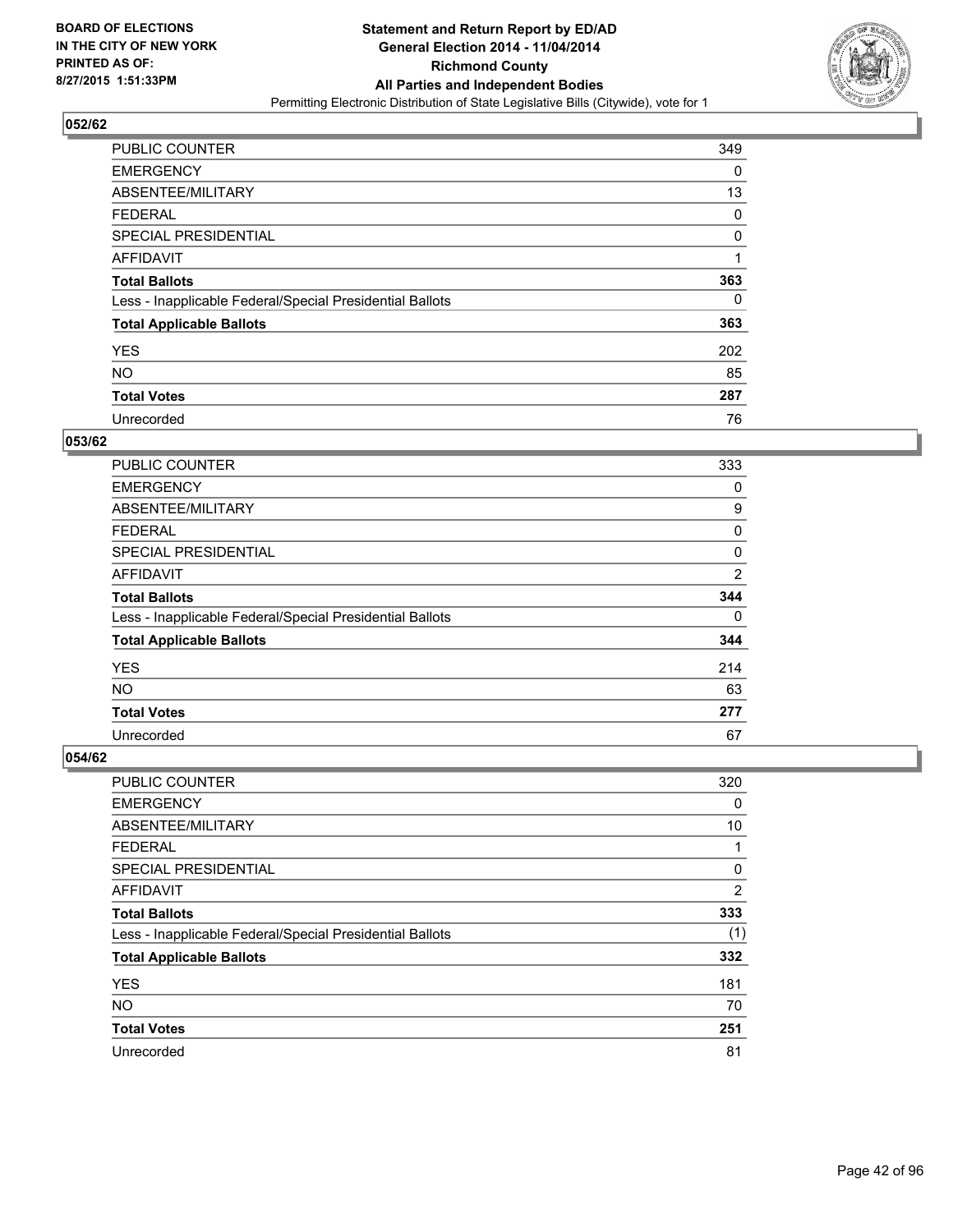**BOARD OF ELECTIONS**
**IN THE CITY OF NEW YORK**
**PRINTED AS OF:**
**8/27/2015 1:51:33PM**

**Statement and Return Report by ED/AD**
**General Election 2014 - 11/04/2014**
**Richmond County**
**All Parties and Independent Bodies**
Permitting Electronic Distribution of State Legislative Bills (Citywide), vote for 1

### 052/62

| | |
|---|---|
| PUBLIC COUNTER | 349 |
| EMERGENCY | 0 |
| ABSENTEE/MILITARY | 13 |
| FEDERAL | 0 |
| SPECIAL PRESIDENTIAL | 0 |
| AFFIDAVIT | 1 |
| **Total Ballots** | **363** |
| Less - Inapplicable Federal/Special Presidential Ballots | 0 |
| **Total Applicable Ballots** | **363** |
| YES | 202 |
| NO | 85 |
| **Total Votes** | **287** |
| Unrecorded | 76 |

### 053/62

| | |
|---|---|
| PUBLIC COUNTER | 333 |
| EMERGENCY | 0 |
| ABSENTEE/MILITARY | 9 |
| FEDERAL | 0 |
| SPECIAL PRESIDENTIAL | 0 |
| AFFIDAVIT | 2 |
| **Total Ballots** | **344** |
| Less - Inapplicable Federal/Special Presidential Ballots | 0 |
| **Total Applicable Ballots** | **344** |
| YES | 214 |
| NO | 63 |
| **Total Votes** | **277** |
| Unrecorded | 67 |

### 054/62

| | |
|---|---|
| PUBLIC COUNTER | 320 |
| EMERGENCY | 0 |
| ABSENTEE/MILITARY | 10 |
| FEDERAL | 1 |
| SPECIAL PRESIDENTIAL | 0 |
| AFFIDAVIT | 2 |
| **Total Ballots** | **333** |
| Less - Inapplicable Federal/Special Presidential Ballots | (1) |
| **Total Applicable Ballots** | **332** |
| YES | 181 |
| NO | 70 |
| **Total Votes** | **251** |
| Unrecorded | 81 |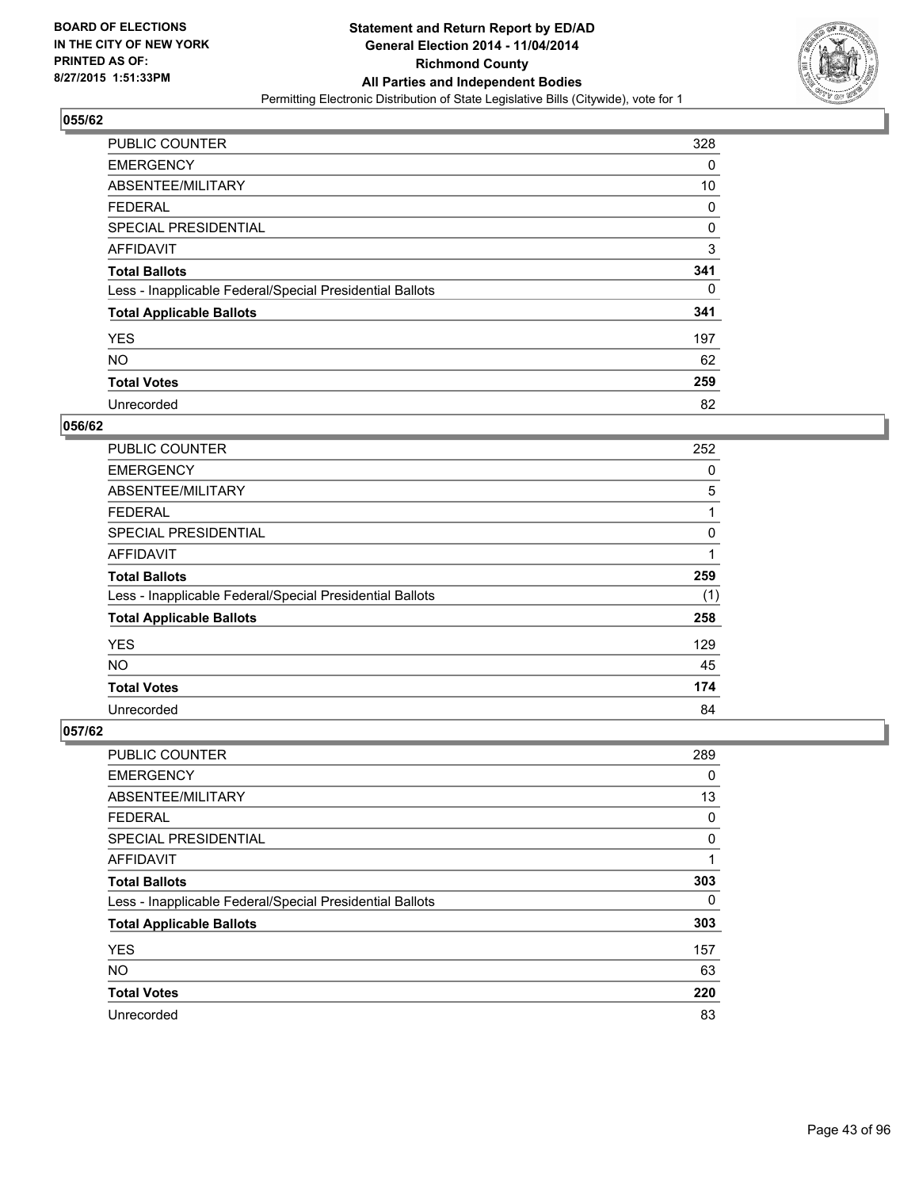BOARD OF ELECTIONS
IN THE CITY OF NEW YORK
PRINTED AS OF:
8/27/2015 1:51:33PM

**Statement and Return Report by ED/AD**
**General Election 2014 - 11/04/2014**
**Richmond County**
**All Parties and Independent Bodies**
Permitting Electronic Distribution of State Legislative Bills (Citywide), vote for 1

### 055/62

| | |
|---|---|
| PUBLIC COUNTER | 328 |
| EMERGENCY | 0 |
| ABSENTEE/MILITARY | 10 |
| FEDERAL | 0 |
| SPECIAL PRESIDENTIAL | 0 |
| AFFIDAVIT | 3 |
| **Total Ballots** | **341** |
| Less - Inapplicable Federal/Special Presidential Ballots | 0 |
| **Total Applicable Ballots** | **341** |
| YES | 197 |
| NO | 62 |
| **Total Votes** | **259** |
| Unrecorded | 82 |

### 056/62

| | |
|---|---|
| PUBLIC COUNTER | 252 |
| EMERGENCY | 0 |
| ABSENTEE/MILITARY | 5 |
| FEDERAL | 1 |
| SPECIAL PRESIDENTIAL | 0 |
| AFFIDAVIT | 1 |
| **Total Ballots** | **259** |
| Less - Inapplicable Federal/Special Presidential Ballots | (1) |
| **Total Applicable Ballots** | **258** |
| YES | 129 |
| NO | 45 |
| **Total Votes** | **174** |
| Unrecorded | 84 |

### 057/62

| | |
|---|---|
| PUBLIC COUNTER | 289 |
| EMERGENCY | 0 |
| ABSENTEE/MILITARY | 13 |
| FEDERAL | 0 |
| SPECIAL PRESIDENTIAL | 0 |
| AFFIDAVIT | 1 |
| **Total Ballots** | **303** |
| Less - Inapplicable Federal/Special Presidential Ballots | 0 |
| **Total Applicable Ballots** | **303** |
| YES | 157 |
| NO | 63 |
| **Total Votes** | **220** |
| Unrecorded | 83 |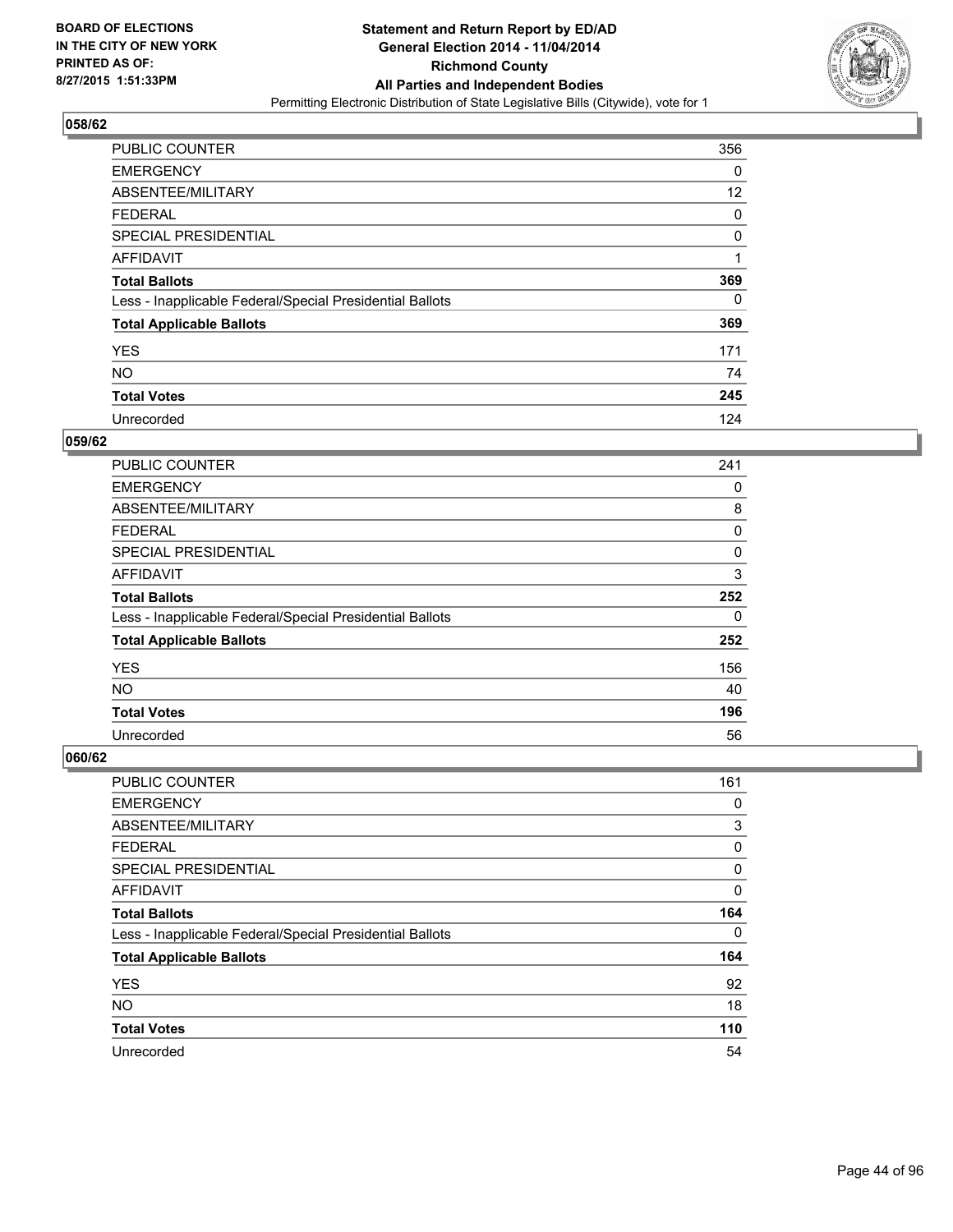BOARD OF ELECTIONS
IN THE CITY OF NEW YORK
PRINTED AS OF:
8/27/2015 1:51:33PM

**Statement and Return Report by ED/AD**
**General Election 2014 - 11/04/2014**
**Richmond County**
**All Parties and Independent Bodies**
Permitting Electronic Distribution of State Legislative Bills (Citywide), vote for 1

## 058/62

| | |
|---|---|
| PUBLIC COUNTER | 356 |
| EMERGENCY | 0 |
| ABSENTEE/MILITARY | 12 |
| FEDERAL | 0 |
| SPECIAL PRESIDENTIAL | 0 |
| AFFIDAVIT | 1 |
| **Total Ballots** | **369** |
| Less - Inapplicable Federal/Special Presidential Ballots | 0 |
| **Total Applicable Ballots** | **369** |
| YES | 171 |
| NO | 74 |
| **Total Votes** | **245** |
| Unrecorded | 124 |

## 059/62

| | |
|---|---|
| PUBLIC COUNTER | 241 |
| EMERGENCY | 0 |
| ABSENTEE/MILITARY | 8 |
| FEDERAL | 0 |
| SPECIAL PRESIDENTIAL | 0 |
| AFFIDAVIT | 3 |
| **Total Ballots** | **252** |
| Less - Inapplicable Federal/Special Presidential Ballots | 0 |
| **Total Applicable Ballots** | **252** |
| YES | 156 |
| NO | 40 |
| **Total Votes** | **196** |
| Unrecorded | 56 |

## 060/62

| | |
|---|---|
| PUBLIC COUNTER | 161 |
| EMERGENCY | 0 |
| ABSENTEE/MILITARY | 3 |
| FEDERAL | 0 |
| SPECIAL PRESIDENTIAL | 0 |
| AFFIDAVIT | 0 |
| **Total Ballots** | **164** |
| Less - Inapplicable Federal/Special Presidential Ballots | 0 |
| **Total Applicable Ballots** | **164** |
| YES | 92 |
| NO | 18 |
| **Total Votes** | **110** |
| Unrecorded | 54 |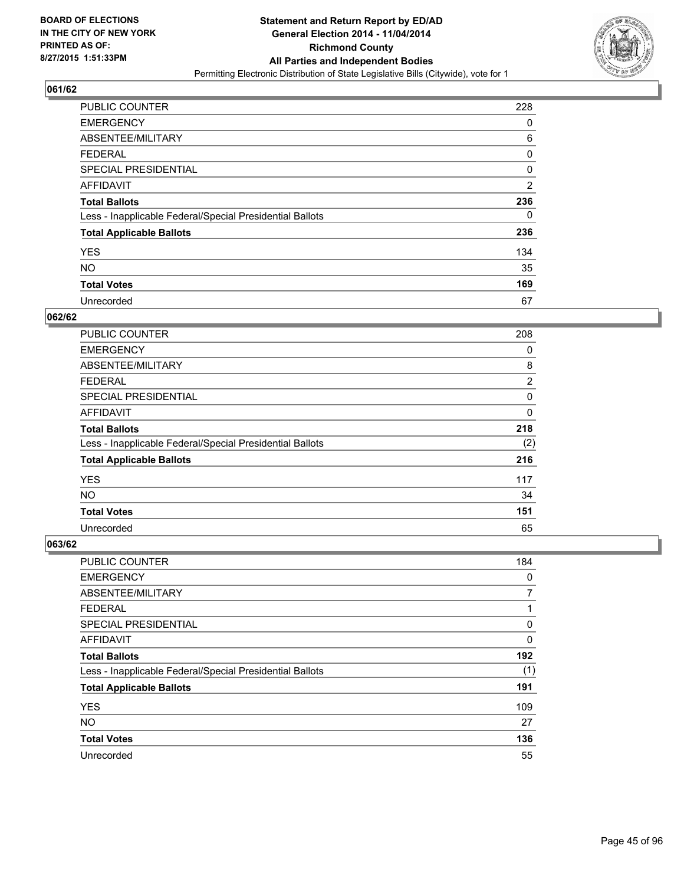## 061/62

| | |
|---|---|
| PUBLIC COUNTER | 228 |
| EMERGENCY | 0 |
| ABSENTEE/MILITARY | 6 |
| FEDERAL | 0 |
| SPECIAL PRESIDENTIAL | 0 |
| AFFIDAVIT | 2 |
| **Total Ballots** | **236** |
| Less - Inapplicable Federal/Special Presidential Ballots | 0 |
| **Total Applicable Ballots** | **236** |
| YES | 134 |
| NO | 35 |
| **Total Votes** | **169** |
| Unrecorded | 67 |

## 062/62

| | |
|---|---|
| PUBLIC COUNTER | 208 |
| EMERGENCY | 0 |
| ABSENTEE/MILITARY | 8 |
| FEDERAL | 2 |
| SPECIAL PRESIDENTIAL | 0 |
| AFFIDAVIT | 0 |
| **Total Ballots** | **218** |
| Less - Inapplicable Federal/Special Presidential Ballots | (2) |
| **Total Applicable Ballots** | **216** |
| YES | 117 |
| NO | 34 |
| **Total Votes** | **151** |
| Unrecorded | 65 |

## 063/62

| | |
|---|---|
| PUBLIC COUNTER | 184 |
| EMERGENCY | 0 |
| ABSENTEE/MILITARY | 7 |
| FEDERAL | 1 |
| SPECIAL PRESIDENTIAL | 0 |
| AFFIDAVIT | 0 |
| **Total Ballots** | **192** |
| Less - Inapplicable Federal/Special Presidential Ballots | (1) |
| **Total Applicable Ballots** | **191** |
| YES | 109 |
| NO | 27 |
| **Total Votes** | **136** |
| Unrecorded | 55 |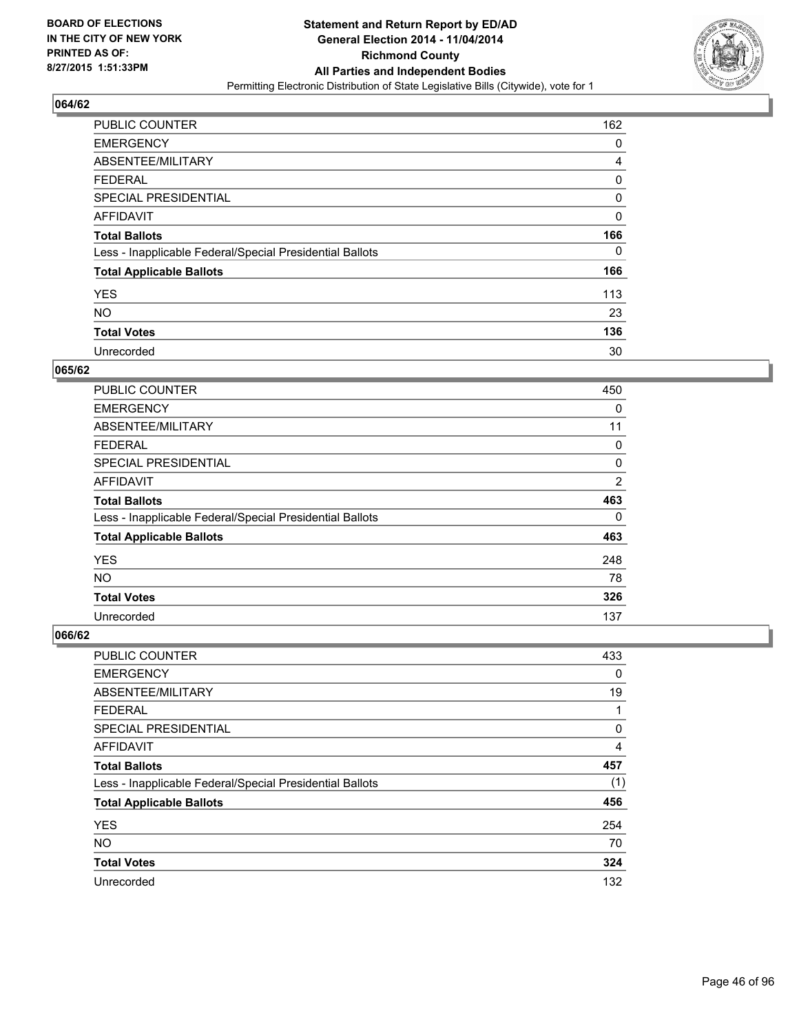**BOARD OF ELECTIONS IN THE CITY OF NEW YORK PRINTED AS OF: 8/27/2015 1:51:33PM**

**Statement and Return Report by ED/AD General Election 2014 - 11/04/2014 Richmond County All Parties and Independent Bodies**

Permitting Electronic Distribution of State Legislative Bills (Citywide), vote for 1

### 064/62

| | |
|---|---|
| PUBLIC COUNTER | 162 |
| EMERGENCY | 0 |
| ABSENTEE/MILITARY | 4 |
| FEDERAL | 0 |
| SPECIAL PRESIDENTIAL | 0 |
| AFFIDAVIT | 0 |
| **Total Ballots** | **166** |
| Less - Inapplicable Federal/Special Presidential Ballots | 0 |
| **Total Applicable Ballots** | **166** |
| YES | 113 |
| NO | 23 |
| **Total Votes** | **136** |
| Unrecorded | 30 |

### 065/62

| | |
|---|---|
| PUBLIC COUNTER | 450 |
| EMERGENCY | 0 |
| ABSENTEE/MILITARY | 11 |
| FEDERAL | 0 |
| SPECIAL PRESIDENTIAL | 0 |
| AFFIDAVIT | 2 |
| **Total Ballots** | **463** |
| Less - Inapplicable Federal/Special Presidential Ballots | 0 |
| **Total Applicable Ballots** | **463** |
| YES | 248 |
| NO | 78 |
| **Total Votes** | **326** |
| Unrecorded | 137 |

### 066/62

| | |
|---|---|
| PUBLIC COUNTER | 433 |
| EMERGENCY | 0 |
| ABSENTEE/MILITARY | 19 |
| FEDERAL | 1 |
| SPECIAL PRESIDENTIAL | 0 |
| AFFIDAVIT | 4 |
| **Total Ballots** | **457** |
| Less - Inapplicable Federal/Special Presidential Ballots | (1) |
| **Total Applicable Ballots** | **456** |
| YES | 254 |
| NO | 70 |
| **Total Votes** | **324** |
| Unrecorded | 132 |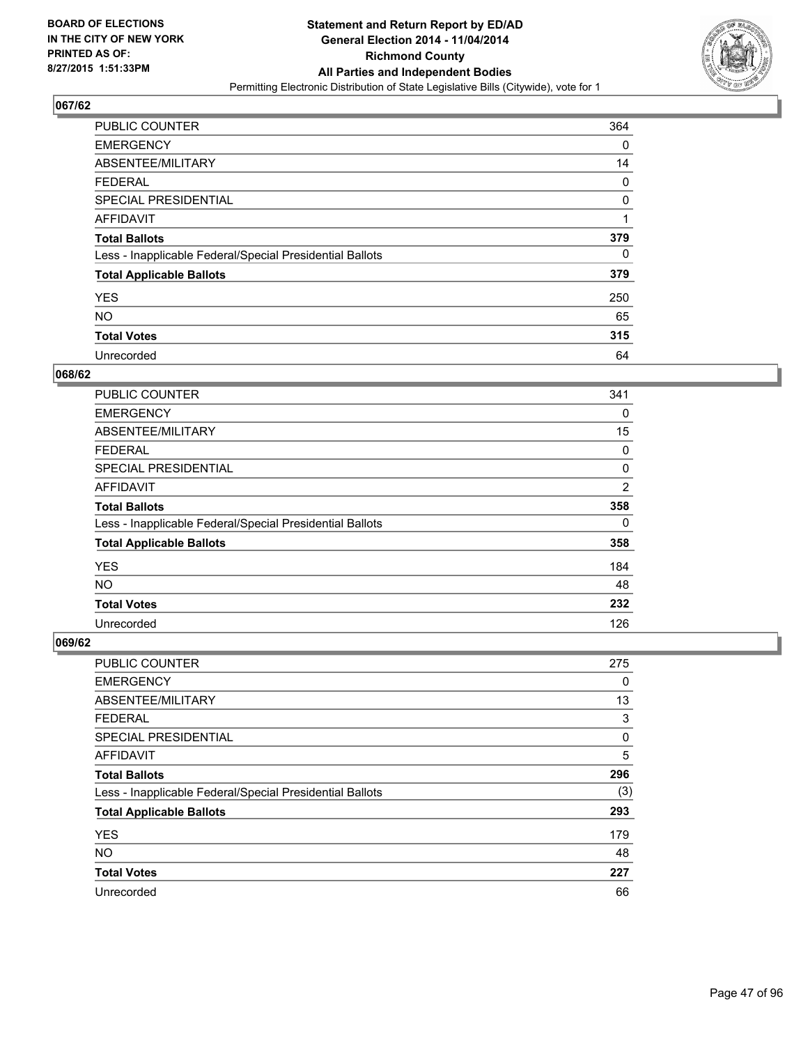**Statement and Return Report by ED/AD**
**General Election 2014 - 11/04/2014**
**Richmond County**
**All Parties and Independent Bodies**
Permitting Electronic Distribution of State Legislative Bills (Citywide), vote for 1

BOARD OF ELECTIONS
IN THE CITY OF NEW YORK
PRINTED AS OF:
8/27/2015 1:51:33PM

### 067/62

| | |
|---|---|
| PUBLIC COUNTER | 364 |
| EMERGENCY | 0 |
| ABSENTEE/MILITARY | 14 |
| FEDERAL | 0 |
| SPECIAL PRESIDENTIAL | 0 |
| AFFIDAVIT | 1 |
| **Total Ballots** | **379** |
| Less - Inapplicable Federal/Special Presidential Ballots | 0 |
| **Total Applicable Ballots** | **379** |
| YES | 250 |
| NO | 65 |
| **Total Votes** | **315** |
| Unrecorded | 64 |

### 068/62

| | |
|---|---|
| PUBLIC COUNTER | 341 |
| EMERGENCY | 0 |
| ABSENTEE/MILITARY | 15 |
| FEDERAL | 0 |
| SPECIAL PRESIDENTIAL | 0 |
| AFFIDAVIT | 2 |
| **Total Ballots** | **358** |
| Less - Inapplicable Federal/Special Presidential Ballots | 0 |
| **Total Applicable Ballots** | **358** |
| YES | 184 |
| NO | 48 |
| **Total Votes** | **232** |
| Unrecorded | 126 |

### 069/62

| | |
|---|---|
| PUBLIC COUNTER | 275 |
| EMERGENCY | 0 |
| ABSENTEE/MILITARY | 13 |
| FEDERAL | 3 |
| SPECIAL PRESIDENTIAL | 0 |
| AFFIDAVIT | 5 |
| **Total Ballots** | **296** |
| Less - Inapplicable Federal/Special Presidential Ballots | (3) |
| **Total Applicable Ballots** | **293** |
| YES | 179 |
| NO | 48 |
| **Total Votes** | **227** |
| Unrecorded | 66 |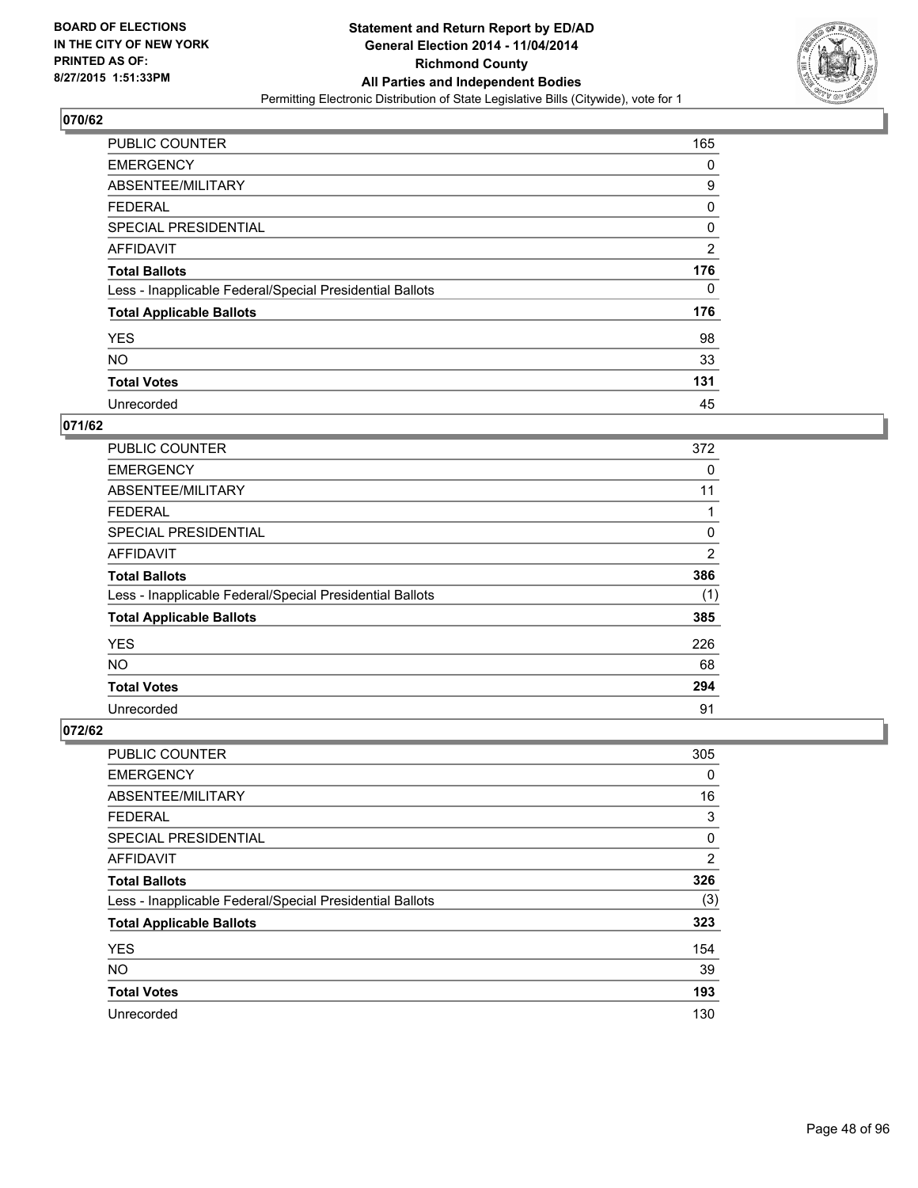**BOARD OF ELECTIONS IN THE CITY OF NEW YORK PRINTED AS OF: 8/27/2015 1:51:33PM**

**Statement and Return Report by ED/AD General Election 2014 - 11/04/2014 Richmond County All Parties and Independent Bodies**

Permitting Electronic Distribution of State Legislative Bills (Citywide), vote for 1

## 070/62

| | |
|---|---|
| PUBLIC COUNTER | 165 |
| EMERGENCY | 0 |
| ABSENTEE/MILITARY | 9 |
| FEDERAL | 0 |
| SPECIAL PRESIDENTIAL | 0 |
| AFFIDAVIT | 2 |
| **Total Ballots** | **176** |
| Less - Inapplicable Federal/Special Presidential Ballots | 0 |
| **Total Applicable Ballots** | **176** |
| YES | 98 |
| NO | 33 |
| **Total Votes** | **131** |
| Unrecorded | 45 |

## 071/62

| | |
|---|---|
| PUBLIC COUNTER | 372 |
| EMERGENCY | 0 |
| ABSENTEE/MILITARY | 11 |
| FEDERAL | 1 |
| SPECIAL PRESIDENTIAL | 0 |
| AFFIDAVIT | 2 |
| **Total Ballots** | **386** |
| Less - Inapplicable Federal/Special Presidential Ballots | (1) |
| **Total Applicable Ballots** | **385** |
| YES | 226 |
| NO | 68 |
| **Total Votes** | **294** |
| Unrecorded | 91 |

## 072/62

| | |
|---|---|
| PUBLIC COUNTER | 305 |
| EMERGENCY | 0 |
| ABSENTEE/MILITARY | 16 |
| FEDERAL | 3 |
| SPECIAL PRESIDENTIAL | 0 |
| AFFIDAVIT | 2 |
| **Total Ballots** | **326** |
| Less - Inapplicable Federal/Special Presidential Ballots | (3) |
| **Total Applicable Ballots** | **323** |
| YES | 154 |
| NO | 39 |
| **Total Votes** | **193** |
| Unrecorded | 130 |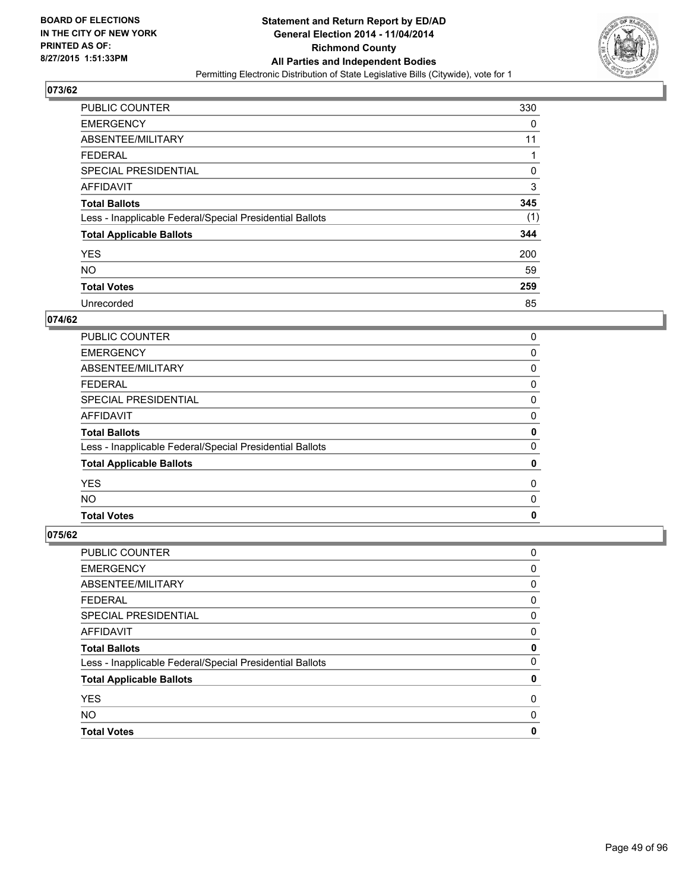**BOARD OF ELECTIONS IN THE CITY OF NEW YORK PRINTED AS OF: 8/27/2015 1:51:33PM**

**Statement and Return Report by ED/AD General Election 2014 - 11/04/2014 Richmond County All Parties and Independent Bodies**

Permitting Electronic Distribution of State Legislative Bills (Citywide), vote for 1

## 073/62

| | |
|---|---|
| PUBLIC COUNTER | 330 |
| EMERGENCY | 0 |
| ABSENTEE/MILITARY | 11 |
| FEDERAL | 1 |
| SPECIAL PRESIDENTIAL | 0 |
| AFFIDAVIT | 3 |
| **Total Ballots** | **345** |
| Less - Inapplicable Federal/Special Presidential Ballots | (1) |
| **Total Applicable Ballots** | **344** |
| YES | 200 |
| NO | 59 |
| **Total Votes** | **259** |
| Unrecorded | 85 |

## 074/62

| | |
|---|---|
| PUBLIC COUNTER | 0 |
| EMERGENCY | 0 |
| ABSENTEE/MILITARY | 0 |
| FEDERAL | 0 |
| SPECIAL PRESIDENTIAL | 0 |
| AFFIDAVIT | 0 |
| **Total Ballots** | **0** |
| Less - Inapplicable Federal/Special Presidential Ballots | 0 |
| **Total Applicable Ballots** | **0** |
| YES | 0 |
| NO | 0 |
| **Total Votes** | **0** |

## 075/62

| | |
|---|---|
| PUBLIC COUNTER | 0 |
| EMERGENCY | 0 |
| ABSENTEE/MILITARY | 0 |
| FEDERAL | 0 |
| SPECIAL PRESIDENTIAL | 0 |
| AFFIDAVIT | 0 |
| **Total Ballots** | **0** |
| Less - Inapplicable Federal/Special Presidential Ballots | 0 |
| **Total Applicable Ballots** | **0** |
| YES | 0 |
| NO | 0 |
| **Total Votes** | **0** |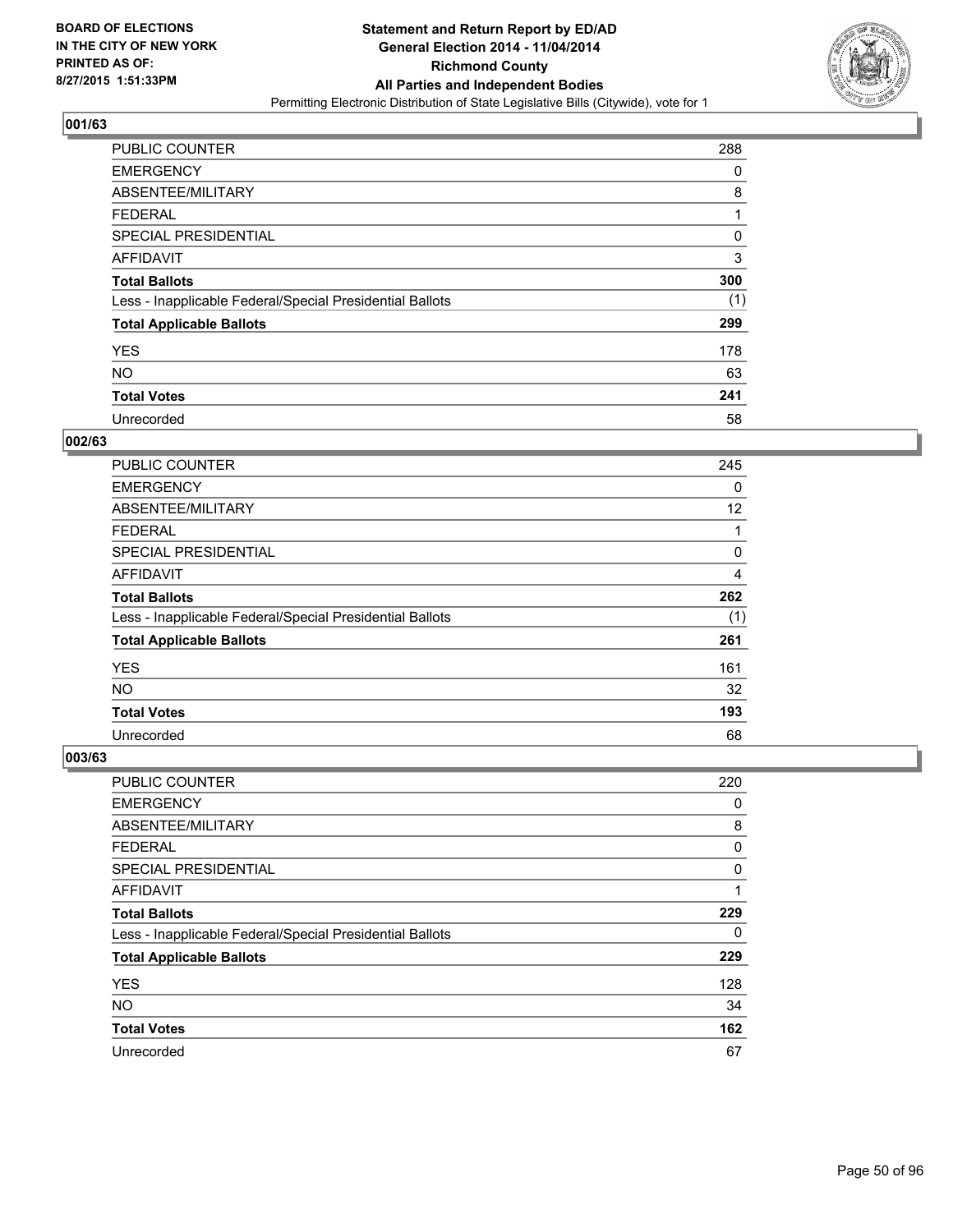BOARD OF ELECTIONS
IN THE CITY OF NEW YORK
PRINTED AS OF:
8/27/2015 1:51:33PM

**Statement and Return Report by ED/AD**
**General Election 2014 - 11/04/2014**
**Richmond County**
**All Parties and Independent Bodies**
Permitting Electronic Distribution of State Legislative Bills (Citywide), vote for 1

## 001/63

| | |
|---|---|
| PUBLIC COUNTER | 288 |
| EMERGENCY | 0 |
| ABSENTEE/MILITARY | 8 |
| FEDERAL | 1 |
| SPECIAL PRESIDENTIAL | 0 |
| AFFIDAVIT | 3 |
| **Total Ballots** | **300** |
| Less - Inapplicable Federal/Special Presidential Ballots | (1) |
| **Total Applicable Ballots** | **299** |
| YES | 178 |
| NO | 63 |
| **Total Votes** | **241** |
| Unrecorded | 58 |

## 002/63

| | |
|---|---|
| PUBLIC COUNTER | 245 |
| EMERGENCY | 0 |
| ABSENTEE/MILITARY | 12 |
| FEDERAL | 1 |
| SPECIAL PRESIDENTIAL | 0 |
| AFFIDAVIT | 4 |
| **Total Ballots** | **262** |
| Less - Inapplicable Federal/Special Presidential Ballots | (1) |
| **Total Applicable Ballots** | **261** |
| YES | 161 |
| NO | 32 |
| **Total Votes** | **193** |
| Unrecorded | 68 |

## 003/63

| | |
|---|---|
| PUBLIC COUNTER | 220 |
| EMERGENCY | 0 |
| ABSENTEE/MILITARY | 8 |
| FEDERAL | 0 |
| SPECIAL PRESIDENTIAL | 0 |
| AFFIDAVIT | 1 |
| **Total Ballots** | **229** |
| Less - Inapplicable Federal/Special Presidential Ballots | 0 |
| **Total Applicable Ballots** | **229** |
| YES | 128 |
| NO | 34 |
| **Total Votes** | **162** |
| Unrecorded | 67 |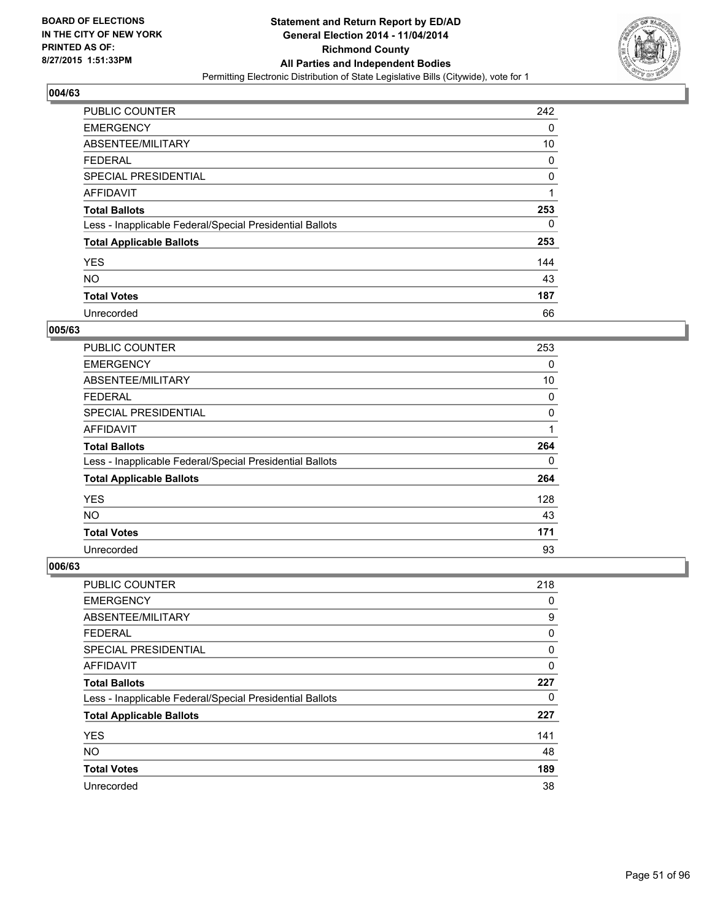**BOARD OF ELECTIONS IN THE CITY OF NEW YORK PRINTED AS OF: 8/27/2015 1:51:33PM**

**Statement and Return Report by ED/AD General Election 2014 - 11/04/2014 Richmond County All Parties and Independent Bodies**

Permitting Electronic Distribution of State Legislative Bills (Citywide), vote for 1

## 004/63

| | |
|---|---|
| PUBLIC COUNTER | 242 |
| EMERGENCY | 0 |
| ABSENTEE/MILITARY | 10 |
| FEDERAL | 0 |
| SPECIAL PRESIDENTIAL | 0 |
| AFFIDAVIT | 1 |
| **Total Ballots** | **253** |
| Less - Inapplicable Federal/Special Presidential Ballots | 0 |
| **Total Applicable Ballots** | **253** |
| YES | 144 |
| NO | 43 |
| **Total Votes** | **187** |
| Unrecorded | 66 |

## 005/63

| | |
|---|---|
| PUBLIC COUNTER | 253 |
| EMERGENCY | 0 |
| ABSENTEE/MILITARY | 10 |
| FEDERAL | 0 |
| SPECIAL PRESIDENTIAL | 0 |
| AFFIDAVIT | 1 |
| **Total Ballots** | **264** |
| Less - Inapplicable Federal/Special Presidential Ballots | 0 |
| **Total Applicable Ballots** | **264** |
| YES | 128 |
| NO | 43 |
| **Total Votes** | **171** |
| Unrecorded | 93 |

## 006/63

| | |
|---|---|
| PUBLIC COUNTER | 218 |
| EMERGENCY | 0 |
| ABSENTEE/MILITARY | 9 |
| FEDERAL | 0 |
| SPECIAL PRESIDENTIAL | 0 |
| AFFIDAVIT | 0 |
| **Total Ballots** | **227** |
| Less - Inapplicable Federal/Special Presidential Ballots | 0 |
| **Total Applicable Ballots** | **227** |
| YES | 141 |
| NO | 48 |
| **Total Votes** | **189** |
| Unrecorded | 38 |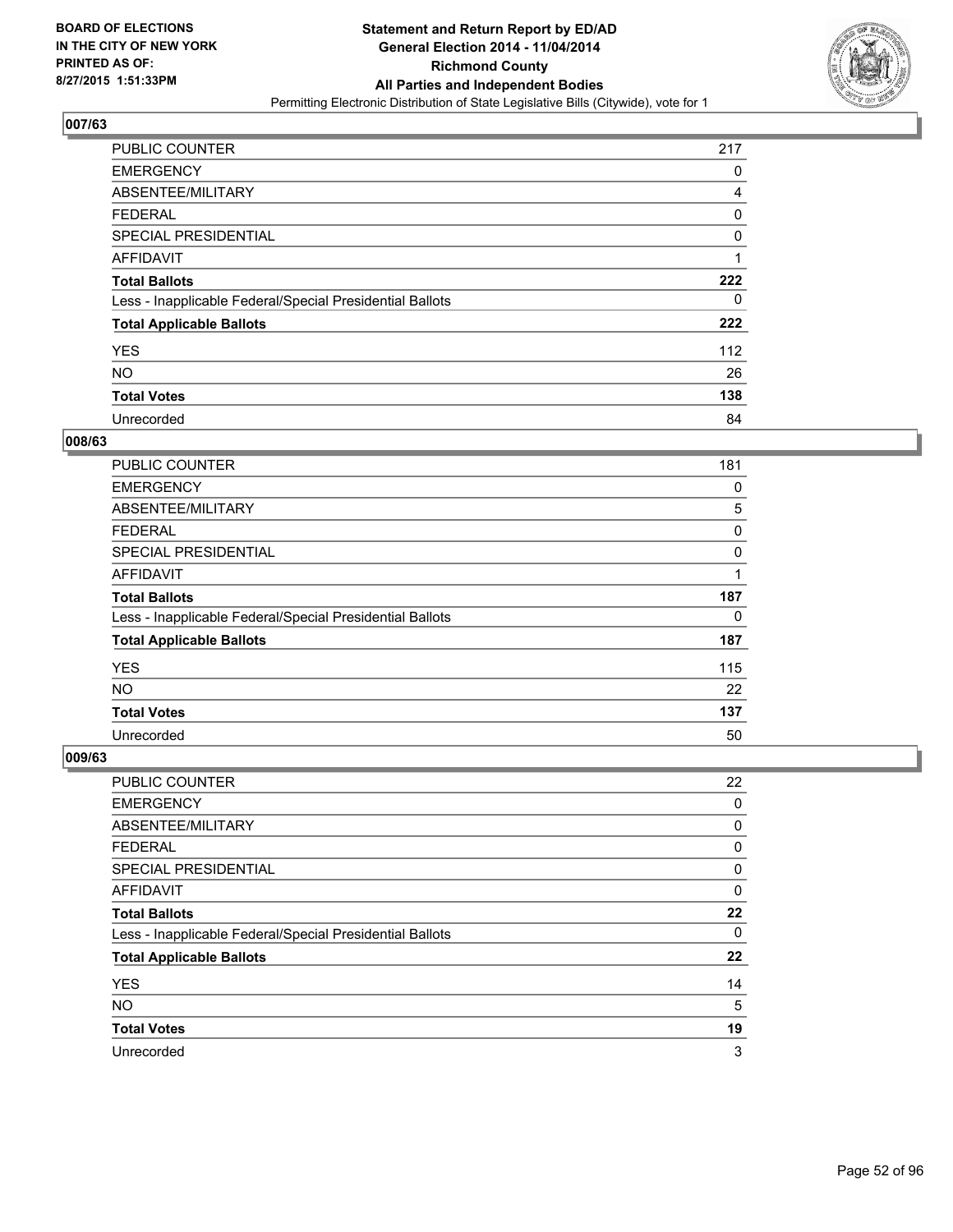## 007/63

| | |
|---|---|
| PUBLIC COUNTER | 217 |
| EMERGENCY | 0 |
| ABSENTEE/MILITARY | 4 |
| FEDERAL | 0 |
| SPECIAL PRESIDENTIAL | 0 |
| AFFIDAVIT | 1 |
| **Total Ballots** | **222** |
| Less - Inapplicable Federal/Special Presidential Ballots | 0 |
| **Total Applicable Ballots** | **222** |
| YES | 112 |
| NO | 26 |
| **Total Votes** | **138** |
| Unrecorded | 84 |

## 008/63

| | |
|---|---|
| PUBLIC COUNTER | 181 |
| EMERGENCY | 0 |
| ABSENTEE/MILITARY | 5 |
| FEDERAL | 0 |
| SPECIAL PRESIDENTIAL | 0 |
| AFFIDAVIT | 1 |
| **Total Ballots** | **187** |
| Less - Inapplicable Federal/Special Presidential Ballots | 0 |
| **Total Applicable Ballots** | **187** |
| YES | 115 |
| NO | 22 |
| **Total Votes** | **137** |
| Unrecorded | 50 |

## 009/63

| | |
|---|---|
| PUBLIC COUNTER | 22 |
| EMERGENCY | 0 |
| ABSENTEE/MILITARY | 0 |
| FEDERAL | 0 |
| SPECIAL PRESIDENTIAL | 0 |
| AFFIDAVIT | 0 |
| **Total Ballots** | **22** |
| Less - Inapplicable Federal/Special Presidential Ballots | 0 |
| **Total Applicable Ballots** | **22** |
| YES | 14 |
| NO | 5 |
| **Total Votes** | **19** |
| Unrecorded | 3 |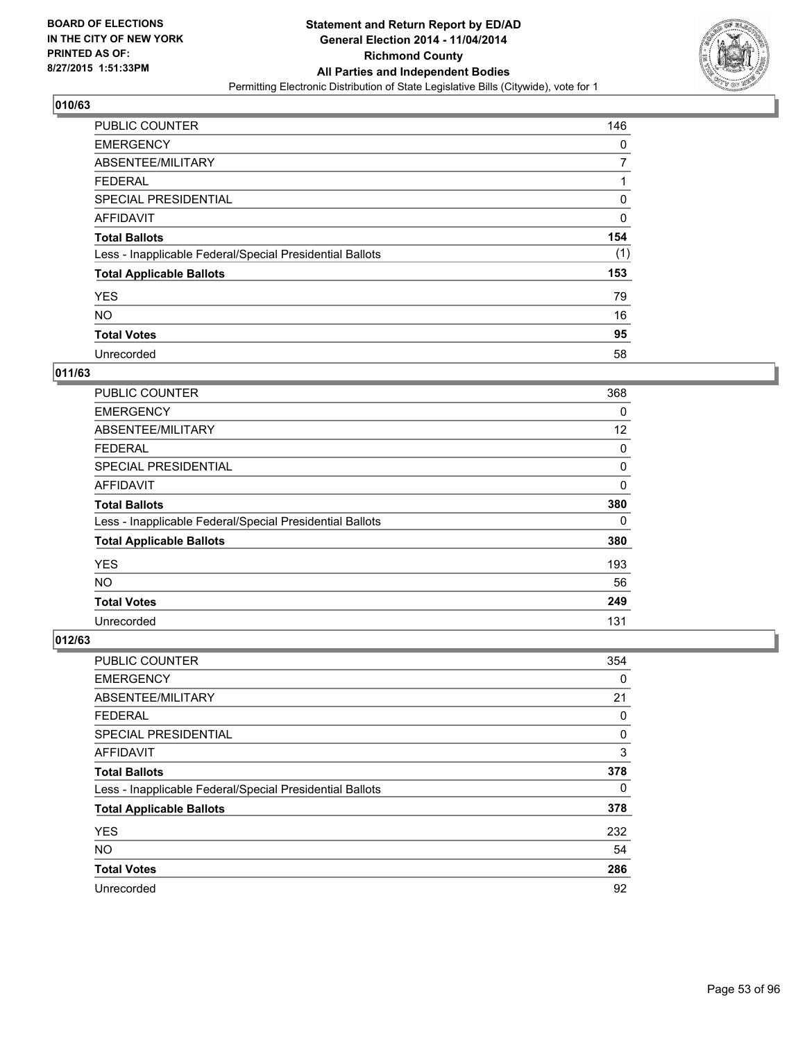**BOARD OF ELECTIONS IN THE CITY OF NEW YORK PRINTED AS OF: 8/27/2015 1:51:33PM**

**Statement and Return Report by ED/AD General Election 2014 - 11/04/2014 Richmond County All Parties and Independent Bodies**

Permitting Electronic Distribution of State Legislative Bills (Citywide), vote for 1

## 010/63

| | |
|---|---|
| PUBLIC COUNTER | 146 |
| EMERGENCY | 0 |
| ABSENTEE/MILITARY | 7 |
| FEDERAL | 1 |
| SPECIAL PRESIDENTIAL | 0 |
| AFFIDAVIT | 0 |
| **Total Ballots** | **154** |
| Less - Inapplicable Federal/Special Presidential Ballots | (1) |
| **Total Applicable Ballots** | **153** |
| YES | 79 |
| NO | 16 |
| **Total Votes** | **95** |
| Unrecorded | 58 |

## 011/63

| | |
|---|---|
| PUBLIC COUNTER | 368 |
| EMERGENCY | 0 |
| ABSENTEE/MILITARY | 12 |
| FEDERAL | 0 |
| SPECIAL PRESIDENTIAL | 0 |
| AFFIDAVIT | 0 |
| **Total Ballots** | **380** |
| Less - Inapplicable Federal/Special Presidential Ballots | 0 |
| **Total Applicable Ballots** | **380** |
| YES | 193 |
| NO | 56 |
| **Total Votes** | **249** |
| Unrecorded | 131 |

## 012/63

| | |
|---|---|
| PUBLIC COUNTER | 354 |
| EMERGENCY | 0 |
| ABSENTEE/MILITARY | 21 |
| FEDERAL | 0 |
| SPECIAL PRESIDENTIAL | 0 |
| AFFIDAVIT | 3 |
| **Total Ballots** | **378** |
| Less - Inapplicable Federal/Special Presidential Ballots | 0 |
| **Total Applicable Ballots** | **378** |
| YES | 232 |
| NO | 54 |
| **Total Votes** | **286** |
| Unrecorded | 92 |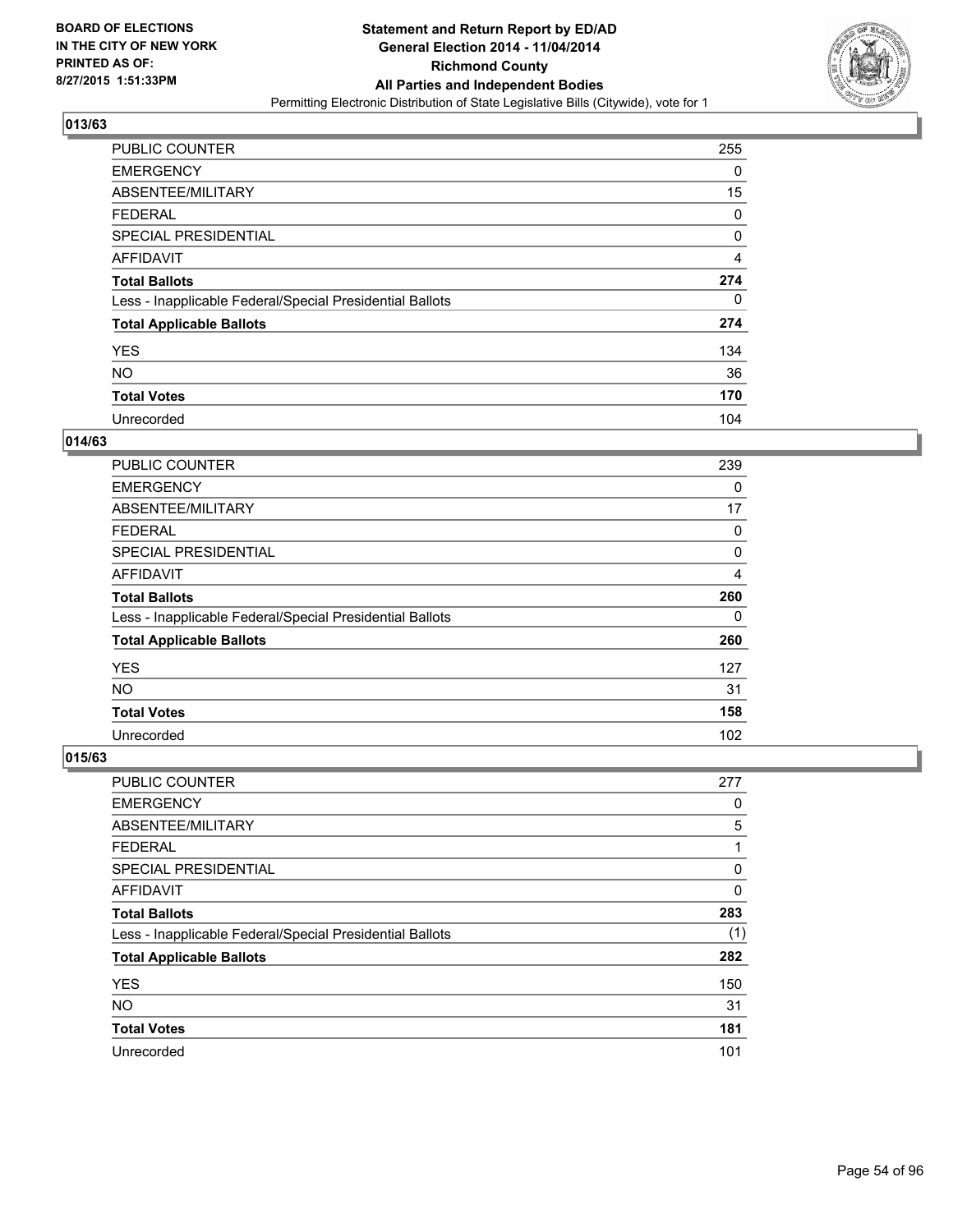BOARD OF ELECTIONS
IN THE CITY OF NEW YORK
PRINTED AS OF:
8/27/2015 1:51:33PM

**Statement and Return Report by ED/AD**
**General Election 2014 - 11/04/2014**
**Richmond County**
**All Parties and Independent Bodies**
Permitting Electronic Distribution of State Legislative Bills (Citywide), vote for 1

## 013/63

| | |
|---|---|
| PUBLIC COUNTER | 255 |
| EMERGENCY | 0 |
| ABSENTEE/MILITARY | 15 |
| FEDERAL | 0 |
| SPECIAL PRESIDENTIAL | 0 |
| AFFIDAVIT | 4 |
| **Total Ballots** | **274** |
| Less - Inapplicable Federal/Special Presidential Ballots | 0 |
| **Total Applicable Ballots** | **274** |
| YES | 134 |
| NO | 36 |
| **Total Votes** | **170** |
| Unrecorded | 104 |

## 014/63

| | |
|---|---|
| PUBLIC COUNTER | 239 |
| EMERGENCY | 0 |
| ABSENTEE/MILITARY | 17 |
| FEDERAL | 0 |
| SPECIAL PRESIDENTIAL | 0 |
| AFFIDAVIT | 4 |
| **Total Ballots** | **260** |
| Less - Inapplicable Federal/Special Presidential Ballots | 0 |
| **Total Applicable Ballots** | **260** |
| YES | 127 |
| NO | 31 |
| **Total Votes** | **158** |
| Unrecorded | 102 |

## 015/63

| | |
|---|---|
| PUBLIC COUNTER | 277 |
| EMERGENCY | 0 |
| ABSENTEE/MILITARY | 5 |
| FEDERAL | 1 |
| SPECIAL PRESIDENTIAL | 0 |
| AFFIDAVIT | 0 |
| **Total Ballots** | **283** |
| Less - Inapplicable Federal/Special Presidential Ballots | (1) |
| **Total Applicable Ballots** | **282** |
| YES | 150 |
| NO | 31 |
| **Total Votes** | **181** |
| Unrecorded | 101 |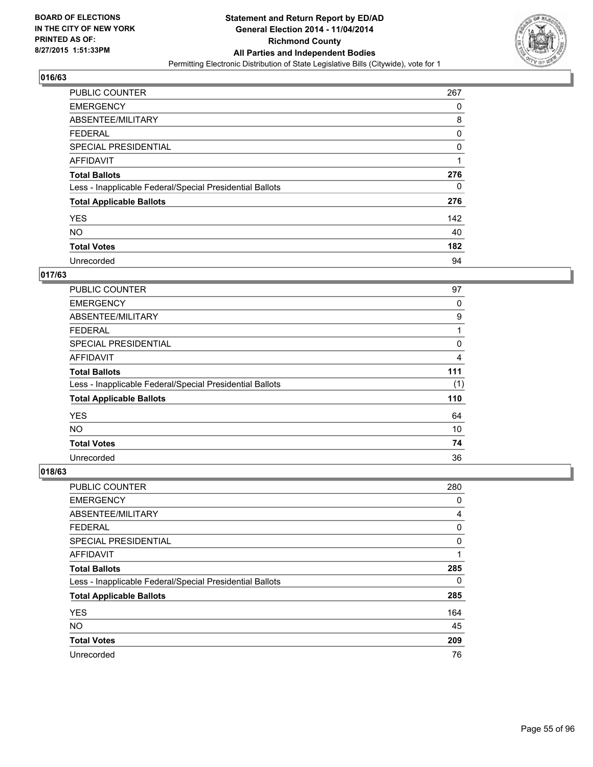BOARD OF ELECTIONS
IN THE CITY OF NEW YORK
PRINTED AS OF:
8/27/2015 1:51:33PM

**Statement and Return Report by ED/AD**
**General Election 2014 - 11/04/2014**
**Richmond County**
**All Parties and Independent Bodies**
Permitting Electronic Distribution of State Legislative Bills (Citywide), vote for 1

### 016/63

| | |
|---|---|
| PUBLIC COUNTER | 267 |
| EMERGENCY | 0 |
| ABSENTEE/MILITARY | 8 |
| FEDERAL | 0 |
| SPECIAL PRESIDENTIAL | 0 |
| AFFIDAVIT | 1 |
| **Total Ballots** | **276** |
| Less - Inapplicable Federal/Special Presidential Ballots | 0 |
| **Total Applicable Ballots** | **276** |
| YES | 142 |
| NO | 40 |
| **Total Votes** | **182** |
| Unrecorded | 94 |

### 017/63

| | |
|---|---|
| PUBLIC COUNTER | 97 |
| EMERGENCY | 0 |
| ABSENTEE/MILITARY | 9 |
| FEDERAL | 1 |
| SPECIAL PRESIDENTIAL | 0 |
| AFFIDAVIT | 4 |
| **Total Ballots** | **111** |
| Less - Inapplicable Federal/Special Presidential Ballots | (1) |
| **Total Applicable Ballots** | **110** |
| YES | 64 |
| NO | 10 |
| **Total Votes** | **74** |
| Unrecorded | 36 |

### 018/63

| | |
|---|---|
| PUBLIC COUNTER | 280 |
| EMERGENCY | 0 |
| ABSENTEE/MILITARY | 4 |
| FEDERAL | 0 |
| SPECIAL PRESIDENTIAL | 0 |
| AFFIDAVIT | 1 |
| **Total Ballots** | **285** |
| Less - Inapplicable Federal/Special Presidential Ballots | 0 |
| **Total Applicable Ballots** | **285** |
| YES | 164 |
| NO | 45 |
| **Total Votes** | **209** |
| Unrecorded | 76 |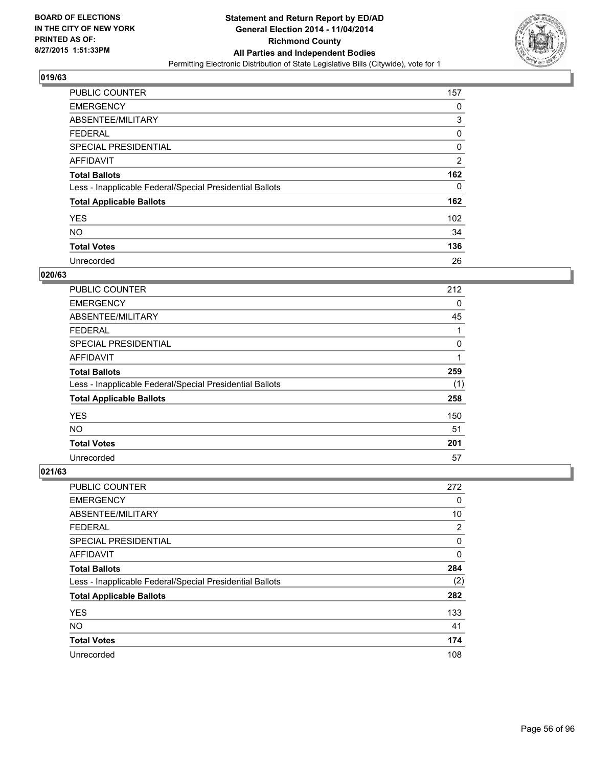**BOARD OF ELECTIONS IN THE CITY OF NEW YORK PRINTED AS OF: 8/27/2015 1:51:33PM**

**Statement and Return Report by ED/AD General Election 2014 - 11/04/2014 Richmond County All Parties and Independent Bodies**

Permitting Electronic Distribution of State Legislative Bills (Citywide), vote for 1

## 019/63

| | |
|---|---|
| PUBLIC COUNTER | 157 |
| EMERGENCY | 0 |
| ABSENTEE/MILITARY | 3 |
| FEDERAL | 0 |
| SPECIAL PRESIDENTIAL | 0 |
| AFFIDAVIT | 2 |
| **Total Ballots** | **162** |
| Less - Inapplicable Federal/Special Presidential Ballots | 0 |
| **Total Applicable Ballots** | **162** |
| YES | 102 |
| NO | 34 |
| **Total Votes** | **136** |
| Unrecorded | 26 |

## 020/63

| | |
|---|---|
| PUBLIC COUNTER | 212 |
| EMERGENCY | 0 |
| ABSENTEE/MILITARY | 45 |
| FEDERAL | 1 |
| SPECIAL PRESIDENTIAL | 0 |
| AFFIDAVIT | 1 |
| **Total Ballots** | **259** |
| Less - Inapplicable Federal/Special Presidential Ballots | (1) |
| **Total Applicable Ballots** | **258** |
| YES | 150 |
| NO | 51 |
| **Total Votes** | **201** |
| Unrecorded | 57 |

## 021/63

| | |
|---|---|
| PUBLIC COUNTER | 272 |
| EMERGENCY | 0 |
| ABSENTEE/MILITARY | 10 |
| FEDERAL | 2 |
| SPECIAL PRESIDENTIAL | 0 |
| AFFIDAVIT | 0 |
| **Total Ballots** | **284** |
| Less - Inapplicable Federal/Special Presidential Ballots | (2) |
| **Total Applicable Ballots** | **282** |
| YES | 133 |
| NO | 41 |
| **Total Votes** | **174** |
| Unrecorded | 108 |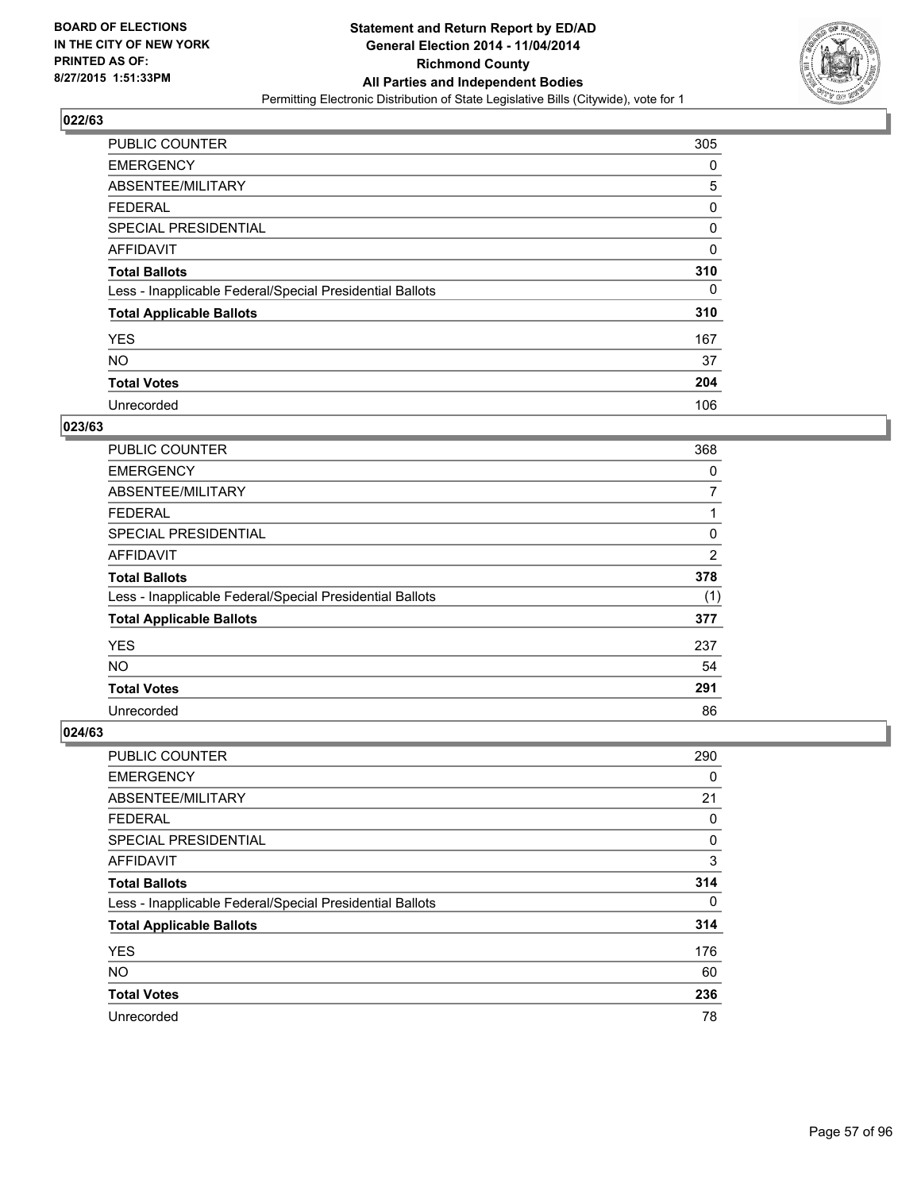**BOARD OF ELECTIONS IN THE CITY OF NEW YORK PRINTED AS OF: 8/27/2015 1:51:33PM**

**Statement and Return Report by ED/AD General Election 2014 - 11/04/2014 Richmond County All Parties and Independent Bodies**

Permitting Electronic Distribution of State Legislative Bills (Citywide), vote for 1

## 022/63

| | |
|---|---|
| PUBLIC COUNTER | 305 |
| EMERGENCY | 0 |
| ABSENTEE/MILITARY | 5 |
| FEDERAL | 0 |
| SPECIAL PRESIDENTIAL | 0 |
| AFFIDAVIT | 0 |
| **Total Ballots** | **310** |
| Less - Inapplicable Federal/Special Presidential Ballots | 0 |
| **Total Applicable Ballots** | **310** |
| YES | 167 |
| NO | 37 |
| **Total Votes** | **204** |
| Unrecorded | 106 |

## 023/63

| | |
|---|---|
| PUBLIC COUNTER | 368 |
| EMERGENCY | 0 |
| ABSENTEE/MILITARY | 7 |
| FEDERAL | 1 |
| SPECIAL PRESIDENTIAL | 0 |
| AFFIDAVIT | 2 |
| **Total Ballots** | **378** |
| Less - Inapplicable Federal/Special Presidential Ballots | (1) |
| **Total Applicable Ballots** | **377** |
| YES | 237 |
| NO | 54 |
| **Total Votes** | **291** |
| Unrecorded | 86 |

## 024/63

| | |
|---|---|
| PUBLIC COUNTER | 290 |
| EMERGENCY | 0 |
| ABSENTEE/MILITARY | 21 |
| FEDERAL | 0 |
| SPECIAL PRESIDENTIAL | 0 |
| AFFIDAVIT | 3 |
| **Total Ballots** | **314** |
| Less - Inapplicable Federal/Special Presidential Ballots | 0 |
| **Total Applicable Ballots** | **314** |
| YES | 176 |
| NO | 60 |
| **Total Votes** | **236** |
| Unrecorded | 78 |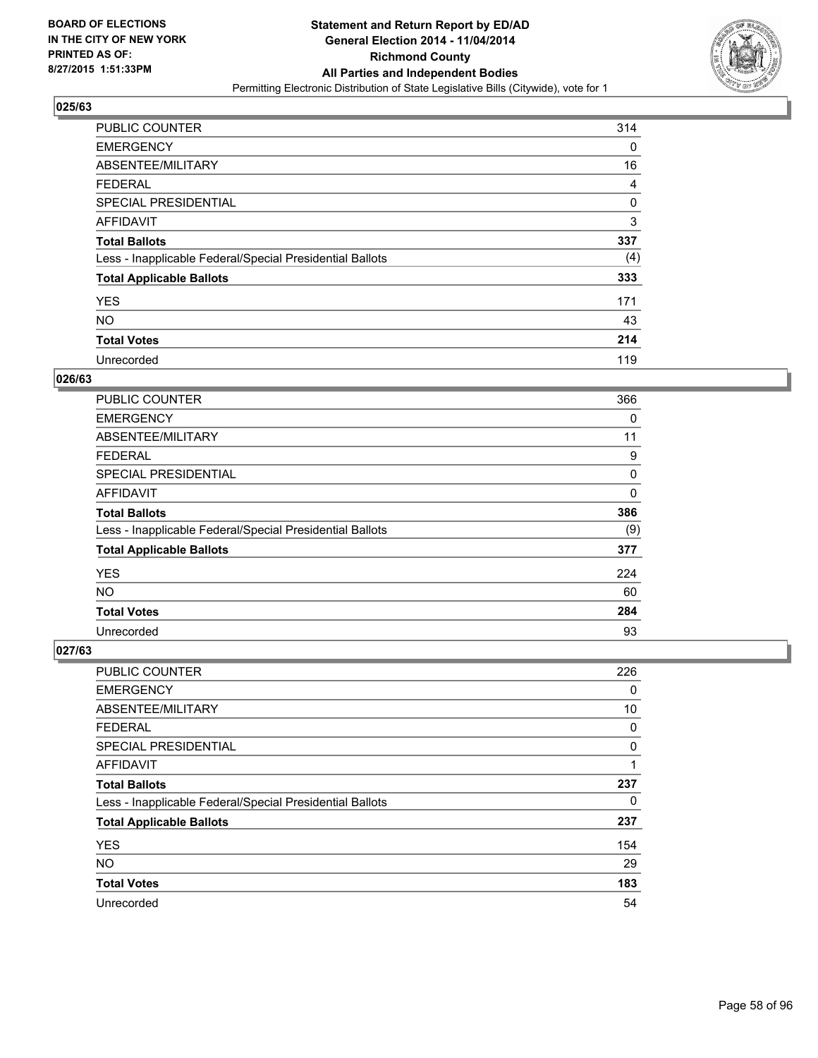BOARD OF ELECTIONS
IN THE CITY OF NEW YORK
PRINTED AS OF:
8/27/2015 1:51:33PM

**Statement and Return Report by ED/AD**
**General Election 2014 - 11/04/2014**
**Richmond County**
**All Parties and Independent Bodies**
Permitting Electronic Distribution of State Legislative Bills (Citywide), vote for 1

### 025/63

| | |
|---|---|
| PUBLIC COUNTER | 314 |
| EMERGENCY | 0 |
| ABSENTEE/MILITARY | 16 |
| FEDERAL | 4 |
| SPECIAL PRESIDENTIAL | 0 |
| AFFIDAVIT | 3 |
| **Total Ballots** | **337** |
| Less - Inapplicable Federal/Special Presidential Ballots | (4) |
| **Total Applicable Ballots** | **333** |
| YES | 171 |
| NO | 43 |
| **Total Votes** | **214** |
| Unrecorded | 119 |

### 026/63

| | |
|---|---|
| PUBLIC COUNTER | 366 |
| EMERGENCY | 0 |
| ABSENTEE/MILITARY | 11 |
| FEDERAL | 9 |
| SPECIAL PRESIDENTIAL | 0 |
| AFFIDAVIT | 0 |
| **Total Ballots** | **386** |
| Less - Inapplicable Federal/Special Presidential Ballots | (9) |
| **Total Applicable Ballots** | **377** |
| YES | 224 |
| NO | 60 |
| **Total Votes** | **284** |
| Unrecorded | 93 |

### 027/63

| | |
|---|---|
| PUBLIC COUNTER | 226 |
| EMERGENCY | 0 |
| ABSENTEE/MILITARY | 10 |
| FEDERAL | 0 |
| SPECIAL PRESIDENTIAL | 0 |
| AFFIDAVIT | 1 |
| **Total Ballots** | **237** |
| Less - Inapplicable Federal/Special Presidential Ballots | 0 |
| **Total Applicable Ballots** | **237** |
| YES | 154 |
| NO | 29 |
| **Total Votes** | **183** |
| Unrecorded | 54 |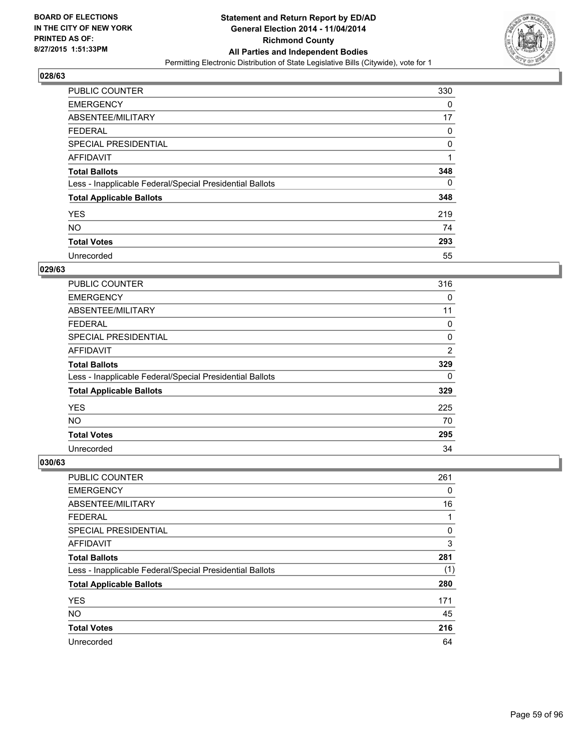**BOARD OF ELECTIONS IN THE CITY OF NEW YORK PRINTED AS OF: 8/27/2015 1:51:33PM**

**Statement and Return Report by ED/AD General Election 2014 - 11/04/2014 Richmond County All Parties and Independent Bodies**

Permitting Electronic Distribution of State Legislative Bills (Citywide), vote for 1

## 028/63

| | |
|---|---|
| PUBLIC COUNTER | 330 |
| EMERGENCY | 0 |
| ABSENTEE/MILITARY | 17 |
| FEDERAL | 0 |
| SPECIAL PRESIDENTIAL | 0 |
| AFFIDAVIT | 1 |
| **Total Ballots** | **348** |
| Less - Inapplicable Federal/Special Presidential Ballots | 0 |
| **Total Applicable Ballots** | **348** |
| YES | 219 |
| NO | 74 |
| **Total Votes** | **293** |
| Unrecorded | 55 |

## 029/63

| | |
|---|---|
| PUBLIC COUNTER | 316 |
| EMERGENCY | 0 |
| ABSENTEE/MILITARY | 11 |
| FEDERAL | 0 |
| SPECIAL PRESIDENTIAL | 0 |
| AFFIDAVIT | 2 |
| **Total Ballots** | **329** |
| Less - Inapplicable Federal/Special Presidential Ballots | 0 |
| **Total Applicable Ballots** | **329** |
| YES | 225 |
| NO | 70 |
| **Total Votes** | **295** |
| Unrecorded | 34 |

## 030/63

| | |
|---|---|
| PUBLIC COUNTER | 261 |
| EMERGENCY | 0 |
| ABSENTEE/MILITARY | 16 |
| FEDERAL | 1 |
| SPECIAL PRESIDENTIAL | 0 |
| AFFIDAVIT | 3 |
| **Total Ballots** | **281** |
| Less - Inapplicable Federal/Special Presidential Ballots | (1) |
| **Total Applicable Ballots** | **280** |
| YES | 171 |
| NO | 45 |
| **Total Votes** | **216** |
| Unrecorded | 64 |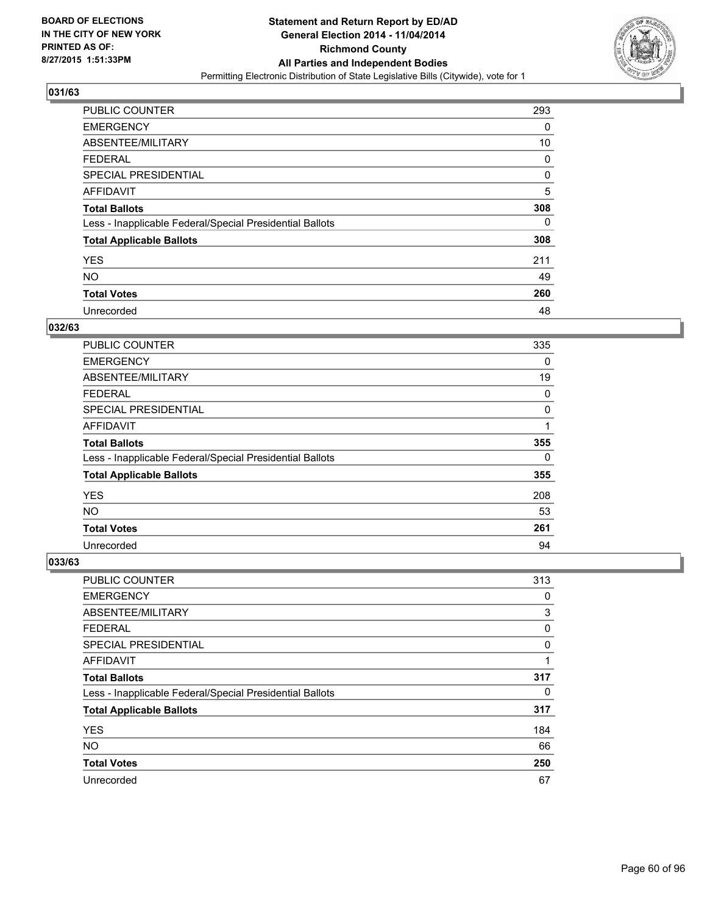**BOARD OF ELECTIONS IN THE CITY OF NEW YORK PRINTED AS OF: 8/27/2015 1:51:33PM**

**Statement and Return Report by ED/AD General Election 2014 - 11/04/2014 Richmond County All Parties and Independent Bodies**

Permitting Electronic Distribution of State Legislative Bills (Citywide), vote for 1

### 031/63

| | |
|---|---|
| PUBLIC COUNTER | 293 |
| EMERGENCY | 0 |
| ABSENTEE/MILITARY | 10 |
| FEDERAL | 0 |
| SPECIAL PRESIDENTIAL | 0 |
| AFFIDAVIT | 5 |
| **Total Ballots** | **308** |
| Less - Inapplicable Federal/Special Presidential Ballots | 0 |
| **Total Applicable Ballots** | **308** |
| YES | 211 |
| NO | 49 |
| **Total Votes** | **260** |
| Unrecorded | 48 |

### 032/63

| | |
|---|---|
| PUBLIC COUNTER | 335 |
| EMERGENCY | 0 |
| ABSENTEE/MILITARY | 19 |
| FEDERAL | 0 |
| SPECIAL PRESIDENTIAL | 0 |
| AFFIDAVIT | 1 |
| **Total Ballots** | **355** |
| Less - Inapplicable Federal/Special Presidential Ballots | 0 |
| **Total Applicable Ballots** | **355** |
| YES | 208 |
| NO | 53 |
| **Total Votes** | **261** |
| Unrecorded | 94 |

### 033/63

| | |
|---|---|
| PUBLIC COUNTER | 313 |
| EMERGENCY | 0 |
| ABSENTEE/MILITARY | 3 |
| FEDERAL | 0 |
| SPECIAL PRESIDENTIAL | 0 |
| AFFIDAVIT | 1 |
| **Total Ballots** | **317** |
| Less - Inapplicable Federal/Special Presidential Ballots | 0 |
| **Total Applicable Ballots** | **317** |
| YES | 184 |
| NO | 66 |
| **Total Votes** | **250** |
| Unrecorded | 67 |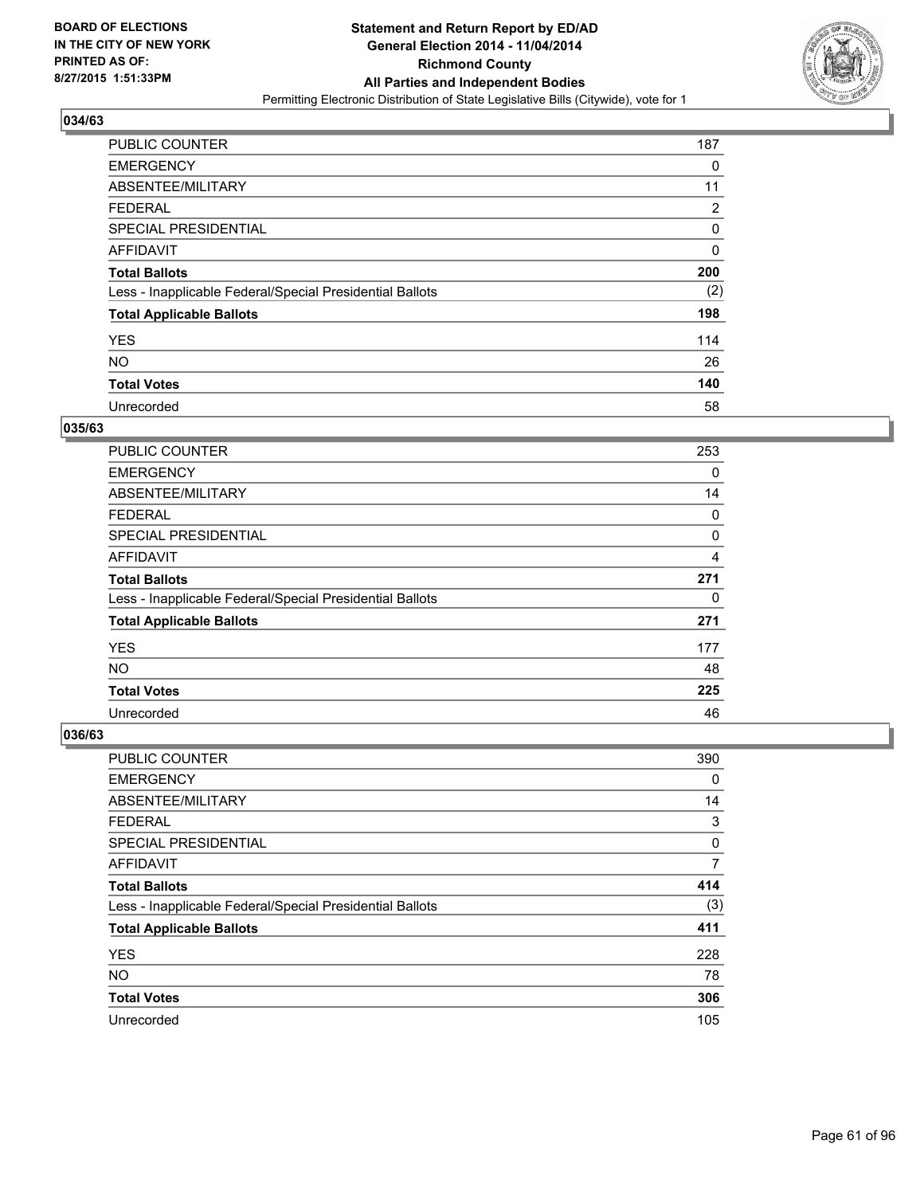**BOARD OF ELECTIONS IN THE CITY OF NEW YORK PRINTED AS OF: 8/27/2015 1:51:33PM**

**Statement and Return Report by ED/AD General Election 2014 - 11/04/2014 Richmond County All Parties and Independent Bodies**

Permitting Electronic Distribution of State Legislative Bills (Citywide), vote for 1

## 034/63

| | |
|---|---|
| PUBLIC COUNTER | 187 |
| EMERGENCY | 0 |
| ABSENTEE/MILITARY | 11 |
| FEDERAL | 2 |
| SPECIAL PRESIDENTIAL | 0 |
| AFFIDAVIT | 0 |
| **Total Ballots** | **200** |
| Less - Inapplicable Federal/Special Presidential Ballots | (2) |
| **Total Applicable Ballots** | **198** |
| YES | 114 |
| NO | 26 |
| **Total Votes** | **140** |
| Unrecorded | 58 |

## 035/63

| | |
|---|---|
| PUBLIC COUNTER | 253 |
| EMERGENCY | 0 |
| ABSENTEE/MILITARY | 14 |
| FEDERAL | 0 |
| SPECIAL PRESIDENTIAL | 0 |
| AFFIDAVIT | 4 |
| **Total Ballots** | **271** |
| Less - Inapplicable Federal/Special Presidential Ballots | 0 |
| **Total Applicable Ballots** | **271** |
| YES | 177 |
| NO | 48 |
| **Total Votes** | **225** |
| Unrecorded | 46 |

## 036/63

| | |
|---|---|
| PUBLIC COUNTER | 390 |
| EMERGENCY | 0 |
| ABSENTEE/MILITARY | 14 |
| FEDERAL | 3 |
| SPECIAL PRESIDENTIAL | 0 |
| AFFIDAVIT | 7 |
| **Total Ballots** | **414** |
| Less - Inapplicable Federal/Special Presidential Ballots | (3) |
| **Total Applicable Ballots** | **411** |
| YES | 228 |
| NO | 78 |
| **Total Votes** | **306** |
| Unrecorded | 105 |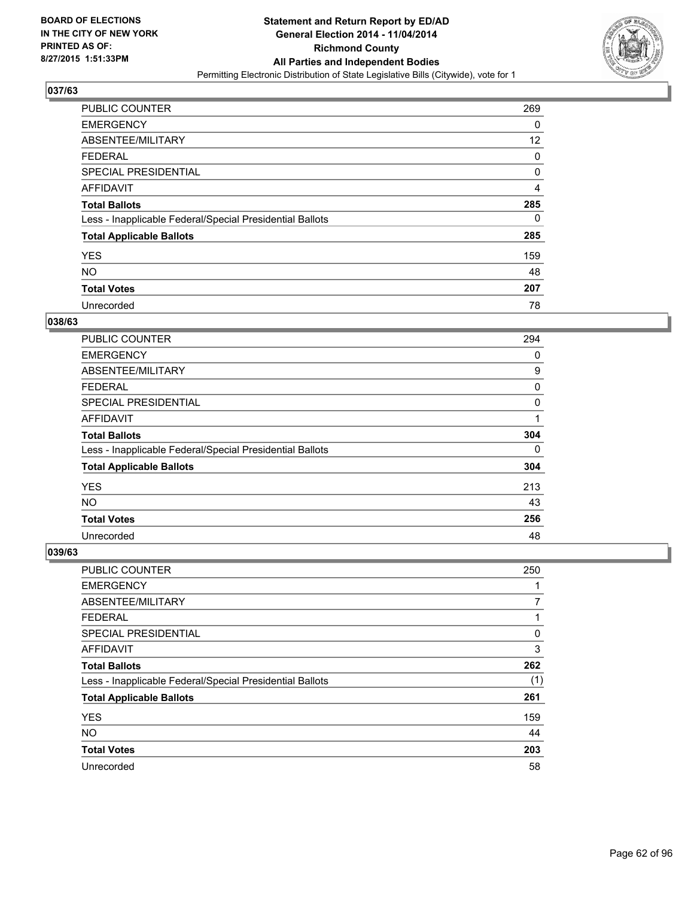## 037/63

| | |
|---|---|
| PUBLIC COUNTER | 269 |
| EMERGENCY | 0 |
| ABSENTEE/MILITARY | 12 |
| FEDERAL | 0 |
| SPECIAL PRESIDENTIAL | 0 |
| AFFIDAVIT | 4 |
| **Total Ballots** | **285** |
| Less - Inapplicable Federal/Special Presidential Ballots | 0 |
| **Total Applicable Ballots** | **285** |
| YES | 159 |
| NO | 48 |
| **Total Votes** | **207** |
| Unrecorded | 78 |

## 038/63

| | |
|---|---|
| PUBLIC COUNTER | 294 |
| EMERGENCY | 0 |
| ABSENTEE/MILITARY | 9 |
| FEDERAL | 0 |
| SPECIAL PRESIDENTIAL | 0 |
| AFFIDAVIT | 1 |
| **Total Ballots** | **304** |
| Less - Inapplicable Federal/Special Presidential Ballots | 0 |
| **Total Applicable Ballots** | **304** |
| YES | 213 |
| NO | 43 |
| **Total Votes** | **256** |
| Unrecorded | 48 |

## 039/63

| | |
|---|---|
| PUBLIC COUNTER | 250 |
| EMERGENCY | 1 |
| ABSENTEE/MILITARY | 7 |
| FEDERAL | 1 |
| SPECIAL PRESIDENTIAL | 0 |
| AFFIDAVIT | 3 |
| **Total Ballots** | **262** |
| Less - Inapplicable Federal/Special Presidential Ballots | (1) |
| **Total Applicable Ballots** | **261** |
| YES | 159 |
| NO | 44 |
| **Total Votes** | **203** |
| Unrecorded | 58 |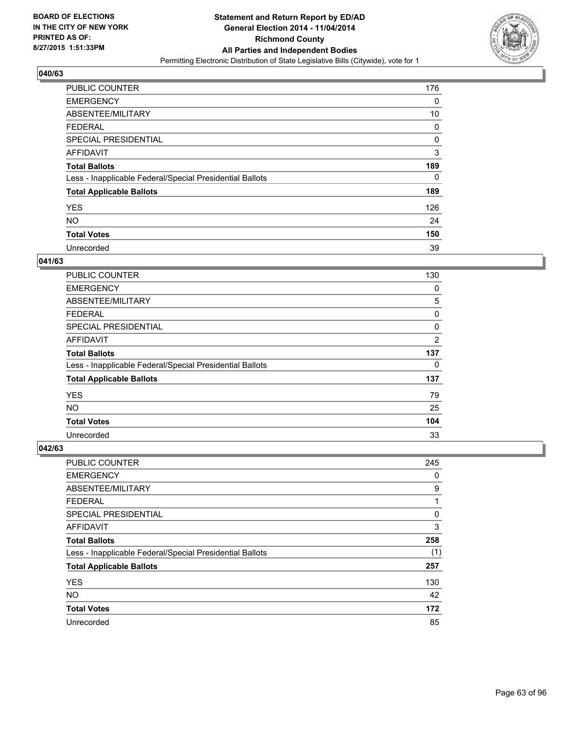**BOARD OF ELECTIONS IN THE CITY OF NEW YORK PRINTED AS OF: 8/27/2015 1:51:33PM**

**Statement and Return Report by ED/AD General Election 2014 - 11/04/2014 Richmond County All Parties and Independent Bodies**

Permitting Electronic Distribution of State Legislative Bills (Citywide), vote for 1

## 040/63

| | |
|---|---|
| PUBLIC COUNTER | 176 |
| EMERGENCY | 0 |
| ABSENTEE/MILITARY | 10 |
| FEDERAL | 0 |
| SPECIAL PRESIDENTIAL | 0 |
| AFFIDAVIT | 3 |
| **Total Ballots** | **189** |
| Less - Inapplicable Federal/Special Presidential Ballots | 0 |
| **Total Applicable Ballots** | **189** |
| YES | 126 |
| NO | 24 |
| **Total Votes** | **150** |
| Unrecorded | 39 |

## 041/63

| | |
|---|---|
| PUBLIC COUNTER | 130 |
| EMERGENCY | 0 |
| ABSENTEE/MILITARY | 5 |
| FEDERAL | 0 |
| SPECIAL PRESIDENTIAL | 0 |
| AFFIDAVIT | 2 |
| **Total Ballots** | **137** |
| Less - Inapplicable Federal/Special Presidential Ballots | 0 |
| **Total Applicable Ballots** | **137** |
| YES | 79 |
| NO | 25 |
| **Total Votes** | **104** |
| Unrecorded | 33 |

## 042/63

| | |
|---|---|
| PUBLIC COUNTER | 245 |
| EMERGENCY | 0 |
| ABSENTEE/MILITARY | 9 |
| FEDERAL | 1 |
| SPECIAL PRESIDENTIAL | 0 |
| AFFIDAVIT | 3 |
| **Total Ballots** | **258** |
| Less - Inapplicable Federal/Special Presidential Ballots | (1) |
| **Total Applicable Ballots** | **257** |
| YES | 130 |
| NO | 42 |
| **Total Votes** | **172** |
| Unrecorded | 85 |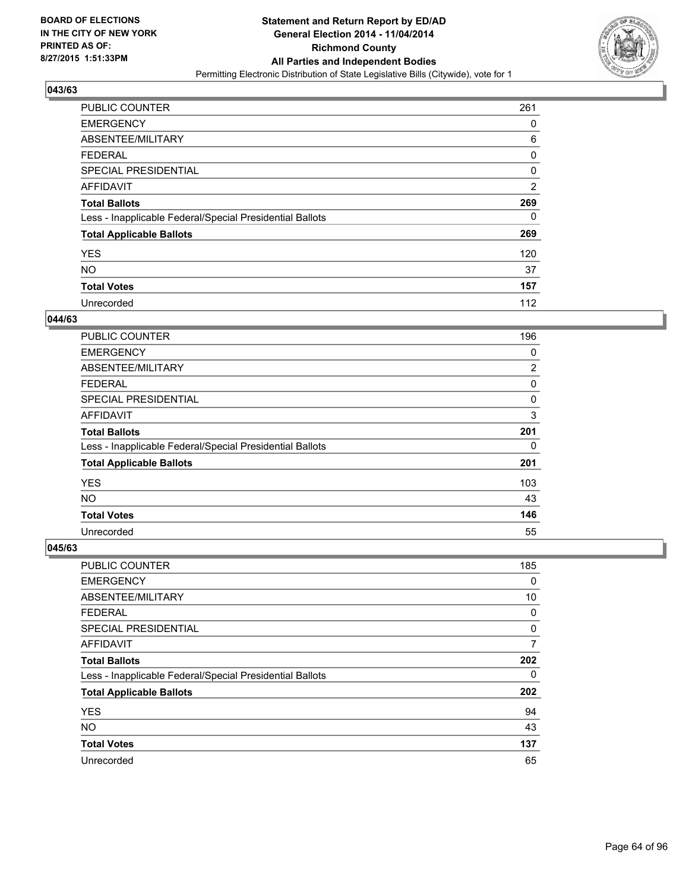**BOARD OF ELECTIONS IN THE CITY OF NEW YORK PRINTED AS OF: 8/27/2015 1:51:33PM**

**Statement and Return Report by ED/AD General Election 2014 - 11/04/2014 Richmond County All Parties and Independent Bodies**

Permitting Electronic Distribution of State Legislative Bills (Citywide), vote for 1

### 043/63

| | |
|---|---|
| PUBLIC COUNTER | 261 |
| EMERGENCY | 0 |
| ABSENTEE/MILITARY | 6 |
| FEDERAL | 0 |
| SPECIAL PRESIDENTIAL | 0 |
| AFFIDAVIT | 2 |
| **Total Ballots** | **269** |
| Less - Inapplicable Federal/Special Presidential Ballots | 0 |
| **Total Applicable Ballots** | **269** |
| YES | 120 |
| NO | 37 |
| **Total Votes** | **157** |
| Unrecorded | 112 |

### 044/63

| | |
|---|---|
| PUBLIC COUNTER | 196 |
| EMERGENCY | 0 |
| ABSENTEE/MILITARY | 2 |
| FEDERAL | 0 |
| SPECIAL PRESIDENTIAL | 0 |
| AFFIDAVIT | 3 |
| **Total Ballots** | **201** |
| Less - Inapplicable Federal/Special Presidential Ballots | 0 |
| **Total Applicable Ballots** | **201** |
| YES | 103 |
| NO | 43 |
| **Total Votes** | **146** |
| Unrecorded | 55 |

### 045/63

| | |
|---|---|
| PUBLIC COUNTER | 185 |
| EMERGENCY | 0 |
| ABSENTEE/MILITARY | 10 |
| FEDERAL | 0 |
| SPECIAL PRESIDENTIAL | 0 |
| AFFIDAVIT | 7 |
| **Total Ballots** | **202** |
| Less - Inapplicable Federal/Special Presidential Ballots | 0 |
| **Total Applicable Ballots** | **202** |
| YES | 94 |
| NO | 43 |
| **Total Votes** | **137** |
| Unrecorded | 65 |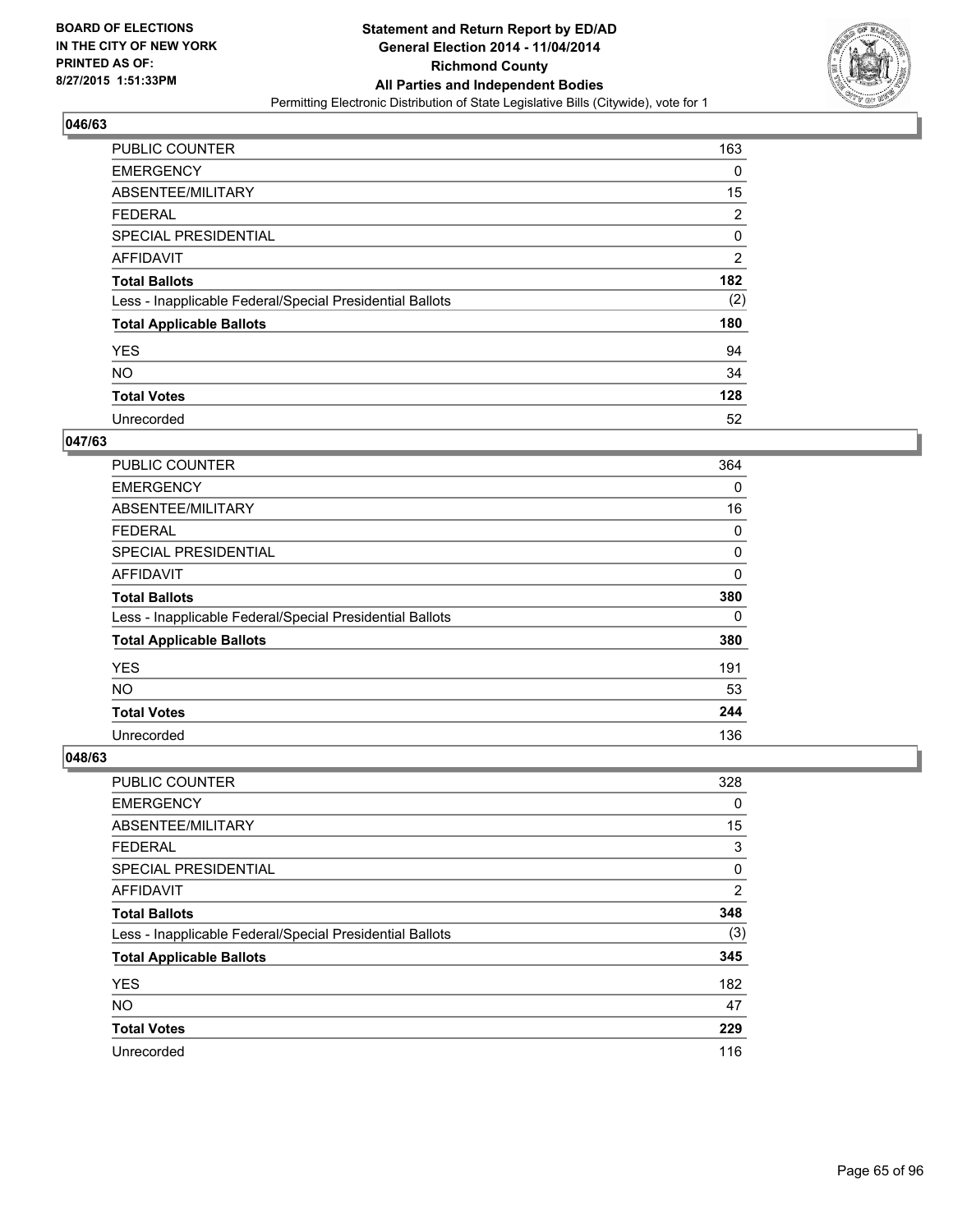BOARD OF ELECTIONS
IN THE CITY OF NEW YORK
PRINTED AS OF:
8/27/2015 1:51:33PM

**Statement and Return Report by ED/AD**
**General Election 2014 - 11/04/2014**
**Richmond County**
**All Parties and Independent Bodies**
Permitting Electronic Distribution of State Legislative Bills (Citywide), vote for 1

### 046/63

| | |
|---|---|
| PUBLIC COUNTER | 163 |
| EMERGENCY | 0 |
| ABSENTEE/MILITARY | 15 |
| FEDERAL | 2 |
| SPECIAL PRESIDENTIAL | 0 |
| AFFIDAVIT | 2 |
| **Total Ballots** | **182** |
| Less - Inapplicable Federal/Special Presidential Ballots | (2) |
| **Total Applicable Ballots** | **180** |
| YES | 94 |
| NO | 34 |
| **Total Votes** | **128** |
| Unrecorded | 52 |

### 047/63

| | |
|---|---|
| PUBLIC COUNTER | 364 |
| EMERGENCY | 0 |
| ABSENTEE/MILITARY | 16 |
| FEDERAL | 0 |
| SPECIAL PRESIDENTIAL | 0 |
| AFFIDAVIT | 0 |
| **Total Ballots** | **380** |
| Less - Inapplicable Federal/Special Presidential Ballots | 0 |
| **Total Applicable Ballots** | **380** |
| YES | 191 |
| NO | 53 |
| **Total Votes** | **244** |
| Unrecorded | 136 |

### 048/63

| | |
|---|---|
| PUBLIC COUNTER | 328 |
| EMERGENCY | 0 |
| ABSENTEE/MILITARY | 15 |
| FEDERAL | 3 |
| SPECIAL PRESIDENTIAL | 0 |
| AFFIDAVIT | 2 |
| **Total Ballots** | **348** |
| Less - Inapplicable Federal/Special Presidential Ballots | (3) |
| **Total Applicable Ballots** | **345** |
| YES | 182 |
| NO | 47 |
| **Total Votes** | **229** |
| Unrecorded | 116 |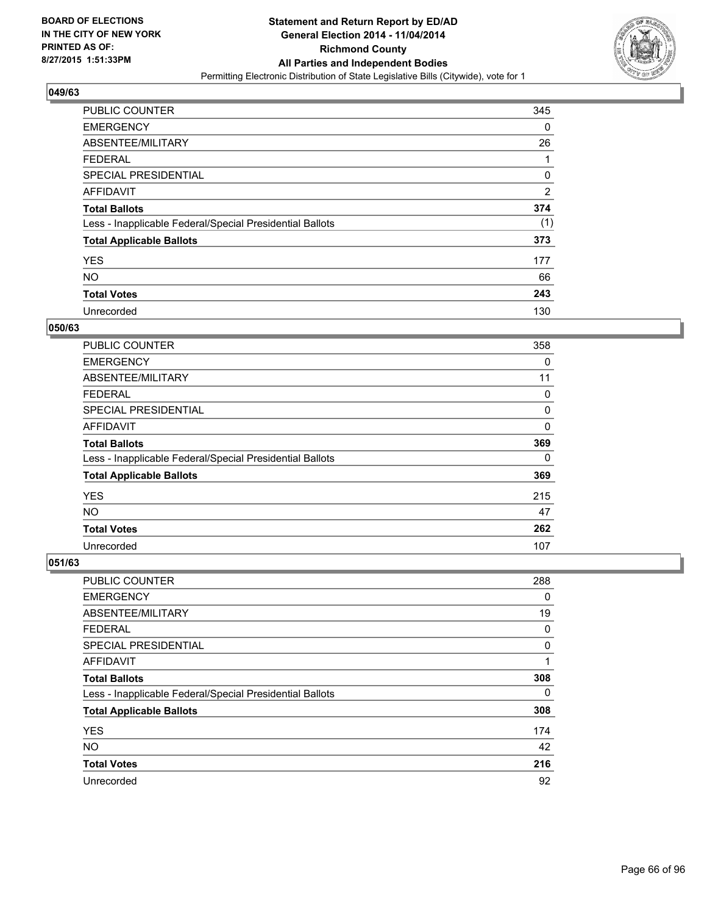## 049/63

| | |
|---|---|
| PUBLIC COUNTER | 345 |
| EMERGENCY | 0 |
| ABSENTEE/MILITARY | 26 |
| FEDERAL | 1 |
| SPECIAL PRESIDENTIAL | 0 |
| AFFIDAVIT | 2 |
| **Total Ballots** | **374** |
| Less - Inapplicable Federal/Special Presidential Ballots | (1) |
| **Total Applicable Ballots** | **373** |
| YES | 177 |
| NO | 66 |
| **Total Votes** | **243** |
| Unrecorded | 130 |

## 050/63

| | |
|---|---|
| PUBLIC COUNTER | 358 |
| EMERGENCY | 0 |
| ABSENTEE/MILITARY | 11 |
| FEDERAL | 0 |
| SPECIAL PRESIDENTIAL | 0 |
| AFFIDAVIT | 0 |
| **Total Ballots** | **369** |
| Less - Inapplicable Federal/Special Presidential Ballots | 0 |
| **Total Applicable Ballots** | **369** |
| YES | 215 |
| NO | 47 |
| **Total Votes** | **262** |
| Unrecorded | 107 |

## 051/63

| | |
|---|---|
| PUBLIC COUNTER | 288 |
| EMERGENCY | 0 |
| ABSENTEE/MILITARY | 19 |
| FEDERAL | 0 |
| SPECIAL PRESIDENTIAL | 0 |
| AFFIDAVIT | 1 |
| **Total Ballots** | **308** |
| Less - Inapplicable Federal/Special Presidential Ballots | 0 |
| **Total Applicable Ballots** | **308** |
| YES | 174 |
| NO | 42 |
| **Total Votes** | **216** |
| Unrecorded | 92 |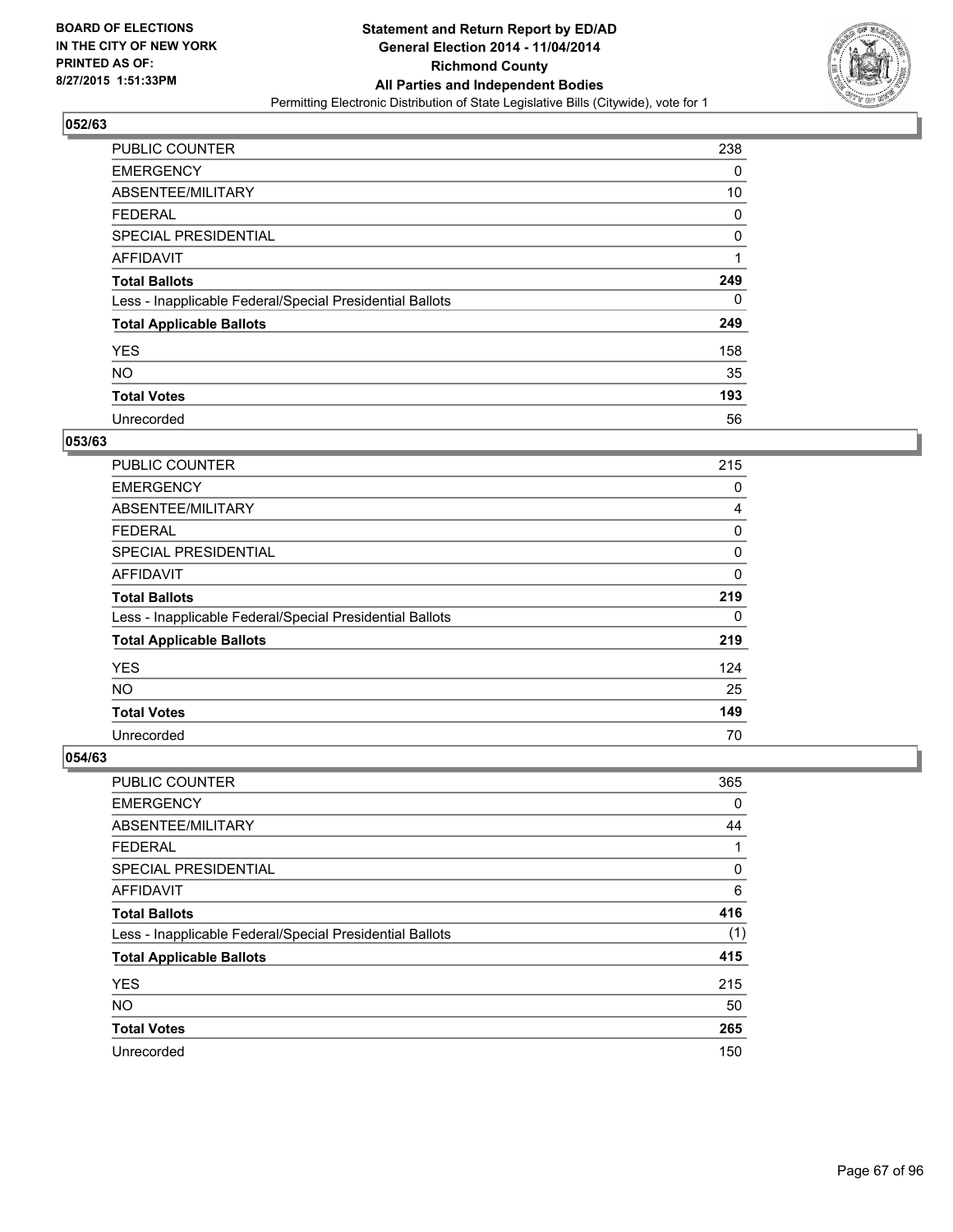### 052/63

| | |
|---|---|
| PUBLIC COUNTER | 238 |
| EMERGENCY | 0 |
| ABSENTEE/MILITARY | 10 |
| FEDERAL | 0 |
| SPECIAL PRESIDENTIAL | 0 |
| AFFIDAVIT | 1 |
| **Total Ballots** | **249** |
| Less - Inapplicable Federal/Special Presidential Ballots | 0 |
| **Total Applicable Ballots** | **249** |
| YES | 158 |
| NO | 35 |
| **Total Votes** | **193** |
| Unrecorded | 56 |

### 053/63

| | |
|---|---|
| PUBLIC COUNTER | 215 |
| EMERGENCY | 0 |
| ABSENTEE/MILITARY | 4 |
| FEDERAL | 0 |
| SPECIAL PRESIDENTIAL | 0 |
| AFFIDAVIT | 0 |
| **Total Ballots** | **219** |
| Less - Inapplicable Federal/Special Presidential Ballots | 0 |
| **Total Applicable Ballots** | **219** |
| YES | 124 |
| NO | 25 |
| **Total Votes** | **149** |
| Unrecorded | 70 |

### 054/63

| | |
|---|---|
| PUBLIC COUNTER | 365 |
| EMERGENCY | 0 |
| ABSENTEE/MILITARY | 44 |
| FEDERAL | 1 |
| SPECIAL PRESIDENTIAL | 0 |
| AFFIDAVIT | 6 |
| **Total Ballots** | **416** |
| Less - Inapplicable Federal/Special Presidential Ballots | (1) |
| **Total Applicable Ballots** | **415** |
| YES | 215 |
| NO | 50 |
| **Total Votes** | **265** |
| Unrecorded | 150 |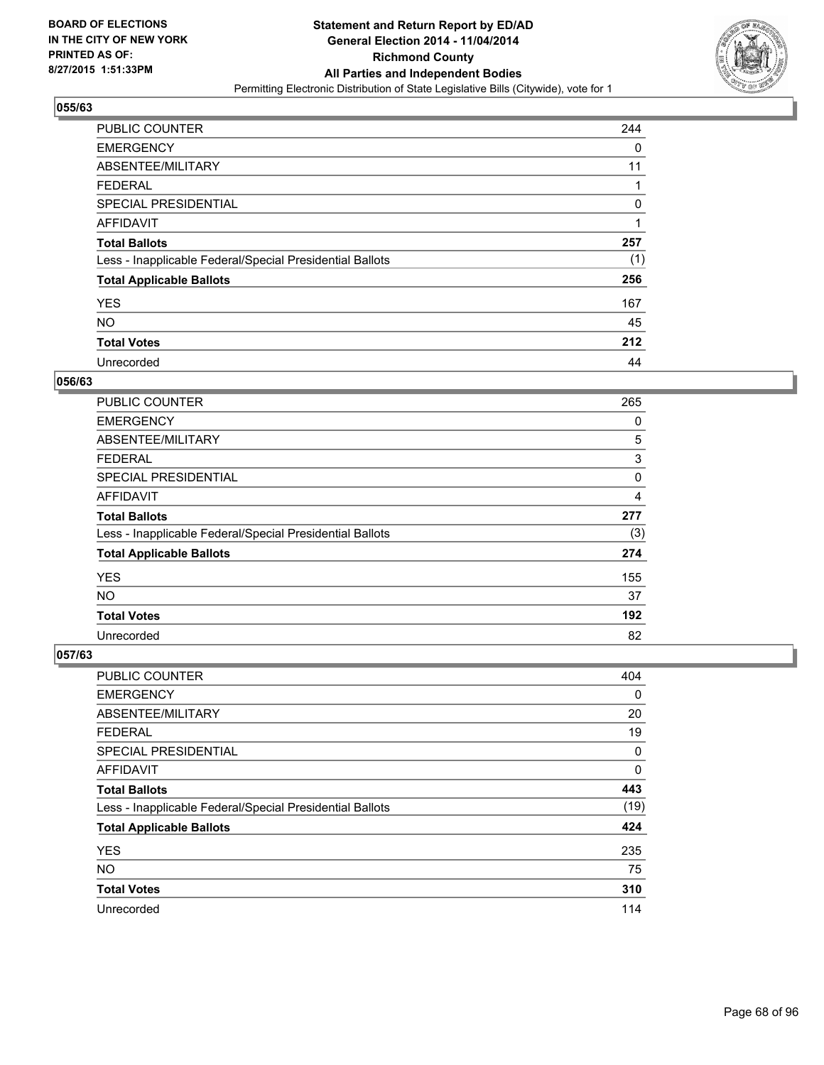**Statement and Return Report by ED/AD**
**General Election 2014 - 11/04/2014**
**Richmond County**
**All Parties and Independent Bodies**
Permitting Electronic Distribution of State Legislative Bills (Citywide), vote for 1

BOARD OF ELECTIONS
IN THE CITY OF NEW YORK
PRINTED AS OF:
8/27/2015 1:51:33PM

## 055/63

| | |
|---|---|
| PUBLIC COUNTER | 244 |
| EMERGENCY | 0 |
| ABSENTEE/MILITARY | 11 |
| FEDERAL | 1 |
| SPECIAL PRESIDENTIAL | 0 |
| AFFIDAVIT | 1 |
| **Total Ballots** | **257** |
| Less - Inapplicable Federal/Special Presidential Ballots | (1) |
| **Total Applicable Ballots** | **256** |
| YES | 167 |
| NO | 45 |
| **Total Votes** | **212** |
| Unrecorded | 44 |

## 056/63

| | |
|---|---|
| PUBLIC COUNTER | 265 |
| EMERGENCY | 0 |
| ABSENTEE/MILITARY | 5 |
| FEDERAL | 3 |
| SPECIAL PRESIDENTIAL | 0 |
| AFFIDAVIT | 4 |
| **Total Ballots** | **277** |
| Less - Inapplicable Federal/Special Presidential Ballots | (3) |
| **Total Applicable Ballots** | **274** |
| YES | 155 |
| NO | 37 |
| **Total Votes** | **192** |
| Unrecorded | 82 |

## 057/63

| | |
|---|---|
| PUBLIC COUNTER | 404 |
| EMERGENCY | 0 |
| ABSENTEE/MILITARY | 20 |
| FEDERAL | 19 |
| SPECIAL PRESIDENTIAL | 0 |
| AFFIDAVIT | 0 |
| **Total Ballots** | **443** |
| Less - Inapplicable Federal/Special Presidential Ballots | (19) |
| **Total Applicable Ballots** | **424** |
| YES | 235 |
| NO | 75 |
| **Total Votes** | **310** |
| Unrecorded | 114 |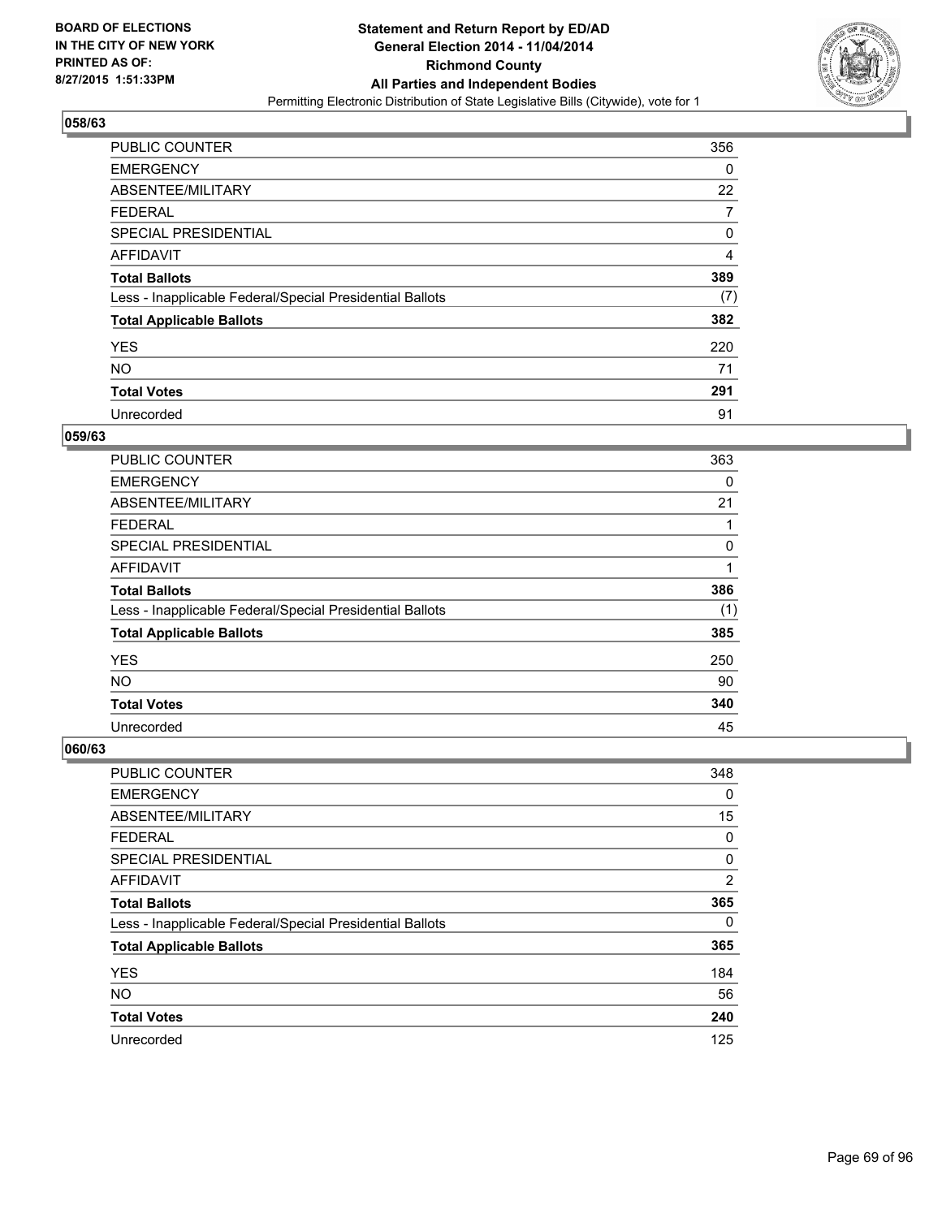**BOARD OF ELECTIONS**
**IN THE CITY OF NEW YORK**
**PRINTED AS OF:**
**8/27/2015 1:51:33PM**

**Statement and Return Report by ED/AD**
**General Election 2014 - 11/04/2014**
**Richmond County**
**All Parties and Independent Bodies**
Permitting Electronic Distribution of State Legislative Bills (Citywide), vote for 1

### 058/63

| | |
|---|---|
| PUBLIC COUNTER | 356 |
| EMERGENCY | 0 |
| ABSENTEE/MILITARY | 22 |
| FEDERAL | 7 |
| SPECIAL PRESIDENTIAL | 0 |
| AFFIDAVIT | 4 |
| **Total Ballots** | **389** |
| Less - Inapplicable Federal/Special Presidential Ballots | (7) |
| **Total Applicable Ballots** | **382** |
| YES | 220 |
| NO | 71 |
| **Total Votes** | **291** |
| Unrecorded | 91 |

### 059/63

| | |
|---|---|
| PUBLIC COUNTER | 363 |
| EMERGENCY | 0 |
| ABSENTEE/MILITARY | 21 |
| FEDERAL | 1 |
| SPECIAL PRESIDENTIAL | 0 |
| AFFIDAVIT | 1 |
| **Total Ballots** | **386** |
| Less - Inapplicable Federal/Special Presidential Ballots | (1) |
| **Total Applicable Ballots** | **385** |
| YES | 250 |
| NO | 90 |
| **Total Votes** | **340** |
| Unrecorded | 45 |

### 060/63

| | |
|---|---|
| PUBLIC COUNTER | 348 |
| EMERGENCY | 0 |
| ABSENTEE/MILITARY | 15 |
| FEDERAL | 0 |
| SPECIAL PRESIDENTIAL | 0 |
| AFFIDAVIT | 2 |
| **Total Ballots** | **365** |
| Less - Inapplicable Federal/Special Presidential Ballots | 0 |
| **Total Applicable Ballots** | **365** |
| YES | 184 |
| NO | 56 |
| **Total Votes** | **240** |
| Unrecorded | 125 |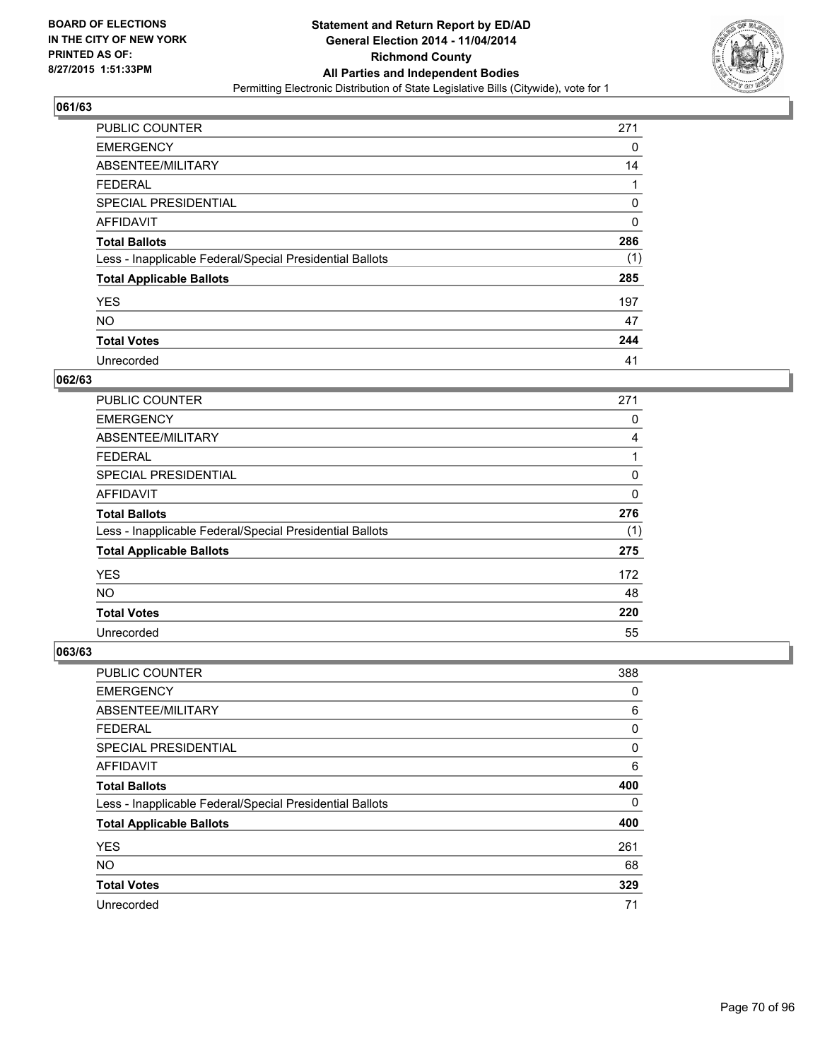**BOARD OF ELECTIONS IN THE CITY OF NEW YORK PRINTED AS OF: 8/27/2015 1:51:33PM**

**Statement and Return Report by ED/AD General Election 2014 - 11/04/2014 Richmond County All Parties and Independent Bodies**

Permitting Electronic Distribution of State Legislative Bills (Citywide), vote for 1

### 061/63

| | |
|---|---|
| PUBLIC COUNTER | 271 |
| EMERGENCY | 0 |
| ABSENTEE/MILITARY | 14 |
| FEDERAL | 1 |
| SPECIAL PRESIDENTIAL | 0 |
| AFFIDAVIT | 0 |
| **Total Ballots** | **286** |
| Less - Inapplicable Federal/Special Presidential Ballots | (1) |
| **Total Applicable Ballots** | **285** |
| YES | 197 |
| NO | 47 |
| **Total Votes** | **244** |
| Unrecorded | 41 |

### 062/63

| | |
|---|---|
| PUBLIC COUNTER | 271 |
| EMERGENCY | 0 |
| ABSENTEE/MILITARY | 4 |
| FEDERAL | 1 |
| SPECIAL PRESIDENTIAL | 0 |
| AFFIDAVIT | 0 |
| **Total Ballots** | **276** |
| Less - Inapplicable Federal/Special Presidential Ballots | (1) |
| **Total Applicable Ballots** | **275** |
| YES | 172 |
| NO | 48 |
| **Total Votes** | **220** |
| Unrecorded | 55 |

### 063/63

| | |
|---|---|
| PUBLIC COUNTER | 388 |
| EMERGENCY | 0 |
| ABSENTEE/MILITARY | 6 |
| FEDERAL | 0 |
| SPECIAL PRESIDENTIAL | 0 |
| AFFIDAVIT | 6 |
| **Total Ballots** | **400** |
| Less - Inapplicable Federal/Special Presidential Ballots | 0 |
| **Total Applicable Ballots** | **400** |
| YES | 261 |
| NO | 68 |
| **Total Votes** | **329** |
| Unrecorded | 71 |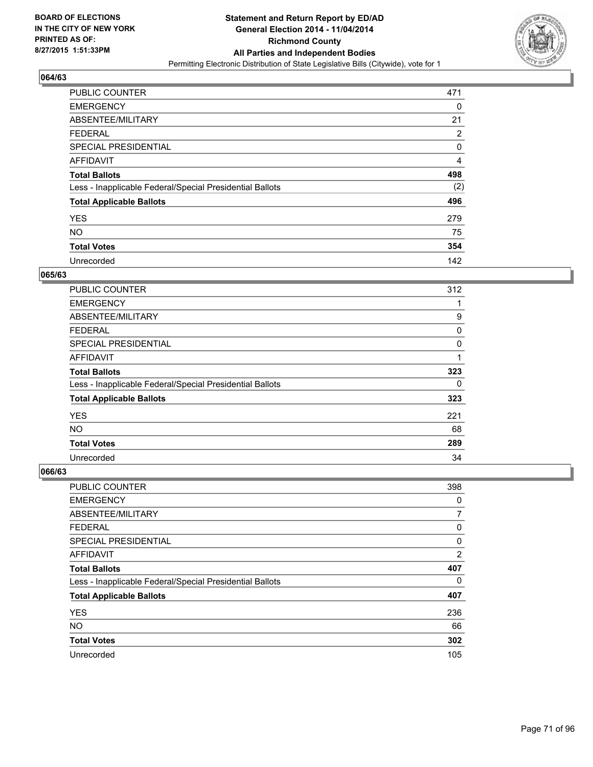**BOARD OF ELECTIONS IN THE CITY OF NEW YORK PRINTED AS OF: 8/27/2015 1:51:33PM**

**Statement and Return Report by ED/AD General Election 2014 - 11/04/2014 Richmond County All Parties and Independent Bodies**

Permitting Electronic Distribution of State Legislative Bills (Citywide), vote for 1

### 064/63

| | |
|---|---|
| PUBLIC COUNTER | 471 |
| EMERGENCY | 0 |
| ABSENTEE/MILITARY | 21 |
| FEDERAL | 2 |
| SPECIAL PRESIDENTIAL | 0 |
| AFFIDAVIT | 4 |
| **Total Ballots** | **498** |
| Less - Inapplicable Federal/Special Presidential Ballots | (2) |
| **Total Applicable Ballots** | **496** |
| YES | 279 |
| NO | 75 |
| **Total Votes** | **354** |
| Unrecorded | 142 |

### 065/63

| | |
|---|---|
| PUBLIC COUNTER | 312 |
| EMERGENCY | 1 |
| ABSENTEE/MILITARY | 9 |
| FEDERAL | 0 |
| SPECIAL PRESIDENTIAL | 0 |
| AFFIDAVIT | 1 |
| **Total Ballots** | **323** |
| Less - Inapplicable Federal/Special Presidential Ballots | 0 |
| **Total Applicable Ballots** | **323** |
| YES | 221 |
| NO | 68 |
| **Total Votes** | **289** |
| Unrecorded | 34 |

### 066/63

| | |
|---|---|
| PUBLIC COUNTER | 398 |
| EMERGENCY | 0 |
| ABSENTEE/MILITARY | 7 |
| FEDERAL | 0 |
| SPECIAL PRESIDENTIAL | 0 |
| AFFIDAVIT | 2 |
| **Total Ballots** | **407** |
| Less - Inapplicable Federal/Special Presidential Ballots | 0 |
| **Total Applicable Ballots** | **407** |
| YES | 236 |
| NO | 66 |
| **Total Votes** | **302** |
| Unrecorded | 105 |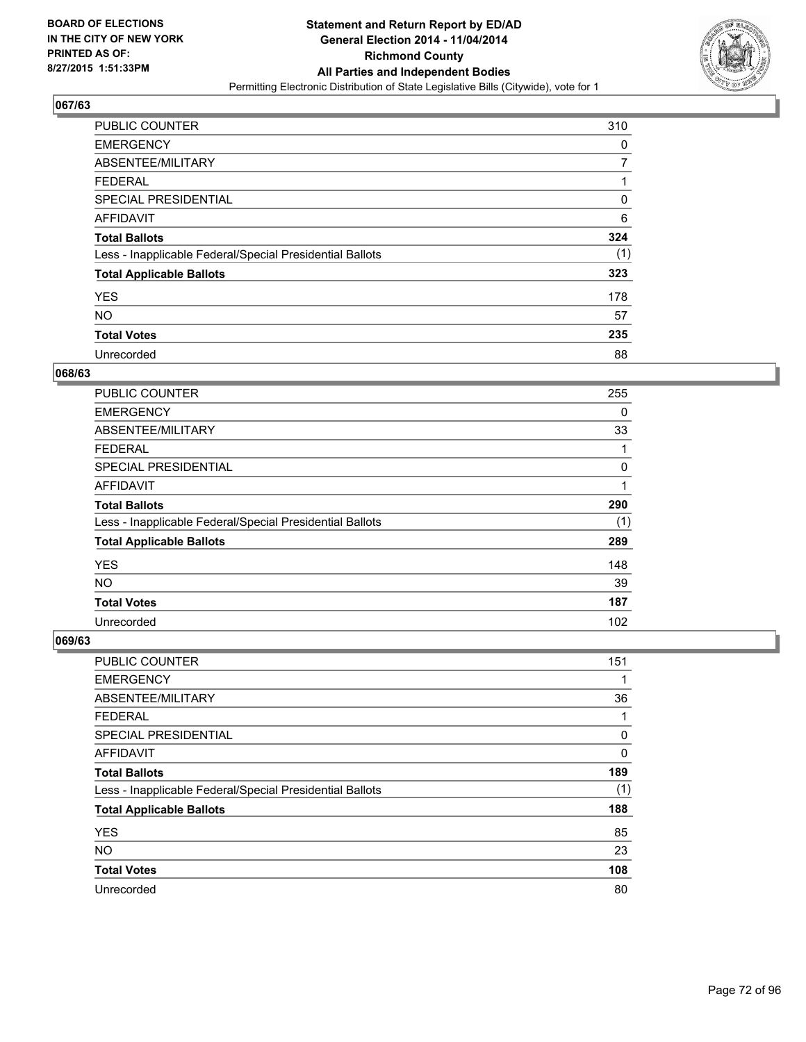**BOARD OF ELECTIONS IN THE CITY OF NEW YORK PRINTED AS OF: 8/27/2015 1:51:33PM**

**Statement and Return Report by ED/AD General Election 2014 - 11/04/2014 Richmond County All Parties and Independent Bodies**

Permitting Electronic Distribution of State Legislative Bills (Citywide), vote for 1

## 067/63

| | |
|---|---|
| PUBLIC COUNTER | 310 |
| EMERGENCY | 0 |
| ABSENTEE/MILITARY | 7 |
| FEDERAL | 1 |
| SPECIAL PRESIDENTIAL | 0 |
| AFFIDAVIT | 6 |
| **Total Ballots** | **324** |
| Less - Inapplicable Federal/Special Presidential Ballots | (1) |
| **Total Applicable Ballots** | **323** |
| YES | 178 |
| NO | 57 |
| **Total Votes** | **235** |
| Unrecorded | 88 |

## 068/63

| | |
|---|---|
| PUBLIC COUNTER | 255 |
| EMERGENCY | 0 |
| ABSENTEE/MILITARY | 33 |
| FEDERAL | 1 |
| SPECIAL PRESIDENTIAL | 0 |
| AFFIDAVIT | 1 |
| **Total Ballots** | **290** |
| Less - Inapplicable Federal/Special Presidential Ballots | (1) |
| **Total Applicable Ballots** | **289** |
| YES | 148 |
| NO | 39 |
| **Total Votes** | **187** |
| Unrecorded | 102 |

## 069/63

| | |
|---|---|
| PUBLIC COUNTER | 151 |
| EMERGENCY | 1 |
| ABSENTEE/MILITARY | 36 |
| FEDERAL | 1 |
| SPECIAL PRESIDENTIAL | 0 |
| AFFIDAVIT | 0 |
| **Total Ballots** | **189** |
| Less - Inapplicable Federal/Special Presidential Ballots | (1) |
| **Total Applicable Ballots** | **188** |
| YES | 85 |
| NO | 23 |
| **Total Votes** | **108** |
| Unrecorded | 80 |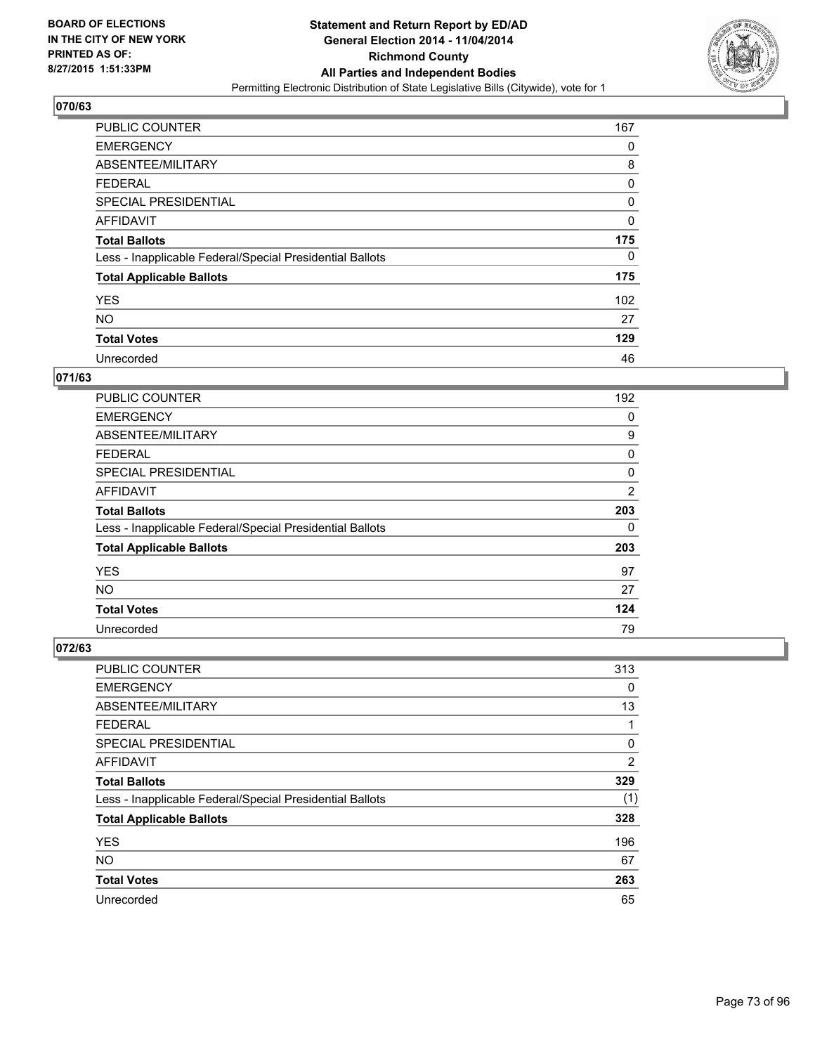**BOARD OF ELECTIONS IN THE CITY OF NEW YORK PRINTED AS OF: 8/27/2015 1:51:33PM**

**Statement and Return Report by ED/AD General Election 2014 - 11/04/2014 Richmond County All Parties and Independent Bodies**

Permitting Electronic Distribution of State Legislative Bills (Citywide), vote for 1

### 070/63

| | |
|---|---|
| PUBLIC COUNTER | 167 |
| EMERGENCY | 0 |
| ABSENTEE/MILITARY | 8 |
| FEDERAL | 0 |
| SPECIAL PRESIDENTIAL | 0 |
| AFFIDAVIT | 0 |
| **Total Ballots** | **175** |
| Less - Inapplicable Federal/Special Presidential Ballots | 0 |
| **Total Applicable Ballots** | **175** |
| YES | 102 |
| NO | 27 |
| **Total Votes** | **129** |
| Unrecorded | 46 |

### 071/63

| | |
|---|---|
| PUBLIC COUNTER | 192 |
| EMERGENCY | 0 |
| ABSENTEE/MILITARY | 9 |
| FEDERAL | 0 |
| SPECIAL PRESIDENTIAL | 0 |
| AFFIDAVIT | 2 |
| **Total Ballots** | **203** |
| Less - Inapplicable Federal/Special Presidential Ballots | 0 |
| **Total Applicable Ballots** | **203** |
| YES | 97 |
| NO | 27 |
| **Total Votes** | **124** |
| Unrecorded | 79 |

### 072/63

| | |
|---|---|
| PUBLIC COUNTER | 313 |
| EMERGENCY | 0 |
| ABSENTEE/MILITARY | 13 |
| FEDERAL | 1 |
| SPECIAL PRESIDENTIAL | 0 |
| AFFIDAVIT | 2 |
| **Total Ballots** | **329** |
| Less - Inapplicable Federal/Special Presidential Ballots | (1) |
| **Total Applicable Ballots** | **328** |
| YES | 196 |
| NO | 67 |
| **Total Votes** | **263** |
| Unrecorded | 65 |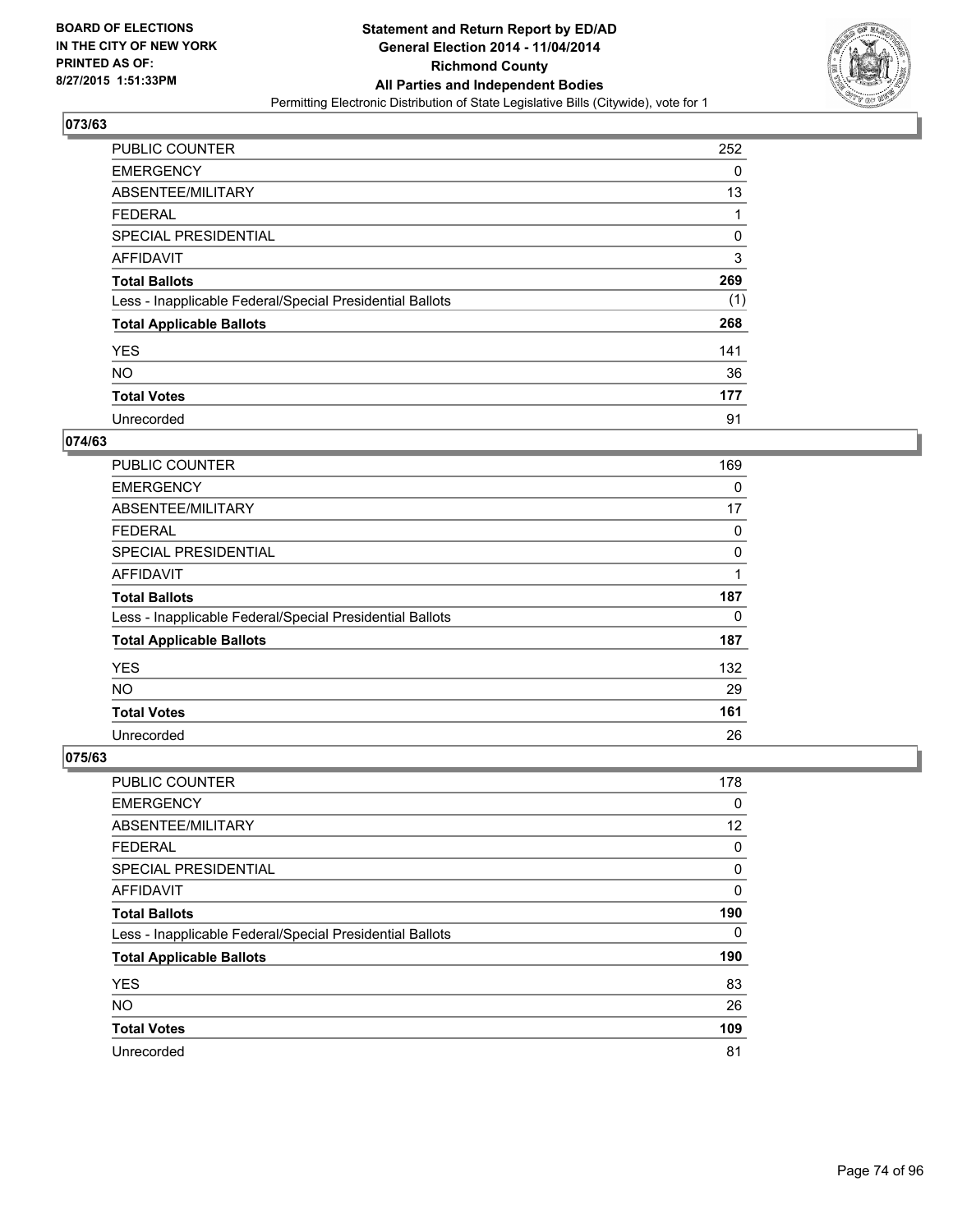**BOARD OF ELECTIONS IN THE CITY OF NEW YORK PRINTED AS OF: 8/27/2015 1:51:33PM**

**Statement and Return Report by ED/AD General Election 2014 - 11/04/2014 Richmond County All Parties and Independent Bodies**

Permitting Electronic Distribution of State Legislative Bills (Citywide), vote for 1

## 073/63

| | |
|---|---|
| PUBLIC COUNTER | 252 |
| EMERGENCY | 0 |
| ABSENTEE/MILITARY | 13 |
| FEDERAL | 1 |
| SPECIAL PRESIDENTIAL | 0 |
| AFFIDAVIT | 3 |
| **Total Ballots** | **269** |
| Less - Inapplicable Federal/Special Presidential Ballots | (1) |
| **Total Applicable Ballots** | **268** |
| YES | 141 |
| NO | 36 |
| **Total Votes** | **177** |
| Unrecorded | 91 |

## 074/63

| | |
|---|---|
| PUBLIC COUNTER | 169 |
| EMERGENCY | 0 |
| ABSENTEE/MILITARY | 17 |
| FEDERAL | 0 |
| SPECIAL PRESIDENTIAL | 0 |
| AFFIDAVIT | 1 |
| **Total Ballots** | **187** |
| Less - Inapplicable Federal/Special Presidential Ballots | 0 |
| **Total Applicable Ballots** | **187** |
| YES | 132 |
| NO | 29 |
| **Total Votes** | **161** |
| Unrecorded | 26 |

## 075/63

| | |
|---|---|
| PUBLIC COUNTER | 178 |
| EMERGENCY | 0 |
| ABSENTEE/MILITARY | 12 |
| FEDERAL | 0 |
| SPECIAL PRESIDENTIAL | 0 |
| AFFIDAVIT | 0 |
| **Total Ballots** | **190** |
| Less - Inapplicable Federal/Special Presidential Ballots | 0 |
| **Total Applicable Ballots** | **190** |
| YES | 83 |
| NO | 26 |
| **Total Votes** | **109** |
| Unrecorded | 81 |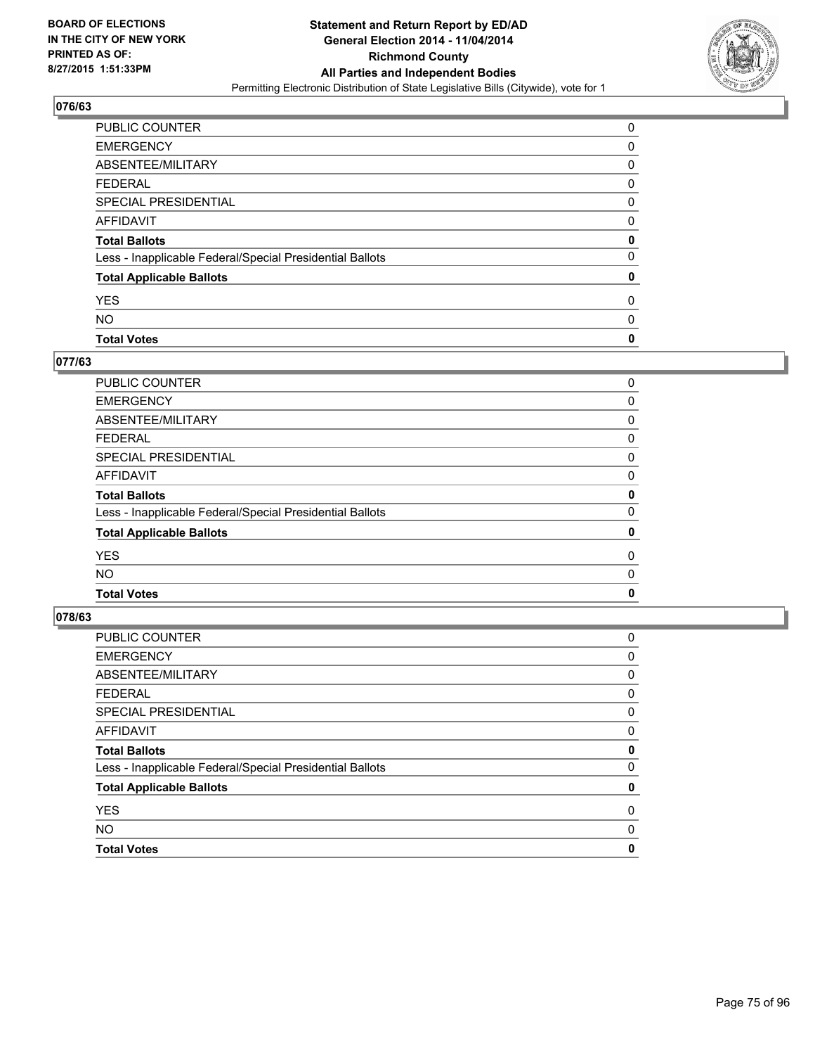### 076/63

| | |
|---|---|
| PUBLIC COUNTER | 0 |
| EMERGENCY | 0 |
| ABSENTEE/MILITARY | 0 |
| FEDERAL | 0 |
| SPECIAL PRESIDENTIAL | 0 |
| AFFIDAVIT | 0 |
| **Total Ballots** | **0** |
| Less - Inapplicable Federal/Special Presidential Ballots | 0 |
| **Total Applicable Ballots** | **0** |
| YES | 0 |
| NO | 0 |
| **Total Votes** | **0** |

### 077/63

| | |
|---|---|
| PUBLIC COUNTER | 0 |
| EMERGENCY | 0 |
| ABSENTEE/MILITARY | 0 |
| FEDERAL | 0 |
| SPECIAL PRESIDENTIAL | 0 |
| AFFIDAVIT | 0 |
| **Total Ballots** | **0** |
| Less - Inapplicable Federal/Special Presidential Ballots | 0 |
| **Total Applicable Ballots** | **0** |
| YES | 0 |
| NO | 0 |
| **Total Votes** | **0** |

### 078/63

| | |
|---|---|
| PUBLIC COUNTER | 0 |
| EMERGENCY | 0 |
| ABSENTEE/MILITARY | 0 |
| FEDERAL | 0 |
| SPECIAL PRESIDENTIAL | 0 |
| AFFIDAVIT | 0 |
| **Total Ballots** | **0** |
| Less - Inapplicable Federal/Special Presidential Ballots | 0 |
| **Total Applicable Ballots** | **0** |
| YES | 0 |
| NO | 0 |
| **Total Votes** | **0** |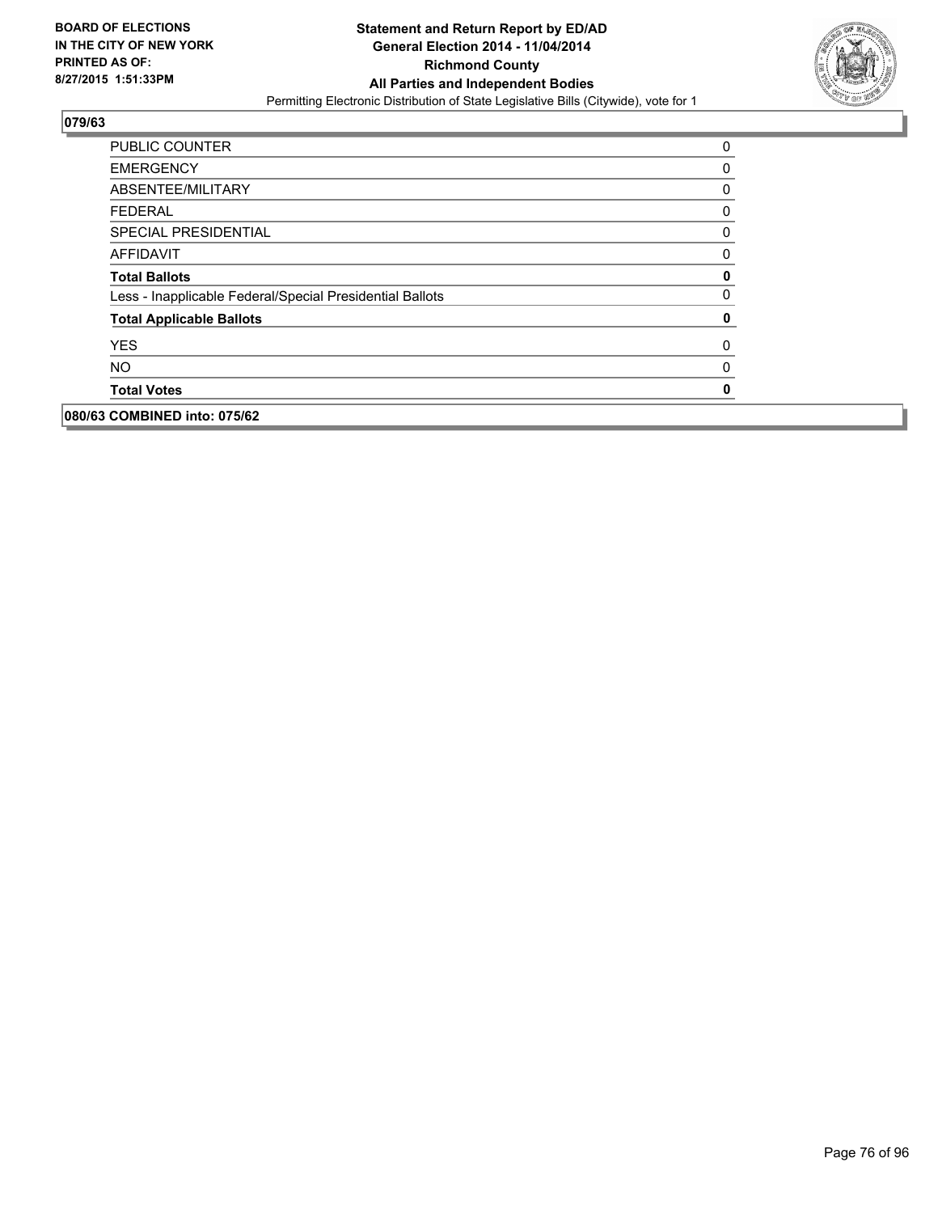**079/63**

| | |
|---|---|
| PUBLIC COUNTER | 0 |
| EMERGENCY | 0 |
| ABSENTEE/MILITARY | 0 |
| FEDERAL | 0 |
| SPECIAL PRESIDENTIAL | 0 |
| AFFIDAVIT | 0 |
| **Total Ballots** | **0** |
| Less - Inapplicable Federal/Special Presidential Ballots | 0 |
| **Total Applicable Ballots** | **0** |
| YES | 0 |
| NO | 0 |
| **Total Votes** | **0** |

**080/63 COMBINED into: 075/62**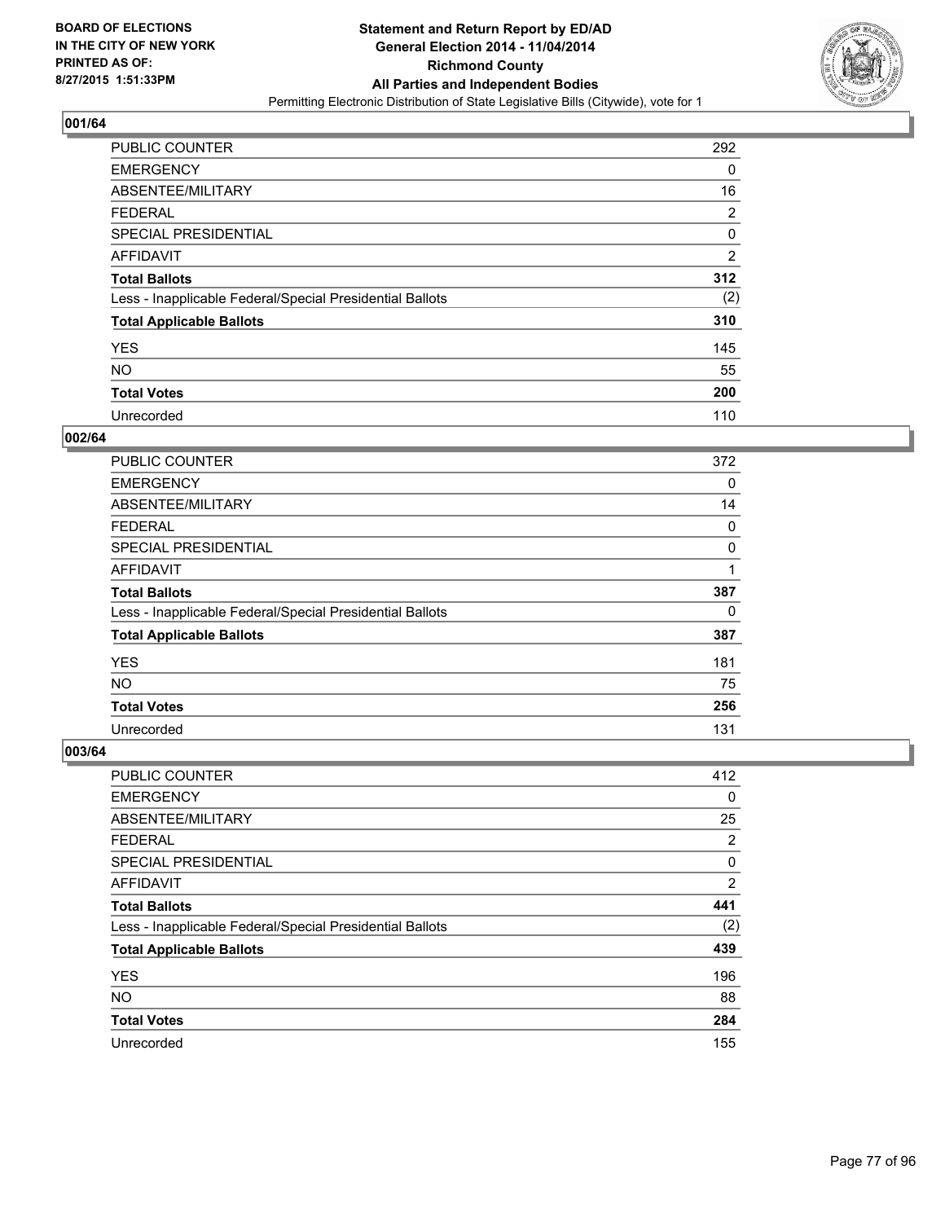BOARD OF ELECTIONS
IN THE CITY OF NEW YORK
PRINTED AS OF:
8/27/2015 1:51:33PM

**Statement and Return Report by ED/AD**
**General Election 2014 - 11/04/2014**
**Richmond County**
**All Parties and Independent Bodies**
Permitting Electronic Distribution of State Legislative Bills (Citywide), vote for 1

## 001/64

| | |
|---|---|
| PUBLIC COUNTER | 292 |
| EMERGENCY | 0 |
| ABSENTEE/MILITARY | 16 |
| FEDERAL | 2 |
| SPECIAL PRESIDENTIAL | 0 |
| AFFIDAVIT | 2 |
| **Total Ballots** | **312** |
| Less - Inapplicable Federal/Special Presidential Ballots | (2) |
| **Total Applicable Ballots** | **310** |
| YES | 145 |
| NO | 55 |
| **Total Votes** | **200** |
| Unrecorded | 110 |

## 002/64

| | |
|---|---|
| PUBLIC COUNTER | 372 |
| EMERGENCY | 0 |
| ABSENTEE/MILITARY | 14 |
| FEDERAL | 0 |
| SPECIAL PRESIDENTIAL | 0 |
| AFFIDAVIT | 1 |
| **Total Ballots** | **387** |
| Less - Inapplicable Federal/Special Presidential Ballots | 0 |
| **Total Applicable Ballots** | **387** |
| YES | 181 |
| NO | 75 |
| **Total Votes** | **256** |
| Unrecorded | 131 |

## 003/64

| | |
|---|---|
| PUBLIC COUNTER | 412 |
| EMERGENCY | 0 |
| ABSENTEE/MILITARY | 25 |
| FEDERAL | 2 |
| SPECIAL PRESIDENTIAL | 0 |
| AFFIDAVIT | 2 |
| **Total Ballots** | **441** |
| Less - Inapplicable Federal/Special Presidential Ballots | (2) |
| **Total Applicable Ballots** | **439** |
| YES | 196 |
| NO | 88 |
| **Total Votes** | **284** |
| Unrecorded | 155 |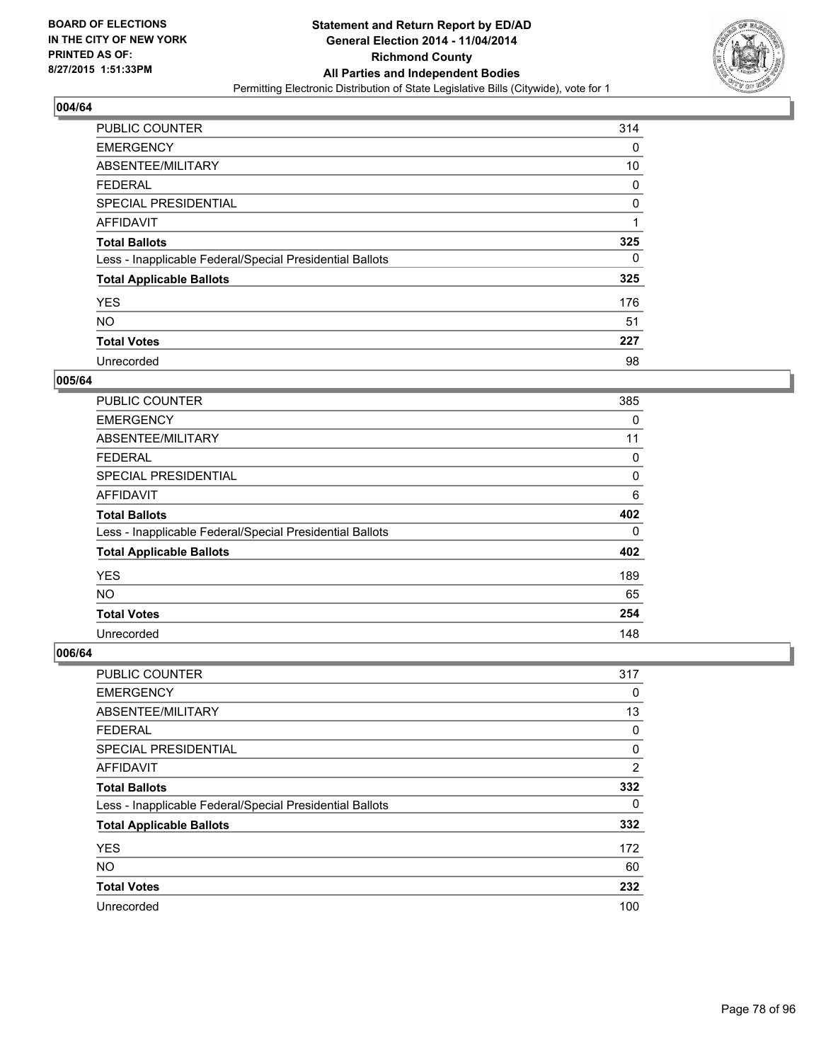BOARD OF ELECTIONS
IN THE CITY OF NEW YORK
PRINTED AS OF:
8/27/2015 1:51:33PM

**Statement and Return Report by ED/AD**
**General Election 2014 - 11/04/2014**
**Richmond County**
**All Parties and Independent Bodies**
Permitting Electronic Distribution of State Legislative Bills (Citywide), vote for 1

## 004/64

| | |
|---|---|
| PUBLIC COUNTER | 314 |
| EMERGENCY | 0 |
| ABSENTEE/MILITARY | 10 |
| FEDERAL | 0 |
| SPECIAL PRESIDENTIAL | 0 |
| AFFIDAVIT | 1 |
| **Total Ballots** | **325** |
| Less - Inapplicable Federal/Special Presidential Ballots | 0 |
| **Total Applicable Ballots** | **325** |
| YES | 176 |
| NO | 51 |
| **Total Votes** | **227** |
| Unrecorded | 98 |

## 005/64

| | |
|---|---|
| PUBLIC COUNTER | 385 |
| EMERGENCY | 0 |
| ABSENTEE/MILITARY | 11 |
| FEDERAL | 0 |
| SPECIAL PRESIDENTIAL | 0 |
| AFFIDAVIT | 6 |
| **Total Ballots** | **402** |
| Less - Inapplicable Federal/Special Presidential Ballots | 0 |
| **Total Applicable Ballots** | **402** |
| YES | 189 |
| NO | 65 |
| **Total Votes** | **254** |
| Unrecorded | 148 |

## 006/64

| | |
|---|---|
| PUBLIC COUNTER | 317 |
| EMERGENCY | 0 |
| ABSENTEE/MILITARY | 13 |
| FEDERAL | 0 |
| SPECIAL PRESIDENTIAL | 0 |
| AFFIDAVIT | 2 |
| **Total Ballots** | **332** |
| Less - Inapplicable Federal/Special Presidential Ballots | 0 |
| **Total Applicable Ballots** | **332** |
| YES | 172 |
| NO | 60 |
| **Total Votes** | **232** |
| Unrecorded | 100 |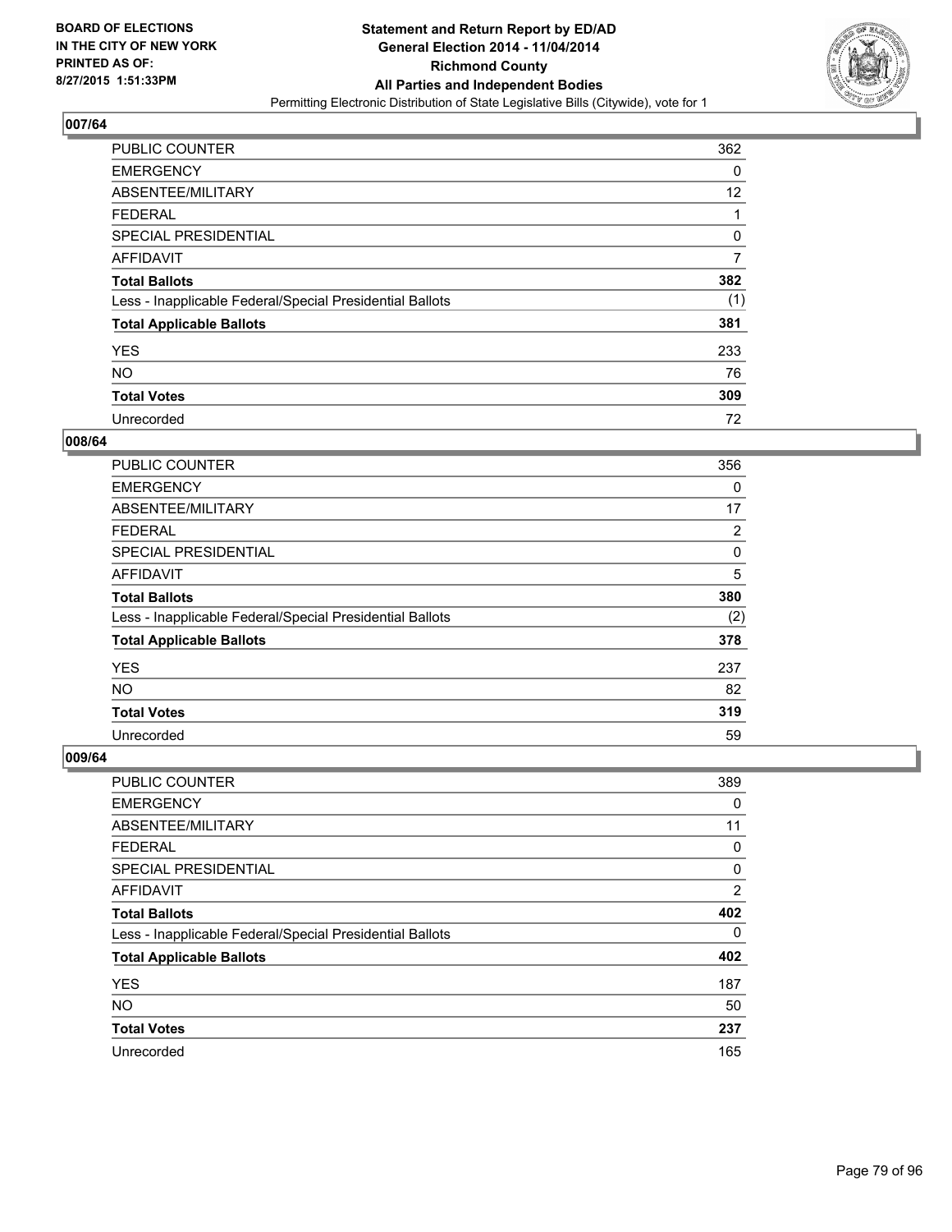**BOARD OF ELECTIONS IN THE CITY OF NEW YORK PRINTED AS OF: 8/27/2015 1:51:33PM**

**Statement and Return Report by ED/AD General Election 2014 - 11/04/2014 Richmond County All Parties and Independent Bodies**

Permitting Electronic Distribution of State Legislative Bills (Citywide), vote for 1

## 007/64

| | |
|---|---|
| PUBLIC COUNTER | 362 |
| EMERGENCY | 0 |
| ABSENTEE/MILITARY | 12 |
| FEDERAL | 1 |
| SPECIAL PRESIDENTIAL | 0 |
| AFFIDAVIT | 7 |
| **Total Ballots** | **382** |
| Less - Inapplicable Federal/Special Presidential Ballots | (1) |
| **Total Applicable Ballots** | **381** |
| YES | 233 |
| NO | 76 |
| **Total Votes** | **309** |
| Unrecorded | 72 |

## 008/64

| | |
|---|---|
| PUBLIC COUNTER | 356 |
| EMERGENCY | 0 |
| ABSENTEE/MILITARY | 17 |
| FEDERAL | 2 |
| SPECIAL PRESIDENTIAL | 0 |
| AFFIDAVIT | 5 |
| **Total Ballots** | **380** |
| Less - Inapplicable Federal/Special Presidential Ballots | (2) |
| **Total Applicable Ballots** | **378** |
| YES | 237 |
| NO | 82 |
| **Total Votes** | **319** |
| Unrecorded | 59 |

## 009/64

| | |
|---|---|
| PUBLIC COUNTER | 389 |
| EMERGENCY | 0 |
| ABSENTEE/MILITARY | 11 |
| FEDERAL | 0 |
| SPECIAL PRESIDENTIAL | 0 |
| AFFIDAVIT | 2 |
| **Total Ballots** | **402** |
| Less - Inapplicable Federal/Special Presidential Ballots | 0 |
| **Total Applicable Ballots** | **402** |
| YES | 187 |
| NO | 50 |
| **Total Votes** | **237** |
| Unrecorded | 165 |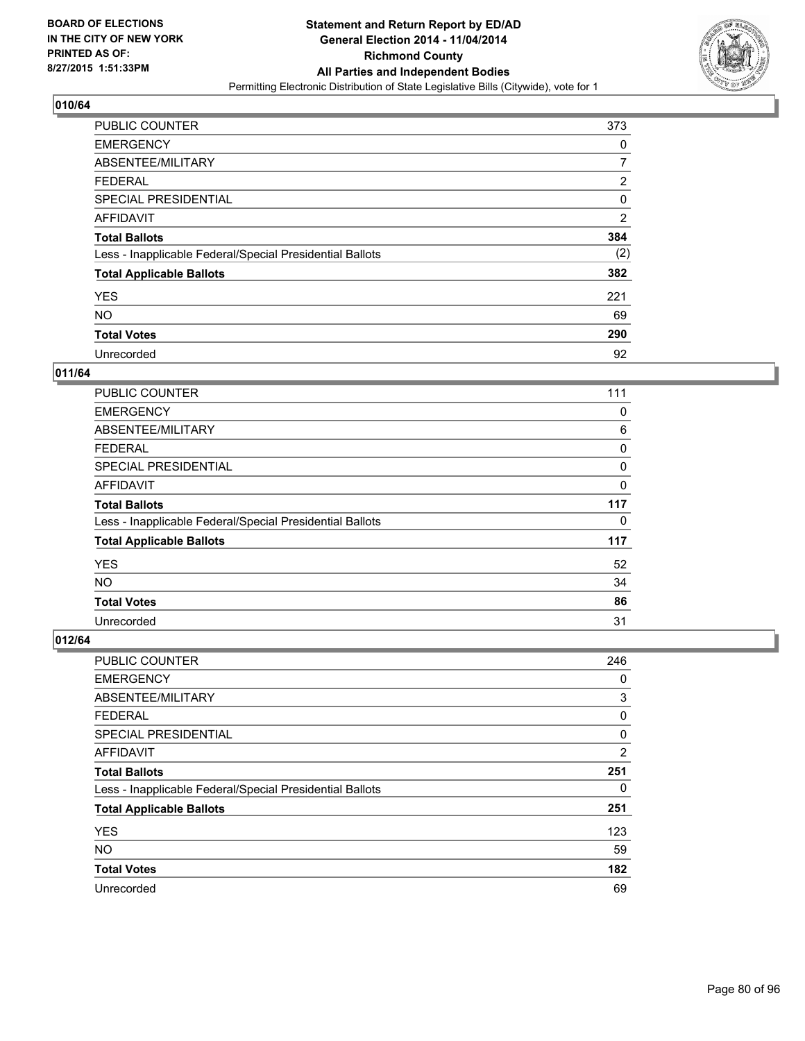**BOARD OF ELECTIONS IN THE CITY OF NEW YORK PRINTED AS OF: 8/27/2015 1:51:33PM**

**Statement and Return Report by ED/AD General Election 2014 - 11/04/2014 Richmond County All Parties and Independent Bodies**

Permitting Electronic Distribution of State Legislative Bills (Citywide), vote for 1

## 010/64

| | |
|---|---|
| PUBLIC COUNTER | 373 |
| EMERGENCY | 0 |
| ABSENTEE/MILITARY | 7 |
| FEDERAL | 2 |
| SPECIAL PRESIDENTIAL | 0 |
| AFFIDAVIT | 2 |
| **Total Ballots** | **384** |
| Less - Inapplicable Federal/Special Presidential Ballots | (2) |
| **Total Applicable Ballots** | **382** |
| YES | 221 |
| NO | 69 |
| **Total Votes** | **290** |
| Unrecorded | 92 |

## 011/64

| | |
|---|---|
| PUBLIC COUNTER | 111 |
| EMERGENCY | 0 |
| ABSENTEE/MILITARY | 6 |
| FEDERAL | 0 |
| SPECIAL PRESIDENTIAL | 0 |
| AFFIDAVIT | 0 |
| **Total Ballots** | **117** |
| Less - Inapplicable Federal/Special Presidential Ballots | 0 |
| **Total Applicable Ballots** | **117** |
| YES | 52 |
| NO | 34 |
| **Total Votes** | **86** |
| Unrecorded | 31 |

## 012/64

| | |
|---|---|
| PUBLIC COUNTER | 246 |
| EMERGENCY | 0 |
| ABSENTEE/MILITARY | 3 |
| FEDERAL | 0 |
| SPECIAL PRESIDENTIAL | 0 |
| AFFIDAVIT | 2 |
| **Total Ballots** | **251** |
| Less - Inapplicable Federal/Special Presidential Ballots | 0 |
| **Total Applicable Ballots** | **251** |
| YES | 123 |
| NO | 59 |
| **Total Votes** | **182** |
| Unrecorded | 69 |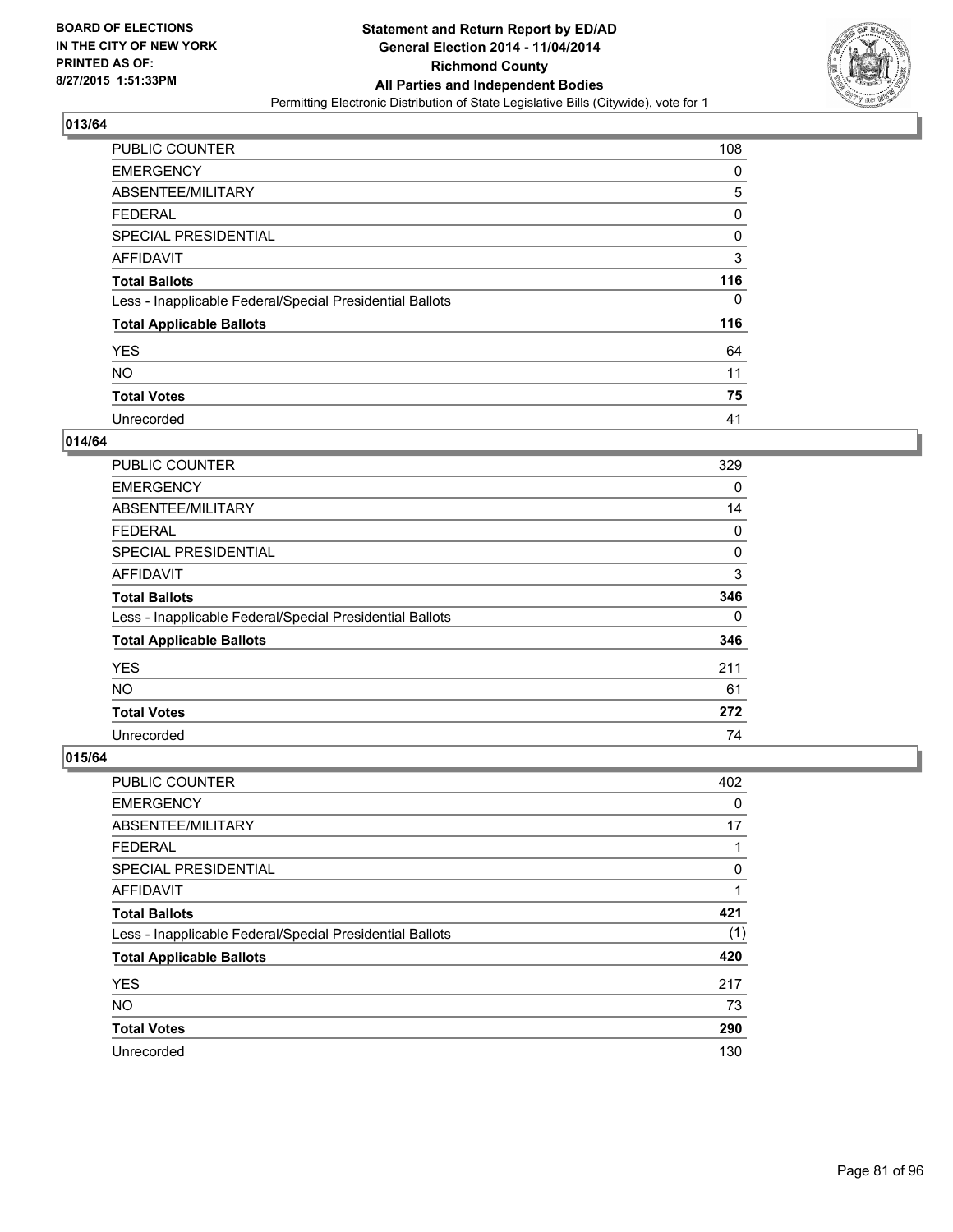BOARD OF ELECTIONS
IN THE CITY OF NEW YORK
PRINTED AS OF:
8/27/2015 1:51:33PM

**Statement and Return Report by ED/AD**
**General Election 2014 - 11/04/2014**
**Richmond County**
**All Parties and Independent Bodies**
Permitting Electronic Distribution of State Legislative Bills (Citywide), vote for 1

## 013/64

| | |
|---|---|
| PUBLIC COUNTER | 108 |
| EMERGENCY | 0 |
| ABSENTEE/MILITARY | 5 |
| FEDERAL | 0 |
| SPECIAL PRESIDENTIAL | 0 |
| AFFIDAVIT | 3 |
| **Total Ballots** | **116** |
| Less - Inapplicable Federal/Special Presidential Ballots | 0 |
| **Total Applicable Ballots** | **116** |
| YES | 64 |
| NO | 11 |
| **Total Votes** | **75** |
| Unrecorded | 41 |

## 014/64

| | |
|---|---|
| PUBLIC COUNTER | 329 |
| EMERGENCY | 0 |
| ABSENTEE/MILITARY | 14 |
| FEDERAL | 0 |
| SPECIAL PRESIDENTIAL | 0 |
| AFFIDAVIT | 3 |
| **Total Ballots** | **346** |
| Less - Inapplicable Federal/Special Presidential Ballots | 0 |
| **Total Applicable Ballots** | **346** |
| YES | 211 |
| NO | 61 |
| **Total Votes** | **272** |
| Unrecorded | 74 |

## 015/64

| | |
|---|---|
| PUBLIC COUNTER | 402 |
| EMERGENCY | 0 |
| ABSENTEE/MILITARY | 17 |
| FEDERAL | 1 |
| SPECIAL PRESIDENTIAL | 0 |
| AFFIDAVIT | 1 |
| **Total Ballots** | **421** |
| Less - Inapplicable Federal/Special Presidential Ballots | (1) |
| **Total Applicable Ballots** | **420** |
| YES | 217 |
| NO | 73 |
| **Total Votes** | **290** |
| Unrecorded | 130 |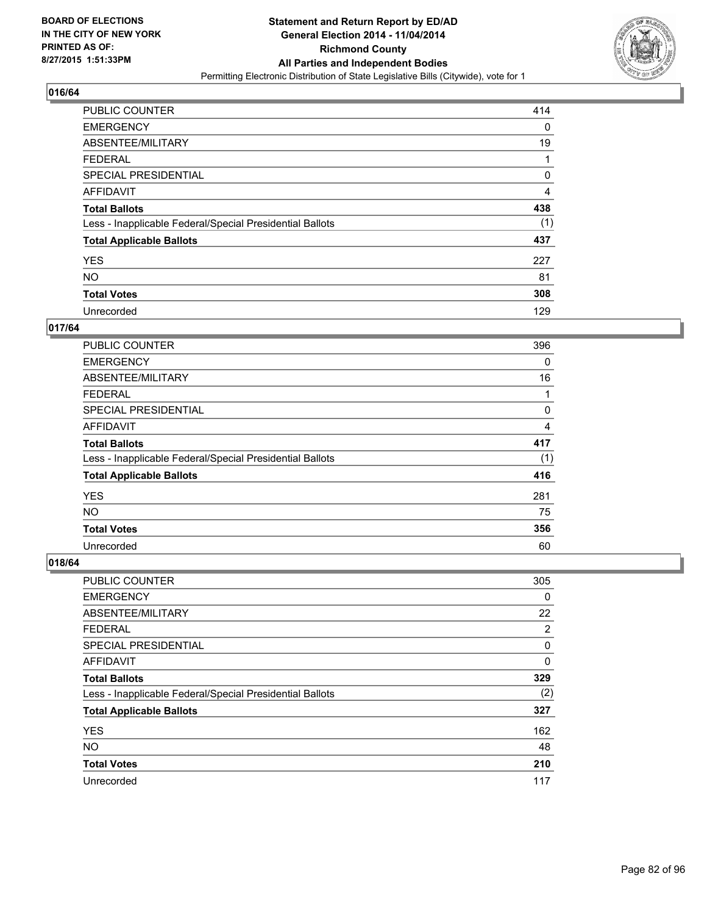BOARD OF ELECTIONS
IN THE CITY OF NEW YORK
PRINTED AS OF:
8/27/2015 1:51:33PM

# Statement and Return Report by ED/AD
## General Election 2014 - 11/04/2014
## Richmond County
## All Parties and Independent Bodies
Permitting Electronic Distribution of State Legislative Bills (Citywide), vote for 1

### 016/64

| | |
|---|---|
| PUBLIC COUNTER | 414 |
| EMERGENCY | 0 |
| ABSENTEE/MILITARY | 19 |
| FEDERAL | 1 |
| SPECIAL PRESIDENTIAL | 0 |
| AFFIDAVIT | 4 |
| **Total Ballots** | **438** |
| Less - Inapplicable Federal/Special Presidential Ballots | (1) |
| **Total Applicable Ballots** | **437** |
| YES | 227 |
| NO | 81 |
| **Total Votes** | **308** |
| Unrecorded | 129 |

### 017/64

| | |
|---|---|
| PUBLIC COUNTER | 396 |
| EMERGENCY | 0 |
| ABSENTEE/MILITARY | 16 |
| FEDERAL | 1 |
| SPECIAL PRESIDENTIAL | 0 |
| AFFIDAVIT | 4 |
| **Total Ballots** | **417** |
| Less - Inapplicable Federal/Special Presidential Ballots | (1) |
| **Total Applicable Ballots** | **416** |
| YES | 281 |
| NO | 75 |
| **Total Votes** | **356** |
| Unrecorded | 60 |

### 018/64

| | |
|---|---|
| PUBLIC COUNTER | 305 |
| EMERGENCY | 0 |
| ABSENTEE/MILITARY | 22 |
| FEDERAL | 2 |
| SPECIAL PRESIDENTIAL | 0 |
| AFFIDAVIT | 0 |
| **Total Ballots** | **329** |
| Less - Inapplicable Federal/Special Presidential Ballots | (2) |
| **Total Applicable Ballots** | **327** |
| YES | 162 |
| NO | 48 |
| **Total Votes** | **210** |
| Unrecorded | 117 |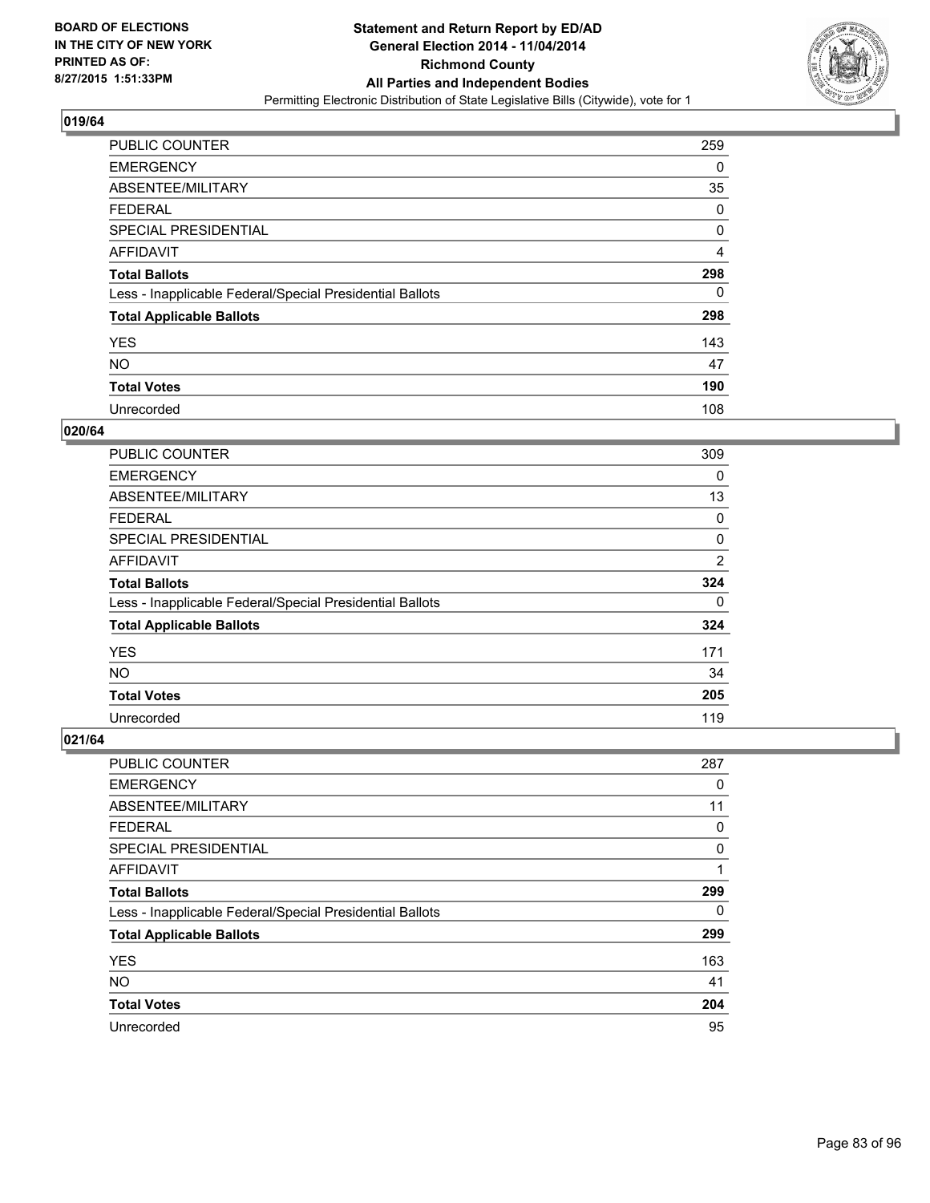**BOARD OF ELECTIONS IN THE CITY OF NEW YORK PRINTED AS OF: 8/27/2015 1:51:33PM**

**Statement and Return Report by ED/AD General Election 2014 - 11/04/2014 Richmond County All Parties and Independent Bodies**

Permitting Electronic Distribution of State Legislative Bills (Citywide), vote for 1

## 019/64

| | |
|---|---|
| PUBLIC COUNTER | 259 |
| EMERGENCY | 0 |
| ABSENTEE/MILITARY | 35 |
| FEDERAL | 0 |
| SPECIAL PRESIDENTIAL | 0 |
| AFFIDAVIT | 4 |
| **Total Ballots** | **298** |
| Less - Inapplicable Federal/Special Presidential Ballots | 0 |
| **Total Applicable Ballots** | **298** |
| YES | 143 |
| NO | 47 |
| **Total Votes** | **190** |
| Unrecorded | 108 |

## 020/64

| | |
|---|---|
| PUBLIC COUNTER | 309 |
| EMERGENCY | 0 |
| ABSENTEE/MILITARY | 13 |
| FEDERAL | 0 |
| SPECIAL PRESIDENTIAL | 0 |
| AFFIDAVIT | 2 |
| **Total Ballots** | **324** |
| Less - Inapplicable Federal/Special Presidential Ballots | 0 |
| **Total Applicable Ballots** | **324** |
| YES | 171 |
| NO | 34 |
| **Total Votes** | **205** |
| Unrecorded | 119 |

## 021/64

| | |
|---|---|
| PUBLIC COUNTER | 287 |
| EMERGENCY | 0 |
| ABSENTEE/MILITARY | 11 |
| FEDERAL | 0 |
| SPECIAL PRESIDENTIAL | 0 |
| AFFIDAVIT | 1 |
| **Total Ballots** | **299** |
| Less - Inapplicable Federal/Special Presidential Ballots | 0 |
| **Total Applicable Ballots** | **299** |
| YES | 163 |
| NO | 41 |
| **Total Votes** | **204** |
| Unrecorded | 95 |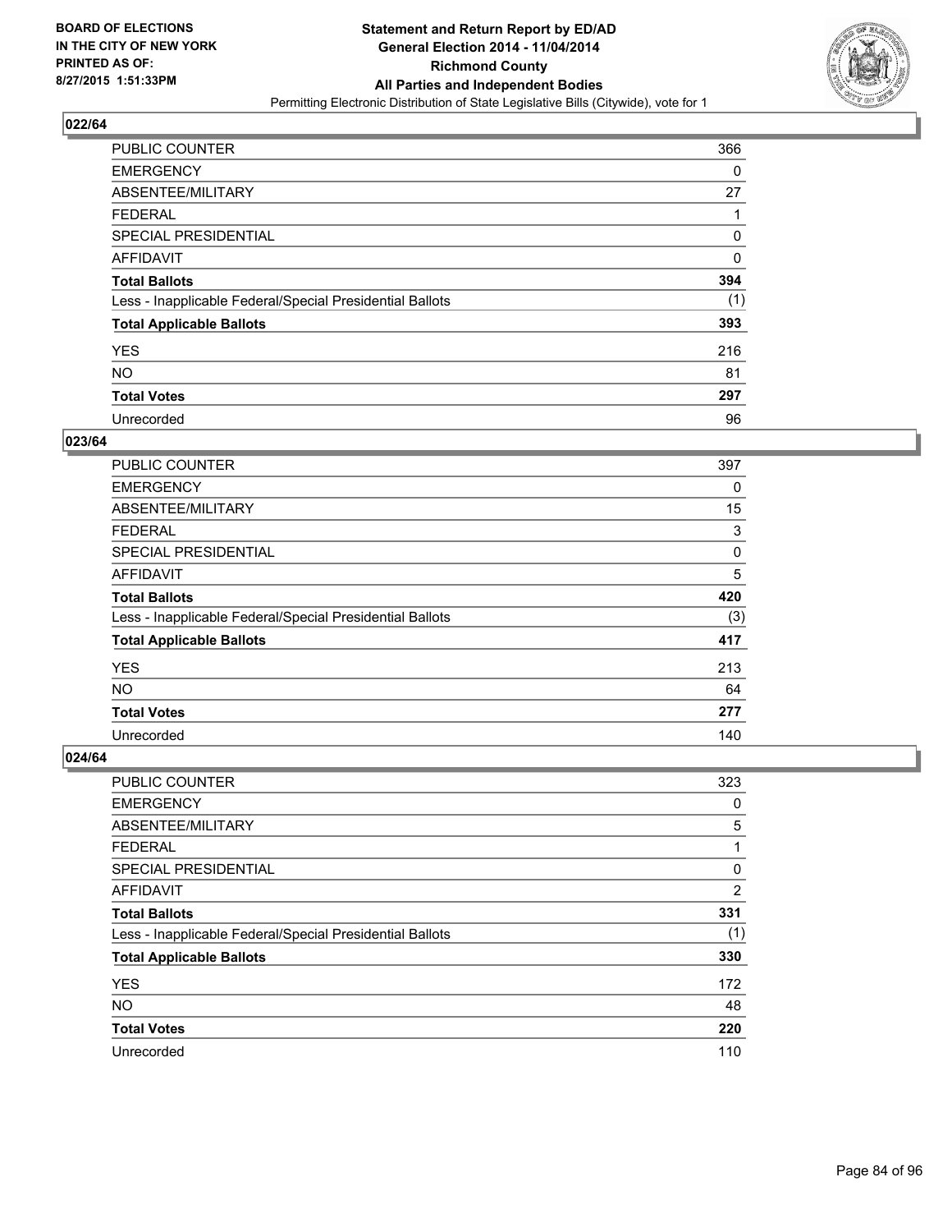## 022/64

| | |
|---|---|
| PUBLIC COUNTER | 366 |
| EMERGENCY | 0 |
| ABSENTEE/MILITARY | 27 |
| FEDERAL | 1 |
| SPECIAL PRESIDENTIAL | 0 |
| AFFIDAVIT | 0 |
| **Total Ballots** | **394** |
| Less - Inapplicable Federal/Special Presidential Ballots | (1) |
| **Total Applicable Ballots** | **393** |
| YES | 216 |
| NO | 81 |
| **Total Votes** | **297** |
| Unrecorded | 96 |

## 023/64

| | |
|---|---|
| PUBLIC COUNTER | 397 |
| EMERGENCY | 0 |
| ABSENTEE/MILITARY | 15 |
| FEDERAL | 3 |
| SPECIAL PRESIDENTIAL | 0 |
| AFFIDAVIT | 5 |
| **Total Ballots** | **420** |
| Less - Inapplicable Federal/Special Presidential Ballots | (3) |
| **Total Applicable Ballots** | **417** |
| YES | 213 |
| NO | 64 |
| **Total Votes** | **277** |
| Unrecorded | 140 |

## 024/64

| | |
|---|---|
| PUBLIC COUNTER | 323 |
| EMERGENCY | 0 |
| ABSENTEE/MILITARY | 5 |
| FEDERAL | 1 |
| SPECIAL PRESIDENTIAL | 0 |
| AFFIDAVIT | 2 |
| **Total Ballots** | **331** |
| Less - Inapplicable Federal/Special Presidential Ballots | (1) |
| **Total Applicable Ballots** | **330** |
| YES | 172 |
| NO | 48 |
| **Total Votes** | **220** |
| Unrecorded | 110 |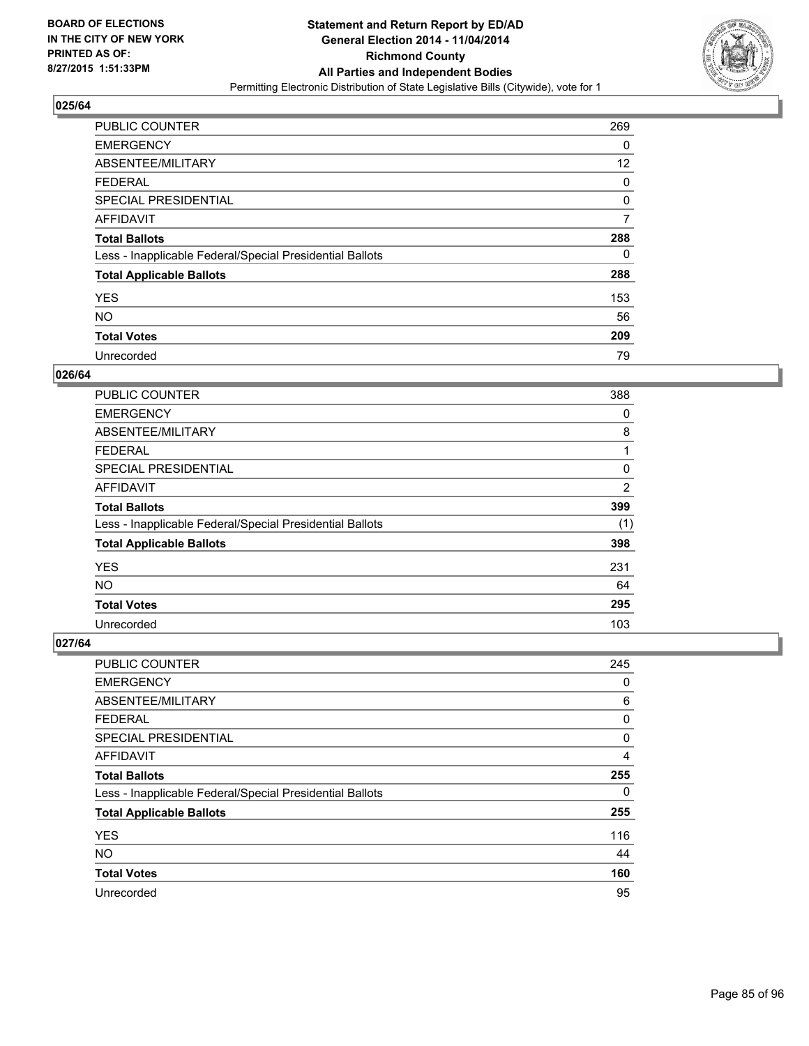**BOARD OF ELECTIONS IN THE CITY OF NEW YORK PRINTED AS OF: 8/27/2015 1:51:33PM**

**Statement and Return Report by ED/AD General Election 2014 - 11/04/2014 Richmond County All Parties and Independent Bodies**

Permitting Electronic Distribution of State Legislative Bills (Citywide), vote for 1

## 025/64

| | |
|---|---|
| PUBLIC COUNTER | 269 |
| EMERGENCY | 0 |
| ABSENTEE/MILITARY | 12 |
| FEDERAL | 0 |
| SPECIAL PRESIDENTIAL | 0 |
| AFFIDAVIT | 7 |
| **Total Ballots** | **288** |
| Less - Inapplicable Federal/Special Presidential Ballots | 0 |
| **Total Applicable Ballots** | **288** |
| YES | 153 |
| NO | 56 |
| **Total Votes** | **209** |
| Unrecorded | 79 |

## 026/64

| | |
|---|---|
| PUBLIC COUNTER | 388 |
| EMERGENCY | 0 |
| ABSENTEE/MILITARY | 8 |
| FEDERAL | 1 |
| SPECIAL PRESIDENTIAL | 0 |
| AFFIDAVIT | 2 |
| **Total Ballots** | **399** |
| Less - Inapplicable Federal/Special Presidential Ballots | (1) |
| **Total Applicable Ballots** | **398** |
| YES | 231 |
| NO | 64 |
| **Total Votes** | **295** |
| Unrecorded | 103 |

## 027/64

| | |
|---|---|
| PUBLIC COUNTER | 245 |
| EMERGENCY | 0 |
| ABSENTEE/MILITARY | 6 |
| FEDERAL | 0 |
| SPECIAL PRESIDENTIAL | 0 |
| AFFIDAVIT | 4 |
| **Total Ballots** | **255** |
| Less - Inapplicable Federal/Special Presidential Ballots | 0 |
| **Total Applicable Ballots** | **255** |
| YES | 116 |
| NO | 44 |
| **Total Votes** | **160** |
| Unrecorded | 95 |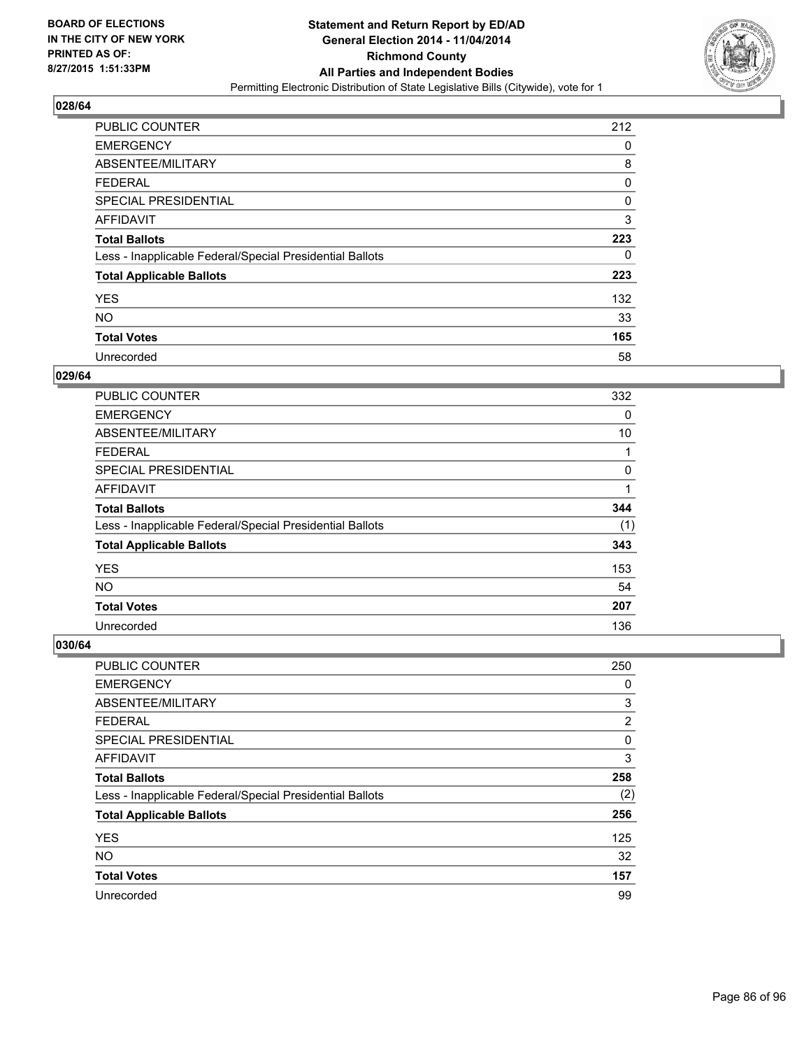BOARD OF ELECTIONS
IN THE CITY OF NEW YORK
PRINTED AS OF:
8/27/2015 1:51:33PM

**Statement and Return Report by ED/AD**
**General Election 2014 - 11/04/2014**
**Richmond County**
**All Parties and Independent Bodies**
Permitting Electronic Distribution of State Legislative Bills (Citywide), vote for 1

### 028/64

| | |
|---|---|
| PUBLIC COUNTER | 212 |
| EMERGENCY | 0 |
| ABSENTEE/MILITARY | 8 |
| FEDERAL | 0 |
| SPECIAL PRESIDENTIAL | 0 |
| AFFIDAVIT | 3 |
| **Total Ballots** | **223** |
| Less - Inapplicable Federal/Special Presidential Ballots | 0 |
| **Total Applicable Ballots** | **223** |
| YES | 132 |
| NO | 33 |
| **Total Votes** | **165** |
| Unrecorded | 58 |

### 029/64

| | |
|---|---|
| PUBLIC COUNTER | 332 |
| EMERGENCY | 0 |
| ABSENTEE/MILITARY | 10 |
| FEDERAL | 1 |
| SPECIAL PRESIDENTIAL | 0 |
| AFFIDAVIT | 1 |
| **Total Ballots** | **344** |
| Less - Inapplicable Federal/Special Presidential Ballots | (1) |
| **Total Applicable Ballots** | **343** |
| YES | 153 |
| NO | 54 |
| **Total Votes** | **207** |
| Unrecorded | 136 |

### 030/64

| | |
|---|---|
| PUBLIC COUNTER | 250 |
| EMERGENCY | 0 |
| ABSENTEE/MILITARY | 3 |
| FEDERAL | 2 |
| SPECIAL PRESIDENTIAL | 0 |
| AFFIDAVIT | 3 |
| **Total Ballots** | **258** |
| Less - Inapplicable Federal/Special Presidential Ballots | (2) |
| **Total Applicable Ballots** | **256** |
| YES | 125 |
| NO | 32 |
| **Total Votes** | **157** |
| Unrecorded | 99 |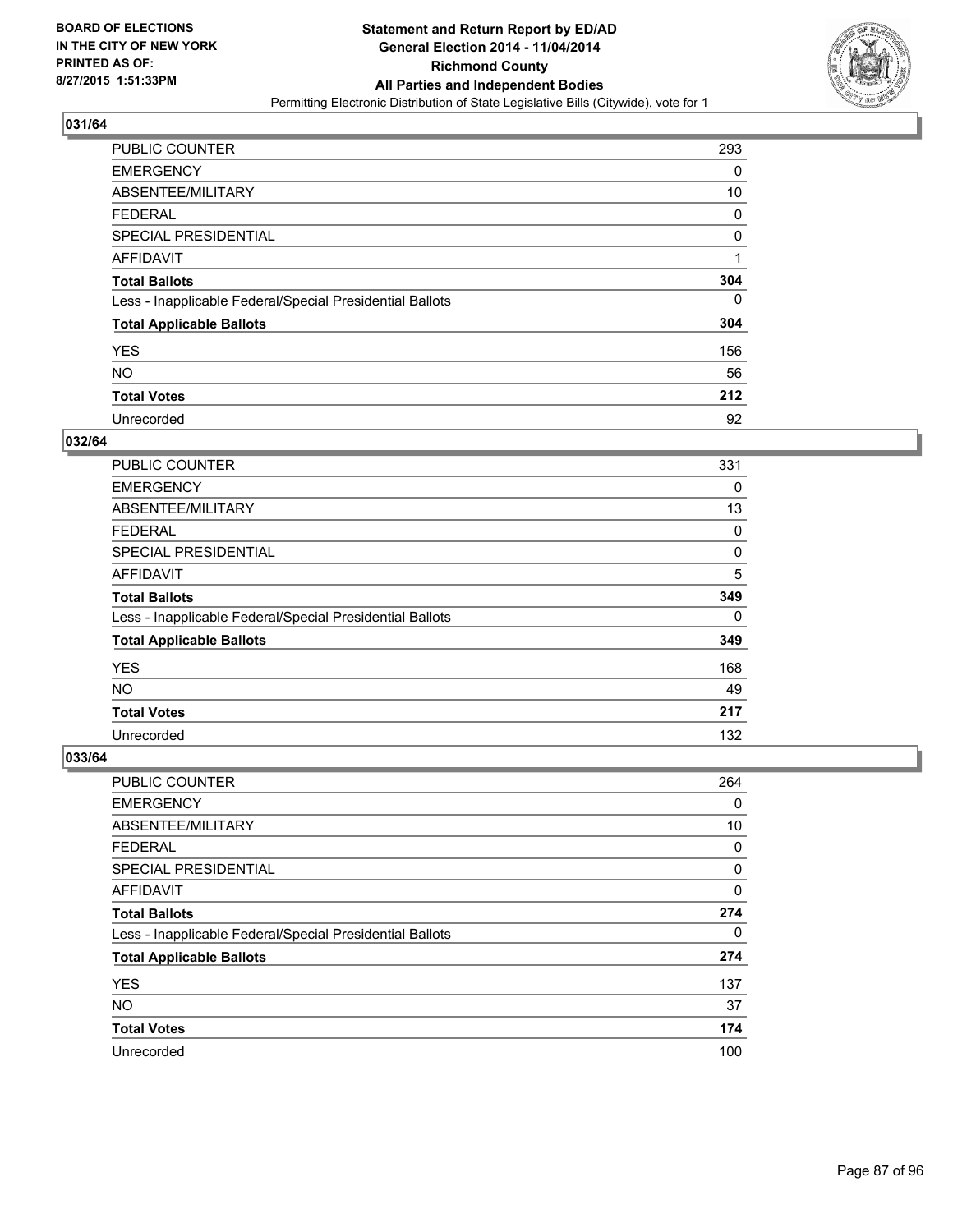**BOARD OF ELECTIONS IN THE CITY OF NEW YORK PRINTED AS OF: 8/27/2015 1:51:33PM**

# Statement and Return Report by ED/AD
## General Election 2014 - 11/04/2014
## Richmond County
## All Parties and Independent Bodies
Permitting Electronic Distribution of State Legislative Bills (Citywide), vote for 1

### 031/64

| | |
|---|---|
| PUBLIC COUNTER | 293 |
| EMERGENCY | 0 |
| ABSENTEE/MILITARY | 10 |
| FEDERAL | 0 |
| SPECIAL PRESIDENTIAL | 0 |
| AFFIDAVIT | 1 |
| **Total Ballots** | **304** |
| Less - Inapplicable Federal/Special Presidential Ballots | 0 |
| **Total Applicable Ballots** | **304** |
| YES | 156 |
| NO | 56 |
| **Total Votes** | **212** |
| Unrecorded | 92 |

### 032/64

| | |
|---|---|
| PUBLIC COUNTER | 331 |
| EMERGENCY | 0 |
| ABSENTEE/MILITARY | 13 |
| FEDERAL | 0 |
| SPECIAL PRESIDENTIAL | 0 |
| AFFIDAVIT | 5 |
| **Total Ballots** | **349** |
| Less - Inapplicable Federal/Special Presidential Ballots | 0 |
| **Total Applicable Ballots** | **349** |
| YES | 168 |
| NO | 49 |
| **Total Votes** | **217** |
| Unrecorded | 132 |

### 033/64

| | |
|---|---|
| PUBLIC COUNTER | 264 |
| EMERGENCY | 0 |
| ABSENTEE/MILITARY | 10 |
| FEDERAL | 0 |
| SPECIAL PRESIDENTIAL | 0 |
| AFFIDAVIT | 0 |
| **Total Ballots** | **274** |
| Less - Inapplicable Federal/Special Presidential Ballots | 0 |
| **Total Applicable Ballots** | **274** |
| YES | 137 |
| NO | 37 |
| **Total Votes** | **174** |
| Unrecorded | 100 |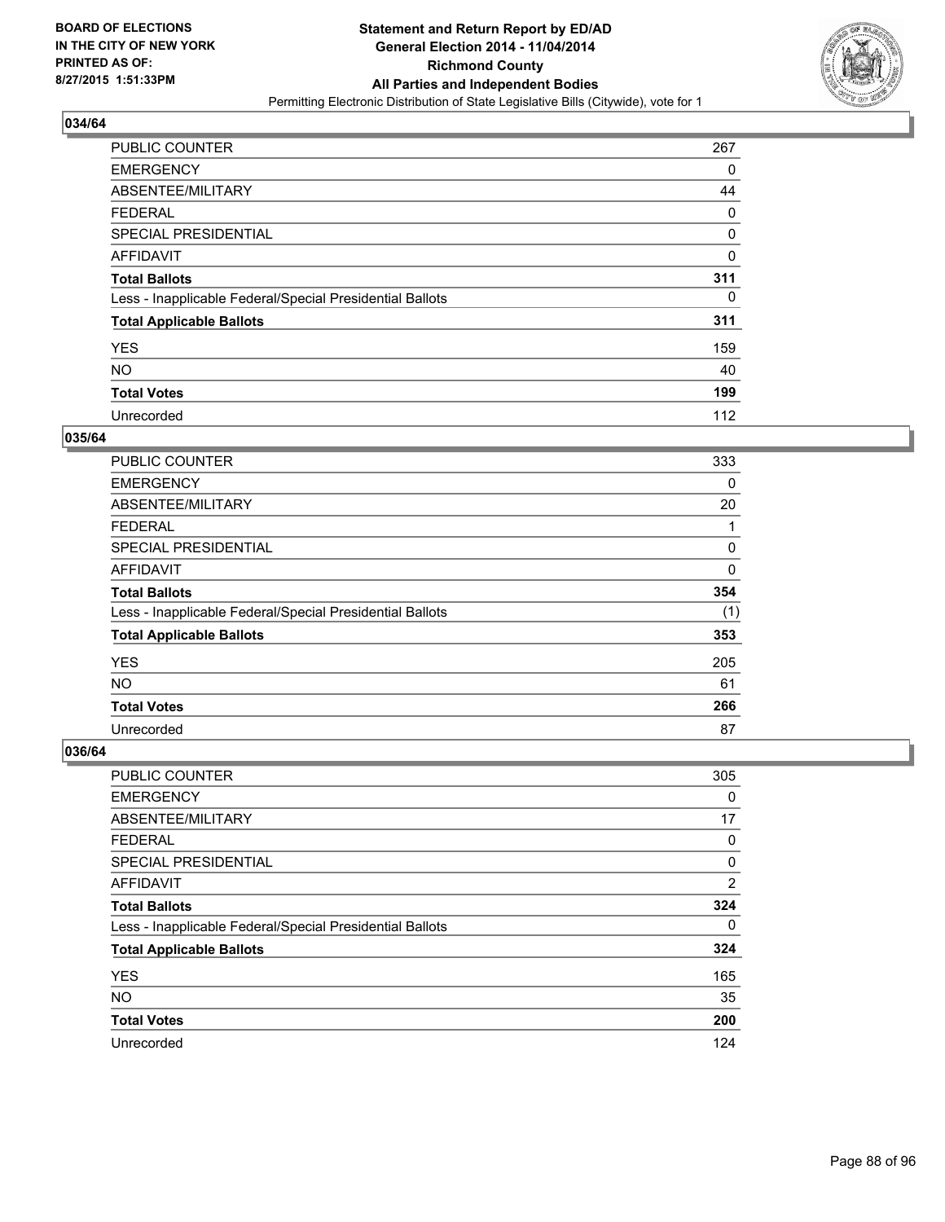**BOARD OF ELECTIONS IN THE CITY OF NEW YORK PRINTED AS OF: 8/27/2015 1:51:33PM**

**Statement and Return Report by ED/AD General Election 2014 - 11/04/2014 Richmond County All Parties and Independent Bodies**

Permitting Electronic Distribution of State Legislative Bills (Citywide), vote for 1

## 034/64

| | |
|---|---|
| PUBLIC COUNTER | 267 |
| EMERGENCY | 0 |
| ABSENTEE/MILITARY | 44 |
| FEDERAL | 0 |
| SPECIAL PRESIDENTIAL | 0 |
| AFFIDAVIT | 0 |
| **Total Ballots** | **311** |
| Less - Inapplicable Federal/Special Presidential Ballots | 0 |
| **Total Applicable Ballots** | **311** |
| YES | 159 |
| NO | 40 |
| **Total Votes** | **199** |
| Unrecorded | 112 |

## 035/64

| | |
|---|---|
| PUBLIC COUNTER | 333 |
| EMERGENCY | 0 |
| ABSENTEE/MILITARY | 20 |
| FEDERAL | 1 |
| SPECIAL PRESIDENTIAL | 0 |
| AFFIDAVIT | 0 |
| **Total Ballots** | **354** |
| Less - Inapplicable Federal/Special Presidential Ballots | (1) |
| **Total Applicable Ballots** | **353** |
| YES | 205 |
| NO | 61 |
| **Total Votes** | **266** |
| Unrecorded | 87 |

## 036/64

| | |
|---|---|
| PUBLIC COUNTER | 305 |
| EMERGENCY | 0 |
| ABSENTEE/MILITARY | 17 |
| FEDERAL | 0 |
| SPECIAL PRESIDENTIAL | 0 |
| AFFIDAVIT | 2 |
| **Total Ballots** | **324** |
| Less - Inapplicable Federal/Special Presidential Ballots | 0 |
| **Total Applicable Ballots** | **324** |
| YES | 165 |
| NO | 35 |
| **Total Votes** | **200** |
| Unrecorded | 124 |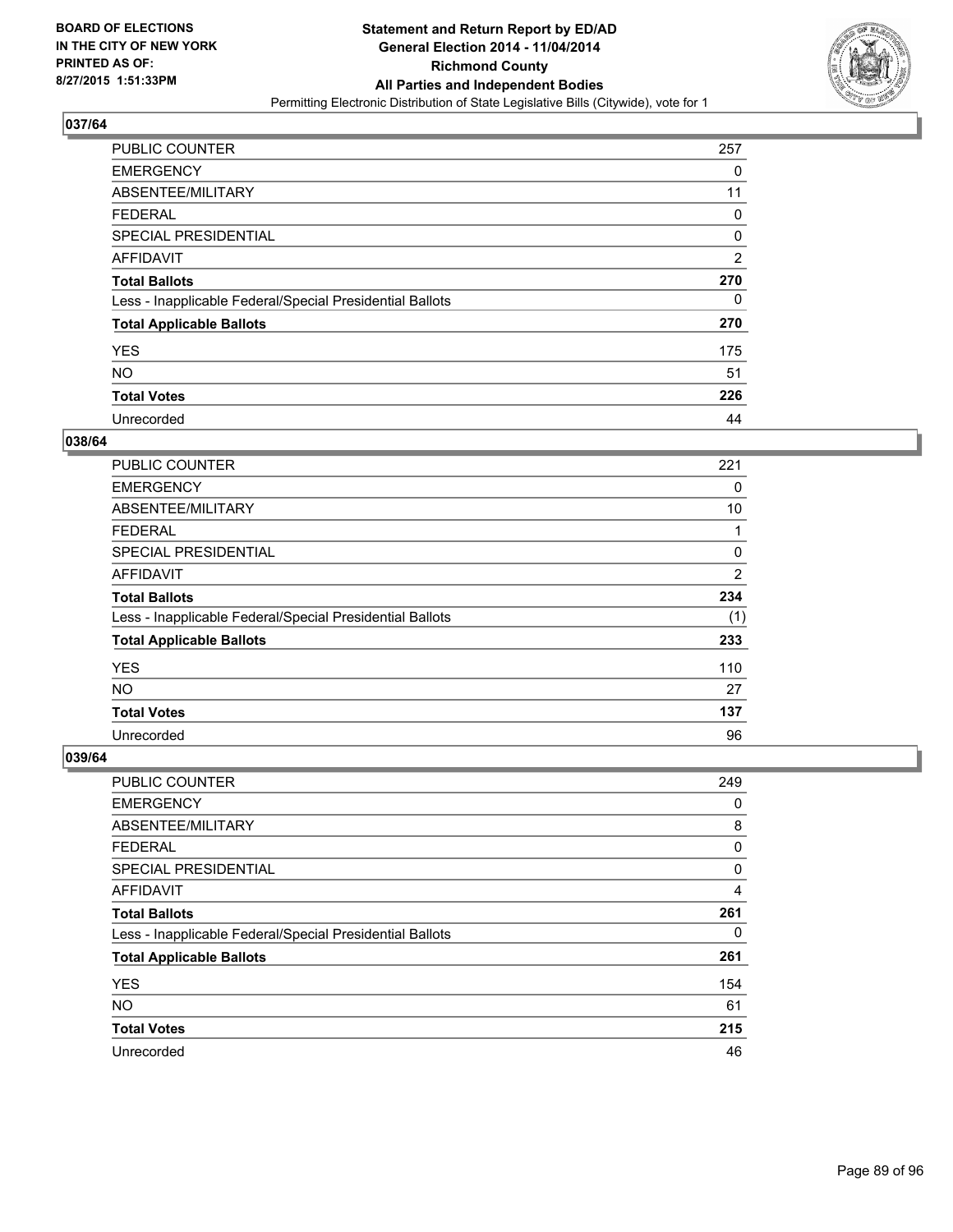**BOARD OF ELECTIONS IN THE CITY OF NEW YORK PRINTED AS OF: 8/27/2015 1:51:33PM**

**Statement and Return Report by ED/AD**
**General Election 2014 - 11/04/2014**
**Richmond County**
**All Parties and Independent Bodies**
Permitting Electronic Distribution of State Legislative Bills (Citywide), vote for 1

## 037/64

| | |
|---|---|
| PUBLIC COUNTER | 257 |
| EMERGENCY | 0 |
| ABSENTEE/MILITARY | 11 |
| FEDERAL | 0 |
| SPECIAL PRESIDENTIAL | 0 |
| AFFIDAVIT | 2 |
| **Total Ballots** | **270** |
| Less - Inapplicable Federal/Special Presidential Ballots | 0 |
| **Total Applicable Ballots** | **270** |
| YES | 175 |
| NO | 51 |
| **Total Votes** | **226** |
| Unrecorded | 44 |

## 038/64

| | |
|---|---|
| PUBLIC COUNTER | 221 |
| EMERGENCY | 0 |
| ABSENTEE/MILITARY | 10 |
| FEDERAL | 1 |
| SPECIAL PRESIDENTIAL | 0 |
| AFFIDAVIT | 2 |
| **Total Ballots** | **234** |
| Less - Inapplicable Federal/Special Presidential Ballots | (1) |
| **Total Applicable Ballots** | **233** |
| YES | 110 |
| NO | 27 |
| **Total Votes** | **137** |
| Unrecorded | 96 |

## 039/64

| | |
|---|---|
| PUBLIC COUNTER | 249 |
| EMERGENCY | 0 |
| ABSENTEE/MILITARY | 8 |
| FEDERAL | 0 |
| SPECIAL PRESIDENTIAL | 0 |
| AFFIDAVIT | 4 |
| **Total Ballots** | **261** |
| Less - Inapplicable Federal/Special Presidential Ballots | 0 |
| **Total Applicable Ballots** | **261** |
| YES | 154 |
| NO | 61 |
| **Total Votes** | **215** |
| Unrecorded | 46 |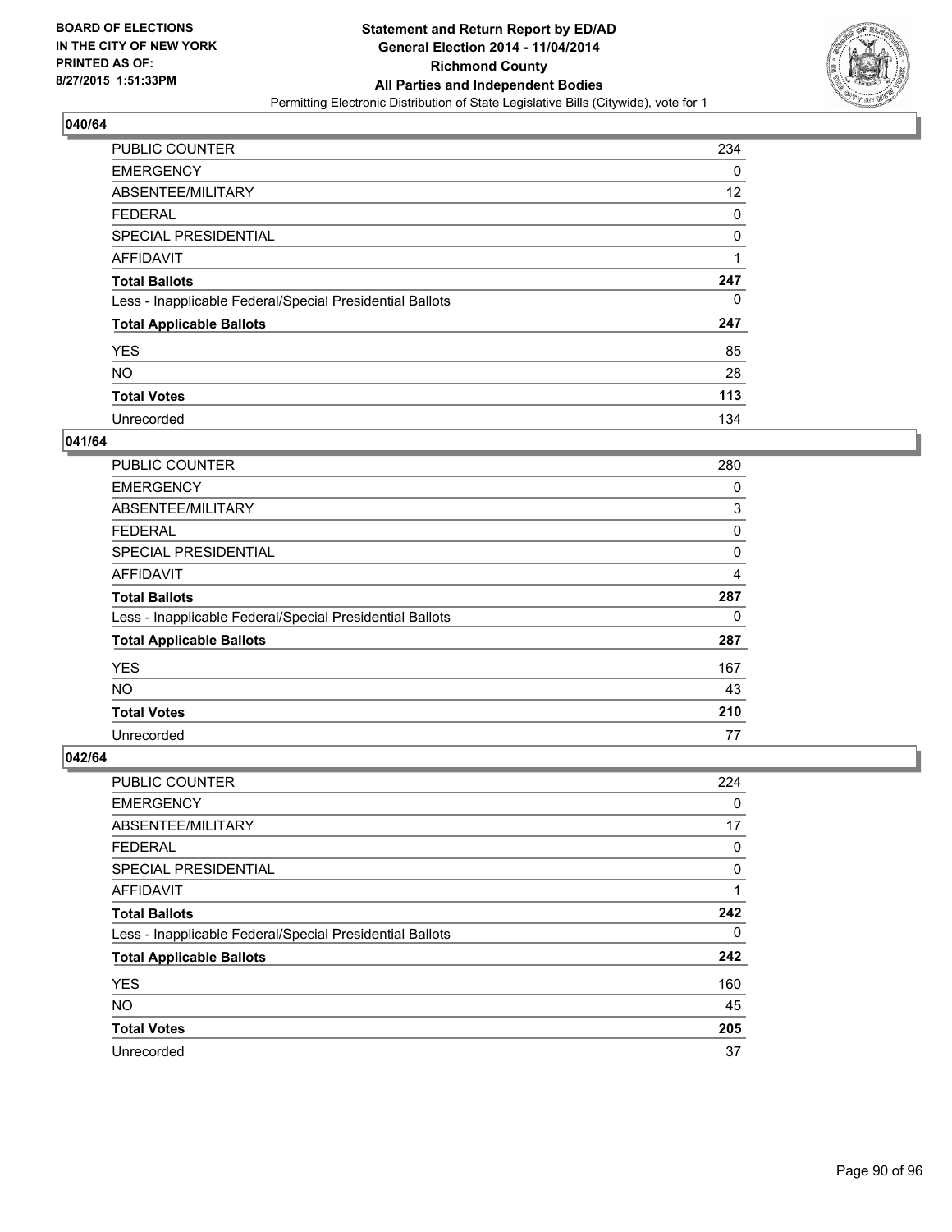**BOARD OF ELECTIONS IN THE CITY OF NEW YORK PRINTED AS OF: 8/27/2015 1:51:33PM**

**Statement and Return Report by ED/AD General Election 2014 - 11/04/2014 Richmond County All Parties and Independent Bodies**

Permitting Electronic Distribution of State Legislative Bills (Citywide), vote for 1

## 040/64

| | |
|---|---|
| PUBLIC COUNTER | 234 |
| EMERGENCY | 0 |
| ABSENTEE/MILITARY | 12 |
| FEDERAL | 0 |
| SPECIAL PRESIDENTIAL | 0 |
| AFFIDAVIT | 1 |
| **Total Ballots** | **247** |
| Less - Inapplicable Federal/Special Presidential Ballots | 0 |
| **Total Applicable Ballots** | **247** |
| YES | 85 |
| NO | 28 |
| **Total Votes** | **113** |
| Unrecorded | 134 |

## 041/64

| | |
|---|---|
| PUBLIC COUNTER | 280 |
| EMERGENCY | 0 |
| ABSENTEE/MILITARY | 3 |
| FEDERAL | 0 |
| SPECIAL PRESIDENTIAL | 0 |
| AFFIDAVIT | 4 |
| **Total Ballots** | **287** |
| Less - Inapplicable Federal/Special Presidential Ballots | 0 |
| **Total Applicable Ballots** | **287** |
| YES | 167 |
| NO | 43 |
| **Total Votes** | **210** |
| Unrecorded | 77 |

## 042/64

| | |
|---|---|
| PUBLIC COUNTER | 224 |
| EMERGENCY | 0 |
| ABSENTEE/MILITARY | 17 |
| FEDERAL | 0 |
| SPECIAL PRESIDENTIAL | 0 |
| AFFIDAVIT | 1 |
| **Total Ballots** | **242** |
| Less - Inapplicable Federal/Special Presidential Ballots | 0 |
| **Total Applicable Ballots** | **242** |
| YES | 160 |
| NO | 45 |
| **Total Votes** | **205** |
| Unrecorded | 37 |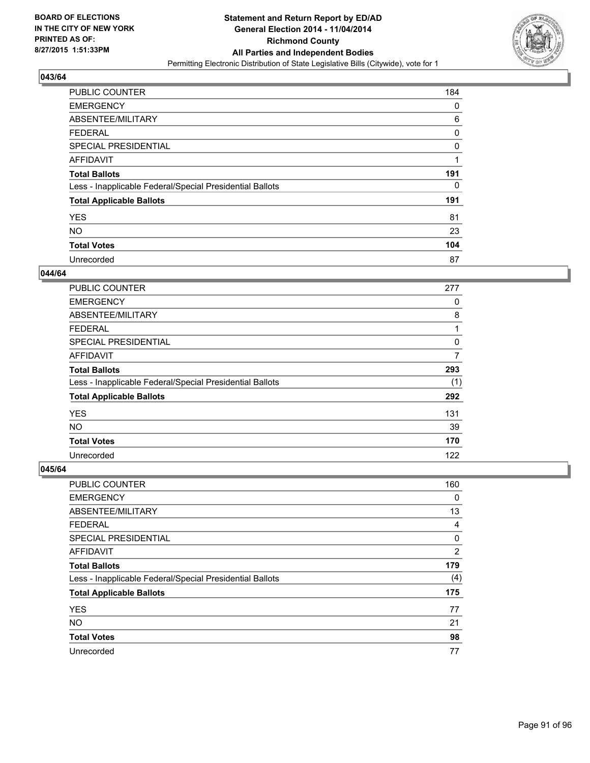BOARD OF ELECTIONS
IN THE CITY OF NEW YORK
PRINTED AS OF:
8/27/2015 1:51:33PM

# Statement and Return Report by ED/AD
## General Election 2014 - 11/04/2014
## Richmond County
## All Parties and Independent Bodies
Permitting Electronic Distribution of State Legislative Bills (Citywide), vote for 1

### 043/64

| | |
|---|---|
| PUBLIC COUNTER | 184 |
| EMERGENCY | 0 |
| ABSENTEE/MILITARY | 6 |
| FEDERAL | 0 |
| SPECIAL PRESIDENTIAL | 0 |
| AFFIDAVIT | 1 |
| **Total Ballots** | **191** |
| Less - Inapplicable Federal/Special Presidential Ballots | 0 |
| **Total Applicable Ballots** | **191** |
| YES | 81 |
| NO | 23 |
| **Total Votes** | **104** |
| Unrecorded | 87 |

### 044/64

| | |
|---|---|
| PUBLIC COUNTER | 277 |
| EMERGENCY | 0 |
| ABSENTEE/MILITARY | 8 |
| FEDERAL | 1 |
| SPECIAL PRESIDENTIAL | 0 |
| AFFIDAVIT | 7 |
| **Total Ballots** | **293** |
| Less - Inapplicable Federal/Special Presidential Ballots | (1) |
| **Total Applicable Ballots** | **292** |
| YES | 131 |
| NO | 39 |
| **Total Votes** | **170** |
| Unrecorded | 122 |

### 045/64

| | |
|---|---|
| PUBLIC COUNTER | 160 |
| EMERGENCY | 0 |
| ABSENTEE/MILITARY | 13 |
| FEDERAL | 4 |
| SPECIAL PRESIDENTIAL | 0 |
| AFFIDAVIT | 2 |
| **Total Ballots** | **179** |
| Less - Inapplicable Federal/Special Presidential Ballots | (4) |
| **Total Applicable Ballots** | **175** |
| YES | 77 |
| NO | 21 |
| **Total Votes** | **98** |
| Unrecorded | 77 |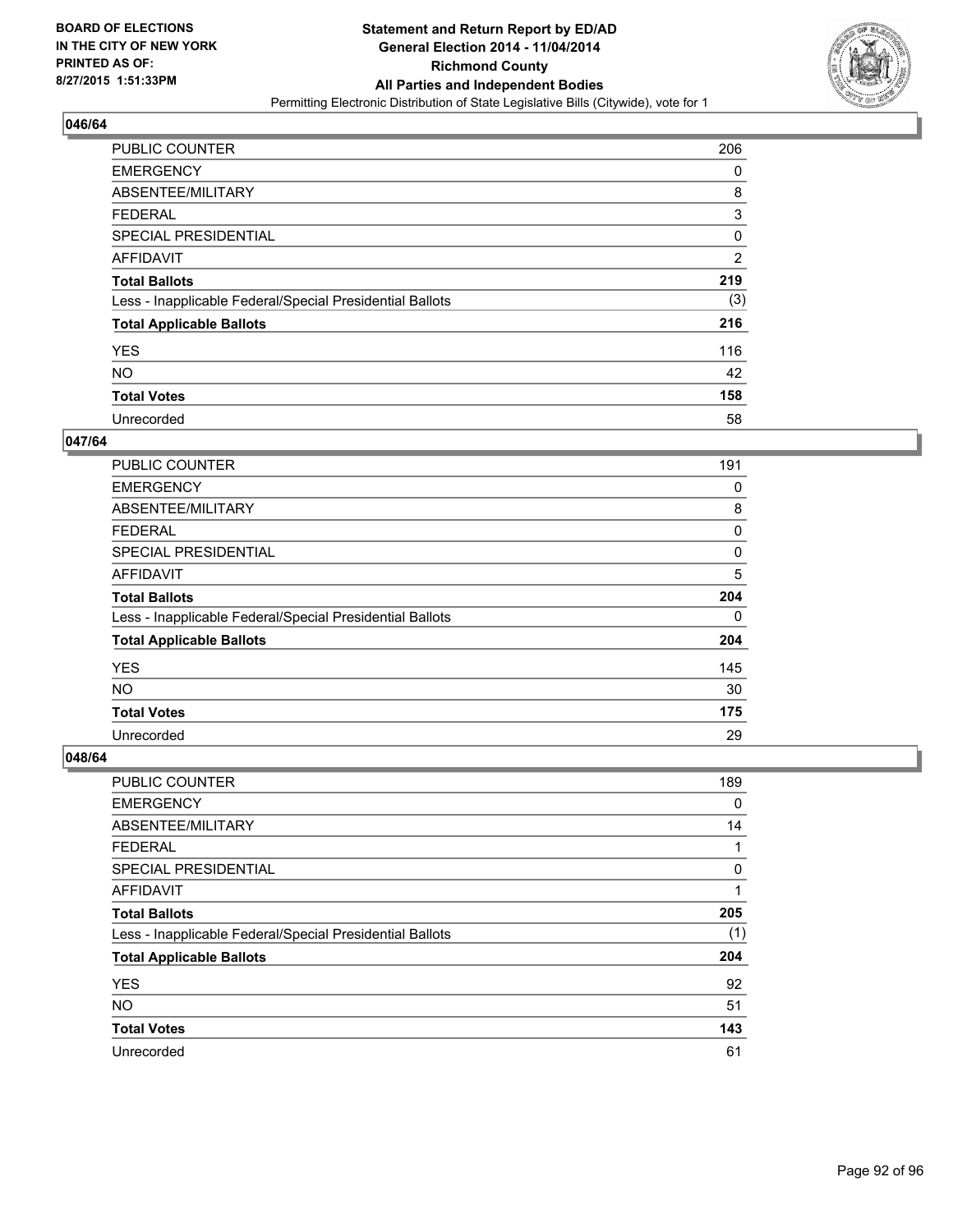**BOARD OF ELECTIONS IN THE CITY OF NEW YORK PRINTED AS OF: 8/27/2015 1:51:33PM**

**Statement and Return Report by ED/AD General Election 2014 - 11/04/2014 Richmond County All Parties and Independent Bodies**

Permitting Electronic Distribution of State Legislative Bills (Citywide), vote for 1

### 046/64

| | |
|---|---|
| PUBLIC COUNTER | 206 |
| EMERGENCY | 0 |
| ABSENTEE/MILITARY | 8 |
| FEDERAL | 3 |
| SPECIAL PRESIDENTIAL | 0 |
| AFFIDAVIT | 2 |
| **Total Ballots** | **219** |
| Less - Inapplicable Federal/Special Presidential Ballots | (3) |
| **Total Applicable Ballots** | **216** |
| YES | 116 |
| NO | 42 |
| **Total Votes** | **158** |
| Unrecorded | 58 |

### 047/64

| | |
|---|---|
| PUBLIC COUNTER | 191 |
| EMERGENCY | 0 |
| ABSENTEE/MILITARY | 8 |
| FEDERAL | 0 |
| SPECIAL PRESIDENTIAL | 0 |
| AFFIDAVIT | 5 |
| **Total Ballots** | **204** |
| Less - Inapplicable Federal/Special Presidential Ballots | 0 |
| **Total Applicable Ballots** | **204** |
| YES | 145 |
| NO | 30 |
| **Total Votes** | **175** |
| Unrecorded | 29 |

### 048/64

| | |
|---|---|
| PUBLIC COUNTER | 189 |
| EMERGENCY | 0 |
| ABSENTEE/MILITARY | 14 |
| FEDERAL | 1 |
| SPECIAL PRESIDENTIAL | 0 |
| AFFIDAVIT | 1 |
| **Total Ballots** | **205** |
| Less - Inapplicable Federal/Special Presidential Ballots | (1) |
| **Total Applicable Ballots** | **204** |
| YES | 92 |
| NO | 51 |
| **Total Votes** | **143** |
| Unrecorded | 61 |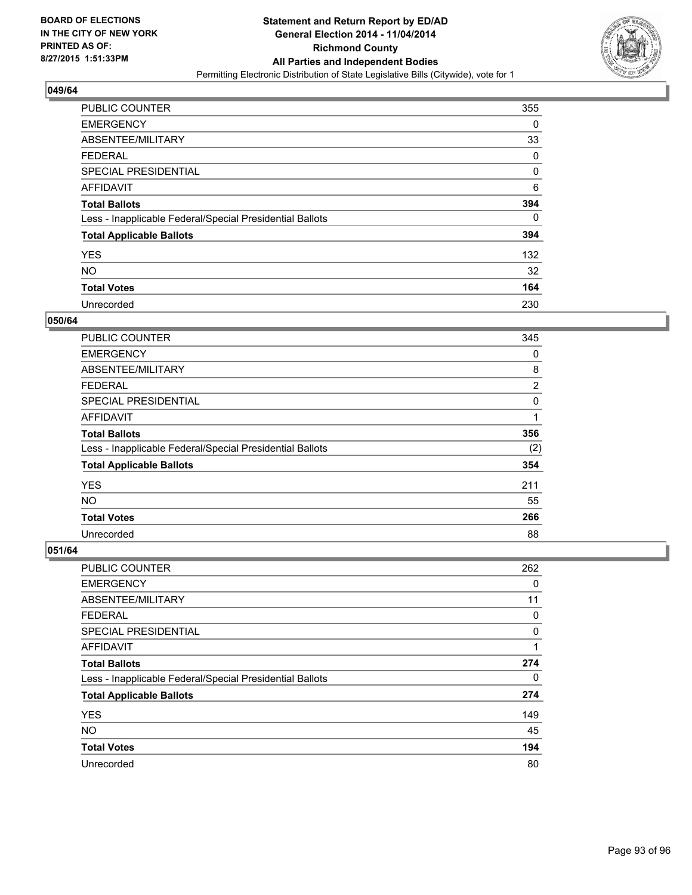## 049/64

| | |
|---|---|
| PUBLIC COUNTER | 355 |
| EMERGENCY | 0 |
| ABSENTEE/MILITARY | 33 |
| FEDERAL | 0 |
| SPECIAL PRESIDENTIAL | 0 |
| AFFIDAVIT | 6 |
| **Total Ballots** | **394** |
| Less - Inapplicable Federal/Special Presidential Ballots | 0 |
| **Total Applicable Ballots** | **394** |
| YES | 132 |
| NO | 32 |
| **Total Votes** | **164** |
| Unrecorded | 230 |

## 050/64

| | |
|---|---|
| PUBLIC COUNTER | 345 |
| EMERGENCY | 0 |
| ABSENTEE/MILITARY | 8 |
| FEDERAL | 2 |
| SPECIAL PRESIDENTIAL | 0 |
| AFFIDAVIT | 1 |
| **Total Ballots** | **356** |
| Less - Inapplicable Federal/Special Presidential Ballots | (2) |
| **Total Applicable Ballots** | **354** |
| YES | 211 |
| NO | 55 |
| **Total Votes** | **266** |
| Unrecorded | 88 |

## 051/64

| | |
|---|---|
| PUBLIC COUNTER | 262 |
| EMERGENCY | 0 |
| ABSENTEE/MILITARY | 11 |
| FEDERAL | 0 |
| SPECIAL PRESIDENTIAL | 0 |
| AFFIDAVIT | 1 |
| **Total Ballots** | **274** |
| Less - Inapplicable Federal/Special Presidential Ballots | 0 |
| **Total Applicable Ballots** | **274** |
| YES | 149 |
| NO | 45 |
| **Total Votes** | **194** |
| Unrecorded | 80 |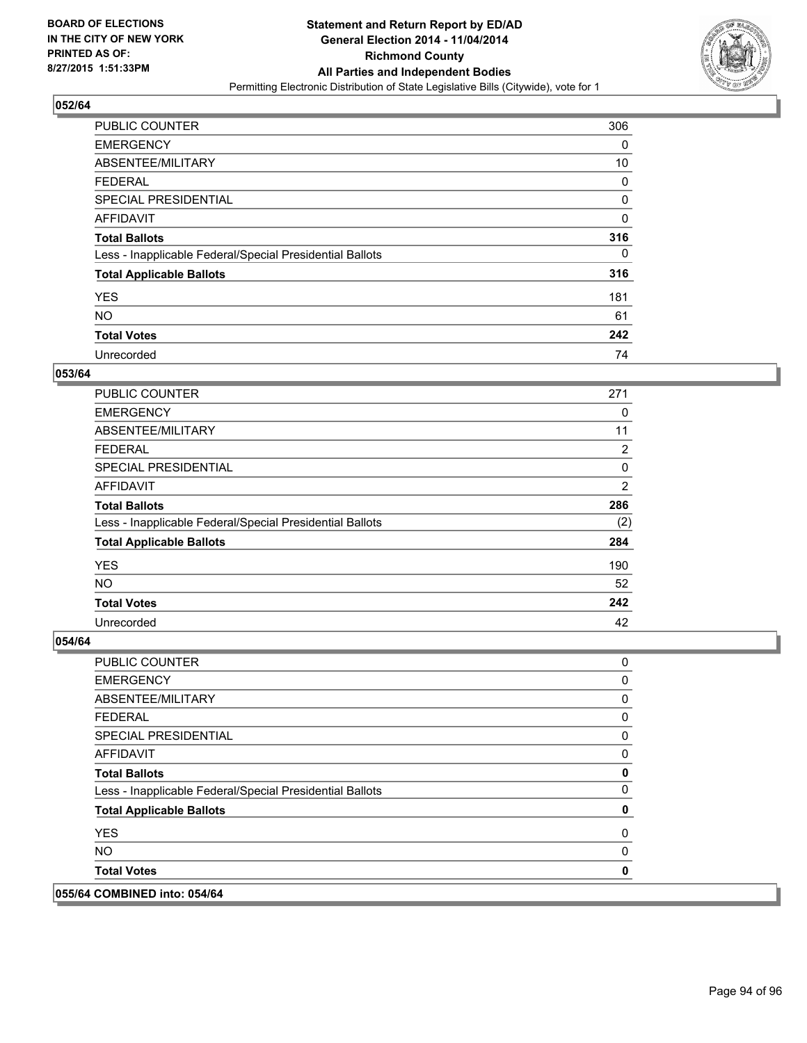**BOARD OF ELECTIONS IN THE CITY OF NEW YORK PRINTED AS OF: 8/27/2015 1:51:33PM**

**Statement and Return Report by ED/AD General Election 2014 - 11/04/2014 Richmond County All Parties and Independent Bodies**

Permitting Electronic Distribution of State Legislative Bills (Citywide), vote for 1

## 052/64

| | |
|---|---|
| PUBLIC COUNTER | 306 |
| EMERGENCY | 0 |
| ABSENTEE/MILITARY | 10 |
| FEDERAL | 0 |
| SPECIAL PRESIDENTIAL | 0 |
| AFFIDAVIT | 0 |
| **Total Ballots** | **316** |
| Less - Inapplicable Federal/Special Presidential Ballots | 0 |
| **Total Applicable Ballots** | **316** |
| YES | 181 |
| NO | 61 |
| **Total Votes** | **242** |
| Unrecorded | 74 |

## 053/64

| | |
|---|---|
| PUBLIC COUNTER | 271 |
| EMERGENCY | 0 |
| ABSENTEE/MILITARY | 11 |
| FEDERAL | 2 |
| SPECIAL PRESIDENTIAL | 0 |
| AFFIDAVIT | 2 |
| **Total Ballots** | **286** |
| Less - Inapplicable Federal/Special Presidential Ballots | (2) |
| **Total Applicable Ballots** | **284** |
| YES | 190 |
| NO | 52 |
| **Total Votes** | **242** |
| Unrecorded | 42 |

## 054/64

| | |
|---|---|
| PUBLIC COUNTER | 0 |
| EMERGENCY | 0 |
| ABSENTEE/MILITARY | 0 |
| FEDERAL | 0 |
| SPECIAL PRESIDENTIAL | 0 |
| AFFIDAVIT | 0 |
| **Total Ballots** | **0** |
| Less - Inapplicable Federal/Special Presidential Ballots | 0 |
| **Total Applicable Ballots** | **0** |
| YES | 0 |
| NO | 0 |
| **Total Votes** | **0** |

## 055/64 COMBINED into: 054/64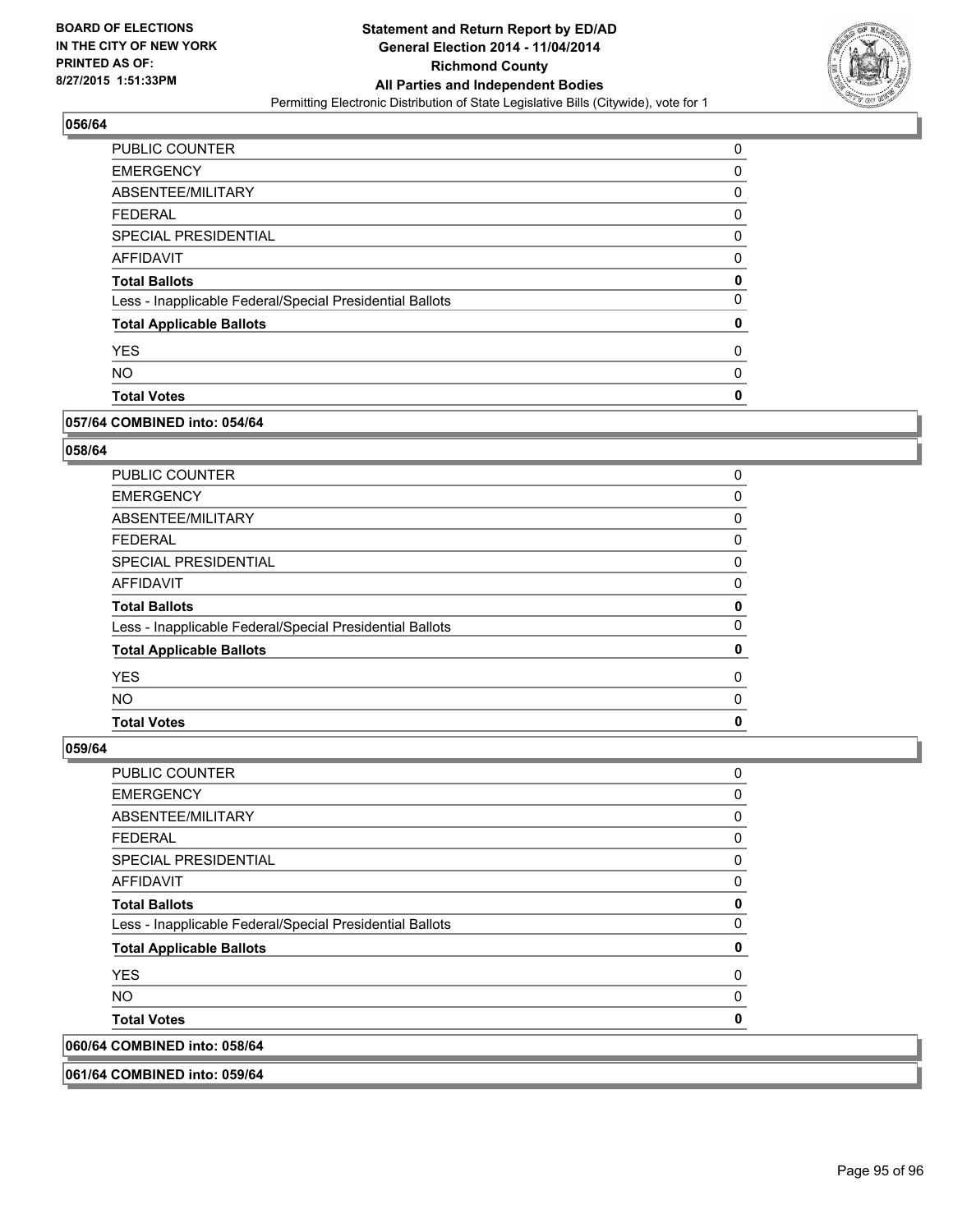**Statement and Return Report by ED/AD**
**General Election 2014 - 11/04/2014**
**Richmond County**
**All Parties and Independent Bodies**
Permitting Electronic Distribution of State Legislative Bills (Citywide), vote for 1

BOARD OF ELECTIONS
IN THE CITY OF NEW YORK
PRINTED AS OF:
8/27/2015 1:51:33PM

### 056/64

| | |
|---|---|
| PUBLIC COUNTER | 0 |
| EMERGENCY | 0 |
| ABSENTEE/MILITARY | 0 |
| FEDERAL | 0 |
| SPECIAL PRESIDENTIAL | 0 |
| AFFIDAVIT | 0 |
| **Total Ballots** | **0** |
| Less - Inapplicable Federal/Special Presidential Ballots | 0 |
| **Total Applicable Ballots** | **0** |
| YES | 0 |
| NO | 0 |
| **Total Votes** | **0** |

### 057/64 COMBINED into: 054/64

### 058/64

| | |
|---|---|
| PUBLIC COUNTER | 0 |
| EMERGENCY | 0 |
| ABSENTEE/MILITARY | 0 |
| FEDERAL | 0 |
| SPECIAL PRESIDENTIAL | 0 |
| AFFIDAVIT | 0 |
| **Total Ballots** | **0** |
| Less - Inapplicable Federal/Special Presidential Ballots | 0 |
| **Total Applicable Ballots** | **0** |
| YES | 0 |
| NO | 0 |
| **Total Votes** | **0** |

### 059/64

| | |
|---|---|
| PUBLIC COUNTER | 0 |
| EMERGENCY | 0 |
| ABSENTEE/MILITARY | 0 |
| FEDERAL | 0 |
| SPECIAL PRESIDENTIAL | 0 |
| AFFIDAVIT | 0 |
| **Total Ballots** | **0** |
| Less - Inapplicable Federal/Special Presidential Ballots | 0 |
| **Total Applicable Ballots** | **0** |
| YES | 0 |
| NO | 0 |
| **Total Votes** | **0** |

### 060/64 COMBINED into: 058/64

### 061/64 COMBINED into: 059/64